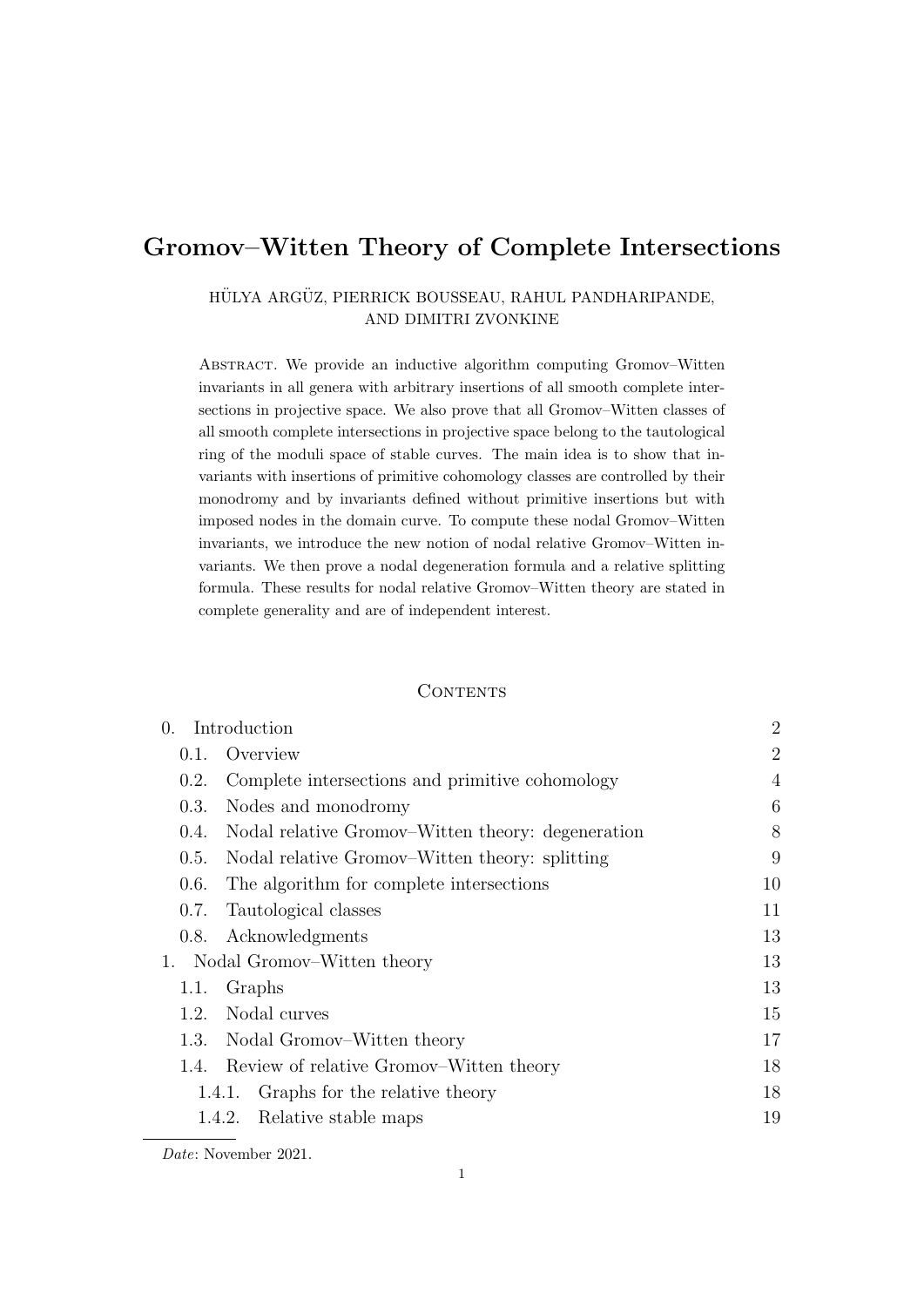# Gromov–Witten Theory of Complete Intersections

HÜLYA ARGÜZ, PIERRICK BOUSSEAU, RAHUL PANDHARIPANDE, AND DIMITRI ZVONKINE

Abstract. We provide an inductive algorithm computing Gromov–Witten invariants in all genera with arbitrary insertions of all smooth complete intersections in projective space. We also prove that all Gromov–Witten classes of all smooth complete intersections in projective space belong to the tautological ring of the moduli space of stable curves. The main idea is to show that invariants with insertions of primitive cohomology classes are controlled by their monodromy and by invariants defined without primitive insertions but with imposed nodes in the domain curve. To compute these nodal Gromov–Witten invariants, we introduce the new notion of nodal relative Gromov–Witten invariants. We then prove a nodal degeneration formula and a relative splitting formula. These results for nodal relative Gromov–Witten theory are stated in complete generality and are of independent interest.

## Contents

| | |
|---|---|
| 0. Introduction | 2 |
| 0.1. Overview | 2 |
| 0.2. Complete intersections and primitive cohomology | 4 |
| 0.3. Nodes and monodromy | 6 |
| 0.4. Nodal relative Gromov–Witten theory: degeneration | 8 |
| 0.5. Nodal relative Gromov–Witten theory: splitting | 9 |
| 0.6. The algorithm for complete intersections | 10 |
| 0.7. Tautological classes | 11 |
| 0.8. Acknowledgments | 13 |
| 1. Nodal Gromov–Witten theory | 13 |
| 1.1. Graphs | 13 |
| 1.2. Nodal curves | 15 |
| 1.3. Nodal Gromov–Witten theory | 17 |
| 1.4. Review of relative Gromov–Witten theory | 18 |
| 1.4.1. Graphs for the relative theory | 18 |
| 1.4.2. Relative stable maps | 19 |

*Date*: November 2021.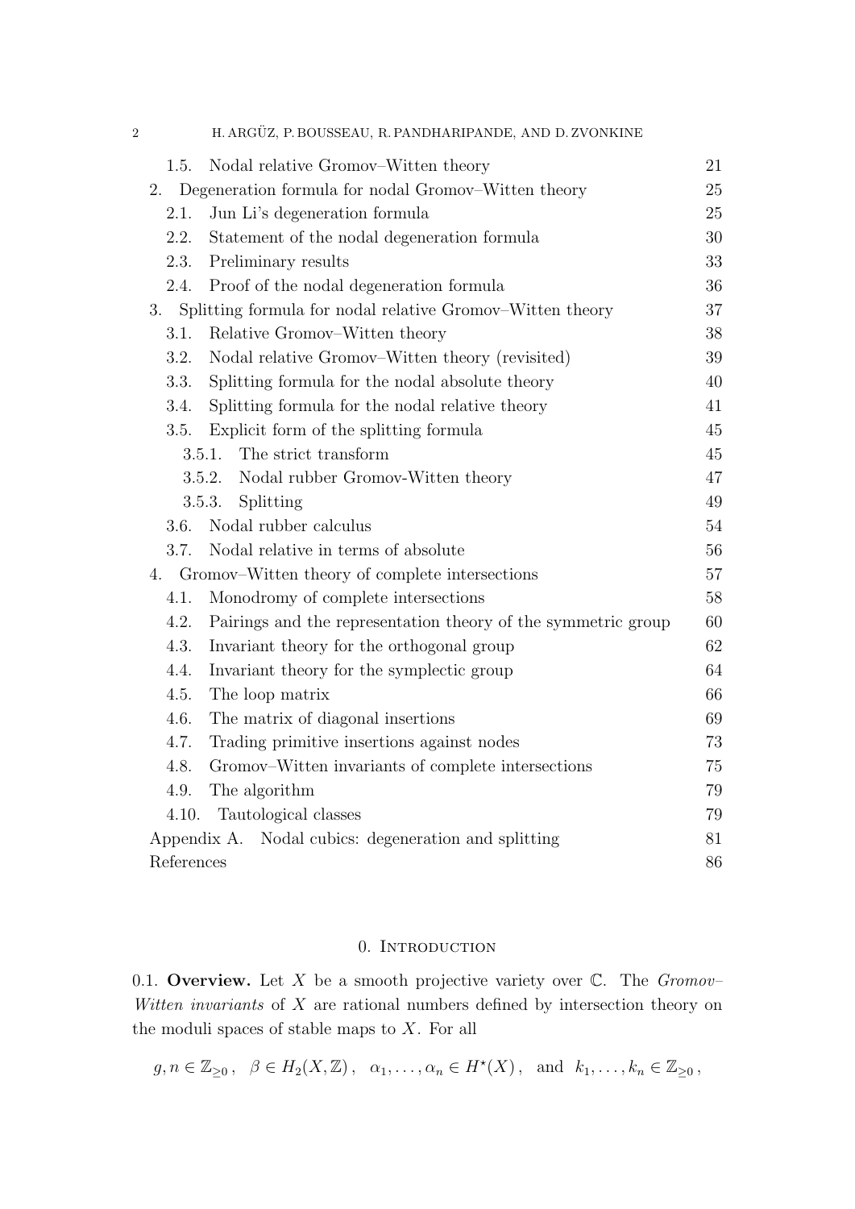1.5. Nodal relative Gromov–Witten theory 21

2. Degeneration formula for nodal Gromov–Witten theory 25

2.1. Jun Li's degeneration formula 25

2.2. Statement of the nodal degeneration formula 30

2.3. Preliminary results 33

2.4. Proof of the nodal degeneration formula 36

3. Splitting formula for nodal relative Gromov–Witten theory 37

3.1. Relative Gromov–Witten theory 38

3.2. Nodal relative Gromov–Witten theory (revisited) 39

3.3. Splitting formula for the nodal absolute theory 40

3.4. Splitting formula for the nodal relative theory 41

3.5. Explicit form of the splitting formula 45

3.5.1. The strict transform 45

3.5.2. Nodal rubber Gromov-Witten theory 47

3.5.3. Splitting 49

3.6. Nodal rubber calculus 54

3.7. Nodal relative in terms of absolute 56

4. Gromov–Witten theory of complete intersections 57

4.1. Monodromy of complete intersections 58

4.2. Pairings and the representation theory of the symmetric group 60

4.3. Invariant theory for the orthogonal group 62

4.4. Invariant theory for the symplectic group 64

4.5. The loop matrix 66

4.6. The matrix of diagonal insertions 69

4.7. Trading primitive insertions against nodes 73

4.8. Gromov–Witten invariants of complete intersections 75

4.9. The algorithm 79

4.10. Tautological classes 79

Appendix A. Nodal cubics: degeneration and splitting 81

References 86

## 0. Introduction

0.1. **Overview.** Let $X$ be a smooth projective variety over $\mathbb{C}$. The *Gromov–Witten invariants* of $X$ are rational numbers defined by intersection theory on the moduli spaces of stable maps to $X$. For all

$$g, n \in \mathbb{Z}_{\geq 0}\,, \quad \beta \in H_2(X, \mathbb{Z})\,, \quad \alpha_1, \ldots, \alpha_n \in H^\star(X)\,, \quad \text{and} \quad k_1, \ldots, k_n \in \mathbb{Z}_{\geq 0}\,,$$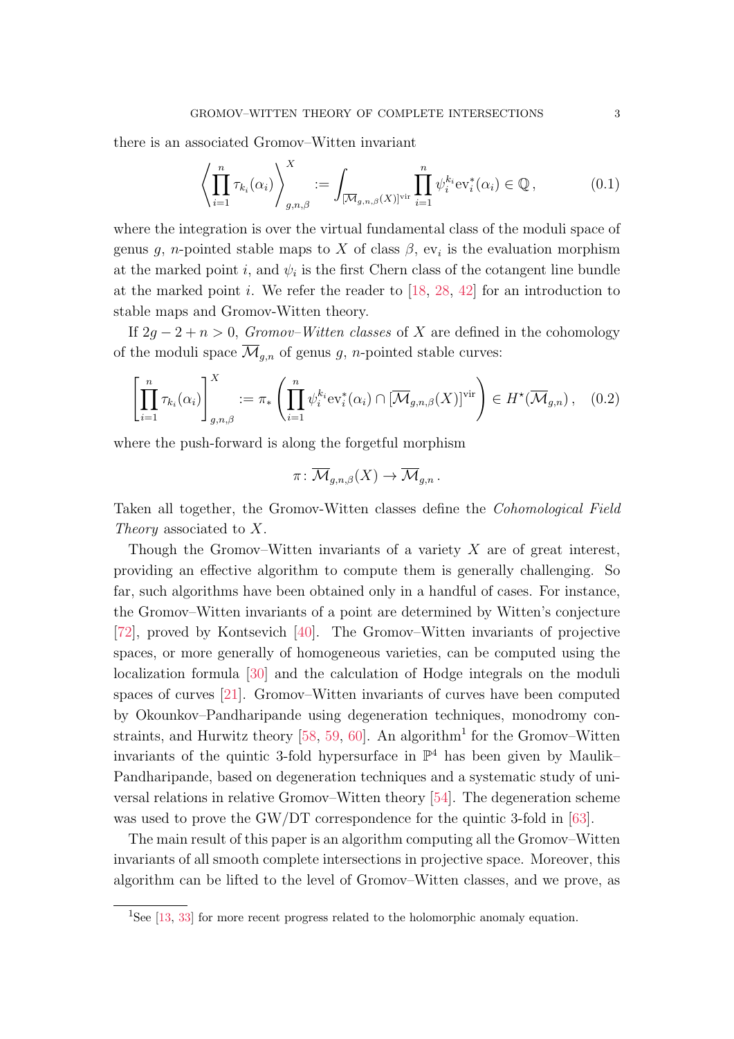there is an associated Gromov–Witten invariant

$$\left\langle \prod_{i=1}^{n} \tau_{k_i}(\alpha_i) \right\rangle_{g,n,\beta}^{X} := \int_{[\overline{\mathcal{M}}_{g,n,\beta}(X)]^{\mathrm{vir}}} \prod_{i=1}^{n} \psi_i^{k_i} \mathrm{ev}_i^*(\alpha_i) \in \mathbb{Q}\,, \tag{0.1}$$

where the integration is over the virtual fundamental class of the moduli space of genus $g$, $n$-pointed stable maps to $X$ of class $\beta$, $\mathrm{ev}_i$ is the evaluation morphism at the marked point $i$, and $\psi_i$ is the first Chern class of the cotangent line bundle at the marked point $i$. We refer the reader to [18, 28, 42] for an introduction to stable maps and Gromov-Witten theory.

If $2g-2+n>0$, *Gromov–Witten classes* of $X$ are defined in the cohomology of the moduli space $\overline{\mathcal{M}}_{g,n}$ of genus $g$, $n$-pointed stable curves:

$$\left[ \prod_{i=1}^{n} \tau_{k_i}(\alpha_i) \right]_{g,n,\beta}^{X} := \pi_* \left( \prod_{i=1}^{n} \psi_i^{k_i} \mathrm{ev}_i^*(\alpha_i) \cap [\overline{\mathcal{M}}_{g,n,\beta}(X)]^{\mathrm{vir}} \right) \in H^\star(\overline{\mathcal{M}}_{g,n})\,, \tag{0.2}$$

where the push-forward is along the forgetful morphism

$$\pi \colon \overline{\mathcal{M}}_{g,n,\beta}(X) \to \overline{\mathcal{M}}_{g,n}\,.$$

Taken all together, the Gromov-Witten classes define the *Cohomological Field Theory* associated to $X$.

Though the Gromov–Witten invariants of a variety $X$ are of great interest, providing an effective algorithm to compute them is generally challenging. So far, such algorithms have been obtained only in a handful of cases. For instance, the Gromov–Witten invariants of a point are determined by Witten's conjecture [72], proved by Kontsevich [40]. The Gromov–Witten invariants of projective spaces, or more generally of homogeneous varieties, can be computed using the localization formula [30] and the calculation of Hodge integrals on the moduli spaces of curves [21]. Gromov–Witten invariants of curves have been computed by Okounkov–Pandharipande using degeneration techniques, monodromy constraints, and Hurwitz theory [58, 59, 60]. An algorithm[1] for the Gromov–Witten invariants of the quintic 3-fold hypersurface in $\mathbb{P}^4$ has been given by Maulik–Pandharipande, based on degeneration techniques and a systematic study of universal relations in relative Gromov–Witten theory [54]. The degeneration scheme was used to prove the GW/DT correspondence for the quintic 3-fold in [63].

The main result of this paper is an algorithm computing all the Gromov–Witten invariants of all smooth complete intersections in projective space. Moreover, this algorithm can be lifted to the level of Gromov–Witten classes, and we prove, as

[1]See [13, 33] for more recent progress related to the holomorphic anomaly equation.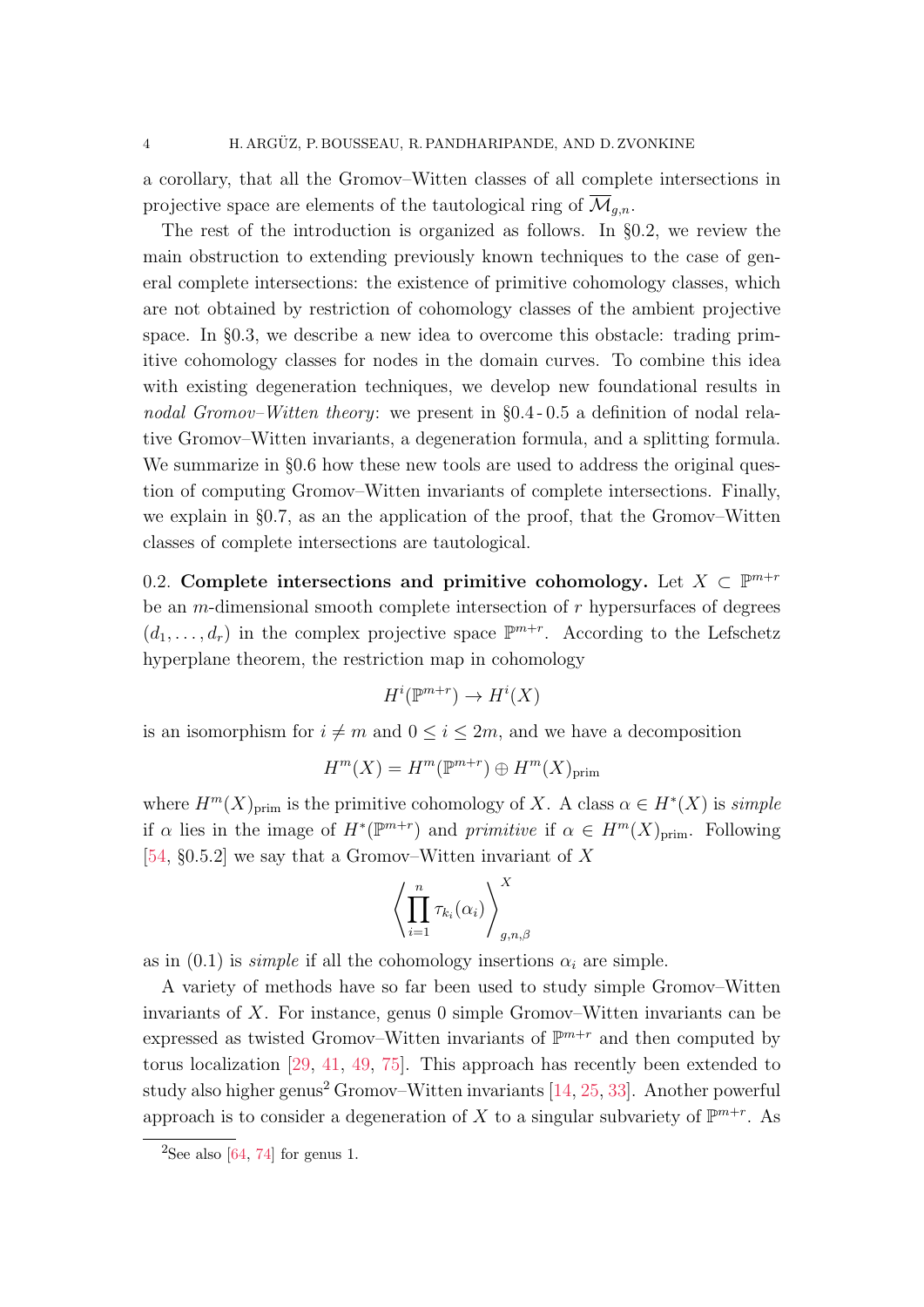a corollary, that all the Gromov–Witten classes of all complete intersections in projective space are elements of the tautological ring of $\overline{\mathcal{M}}_{g,n}$.

The rest of the introduction is organized as follows. In §0.2, we review the main obstruction to extending previously known techniques to the case of general complete intersections: the existence of primitive cohomology classes, which are not obtained by restriction of cohomology classes of the ambient projective space. In §0.3, we describe a new idea to overcome this obstacle: trading primitive cohomology classes for nodes in the domain curves. To combine this idea with existing degeneration techniques, we develop new foundational results in *nodal Gromov–Witten theory*: we present in §0.4 - 0.5 a definition of nodal relative Gromov–Witten invariants, a degeneration formula, and a splitting formula. We summarize in §0.6 how these new tools are used to address the original question of computing Gromov–Witten invariants of complete intersections. Finally, we explain in §0.7, as an the application of the proof, that the Gromov–Witten classes of complete intersections are tautological.

0.2. **Complete intersections and primitive cohomology.** Let $X \subset \mathbb{P}^{m+r}$ be an $m$-dimensional smooth complete intersection of $r$ hypersurfaces of degrees $(d_1, \ldots, d_r)$ in the complex projective space $\mathbb{P}^{m+r}$. According to the Lefschetz hyperplane theorem, the restriction map in cohomology

$$H^i(\mathbb{P}^{m+r}) \to H^i(X)$$

is an isomorphism for $i \neq m$ and $0 \leq i \leq 2m$, and we have a decomposition

$$H^m(X) = H^m(\mathbb{P}^{m+r}) \oplus H^m(X)_{\text{prim}}$$

where $H^m(X)_{\text{prim}}$ is the primitive cohomology of $X$. A class $\alpha \in H^*(X)$ is *simple* if $\alpha$ lies in the image of $H^*(\mathbb{P}^{m+r})$ and *primitive* if $\alpha \in H^m(X)_{\text{prim}}$. Following [54, §0.5.2] we say that a Gromov–Witten invariant of $X$

$$\left\langle \prod_{i=1}^{n} \tau_{k_i}(\alpha_i) \right\rangle_{g,n,\beta}^{X}$$

as in (0.1) is *simple* if all the cohomology insertions $\alpha_i$ are simple.

A variety of methods have so far been used to study simple Gromov–Witten invariants of $X$. For instance, genus 0 simple Gromov–Witten invariants can be expressed as twisted Gromov–Witten invariants of $\mathbb{P}^{m+r}$ and then computed by torus localization [29, 41, 49, 75]. This approach has recently been extended to study also higher genus[2] Gromov–Witten invariants [14, 25, 33]. Another powerful approach is to consider a degeneration of $X$ to a singular subvariety of $\mathbb{P}^{m+r}$. As

[2]See also [64, 74] for genus 1.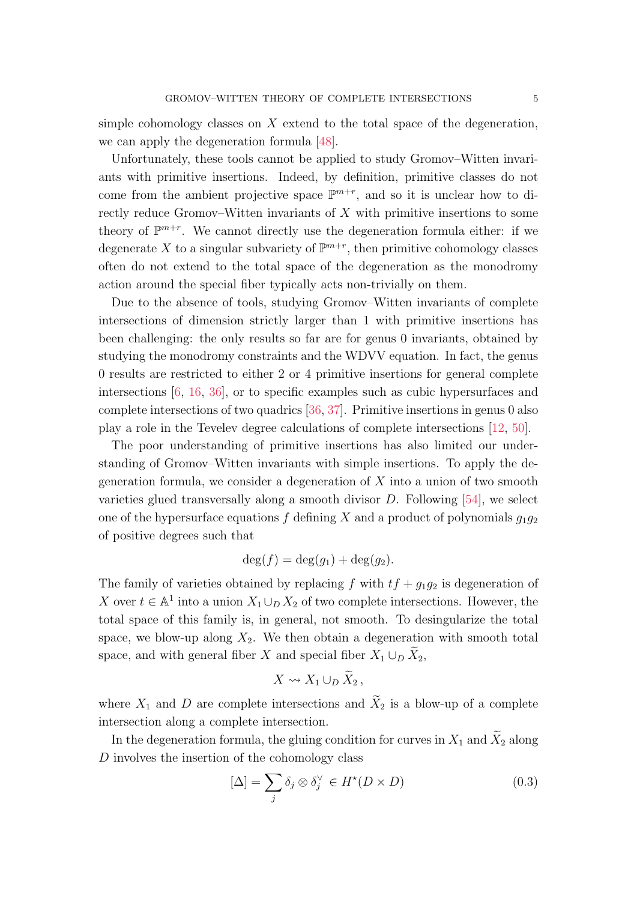simple cohomology classes on $X$ extend to the total space of the degeneration, we can apply the degeneration formula [48].

Unfortunately, these tools cannot be applied to study Gromov–Witten invariants with primitive insertions. Indeed, by definition, primitive classes do not come from the ambient projective space $\mathbb{P}^{m+r}$, and so it is unclear how to directly reduce Gromov–Witten invariants of $X$ with primitive insertions to some theory of $\mathbb{P}^{m+r}$. We cannot directly use the degeneration formula either: if we degenerate $X$ to a singular subvariety of $\mathbb{P}^{m+r}$, then primitive cohomology classes often do not extend to the total space of the degeneration as the monodromy action around the special fiber typically acts non-trivially on them.

Due to the absence of tools, studying Gromov–Witten invariants of complete intersections of dimension strictly larger than 1 with primitive insertions has been challenging: the only results so far are for genus 0 invariants, obtained by studying the monodromy constraints and the WDVV equation. In fact, the genus 0 results are restricted to either 2 or 4 primitive insertions for general complete intersections [6, 16, 36], or to specific examples such as cubic hypersurfaces and complete intersections of two quadrics [36, 37]. Primitive insertions in genus 0 also play a role in the Tevelev degree calculations of complete intersections [12, 50].

The poor understanding of primitive insertions has also limited our understanding of Gromov–Witten invariants with simple insertions. To apply the degeneration formula, we consider a degeneration of $X$ into a union of two smooth varieties glued transversally along a smooth divisor $D$. Following [54], we select one of the hypersurface equations $f$ defining $X$ and a product of polynomials $g_1 g_2$ of positive degrees such that

$$\deg(f) = \deg(g_1) + \deg(g_2).$$

The family of varieties obtained by replacing $f$ with $tf + g_1 g_2$ is degeneration of $X$ over $t \in \mathbb{A}^1$ into a union $X_1 \cup_D X_2$ of two complete intersections. However, the total space of this family is, in general, not smooth. To desingularize the total space, we blow-up along $X_2$. We then obtain a degeneration with smooth total space, and with general fiber $X$ and special fiber $X_1 \cup_D \widetilde{X}_2$,

$$X \rightsquigarrow X_1 \cup_D \widetilde{X}_2 \,,$$

where $X_1$ and $D$ are complete intersections and $\widetilde{X}_2$ is a blow-up of a complete intersection along a complete intersection.

In the degeneration formula, the gluing condition for curves in $X_1$ and $\widetilde{X}_2$ along $D$ involves the insertion of the cohomology class

$$[\Delta] = \sum_j \delta_j \otimes \delta_j^\vee \in H^\star(D \times D) \tag{0.3}$$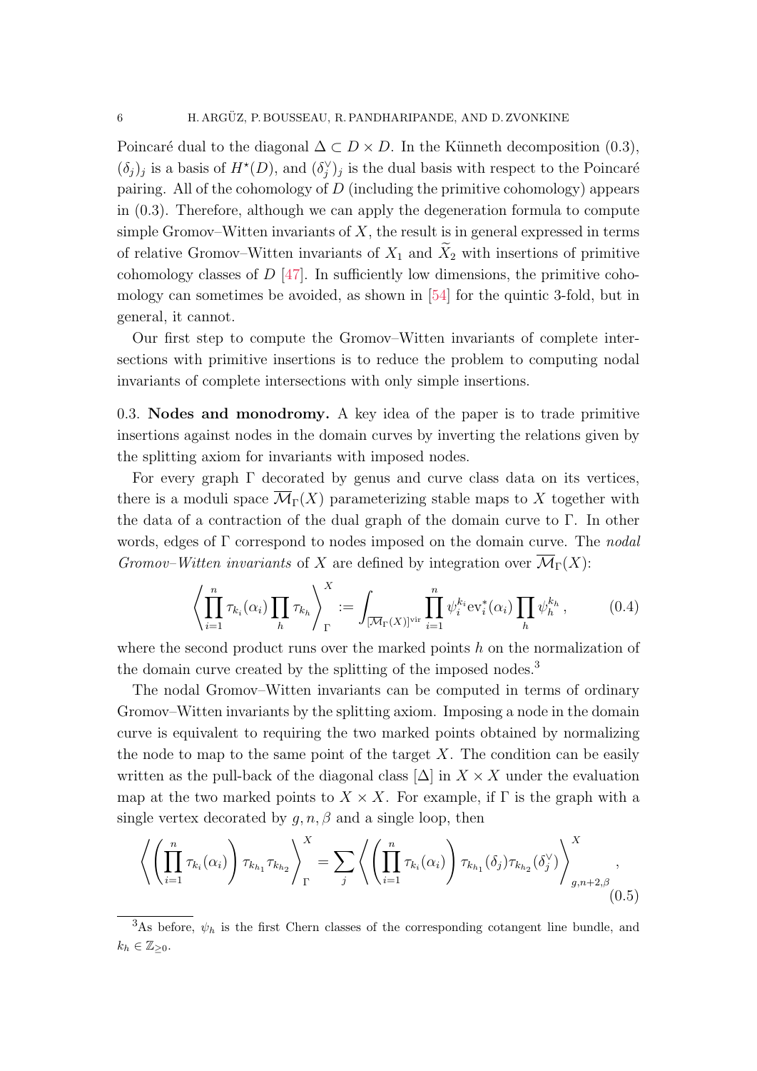Poincaré dual to the diagonal $\Delta \subset D \times D$. In the Künneth decomposition (0.3), $(\delta_j)_j$ is a basis of $H^\star(D)$, and $(\delta_j^\vee)_j$ is the dual basis with respect to the Poincaré pairing. All of the cohomology of $D$ (including the primitive cohomology) appears in (0.3). Therefore, although we can apply the degeneration formula to compute simple Gromov–Witten invariants of $X$, the result is in general expressed in terms of relative Gromov–Witten invariants of $X_1$ and $\widetilde{X}_2$ with insertions of primitive cohomology classes of $D$ [47]. In sufficiently low dimensions, the primitive cohomology can sometimes be avoided, as shown in [54] for the quintic 3-fold, but in general, it cannot.

Our first step to compute the Gromov–Witten invariants of complete intersections with primitive insertions is to reduce the problem to computing nodal invariants of complete intersections with only simple insertions.

0.3. **Nodes and monodromy.** A key idea of the paper is to trade primitive insertions against nodes in the domain curves by inverting the relations given by the splitting axiom for invariants with imposed nodes.

For every graph $\Gamma$ decorated by genus and curve class data on its vertices, there is a moduli space $\overline{\mathcal{M}}_\Gamma(X)$ parameterizing stable maps to $X$ together with the data of a contraction of the dual graph of the domain curve to $\Gamma$. In other words, edges of $\Gamma$ correspond to nodes imposed on the domain curve. The *nodal Gromov–Witten invariants* of $X$ are defined by integration over $\overline{\mathcal{M}}_\Gamma(X)$:

$$\left\langle \prod_{i=1}^n \tau_{k_i}(\alpha_i) \prod_h \tau_{k_h} \right\rangle_\Gamma^X := \int_{[\overline{\mathcal{M}}_\Gamma(X)]^{\mathrm{vir}}} \prod_{i=1}^n \psi_i^{k_i} \mathrm{ev}_i^*(\alpha_i) \prod_h \psi_h^{k_h} \,, \tag{0.4}$$

where the second product runs over the marked points $h$ on the normalization of the domain curve created by the splitting of the imposed nodes.[3]

The nodal Gromov–Witten invariants can be computed in terms of ordinary Gromov–Witten invariants by the splitting axiom. Imposing a node in the domain curve is equivalent to requiring the two marked points obtained by normalizing the node to map to the same point of the target $X$. The condition can be easily written as the pull-back of the diagonal class $[\Delta]$ in $X \times X$ under the evaluation map at the two marked points to $X \times X$. For example, if $\Gamma$ is the graph with a single vertex decorated by $g, n, \beta$ and a single loop, then

$$\left\langle \left( \prod_{i=1}^n \tau_{k_i}(\alpha_i) \right) \tau_{k_{h_1}} \tau_{k_{h_2}} \right\rangle_\Gamma^X = \sum_j \left\langle \left( \prod_{i=1}^n \tau_{k_i}(\alpha_i) \right) \tau_{k_{h_1}}(\delta_j) \tau_{k_{h_2}}(\delta_j^\vee) \right\rangle_{g,n+2,\beta}^X , \tag{0.5}$$

[3] As before, $\psi_h$ is the first Chern classes of the corresponding cotangent line bundle, and $k_h \in \mathbb{Z}_{\geq 0}$.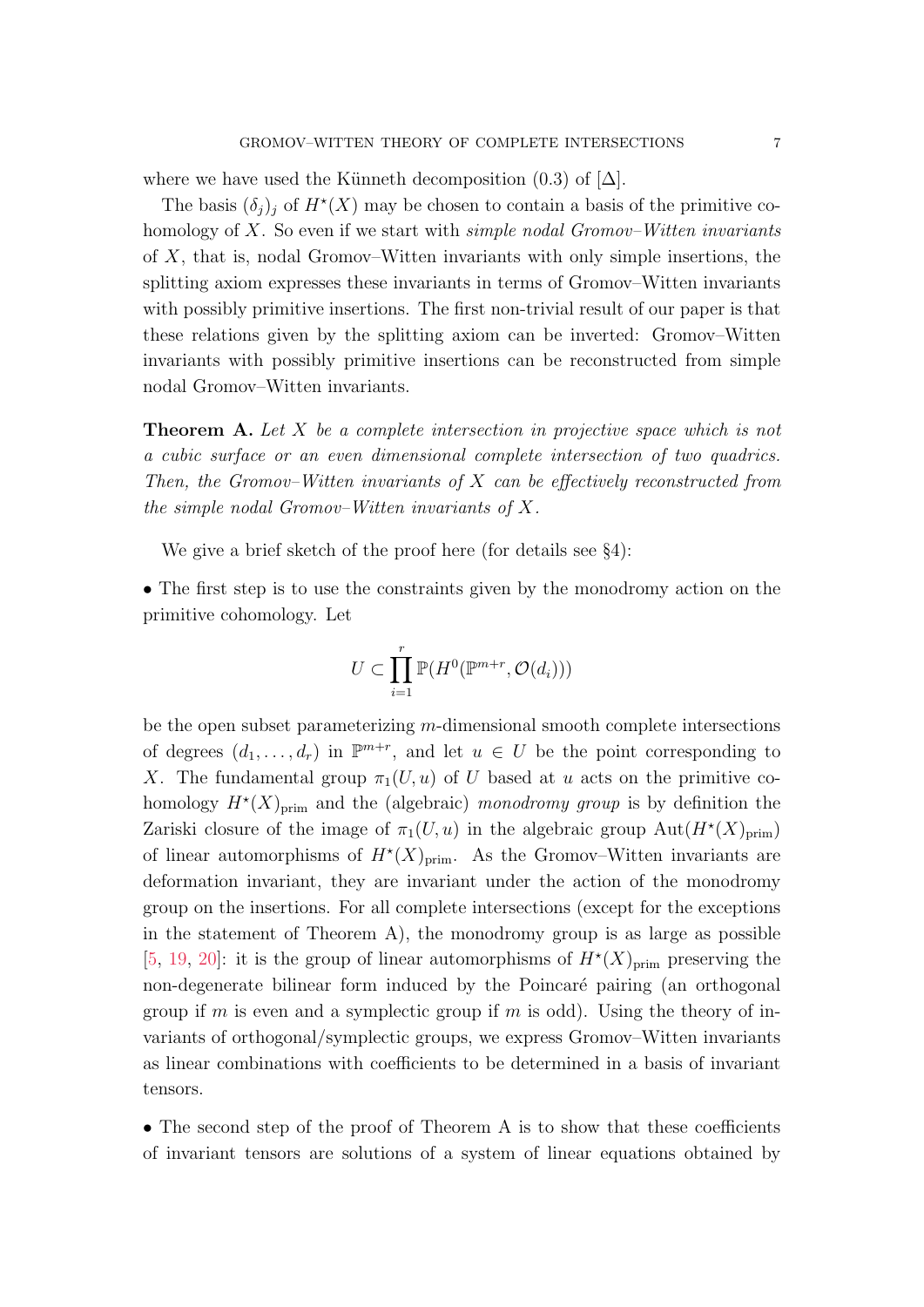where we have used the Künneth decomposition (0.3) of $[\Delta]$.

The basis $(\delta_j)_j$ of $H^\star(X)$ may be chosen to contain a basis of the primitive cohomology of $X$. So even if we start with *simple nodal Gromov–Witten invariants* of $X$, that is, nodal Gromov–Witten invariants with only simple insertions, the splitting axiom expresses these invariants in terms of Gromov–Witten invariants with possibly primitive insertions. The first non-trivial result of our paper is that these relations given by the splitting axiom can be inverted: Gromov–Witten invariants with possibly primitive insertions can be reconstructed from simple nodal Gromov–Witten invariants.

**Theorem A.** *Let $X$ be a complete intersection in projective space which is not a cubic surface or an even dimensional complete intersection of two quadrics. Then, the Gromov–Witten invariants of $X$ can be effectively reconstructed from the simple nodal Gromov–Witten invariants of $X$.*

We give a brief sketch of the proof here (for details see §4):

• The first step is to use the constraints given by the monodromy action on the primitive cohomology. Let

$$U \subset \prod_{i=1}^{r} \mathbb{P}(H^0(\mathbb{P}^{m+r}, \mathcal{O}(d_i)))$$

be the open subset parameterizing $m$-dimensional smooth complete intersections of degrees $(d_1, \ldots, d_r)$ in $\mathbb{P}^{m+r}$, and let $u \in U$ be the point corresponding to $X$. The fundamental group $\pi_1(U, u)$ of $U$ based at $u$ acts on the primitive cohomology $H^\star(X)_{\mathrm{prim}}$ and the (algebraic) *monodromy group* is by definition the Zariski closure of the image of $\pi_1(U, u)$ in the algebraic group $\mathrm{Aut}(H^\star(X)_{\mathrm{prim}})$ of linear automorphisms of $H^\star(X)_{\mathrm{prim}}$. As the Gromov–Witten invariants are deformation invariant, they are invariant under the action of the monodromy group on the insertions. For all complete intersections (except for the exceptions in the statement of Theorem A), the monodromy group is as large as possible [5, 19, 20]: it is the group of linear automorphisms of $H^\star(X)_{\mathrm{prim}}$ preserving the non-degenerate bilinear form induced by the Poincaré pairing (an orthogonal group if $m$ is even and a symplectic group if $m$ is odd). Using the theory of invariants of orthogonal/symplectic groups, we express Gromov–Witten invariants as linear combinations with coefficients to be determined in a basis of invariant tensors.

• The second step of the proof of Theorem A is to show that these coefficients of invariant tensors are solutions of a system of linear equations obtained by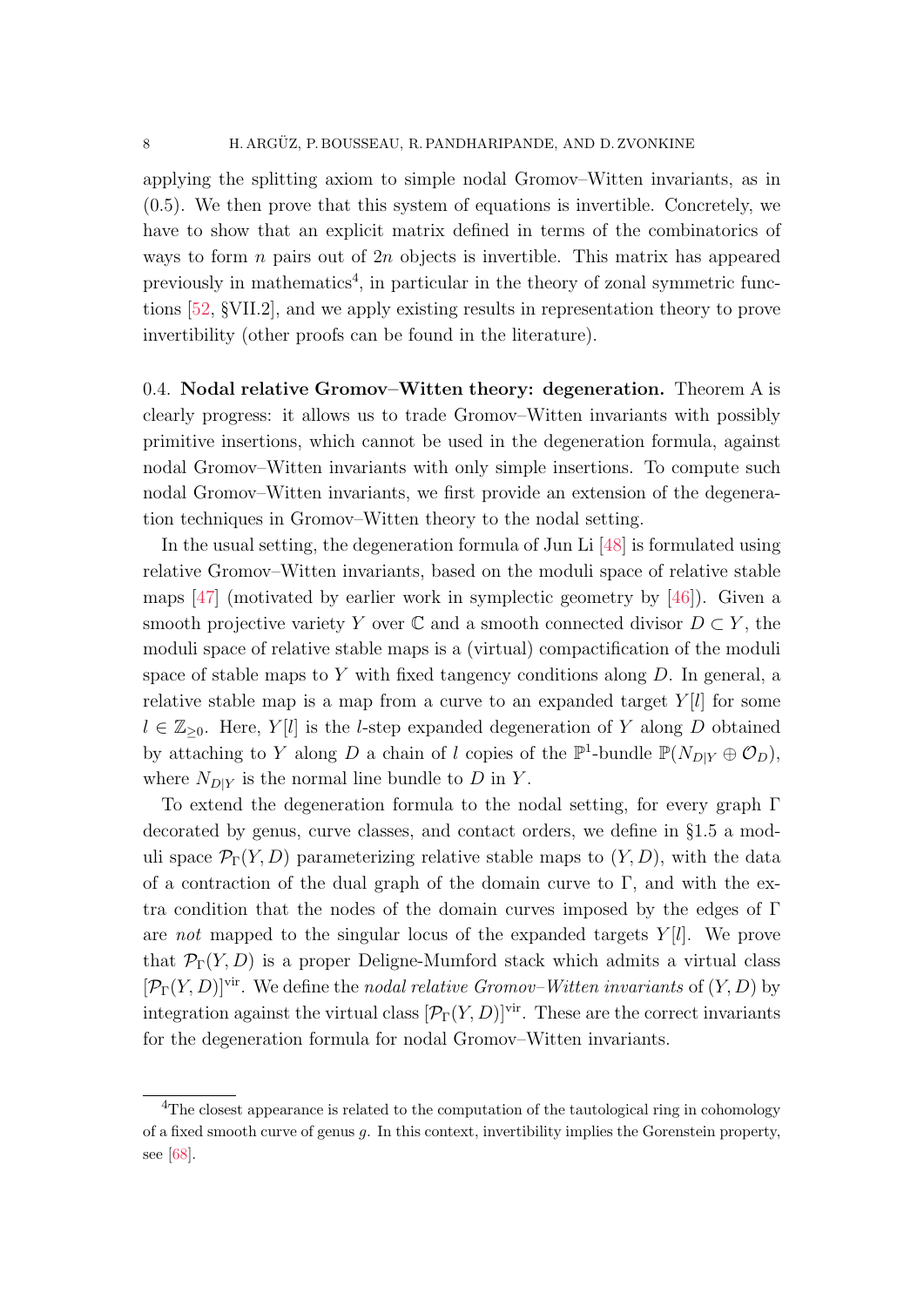applying the splitting axiom to simple nodal Gromov–Witten invariants, as in (0.5). We then prove that this system of equations is invertible. Concretely, we have to show that an explicit matrix defined in terms of the combinatorics of ways to form $n$ pairs out of $2n$ objects is invertible. This matrix has appeared previously in mathematics[4], in particular in the theory of zonal symmetric functions [52, §VII.2], and we apply existing results in representation theory to prove invertibility (other proofs can be found in the literature).

### 0.4. Nodal relative Gromov–Witten theory: degeneration.

Theorem A is clearly progress: it allows us to trade Gromov–Witten invariants with possibly primitive insertions, which cannot be used in the degeneration formula, against nodal Gromov–Witten invariants with only simple insertions. To compute such nodal Gromov–Witten invariants, we first provide an extension of the degeneration techniques in Gromov–Witten theory to the nodal setting.

In the usual setting, the degeneration formula of Jun Li [48] is formulated using relative Gromov–Witten invariants, based on the moduli space of relative stable maps [47] (motivated by earlier work in symplectic geometry by [46]). Given a smooth projective variety $Y$ over $\mathbb{C}$ and a smooth connected divisor $D \subset Y$, the moduli space of relative stable maps is a (virtual) compactification of the moduli space of stable maps to $Y$ with fixed tangency conditions along $D$. In general, a relative stable map is a map from a curve to an expanded target $Y[l]$ for some $l \in \mathbb{Z}_{\geq 0}$. Here, $Y[l]$ is the $l$-step expanded degeneration of $Y$ along $D$ obtained by attaching to $Y$ along $D$ a chain of $l$ copies of the $\mathbb{P}^1$-bundle $\mathbb{P}(N_{D|Y} \oplus \mathcal{O}_D)$, where $N_{D|Y}$ is the normal line bundle to $D$ in $Y$.

To extend the degeneration formula to the nodal setting, for every graph $\Gamma$ decorated by genus, curve classes, and contact orders, we define in §1.5 a moduli space $\mathcal{P}_\Gamma(Y, D)$ parameterizing relative stable maps to $(Y, D)$, with the data of a contraction of the dual graph of the domain curve to $\Gamma$, and with the extra condition that the nodes of the domain curves imposed by the edges of $\Gamma$ are *not* mapped to the singular locus of the expanded targets $Y[l]$. We prove that $\mathcal{P}_\Gamma(Y, D)$ is a proper Deligne-Mumford stack which admits a virtual class $[\mathcal{P}_\Gamma(Y, D)]^{\mathrm{vir}}$. We define the *nodal relative Gromov–Witten invariants* of $(Y, D)$ by integration against the virtual class $[\mathcal{P}_\Gamma(Y, D)]^{\mathrm{vir}}$. These are the correct invariants for the degeneration formula for nodal Gromov–Witten invariants.

---

[4] The closest appearance is related to the computation of the tautological ring in cohomology of a fixed smooth curve of genus $g$. In this context, invertibility implies the Gorenstein property, see [68].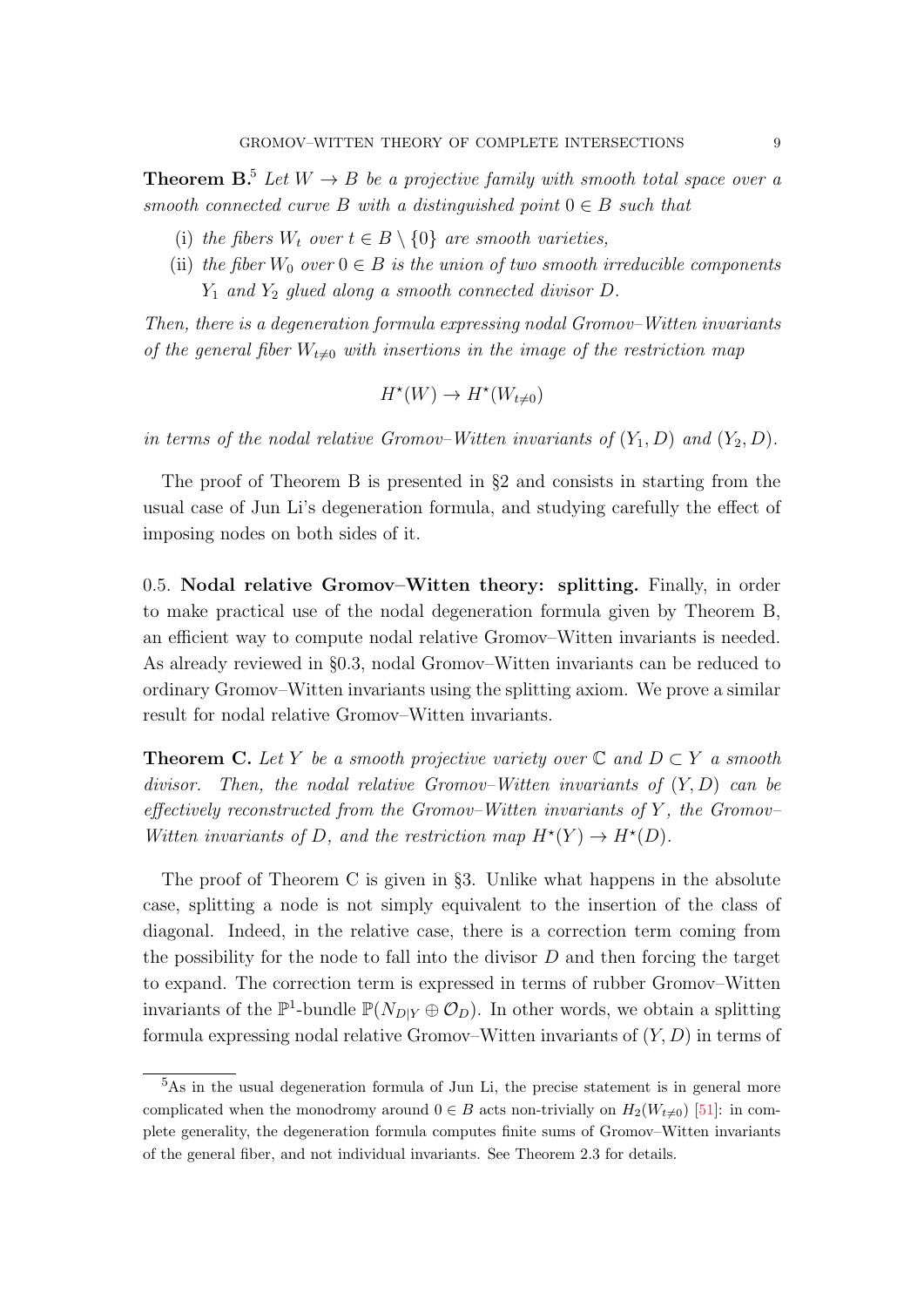**Theorem B.**[5] *Let $W \to B$ be a projective family with smooth total space over a smooth connected curve $B$ with a distinguished point $0 \in B$ such that*

- (i) *the fibers $W_t$ over $t \in B \setminus \{0\}$ are smooth varieties,*
- (ii) *the fiber $W_0$ over $0 \in B$ is the union of two smooth irreducible components $Y_1$ and $Y_2$ glued along a smooth connected divisor $D$.*

*Then, there is a degeneration formula expressing nodal Gromov–Witten invariants of the general fiber $W_{t \neq 0}$ with insertions in the image of the restriction map*

$$H^\star(W) \to H^\star(W_{t\neq 0})$$

*in terms of the nodal relative Gromov–Witten invariants of $(Y_1, D)$ and $(Y_2, D)$.*

The proof of Theorem B is presented in §2 and consists in starting from the usual case of Jun Li's degeneration formula, and studying carefully the effect of imposing nodes on both sides of it.

0.5. **Nodal relative Gromov–Witten theory: splitting.** Finally, in order to make practical use of the nodal degeneration formula given by Theorem B, an efficient way to compute nodal relative Gromov–Witten invariants is needed. As already reviewed in §0.3, nodal Gromov–Witten invariants can be reduced to ordinary Gromov–Witten invariants using the splitting axiom. We prove a similar result for nodal relative Gromov–Witten invariants.

**Theorem C.** *Let $Y$ be a smooth projective variety over $\mathbb{C}$ and $D \subset Y$ a smooth divisor. Then, the nodal relative Gromov–Witten invariants of $(Y, D)$ can be effectively reconstructed from the Gromov–Witten invariants of $Y$, the Gromov–Witten invariants of $D$, and the restriction map $H^\star(Y) \to H^\star(D)$.*

The proof of Theorem C is given in §3. Unlike what happens in the absolute case, splitting a node is not simply equivalent to the insertion of the class of diagonal. Indeed, in the relative case, there is a correction term coming from the possibility for the node to fall into the divisor $D$ and then forcing the target to expand. The correction term is expressed in terms of rubber Gromov–Witten invariants of the $\mathbb{P}^1$-bundle $\mathbb{P}(N_{D|Y} \oplus \mathcal{O}_D)$. In other words, we obtain a splitting formula expressing nodal relative Gromov–Witten invariants of $(Y, D)$ in terms of

[5] As in the usual degeneration formula of Jun Li, the precise statement is in general more complicated when the monodromy around $0 \in B$ acts non-trivially on $H_2(W_{t\neq 0})$ [51]: in complete generality, the degeneration formula computes finite sums of Gromov–Witten invariants of the general fiber, and not individual invariants. See Theorem 2.3 for details.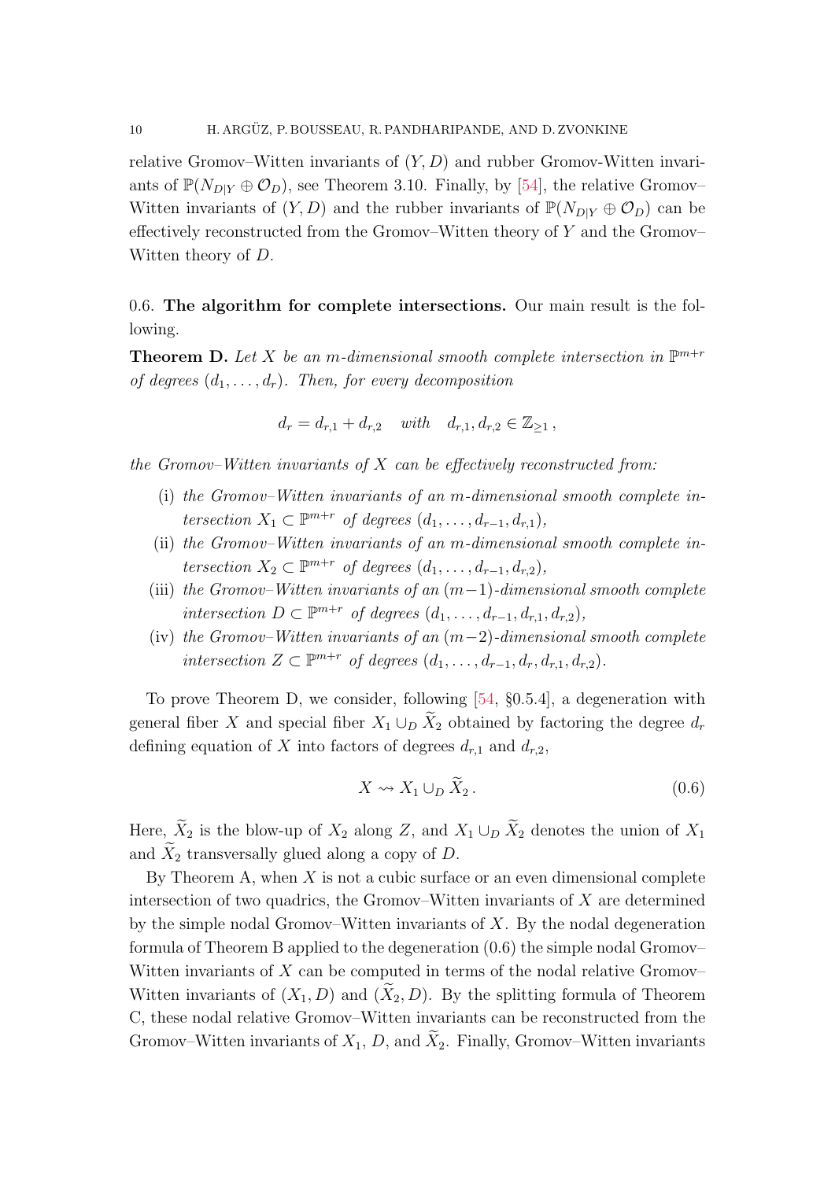relative Gromov–Witten invariants of $(Y, D)$ and rubber Gromov-Witten invariants of $\mathbb{P}(N_{D|Y} \oplus \mathcal{O}_D)$, see Theorem 3.10. Finally, by [54], the relative Gromov–Witten invariants of $(Y, D)$ and the rubber invariants of $\mathbb{P}(N_{D|Y} \oplus \mathcal{O}_D)$ can be effectively reconstructed from the Gromov–Witten theory of $Y$ and the Gromov–Witten theory of $D$.

0.6. **The algorithm for complete intersections.** Our main result is the following.

**Theorem D.** *Let $X$ be an $m$-dimensional smooth complete intersection in $\mathbb{P}^{m+r}$ of degrees $(d_1, \ldots, d_r)$. Then, for every decomposition*

$$d_r = d_{r,1} + d_{r,2} \quad \textit{with} \quad d_{r,1}, d_{r,2} \in \mathbb{Z}_{\geq 1} \,,$$

*the Gromov–Witten invariants of $X$ can be effectively reconstructed from:*

- (i) *the Gromov–Witten invariants of an $m$-dimensional smooth complete intersection $X_1 \subset \mathbb{P}^{m+r}$ of degrees $(d_1, \ldots, d_{r-1}, d_{r,1})$,*
- (ii) *the Gromov–Witten invariants of an $m$-dimensional smooth complete intersection $X_2 \subset \mathbb{P}^{m+r}$ of degrees $(d_1, \ldots, d_{r-1}, d_{r,2})$,*
- (iii) *the Gromov–Witten invariants of an $(m-1)$-dimensional smooth complete intersection $D \subset \mathbb{P}^{m+r}$ of degrees $(d_1, \ldots, d_{r-1}, d_{r,1}, d_{r,2})$,*
- (iv) *the Gromov–Witten invariants of an $(m-2)$-dimensional smooth complete intersection $Z \subset \mathbb{P}^{m+r}$ of degrees $(d_1, \ldots, d_{r-1}, d_r, d_{r,1}, d_{r,2})$.*

To prove Theorem D, we consider, following [54, §0.5.4], a degeneration with general fiber $X$ and special fiber $X_1 \cup_D \widetilde{X}_2$ obtained by factoring the degree $d_r$ defining equation of $X$ into factors of degrees $d_{r,1}$ and $d_{r,2}$,

$$X \rightsquigarrow X_1 \cup_D \widetilde{X}_2 \,. \tag{0.6}$$

Here, $\widetilde{X}_2$ is the blow-up of $X_2$ along $Z$, and $X_1 \cup_D \widetilde{X}_2$ denotes the union of $X_1$ and $\widetilde{X}_2$ transversally glued along a copy of $D$.

By Theorem A, when $X$ is not a cubic surface or an even dimensional complete intersection of two quadrics, the Gromov–Witten invariants of $X$ are determined by the simple nodal Gromov–Witten invariants of $X$. By the nodal degeneration formula of Theorem B applied to the degeneration (0.6) the simple nodal Gromov–Witten invariants of $X$ can be computed in terms of the nodal relative Gromov–Witten invariants of $(X_1, D)$ and $(\widetilde{X}_2, D)$. By the splitting formula of Theorem C, these nodal relative Gromov–Witten invariants can be reconstructed from the Gromov–Witten invariants of $X_1$, $D$, and $\widetilde{X}_2$. Finally, Gromov–Witten invariants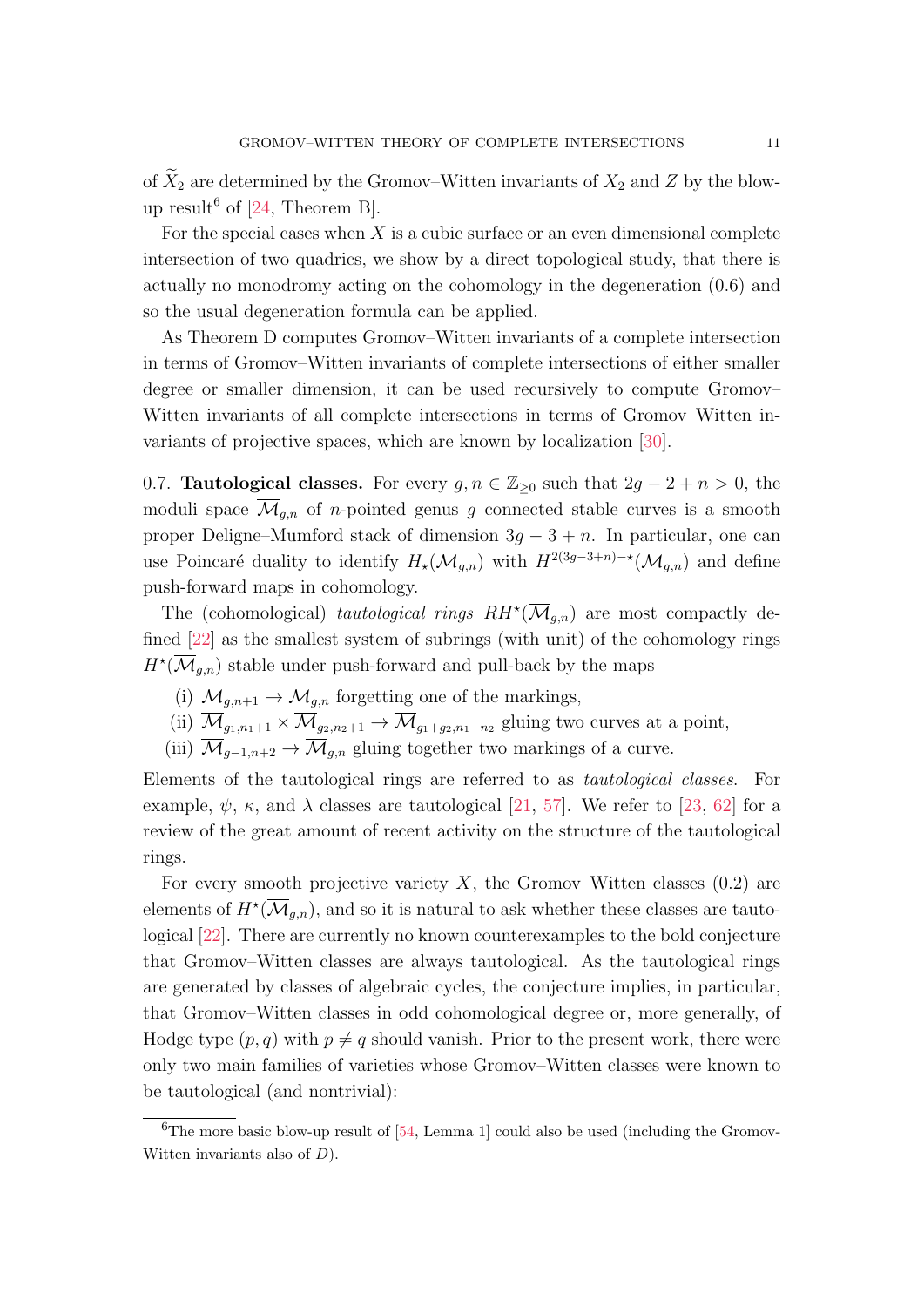of $\widetilde{X}_2$ are determined by the Gromov–Witten invariants of $X_2$ and $Z$ by the blow-up result[6] of [24, Theorem B].

For the special cases when $X$ is a cubic surface or an even dimensional complete intersection of two quadrics, we show by a direct topological study, that there is actually no monodromy acting on the cohomology in the degeneration (0.6) and so the usual degeneration formula can be applied.

As Theorem D computes Gromov–Witten invariants of a complete intersection in terms of Gromov–Witten invariants of complete intersections of either smaller degree or smaller dimension, it can be used recursively to compute Gromov–Witten invariants of all complete intersections in terms of Gromov–Witten invariants of projective spaces, which are known by localization [30].

0.7. **Tautological classes.** For every $g, n \in \mathbb{Z}_{\geq 0}$ such that $2g-2+n>0$, the moduli space $\overline{\mathcal{M}}_{g,n}$ of $n$-pointed genus $g$ connected stable curves is a smooth proper Deligne–Mumford stack of dimension $3g-3+n$. In particular, one can use Poincaré duality to identify $H_\star(\overline{\mathcal{M}}_{g,n})$ with $H^{2(3g-3+n)-\star}(\overline{\mathcal{M}}_{g,n})$ and define push-forward maps in cohomology.

The (cohomological) *tautological rings* $RH^\star(\overline{\mathcal{M}}_{g,n})$ are most compactly defined [22] as the smallest system of subrings (with unit) of the cohomology rings $H^\star(\overline{\mathcal{M}}_{g,n})$ stable under push-forward and pull-back by the maps

(i) $\overline{\mathcal{M}}_{g,n+1} \to \overline{\mathcal{M}}_{g,n}$ forgetting one of the markings,

(ii) $\overline{\mathcal{M}}_{g_1,n_1+1} \times \overline{\mathcal{M}}_{g_2,n_2+1} \to \overline{\mathcal{M}}_{g_1+g_2,n_1+n_2}$ gluing two curves at a point,

(iii) $\overline{\mathcal{M}}_{g-1,n+2} \to \overline{\mathcal{M}}_{g,n}$ gluing together two markings of a curve.

Elements of the tautological rings are referred to as *tautological classes*. For example, $\psi$, $\kappa$, and $\lambda$ classes are tautological [21, 57]. We refer to [23, 62] for a review of the great amount of recent activity on the structure of the tautological rings.

For every smooth projective variety $X$, the Gromov–Witten classes (0.2) are elements of $H^\star(\overline{\mathcal{M}}_{g,n})$, and so it is natural to ask whether these classes are tautological [22]. There are currently no known counterexamples to the bold conjecture that Gromov–Witten classes are always tautological. As the tautological rings are generated by classes of algebraic cycles, the conjecture implies, in particular, that Gromov–Witten classes in odd cohomological degree or, more generally, of Hodge type $(p,q)$ with $p \neq q$ should vanish. Prior to the present work, there were only two main families of varieties whose Gromov–Witten classes were known to be tautological (and nontrivial):

[6] The more basic blow-up result of [54, Lemma 1] could also be used (including the Gromov-Witten invariants also of $D$).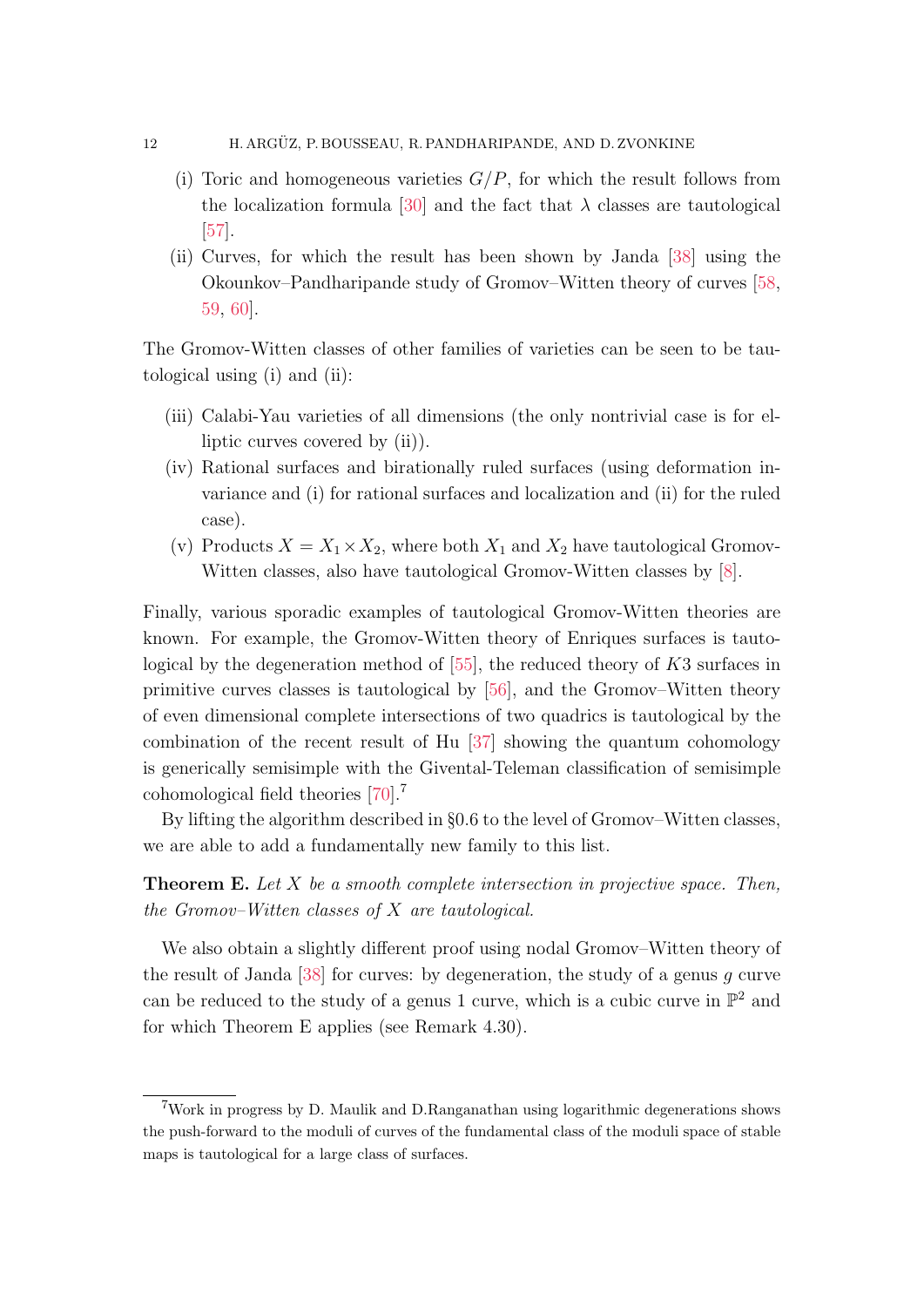(i) Toric and homogeneous varieties $G/P$, for which the result follows from the localization formula [30] and the fact that $\lambda$ classes are tautological [57].
(ii) Curves, for which the result has been shown by Janda [38] using the Okounkov–Pandharipande study of Gromov–Witten theory of curves [58, 59, 60].

The Gromov-Witten classes of other families of varieties can be seen to be tautological using (i) and (ii):

(iii) Calabi-Yau varieties of all dimensions (the only nontrivial case is for elliptic curves covered by (ii)).
(iv) Rational surfaces and birationally ruled surfaces (using deformation invariance and (i) for rational surfaces and localization and (ii) for the ruled case).
(v) Products $X = X_1 \times X_2$, where both $X_1$ and $X_2$ have tautological Gromov-Witten classes, also have tautological Gromov-Witten classes by [8].

Finally, various sporadic examples of tautological Gromov-Witten theories are known. For example, the Gromov-Witten theory of Enriques surfaces is tautological by the degeneration method of [55], the reduced theory of $K3$ surfaces in primitive curves classes is tautological by [56], and the Gromov–Witten theory of even dimensional complete intersections of two quadrics is tautological by the combination of the recent result of Hu [37] showing the quantum cohomology is generically semisimple with the Givental-Teleman classification of semisimple cohomological field theories [70].[7]

By lifting the algorithm described in §0.6 to the level of Gromov–Witten classes, we are able to add a fundamentally new family to this list.

**Theorem E.** *Let $X$ be a smooth complete intersection in projective space. Then, the Gromov–Witten classes of $X$ are tautological.*

We also obtain a slightly different proof using nodal Gromov–Witten theory of the result of Janda [38] for curves: by degeneration, the study of a genus $g$ curve can be reduced to the study of a genus 1 curve, which is a cubic curve in $\mathbb{P}^2$ and for which Theorem E applies (see Remark 4.30).

[7] Work in progress by D. Maulik and D.Ranganathan using logarithmic degenerations shows the push-forward to the moduli of curves of the fundamental class of the moduli space of stable maps is tautological for a large class of surfaces.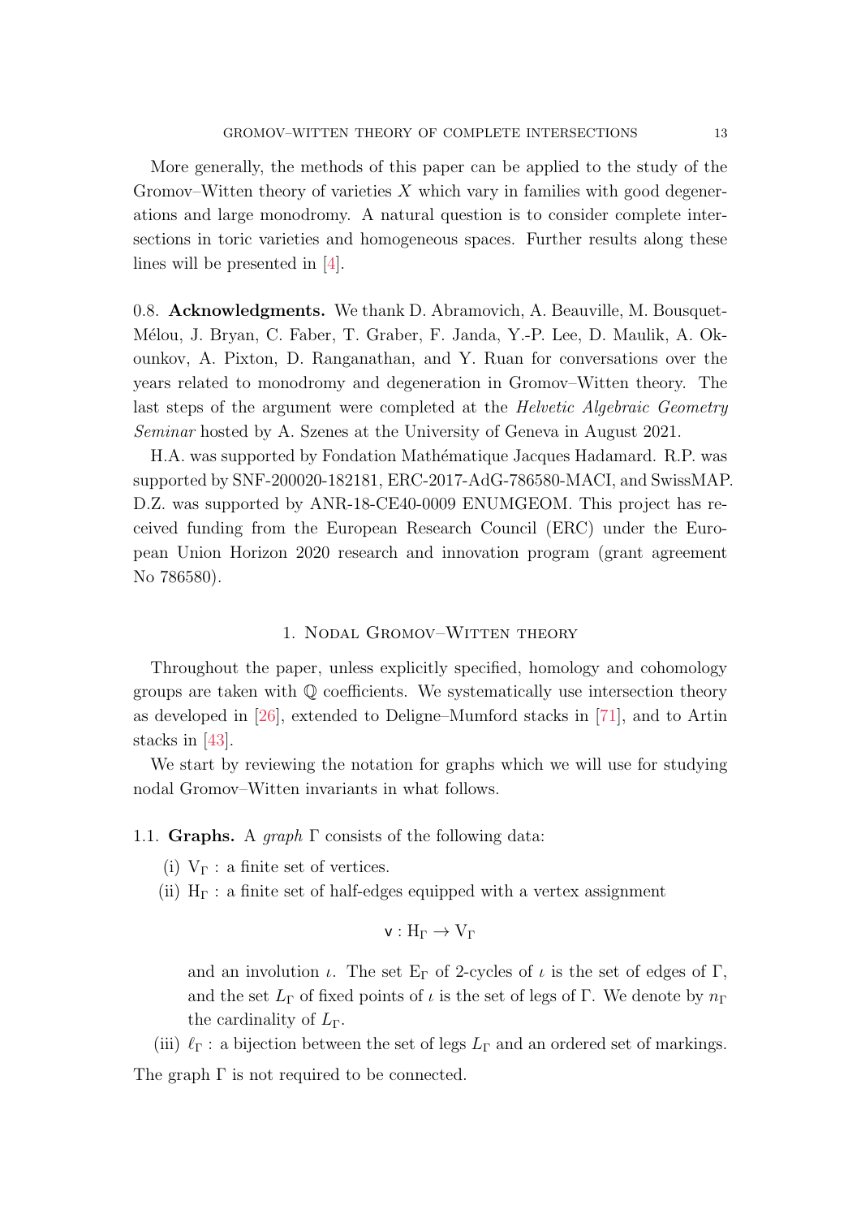More generally, the methods of this paper can be applied to the study of the Gromov–Witten theory of varieties $X$ which vary in families with good degenerations and large monodromy. A natural question is to consider complete intersections in toric varieties and homogeneous spaces. Further results along these lines will be presented in [4].

0.8. **Acknowledgments.** We thank D. Abramovich, A. Beauville, M. Bousquet-Mélou, J. Bryan, C. Faber, T. Graber, F. Janda, Y.-P. Lee, D. Maulik, A. Okounkov, A. Pixton, D. Ranganathan, and Y. Ruan for conversations over the years related to monodromy and degeneration in Gromov–Witten theory. The last steps of the argument were completed at the *Helvetic Algebraic Geometry Seminar* hosted by A. Szenes at the University of Geneva in August 2021.

H.A. was supported by Fondation Mathématique Jacques Hadamard. R.P. was supported by SNF-200020-182181, ERC-2017-AdG-786580-MACI, and SwissMAP. D.Z. was supported by ANR-18-CE40-0009 ENUMGEOM. This project has received funding from the European Research Council (ERC) under the European Union Horizon 2020 research and innovation program (grant agreement No 786580).

## 1. Nodal Gromov–Witten theory

Throughout the paper, unless explicitly specified, homology and cohomology groups are taken with $\mathbb{Q}$ coefficients. We systematically use intersection theory as developed in [26], extended to Deligne–Mumford stacks in [71], and to Artin stacks in [43].

We start by reviewing the notation for graphs which we will use for studying nodal Gromov–Witten invariants in what follows.

1.1. **Graphs.** A *graph* $\Gamma$ consists of the following data:

(i) $\mathrm{V}_\Gamma$ : a finite set of vertices.

(ii) $\mathrm{H}_\Gamma$ : a finite set of half-edges equipped with a vertex assignment

$$\mathsf{v} : \mathrm{H}_\Gamma \to \mathrm{V}_\Gamma$$

and an involution $\iota$. The set $\mathrm{E}_\Gamma$ of 2-cycles of $\iota$ is the set of edges of $\Gamma$, and the set $L_\Gamma$ of fixed points of $\iota$ is the set of legs of $\Gamma$. We denote by $n_\Gamma$ the cardinality of $L_\Gamma$.

(iii) $\ell_\Gamma$ : a bijection between the set of legs $L_\Gamma$ and an ordered set of markings.

The graph $\Gamma$ is not required to be connected.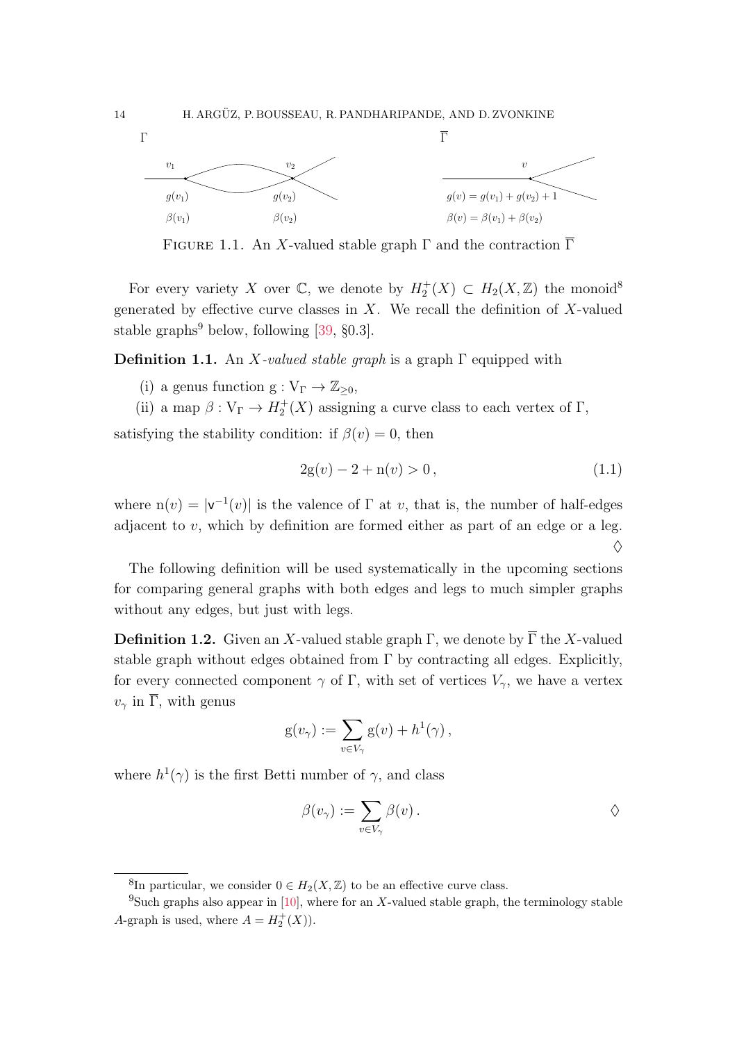Γ $\quad\quad\quad\quad\quad\quad\quad\quad\quad\quad\quad\quad\quad\quad\quad\quad\quad\quad\quad\quad$ $\overline{\Gamma}$

$v_1$ $\quad$ $v_2$ $\quad\quad\quad\quad\quad\quad$ $v$

$g(v_1)$ $\quad$ $g(v_2)$ $\quad\quad\quad\quad$ $g(v) = g(v_1) + g(v_2) + 1$

$\beta(v_1)$ $\quad$ $\beta(v_2)$ $\quad\quad\quad\quad$ $\beta(v) = \beta(v_1) + \beta(v_2)$

FIGURE 1.1. An $X$-valued stable graph $\Gamma$ and the contraction $\overline{\Gamma}$

For every variety $X$ over $\mathbb{C}$, we denote by $H_2^+(X) \subset H_2(X, \mathbb{Z})$ the monoid[8] generated by effective curve classes in $X$. We recall the definition of $X$-valued stable graphs[9] below, following [39, §0.3].

**Definition 1.1.** An *$X$-valued stable graph* is a graph $\Gamma$ equipped with

(i) a genus function $\mathrm{g} : \mathrm{V}_\Gamma \to \mathbb{Z}_{\geq 0}$,

(ii) a map $\beta : \mathrm{V}_\Gamma \to H_2^+(X)$ assigning a curve class to each vertex of $\Gamma$,

satisfying the stability condition: if $\beta(v) = 0$, then

$$2\mathrm{g}(v) - 2 + \mathrm{n}(v) > 0\,, \tag{1.1}$$

where $\mathrm{n}(v) = |\mathsf{v}^{-1}(v)|$ is the valence of $\Gamma$ at $v$, that is, the number of half-edges adjacent to $v$, which by definition are formed either as part of an edge or a leg. ♢

The following definition will be used systematically in the upcoming sections for comparing general graphs with both edges and legs to much simpler graphs without any edges, but just with legs.

**Definition 1.2.** Given an $X$-valued stable graph $\Gamma$, we denote by $\overline{\Gamma}$ the $X$-valued stable graph without edges obtained from $\Gamma$ by contracting all edges. Explicitly, for every connected component $\gamma$ of $\Gamma$, with set of vertices $V_\gamma$, we have a vertex $v_\gamma$ in $\overline{\Gamma}$, with genus

$$\mathrm{g}(v_\gamma) := \sum_{v \in V_\gamma} \mathrm{g}(v) + h^1(\gamma)\,,$$

where $h^1(\gamma)$ is the first Betti number of $\gamma$, and class

$$\beta(v_\gamma) := \sum_{v \in V_\gamma} \beta(v)\,. \quad ♢$$

---

[8] In particular, we consider $0 \in H_2(X, \mathbb{Z})$ to be an effective curve class.

[9] Such graphs also appear in [10], where for an $X$-valued stable graph, the terminology stable $A$-graph is used, where $A = H_2^+(X)$).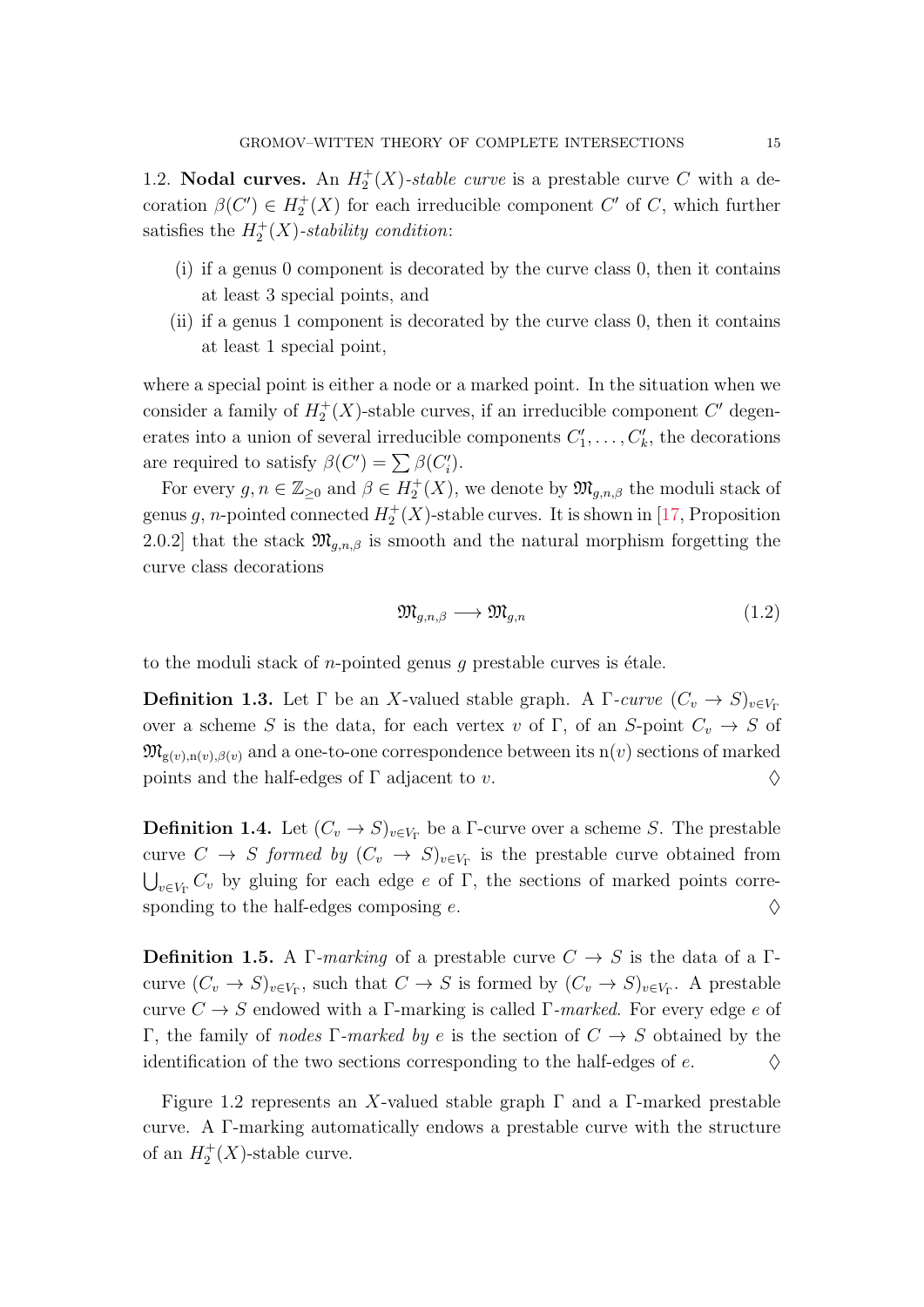1.2. **Nodal curves.** An $H_2^+(X)$-*stable curve* is a prestable curve $C$ with a decoration $\beta(C') \in H_2^+(X)$ for each irreducible component $C'$ of $C$, which further satisfies the $H_2^+(X)$-*stability condition*:

- (i) if a genus 0 component is decorated by the curve class 0, then it contains at least 3 special points, and
- (ii) if a genus 1 component is decorated by the curve class 0, then it contains at least 1 special point,

where a special point is either a node or a marked point. In the situation when we consider a family of $H_2^+(X)$-stable curves, if an irreducible component $C'$ degenerates into a union of several irreducible components $C'_1, \dots, C'_k$, the decorations are required to satisfy $\beta(C') = \sum \beta(C'_i)$.

For every $g, n \in \mathbb{Z}_{\geq 0}$ and $\beta \in H_2^+(X)$, we denote by $\mathfrak{M}_{g,n,\beta}$ the moduli stack of genus $g$, $n$-pointed connected $H_2^+(X)$-stable curves. It is shown in [17, Proposition 2.0.2] that the stack $\mathfrak{M}_{g,n,\beta}$ is smooth and the natural morphism forgetting the curve class decorations

$$\mathfrak{M}_{g,n,\beta} \longrightarrow \mathfrak{M}_{g,n} \tag{1.2}$$

to the moduli stack of $n$-pointed genus $g$ prestable curves is étale.

**Definition 1.3.** Let $\Gamma$ be an $X$-valued stable graph. A $\Gamma$-*curve* $(C_v \to S)_{v \in V_\Gamma}$ over a scheme $S$ is the data, for each vertex $v$ of $\Gamma$, of an $S$-point $C_v \to S$ of $\mathfrak{M}_{\mathrm{g}(v),\mathrm{n}(v),\beta(v)}$ and a one-to-one correspondence between its $\mathrm{n}(v)$ sections of marked points and the half-edges of $\Gamma$ adjacent to $v$. $\diamondsuit$

**Definition 1.4.** Let $(C_v \to S)_{v \in V_\Gamma}$ be a $\Gamma$-curve over a scheme $S$. The prestable curve $C \to S$ *formed by* $(C_v \to S)_{v \in V_\Gamma}$ is the prestable curve obtained from $\bigcup_{v \in V_\Gamma} C_v$ by gluing for each edge $e$ of $\Gamma$, the sections of marked points corresponding to the half-edges composing $e$. $\diamondsuit$

**Definition 1.5.** A $\Gamma$-*marking* of a prestable curve $C \to S$ is the data of a $\Gamma$-curve $(C_v \to S)_{v \in V_\Gamma}$, such that $C \to S$ is formed by $(C_v \to S)_{v \in V_\Gamma}$. A prestable curve $C \to S$ endowed with a $\Gamma$-marking is called $\Gamma$-*marked*. For every edge $e$ of $\Gamma$, the family of *nodes* $\Gamma$-*marked by* $e$ is the section of $C \to S$ obtained by the identification of the two sections corresponding to the half-edges of $e$. $\diamondsuit$

Figure 1.2 represents an $X$-valued stable graph $\Gamma$ and a $\Gamma$-marked prestable curve. A $\Gamma$-marking automatically endows a prestable curve with the structure of an $H_2^+(X)$-stable curve.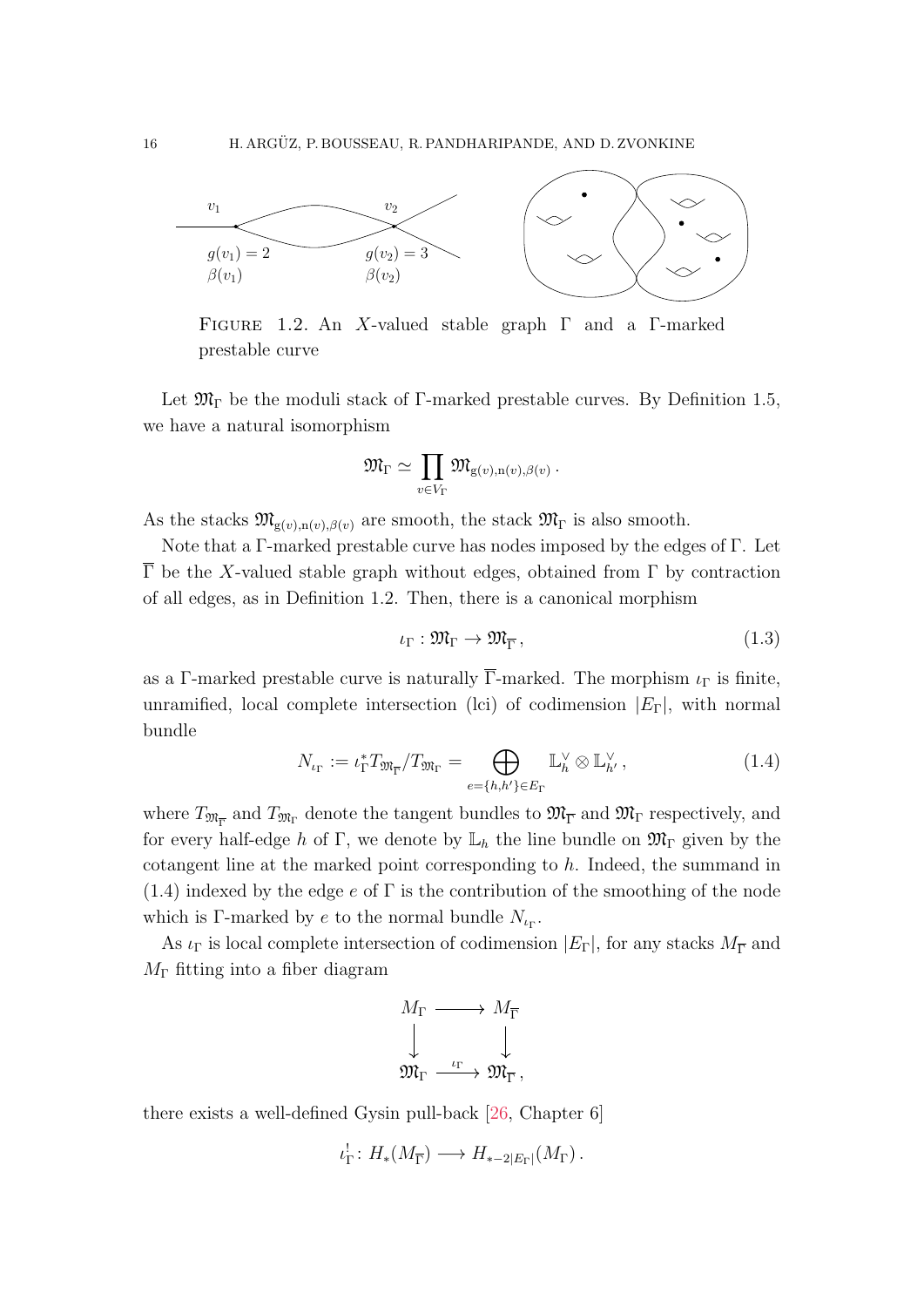FIGURE 1.2. An $X$-valued stable graph $\Gamma$ and a $\Gamma$-marked prestable curve

Let $\mathfrak{M}_\Gamma$ be the moduli stack of $\Gamma$-marked prestable curves. By Definition 1.5, we have a natural isomorphism

$$\mathfrak{M}_\Gamma \simeq \prod_{v \in V_\Gamma} \mathfrak{M}_{\mathrm{g}(v),\mathrm{n}(v),\beta(v)} \,.$$

As the stacks $\mathfrak{M}_{\mathrm{g}(v),\mathrm{n}(v),\beta(v)}$ are smooth, the stack $\mathfrak{M}_\Gamma$ is also smooth.

Note that a $\Gamma$-marked prestable curve has nodes imposed by the edges of $\Gamma$. Let $\overline{\Gamma}$ be the $X$-valued stable graph without edges, obtained from $\Gamma$ by contraction of all edges, as in Definition 1.2. Then, there is a canonical morphism

$$\iota_\Gamma : \mathfrak{M}_\Gamma \to \mathfrak{M}_{\overline{\Gamma}} \,, \tag{1.3}$$

as a $\Gamma$-marked prestable curve is naturally $\overline{\Gamma}$-marked. The morphism $\iota_\Gamma$ is finite, unramified, local complete intersection (lci) of codimension $|E_\Gamma|$, with normal bundle

$$N_{\iota_\Gamma} := \iota_\Gamma^* T_{\mathfrak{M}_{\overline{\Gamma}}} / T_{\mathfrak{M}_\Gamma} = \bigoplus_{e=\{h,h'\} \in E_\Gamma} \mathbb{L}_h^\vee \otimes \mathbb{L}_{h'}^\vee \,, \tag{1.4}$$

where $T_{\mathfrak{M}_{\overline{\Gamma}}}$ and $T_{\mathfrak{M}_\Gamma}$ denote the tangent bundles to $\mathfrak{M}_{\overline{\Gamma}}$ and $\mathfrak{M}_\Gamma$ respectively, and for every half-edge $h$ of $\Gamma$, we denote by $\mathbb{L}_h$ the line bundle on $\mathfrak{M}_\Gamma$ given by the cotangent line at the marked point corresponding to $h$. Indeed, the summand in (1.4) indexed by the edge $e$ of $\Gamma$ is the contribution of the smoothing of the node which is $\Gamma$-marked by $e$ to the normal bundle $N_{\iota_\Gamma}$.

As $\iota_\Gamma$ is local complete intersection of codimension $|E_\Gamma|$, for any stacks $M_{\overline{\Gamma}}$ and $M_\Gamma$ fitting into a fiber diagram

$$\begin{array}{ccc} M_\Gamma & \longrightarrow & M_{\overline{\Gamma}} \\ \downarrow & & \downarrow \\ \mathfrak{M}_\Gamma & \xrightarrow{\iota_\Gamma} & \mathfrak{M}_{\overline{\Gamma}} \,, \end{array}$$

there exists a well-defined Gysin pull-back [26, Chapter 6]

$$\iota_\Gamma^! \colon H_*(M_{\overline{\Gamma}}) \longrightarrow H_{*-2|E_\Gamma|}(M_\Gamma) \,.$$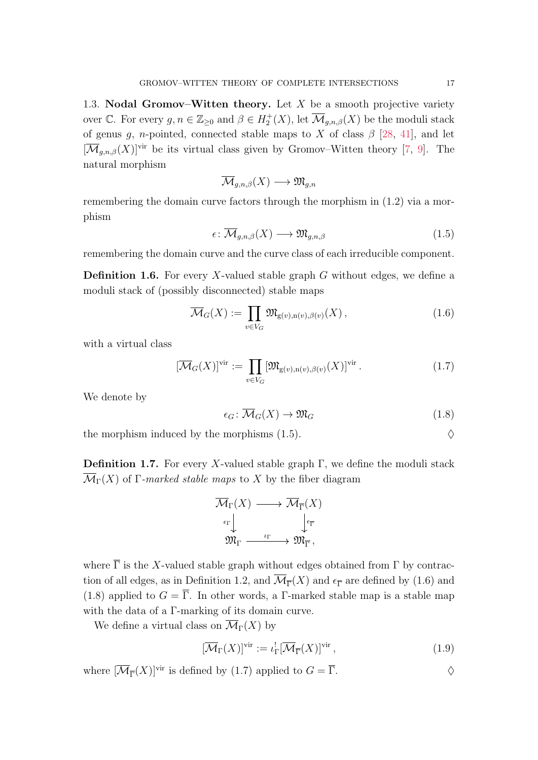1.3. **Nodal Gromov–Witten theory.** Let $X$ be a smooth projective variety over $\mathbb{C}$. For every $g, n \in \mathbb{Z}_{\geq 0}$ and $\beta \in H_2^+(X)$, let $\overline{\mathcal{M}}_{g,n,\beta}(X)$ be the moduli stack of genus $g$, $n$-pointed, connected stable maps to $X$ of class $\beta$ [28, 41], and let $[\overline{\mathcal{M}}_{g,n,\beta}(X)]^{\mathrm{vir}}$ be its virtual class given by Gromov–Witten theory [7, 9]. The natural morphism

$$\overline{\mathcal{M}}_{g,n,\beta}(X) \longrightarrow \mathfrak{M}_{g,n}$$

remembering the domain curve factors through the morphism in (1.2) via a morphism

$$\epsilon\colon \overline{\mathcal{M}}_{g,n,\beta}(X) \longrightarrow \mathfrak{M}_{g,n,\beta} \tag{1.5}$$

remembering the domain curve and the curve class of each irreducible component.

**Definition 1.6.** For every $X$-valued stable graph $G$ without edges, we define a moduli stack of (possibly disconnected) stable maps

$$\overline{\mathcal{M}}_G(X) := \prod_{v \in V_G} \mathfrak{M}_{\mathrm{g}(v),\mathrm{n}(v),\beta(v)}(X)\,, \tag{1.6}$$

with a virtual class

$$[\overline{\mathcal{M}}_G(X)]^{\mathrm{vir}} := \prod_{v \in V_G} [\mathfrak{M}_{\mathrm{g}(v),\mathrm{n}(v),\beta(v)}(X)]^{\mathrm{vir}}\,. \tag{1.7}$$

We denote by

$$\epsilon_G\colon \overline{\mathcal{M}}_G(X) \to \mathfrak{M}_G \tag{1.8}$$

the morphism induced by the morphisms (1.5). $\Diamond$

**Definition 1.7.** For every $X$-valued stable graph $\Gamma$, we define the moduli stack $\overline{\mathcal{M}}_\Gamma(X)$ of $\Gamma$-*marked stable maps* to $X$ by the fiber diagram

$$\begin{array}{ccc} \overline{\mathcal{M}}_\Gamma(X) & \longrightarrow & \overline{\mathcal{M}}_{\overline{\Gamma}}(X) \\ {\scriptstyle \epsilon_\Gamma}\big\downarrow & & \big\downarrow{\scriptstyle \epsilon_{\overline{\Gamma}}} \\ \mathfrak{M}_\Gamma & \xrightarrow{\ \iota_\Gamma\ } & \mathfrak{M}_{\overline{\Gamma}}\,, \end{array}$$

where $\overline{\Gamma}$ is the $X$-valued stable graph without edges obtained from $\Gamma$ by contraction of all edges, as in Definition 1.2, and $\overline{\mathcal{M}}_{\overline{\Gamma}}(X)$ and $\epsilon_{\overline{\Gamma}}$ are defined by (1.6) and (1.8) applied to $G = \overline{\Gamma}$. In other words, a $\Gamma$-marked stable map is a stable map with the data of a $\Gamma$-marking of its domain curve.

We define a virtual class on $\overline{\mathcal{M}}_\Gamma(X)$ by

$$[\overline{\mathcal{M}}_\Gamma(X)]^{\mathrm{vir}} := \iota_\Gamma^! [\overline{\mathcal{M}}_{\overline{\Gamma}}(X)]^{\mathrm{vir}}\,, \tag{1.9}$$

where $[\overline{\mathcal{M}}_{\overline{\Gamma}}(X)]^{\mathrm{vir}}$ is defined by (1.7) applied to $G = \overline{\Gamma}$. $\Diamond$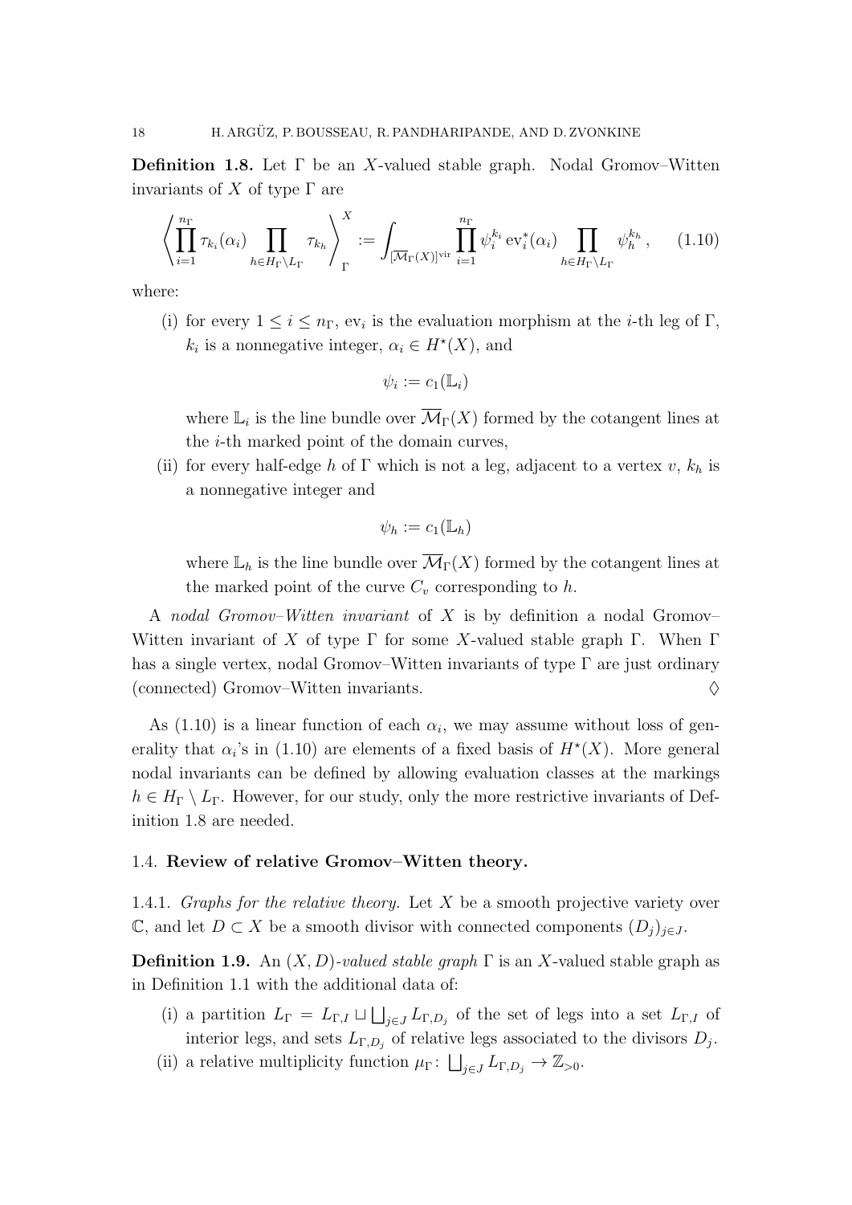**Definition 1.8.** Let $\Gamma$ be an $X$-valued stable graph. Nodal Gromov–Witten invariants of $X$ of type $\Gamma$ are

$$\left\langle \prod_{i=1}^{n_\Gamma} \tau_{k_i}(\alpha_i) \prod_{h \in H_\Gamma \setminus L_\Gamma} \tau_{k_h} \right\rangle_\Gamma^X := \int_{[\overline{\mathcal{M}}_\Gamma(X)]^{\mathrm{vir}}} \prod_{i=1}^{n_\Gamma} \psi_i^{k_i} \operatorname{ev}_i^*(\alpha_i) \prod_{h \in H_\Gamma \setminus L_\Gamma} \psi_h^{k_h}, \tag{1.10}$$

where:

(i) for every $1 \leq i \leq n_\Gamma$, $\operatorname{ev}_i$ is the evaluation morphism at the $i$-th leg of $\Gamma$, $k_i$ is a nonnegative integer, $\alpha_i \in H^\star(X)$, and

$$\psi_i := c_1(\mathbb{L}_i)$$

where $\mathbb{L}_i$ is the line bundle over $\overline{\mathcal{M}}_\Gamma(X)$ formed by the cotangent lines at the $i$-th marked point of the domain curves,

(ii) for every half-edge $h$ of $\Gamma$ which is not a leg, adjacent to a vertex $v$, $k_h$ is a nonnegative integer and

$$\psi_h := c_1(\mathbb{L}_h)$$

where $\mathbb{L}_h$ is the line bundle over $\overline{\mathcal{M}}_\Gamma(X)$ formed by the cotangent lines at the marked point of the curve $C_v$ corresponding to $h$.

A *nodal Gromov–Witten invariant* of $X$ is by definition a nodal Gromov–Witten invariant of $X$ of type $\Gamma$ for some $X$-valued stable graph $\Gamma$. When $\Gamma$ has a single vertex, nodal Gromov–Witten invariants of type $\Gamma$ are just ordinary (connected) Gromov–Witten invariants. ♢

As (1.10) is a linear function of each $\alpha_i$, we may assume without loss of generality that $\alpha_i$'s in (1.10) are elements of a fixed basis of $H^\star(X)$. More general nodal invariants can be defined by allowing evaluation classes at the markings $h \in H_\Gamma \setminus L_\Gamma$. However, for our study, only the more restrictive invariants of Definition 1.8 are needed.

### 1.4. Review of relative Gromov–Witten theory.

1.4.1. *Graphs for the relative theory.* Let $X$ be a smooth projective variety over $\mathbb{C}$, and let $D \subset X$ be a smooth divisor with connected components $(D_j)_{j \in J}$.

**Definition 1.9.** An *$(X,D)$-valued stable graph* $\Gamma$ is an $X$-valued stable graph as in Definition 1.1 with the additional data of:

(i) a partition $L_\Gamma = L_{\Gamma,I} \sqcup \bigsqcup_{j \in J} L_{\Gamma,D_j}$ of the set of legs into a set $L_{\Gamma,I}$ of interior legs, and sets $L_{\Gamma,D_j}$ of relative legs associated to the divisors $D_j$.

(ii) a relative multiplicity function $\mu_\Gamma \colon \bigsqcup_{j \in J} L_{\Gamma,D_j} \to \mathbb{Z}_{>0}$.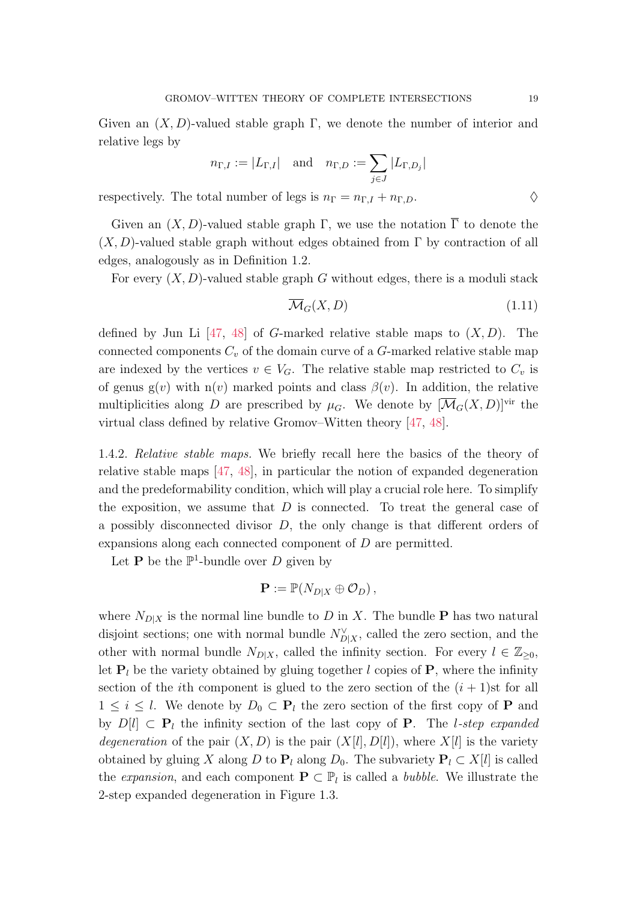Given an $(X, D)$-valued stable graph $\Gamma$, we denote the number of interior and relative legs by

$$n_{\Gamma,I} := |L_{\Gamma,I}| \quad \text{and} \quad n_{\Gamma,D} := \sum_{j\in J} |L_{\Gamma,D_j}|$$

respectively. The total number of legs is $n_\Gamma = n_{\Gamma,I} + n_{\Gamma,D}$. $\Diamond$

Given an $(X, D)$-valued stable graph $\Gamma$, we use the notation $\overline{\Gamma}$ to denote the $(X, D)$-valued stable graph without edges obtained from $\Gamma$ by contraction of all edges, analogously as in Definition 1.2.

For every $(X, D)$-valued stable graph $G$ without edges, there is a moduli stack

$$\overline{\mathcal{M}}_G(X, D) \tag{1.11}$$

defined by Jun Li [47, 48] of $G$-marked relative stable maps to $(X, D)$. The connected components $C_v$ of the domain curve of a $G$-marked relative stable map are indexed by the vertices $v \in V_G$. The relative stable map restricted to $C_v$ is of genus $\mathrm{g}(v)$ with $\mathrm{n}(v)$ marked points and class $\beta(v)$. In addition, the relative multiplicities along $D$ are prescribed by $\mu_G$. We denote by $[\overline{\mathcal{M}}_G(X, D)]^{\mathrm{vir}}$ the virtual class defined by relative Gromov–Witten theory [47, 48].

1.4.2. *Relative stable maps.* We briefly recall here the basics of the theory of relative stable maps [47, 48], in particular the notion of expanded degeneration and the predeformability condition, which will play a crucial role here. To simplify the exposition, we assume that $D$ is connected. To treat the general case of a possibly disconnected divisor $D$, the only change is that different orders of expansions along each connected component of $D$ are permitted.

Let $\mathbf{P}$ be the $\mathbb{P}^1$-bundle over $D$ given by

$$\mathbf{P} := \mathbb{P}(N_{D|X} \oplus \mathcal{O}_D)\,,$$

where $N_{D|X}$ is the normal line bundle to $D$ in $X$. The bundle $\mathbf{P}$ has two natural disjoint sections; one with normal bundle $N_{D|X}^\vee$, called the zero section, and the other with normal bundle $N_{D|X}$, called the infinity section. For every $l \in \mathbb{Z}_{\geq 0}$, let $\mathbf{P}_l$ be the variety obtained by gluing together $l$ copies of $\mathbf{P}$, where the infinity section of the $i$th component is glued to the zero section of the $(i+1)$st for all $1 \leq i \leq l$. We denote by $D_0 \subset \mathbf{P}_l$ the zero section of the first copy of $\mathbf{P}$ and by $D[l] \subset \mathbf{P}_l$ the infinity section of the last copy of $\mathbf{P}$. The *$l$-step expanded degeneration* of the pair $(X, D)$ is the pair $(X[l], D[l])$, where $X[l]$ is the variety obtained by gluing $X$ along $D$ to $\mathbf{P}_l$ along $D_0$. The subvariety $\mathbf{P}_l \subset X[l]$ is called the *expansion*, and each component $\mathbf{P} \subset \mathbb{P}_l$ is called a *bubble*. We illustrate the 2-step expanded degeneration in Figure 1.3.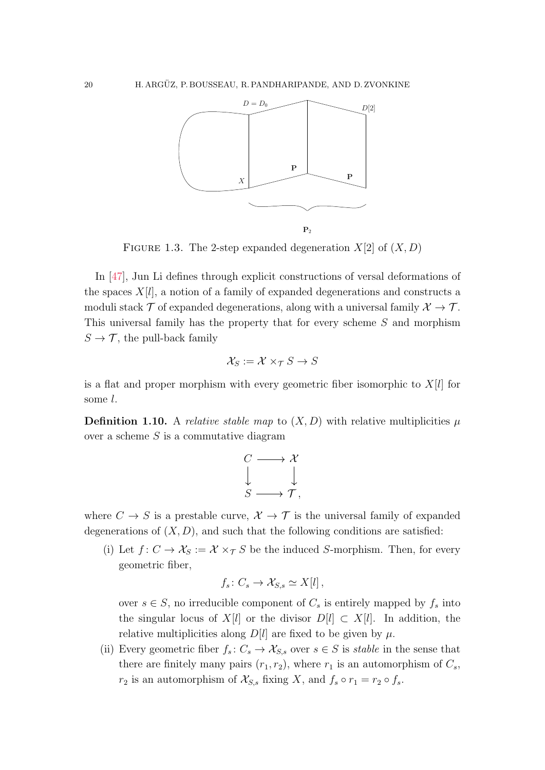FIGURE 1.3. The 2-step expanded degeneration $X[2]$ of $(X, D)$

In [47], Jun Li defines through explicit constructions of versal deformations of the spaces $X[l]$, a notion of a family of expanded degenerations and constructs a moduli stack $\mathcal{T}$ of expanded degenerations, along with a universal family $\mathcal{X} \to \mathcal{T}$. This universal family has the property that for every scheme $S$ and morphism $S \to \mathcal{T}$, the pull-back family

$$\mathcal{X}_S := \mathcal{X} \times_{\mathcal{T}} S \to S$$

is a flat and proper morphism with every geometric fiber isomorphic to $X[l]$ for some $l$.

**Definition 1.10.** A *relative stable map* to $(X, D)$ with relative multiplicities $\mu$ over a scheme $S$ is a commutative diagram

$$\begin{array}{ccc} C & \longrightarrow & \mathcal{X} \\ \downarrow & & \downarrow \\ S & \longrightarrow & \mathcal{T}, \end{array}$$

where $C \to S$ is a prestable curve, $\mathcal{X} \to \mathcal{T}$ is the universal family of expanded degenerations of $(X, D)$, and such that the following conditions are satisfied:

(i) Let $f \colon C \to \mathcal{X}_S := \mathcal{X} \times_{\mathcal{T}} S$ be the induced $S$-morphism. Then, for every geometric fiber,

$$f_s \colon C_s \to \mathcal{X}_{S,s} \simeq X[l] \, ,$$

over $s \in S$, no irreducible component of $C_s$ is entirely mapped by $f_s$ into the singular locus of $X[l]$ or the divisor $D[l] \subset X[l]$. In addition, the relative multiplicities along $D[l]$ are fixed to be given by $\mu$.

(ii) Every geometric fiber $f_s \colon C_s \to \mathcal{X}_{S,s}$ over $s \in S$ is *stable* in the sense that there are finitely many pairs $(r_1, r_2)$, where $r_1$ is an automorphism of $C_s$, $r_2$ is an automorphism of $\mathcal{X}_{S,s}$ fixing $X$, and $f_s \circ r_1 = r_2 \circ f_s$.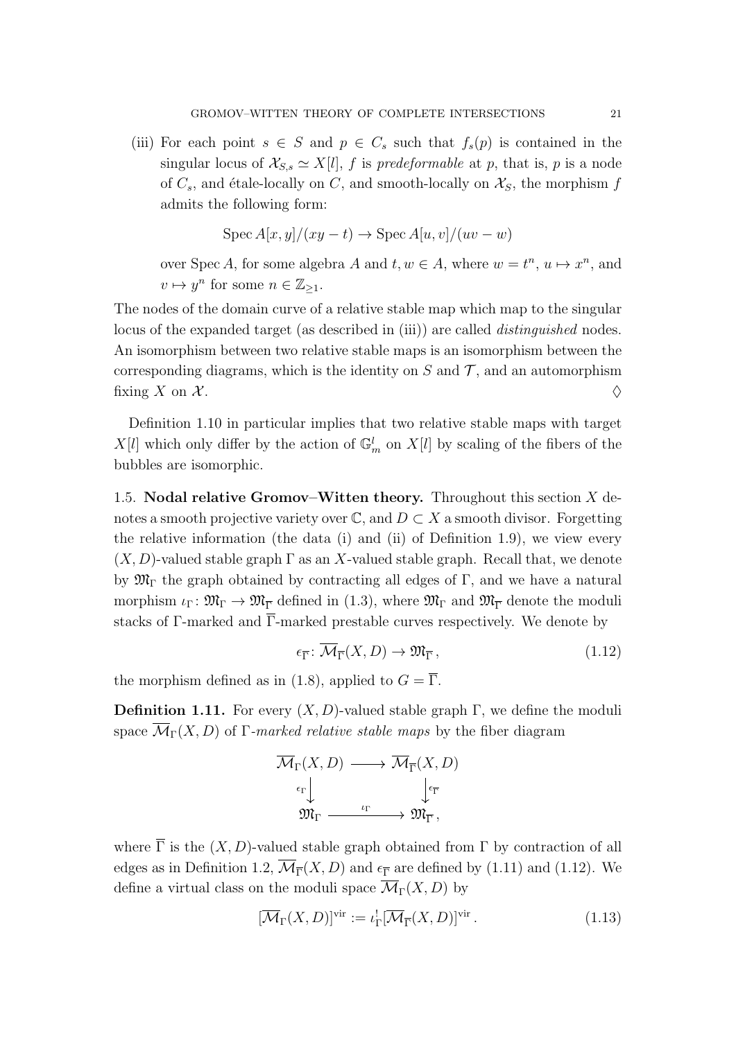(iii) For each point $s \in S$ and $p \in C_s$ such that $f_s(p)$ is contained in the singular locus of $\mathcal{X}_{S,s} \simeq X[l]$, $f$ is *predeformable* at $p$, that is, $p$ is a node of $C_s$, and étale-locally on $C$, and smooth-locally on $\mathcal{X}_S$, the morphism $f$ admits the following form:

$$\operatorname{Spec} A[x,y]/(xy-t) \to \operatorname{Spec} A[u,v]/(uv-w)$$

over $\operatorname{Spec} A$, for some algebra $A$ and $t, w \in A$, where $w = t^n$, $u \mapsto x^n$, and $v \mapsto y^n$ for some $n \in \mathbb{Z}_{\geq 1}$.

The nodes of the domain curve of a relative stable map which map to the singular locus of the expanded target (as described in (iii)) are called *distinguished* nodes. An isomorphism between two relative stable maps is an isomorphism between the corresponding diagrams, which is the identity on $S$ and $\mathcal{T}$, and an automorphism fixing $X$ on $\mathcal{X}$. $\diamondsuit$

Definition 1.10 in particular implies that two relative stable maps with target $X[l]$ which only differ by the action of $\mathbb{G}_m^l$ on $X[l]$ by scaling of the fibers of the bubbles are isomorphic.

1.5. **Nodal relative Gromov–Witten theory.** Throughout this section $X$ denotes a smooth projective variety over $\mathbb{C}$, and $D \subset X$ a smooth divisor. Forgetting the relative information (the data (i) and (ii) of Definition 1.9), we view every $(X,D)$-valued stable graph $\Gamma$ as an $X$-valued stable graph. Recall that, we denote by $\mathfrak{M}_\Gamma$ the graph obtained by contracting all edges of $\Gamma$, and we have a natural morphism $\iota_\Gamma \colon \mathfrak{M}_\Gamma \to \mathfrak{M}_{\overline{\Gamma}}$ defined in (1.3), where $\mathfrak{M}_\Gamma$ and $\mathfrak{M}_{\overline{\Gamma}}$ denote the moduli stacks of $\Gamma$-marked and $\overline{\Gamma}$-marked prestable curves respectively. We denote by

$$\epsilon_{\overline{\Gamma}} \colon \overline{\mathcal{M}}_{\overline{\Gamma}}(X,D) \to \mathfrak{M}_{\overline{\Gamma}}\,, \tag{1.12}$$

the morphism defined as in (1.8), applied to $G = \overline{\Gamma}$.

**Definition 1.11.** For every $(X,D)$-valued stable graph $\Gamma$, we define the moduli space $\overline{\mathcal{M}}_\Gamma(X,D)$ of $\Gamma$*-marked relative stable maps* by the fiber diagram

$$\begin{array}{ccc} \overline{\mathcal{M}}_\Gamma(X,D) & \longrightarrow & \overline{\mathcal{M}}_{\overline{\Gamma}}(X,D) \\ {\scriptstyle \epsilon_\Gamma}\downarrow & & \downarrow{\scriptstyle \epsilon_{\overline{\Gamma}}} \\ \mathfrak{M}_\Gamma & \xrightarrow{\quad \iota_\Gamma \quad} & \mathfrak{M}_{\overline{\Gamma}}\,, \end{array}$$

where $\overline{\Gamma}$ is the $(X,D)$-valued stable graph obtained from $\Gamma$ by contraction of all edges as in Definition 1.2, $\overline{\mathcal{M}}_{\overline{\Gamma}}(X,D)$ and $\epsilon_{\overline{\Gamma}}$ are defined by (1.11) and (1.12). We define a virtual class on the moduli space $\overline{\mathcal{M}}_\Gamma(X,D)$ by

$$[\overline{\mathcal{M}}_\Gamma(X,D)]^{\mathrm{vir}} := \iota_\Gamma^! [\overline{\mathcal{M}}_{\overline{\Gamma}}(X,D)]^{\mathrm{vir}}\,. \tag{1.13}$$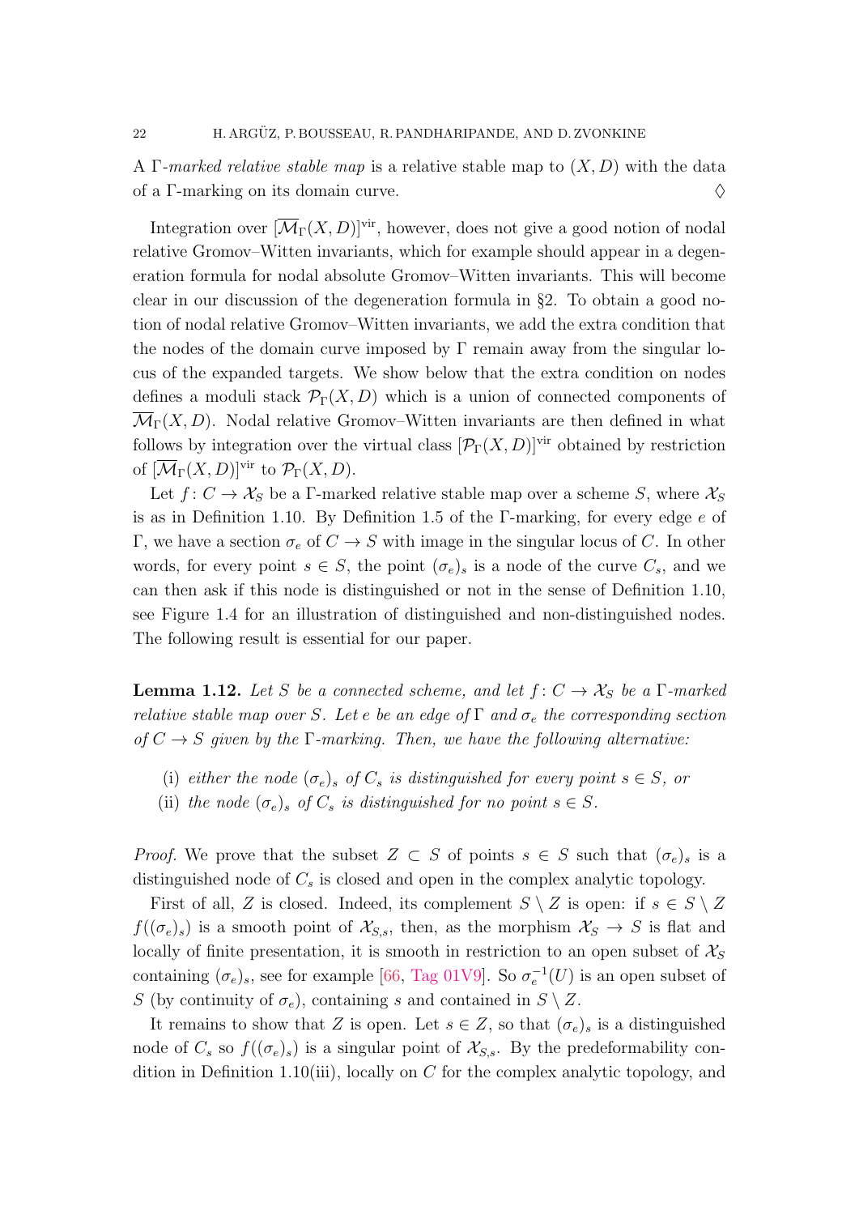A $\Gamma$-*marked relative stable map* is a relative stable map to $(X, D)$ with the data of a $\Gamma$-marking on its domain curve. $\lozenge$

Integration over $[\overline{\mathcal{M}}_\Gamma(X,D)]^{\mathrm{vir}}$, however, does not give a good notion of nodal relative Gromov–Witten invariants, which for example should appear in a degeneration formula for nodal absolute Gromov–Witten invariants. This will become clear in our discussion of the degeneration formula in §2. To obtain a good notion of nodal relative Gromov–Witten invariants, we add the extra condition that the nodes of the domain curve imposed by $\Gamma$ remain away from the singular locus of the expanded targets. We show below that the extra condition on nodes defines a moduli stack $\mathcal{P}_\Gamma(X,D)$ which is a union of connected components of $\overline{\mathcal{M}}_\Gamma(X,D)$. Nodal relative Gromov–Witten invariants are then defined in what follows by integration over the virtual class $[\mathcal{P}_\Gamma(X,D)]^{\mathrm{vir}}$ obtained by restriction of $[\overline{\mathcal{M}}_\Gamma(X,D)]^{\mathrm{vir}}$ to $\mathcal{P}_\Gamma(X,D)$.

Let $f\colon C \to \mathcal{X}_S$ be a $\Gamma$-marked relative stable map over a scheme $S$, where $\mathcal{X}_S$ is as in Definition 1.10. By Definition 1.5 of the $\Gamma$-marking, for every edge $e$ of $\Gamma$, we have a section $\sigma_e$ of $C \to S$ with image in the singular locus of $C$. In other words, for every point $s \in S$, the point $(\sigma_e)_s$ is a node of the curve $C_s$, and we can then ask if this node is distinguished or not in the sense of Definition 1.10, see Figure 1.4 for an illustration of distinguished and non-distinguished nodes. The following result is essential for our paper.

**Lemma 1.12.** *Let $S$ be a connected scheme, and let $f\colon C \to \mathcal{X}_S$ be a $\Gamma$-marked relative stable map over $S$. Let $e$ be an edge of $\Gamma$ and $\sigma_e$ the corresponding section of $C \to S$ given by the $\Gamma$-marking. Then, we have the following alternative:*

- (i) *either the node $(\sigma_e)_s$ of $C_s$ is distinguished for every point $s \in S$, or*
- (ii) *the node $(\sigma_e)_s$ of $C_s$ is distinguished for no point $s \in S$.*

*Proof.* We prove that the subset $Z \subset S$ of points $s \in S$ such that $(\sigma_e)_s$ is a distinguished node of $C_s$ is closed and open in the complex analytic topology.

First of all, $Z$ is closed. Indeed, its complement $S \setminus Z$ is open: if $s \in S \setminus Z$ $f((\sigma_e)_s)$ is a smooth point of $\mathcal{X}_{S,s}$, then, as the morphism $\mathcal{X}_S \to S$ is flat and locally of finite presentation, it is smooth in restriction to an open subset of $\mathcal{X}_S$ containing $(\sigma_e)_s$, see for example [66, Tag 01V9]. So $\sigma_e^{-1}(U)$ is an open subset of $S$ (by continuity of $\sigma_e$), containing $s$ and contained in $S \setminus Z$.

It remains to show that $Z$ is open. Let $s \in Z$, so that $(\sigma_e)_s$ is a distinguished node of $C_s$ so $f((\sigma_e)_s)$ is a singular point of $\mathcal{X}_{S,s}$. By the predeformability condition in Definition 1.10(iii), locally on $C$ for the complex analytic topology, and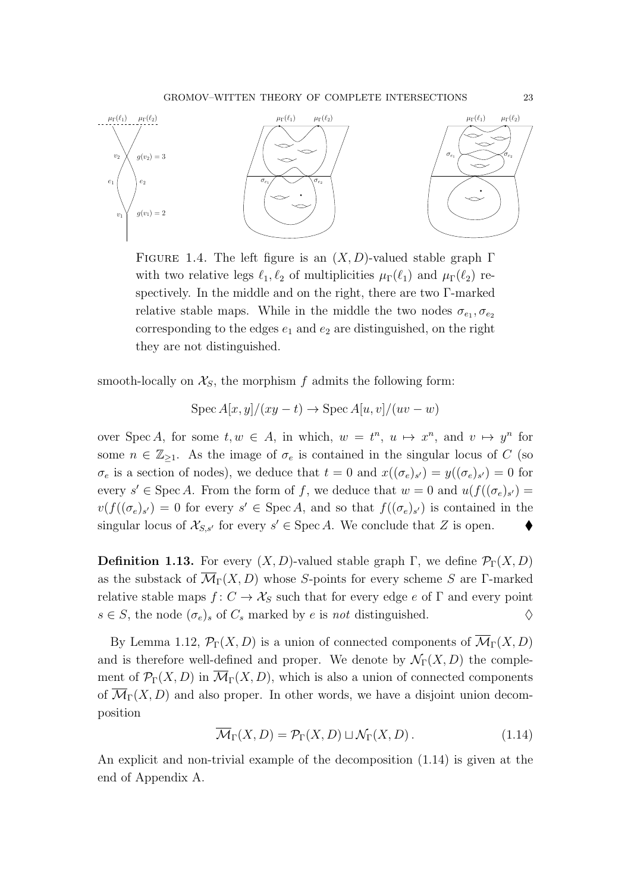FIGURE 1.4. The left figure is an $(X, D)$-valued stable graph $\Gamma$ with two relative legs $\ell_1, \ell_2$ of multiplicities $\mu_\Gamma(\ell_1)$ and $\mu_\Gamma(\ell_2)$ respectively. In the middle and on the right, there are two $\Gamma$-marked relative stable maps. While in the middle the two nodes $\sigma_{e_1}, \sigma_{e_2}$ corresponding to the edges $e_1$ and $e_2$ are distinguished, on the right they are not distinguished.

smooth-locally on $\mathcal{X}_S$, the morphism $f$ admits the following form:

$$\operatorname{Spec} A[x,y]/(xy - t) \to \operatorname{Spec} A[u,v]/(uv - w)$$

over $\operatorname{Spec} A$, for some $t, w \in A$, in which, $w = t^n$, $u \mapsto x^n$, and $v \mapsto y^n$ for some $n \in \mathbb{Z}_{\geq 1}$. As the image of $\sigma_e$ is contained in the singular locus of $C$ (so $\sigma_e$ is a section of nodes), we deduce that $t = 0$ and $x((\sigma_e)_{s'}) = y((\sigma_e)_{s'}) = 0$ for every $s' \in \operatorname{Spec} A$. From the form of $f$, we deduce that $w = 0$ and $u(f((\sigma_e)_{s'}) = v(f((\sigma_e)_{s'}) = 0$ for every $s' \in \operatorname{Spec} A$, and so that $f((\sigma_e)_{s'})$ is contained in the singular locus of $\mathcal{X}_{S,s'}$ for every $s' \in \operatorname{Spec} A$. We conclude that $Z$ is open. ⧫

**Definition 1.13.** For every $(X, D)$-valued stable graph $\Gamma$, we define $\mathcal{P}_\Gamma(X, D)$ as the substack of $\overline{\mathcal{M}}_\Gamma(X, D)$ whose $S$-points for every scheme $S$ are $\Gamma$-marked relative stable maps $f : C \to \mathcal{X}_S$ such that for every edge $e$ of $\Gamma$ and every point $s \in S$, the node $(\sigma_e)_s$ of $C_s$ marked by $e$ is *not* distinguished. ◊

By Lemma 1.12, $\mathcal{P}_\Gamma(X, D)$ is a union of connected components of $\overline{\mathcal{M}}_\Gamma(X, D)$ and is therefore well-defined and proper. We denote by $\mathcal{N}_\Gamma(X, D)$ the complement of $\mathcal{P}_\Gamma(X, D)$ in $\overline{\mathcal{M}}_\Gamma(X, D)$, which is also a union of connected components of $\overline{\mathcal{M}}_\Gamma(X, D)$ and also proper. In other words, we have a disjoint union decomposition

$$\overline{\mathcal{M}}_\Gamma(X, D) = \mathcal{P}_\Gamma(X, D) \sqcup \mathcal{N}_\Gamma(X, D) . \tag{1.14}$$

An explicit and non-trivial example of the decomposition (1.14) is given at the end of Appendix A.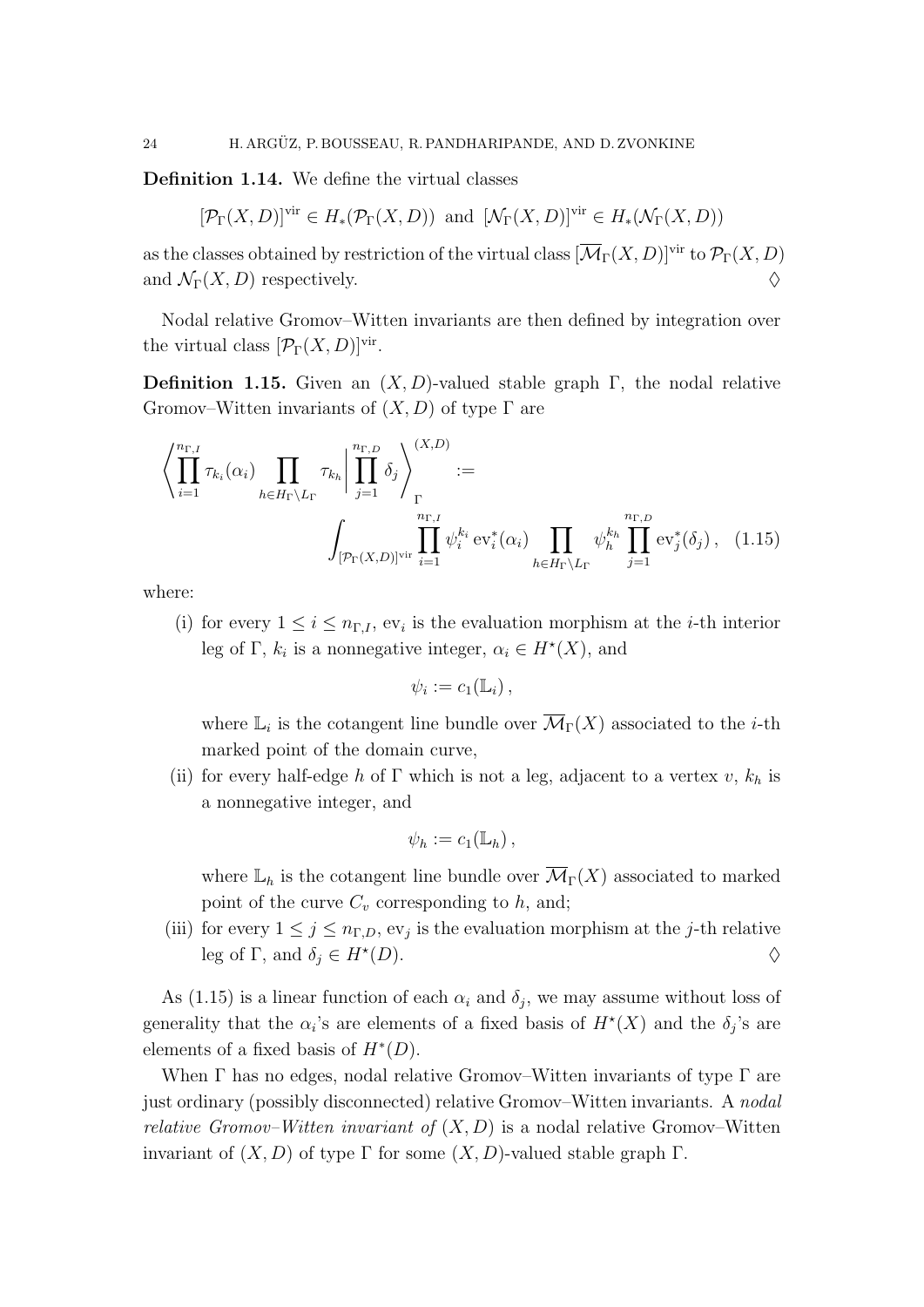**Definition 1.14.** We define the virtual classes

$$[\mathcal{P}_\Gamma(X,D)]^{\mathrm{vir}} \in H_*(\mathcal{P}_\Gamma(X,D)) \text{ and } [\mathcal{N}_\Gamma(X,D)]^{\mathrm{vir}} \in H_*(\mathcal{N}_\Gamma(X,D))$$

as the classes obtained by restriction of the virtual class $[\overline{\mathcal{M}}_\Gamma(X,D)]^{\mathrm{vir}}$ to $\mathcal{P}_\Gamma(X,D)$ and $\mathcal{N}_\Gamma(X,D)$ respectively. $\Diamond$

Nodal relative Gromov–Witten invariants are then defined by integration over the virtual class $[\mathcal{P}_\Gamma(X,D)]^{\mathrm{vir}}$.

**Definition 1.15.** Given an $(X,D)$-valued stable graph $\Gamma$, the nodal relative Gromov–Witten invariants of $(X,D)$ of type $\Gamma$ are

$$\left\langle \prod_{i=1}^{n_{\Gamma,I}} \tau_{k_i}(\alpha_i) \prod_{h \in H_\Gamma \setminus L_\Gamma} \tau_{k_h} \middle| \prod_{j=1}^{n_{\Gamma,D}} \delta_j \right\rangle_\Gamma^{(X,D)} := \int_{[\mathcal{P}_\Gamma(X,D)]^{\mathrm{vir}}} \prod_{i=1}^{n_{\Gamma,I}} \psi_i^{k_i} \operatorname{ev}_i^*(\alpha_i) \prod_{h \in H_\Gamma \setminus L_\Gamma} \psi_h^{k_h} \prod_{j=1}^{n_{\Gamma,D}} \operatorname{ev}_j^*(\delta_j)\,, \quad (1.15)$$

where:

(i) for every $1 \leq i \leq n_{\Gamma,I}$, $\operatorname{ev}_i$ is the evaluation morphism at the $i$-th interior leg of $\Gamma$, $k_i$ is a nonnegative integer, $\alpha_i \in H^\star(X)$, and

$$\psi_i := c_1(\mathbb{L}_i)\,,$$

where $\mathbb{L}_i$ is the cotangent line bundle over $\overline{\mathcal{M}}_\Gamma(X)$ associated to the $i$-th marked point of the domain curve,

(ii) for every half-edge $h$ of $\Gamma$ which is not a leg, adjacent to a vertex $v$, $k_h$ is a nonnegative integer, and

$$\psi_h := c_1(\mathbb{L}_h)\,,$$

where $\mathbb{L}_h$ is the cotangent line bundle over $\overline{\mathcal{M}}_\Gamma(X)$ associated to marked point of the curve $C_v$ corresponding to $h$, and;

(iii) for every $1 \leq j \leq n_{\Gamma,D}$, $\operatorname{ev}_j$ is the evaluation morphism at the $j$-th relative leg of $\Gamma$, and $\delta_j \in H^\star(D)$. $\Diamond$

As (1.15) is a linear function of each $\alpha_i$ and $\delta_j$, we may assume without loss of generality that the $\alpha_i$'s are elements of a fixed basis of $H^\star(X)$ and the $\delta_j$'s are elements of a fixed basis of $H^*(D)$.

When $\Gamma$ has no edges, nodal relative Gromov–Witten invariants of type $\Gamma$ are just ordinary (possibly disconnected) relative Gromov–Witten invariants. A *nodal relative Gromov–Witten invariant of* $(X,D)$ is a nodal relative Gromov–Witten invariant of $(X,D)$ of type $\Gamma$ for some $(X,D)$-valued stable graph $\Gamma$.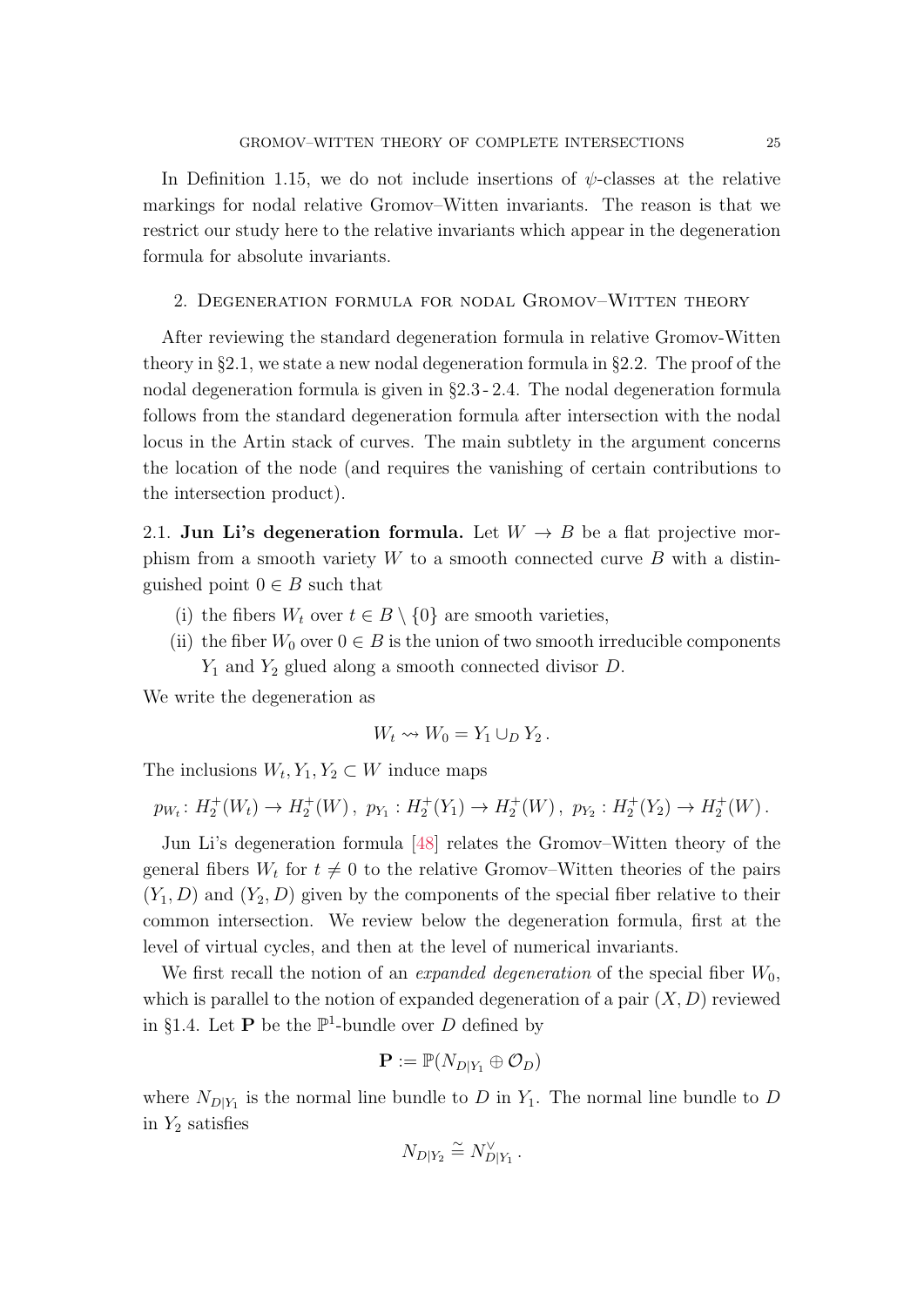In Definition 1.15, we do not include insertions of $\psi$-classes at the relative markings for nodal relative Gromov–Witten invariants. The reason is that we restrict our study here to the relative invariants which appear in the degeneration formula for absolute invariants.

## 2. Degeneration formula for nodal Gromov–Witten theory

After reviewing the standard degeneration formula in relative Gromov-Witten theory in §2.1, we state a new nodal degeneration formula in §2.2. The proof of the nodal degeneration formula is given in §2.3 - 2.4. The nodal degeneration formula follows from the standard degeneration formula after intersection with the nodal locus in the Artin stack of curves. The main subtlety in the argument concerns the location of the node (and requires the vanishing of certain contributions to the intersection product).

2.1. **Jun Li's degeneration formula.** Let $W \to B$ be a flat projective morphism from a smooth variety $W$ to a smooth connected curve $B$ with a distinguished point $0 \in B$ such that

(i) the fibers $W_t$ over $t \in B \setminus \{0\}$ are smooth varieties,

(ii) the fiber $W_0$ over $0 \in B$ is the union of two smooth irreducible components $Y_1$ and $Y_2$ glued along a smooth connected divisor $D$.

We write the degeneration as

$$W_t \rightsquigarrow W_0 = Y_1 \cup_D Y_2 \,.$$

The inclusions $W_t, Y_1, Y_2 \subset W$ induce maps

$$p_{W_t} \colon H_2^+(W_t) \to H_2^+(W)\,,\ p_{Y_1} : H_2^+(Y_1) \to H_2^+(W)\,,\ p_{Y_2} : H_2^+(Y_2) \to H_2^+(W)\,.$$

Jun Li's degeneration formula [48] relates the Gromov–Witten theory of the general fibers $W_t$ for $t \neq 0$ to the relative Gromov–Witten theories of the pairs $(Y_1, D)$ and $(Y_2, D)$ given by the components of the special fiber relative to their common intersection. We review below the degeneration formula, first at the level of virtual cycles, and then at the level of numerical invariants.

We first recall the notion of an *expanded degeneration* of the special fiber $W_0$, which is parallel to the notion of expanded degeneration of a pair $(X, D)$ reviewed in §1.4. Let $\mathbf{P}$ be the $\mathbb{P}^1$-bundle over $D$ defined by

$$\mathbf{P} := \mathbb{P}(N_{D|Y_1} \oplus \mathcal{O}_D)$$

where $N_{D|Y_1}$ is the normal line bundle to $D$ in $Y_1$. The normal line bundle to $D$ in $Y_2$ satisfies

$$N_{D|Y_2} \cong N_{D|Y_1}^\vee \,.$$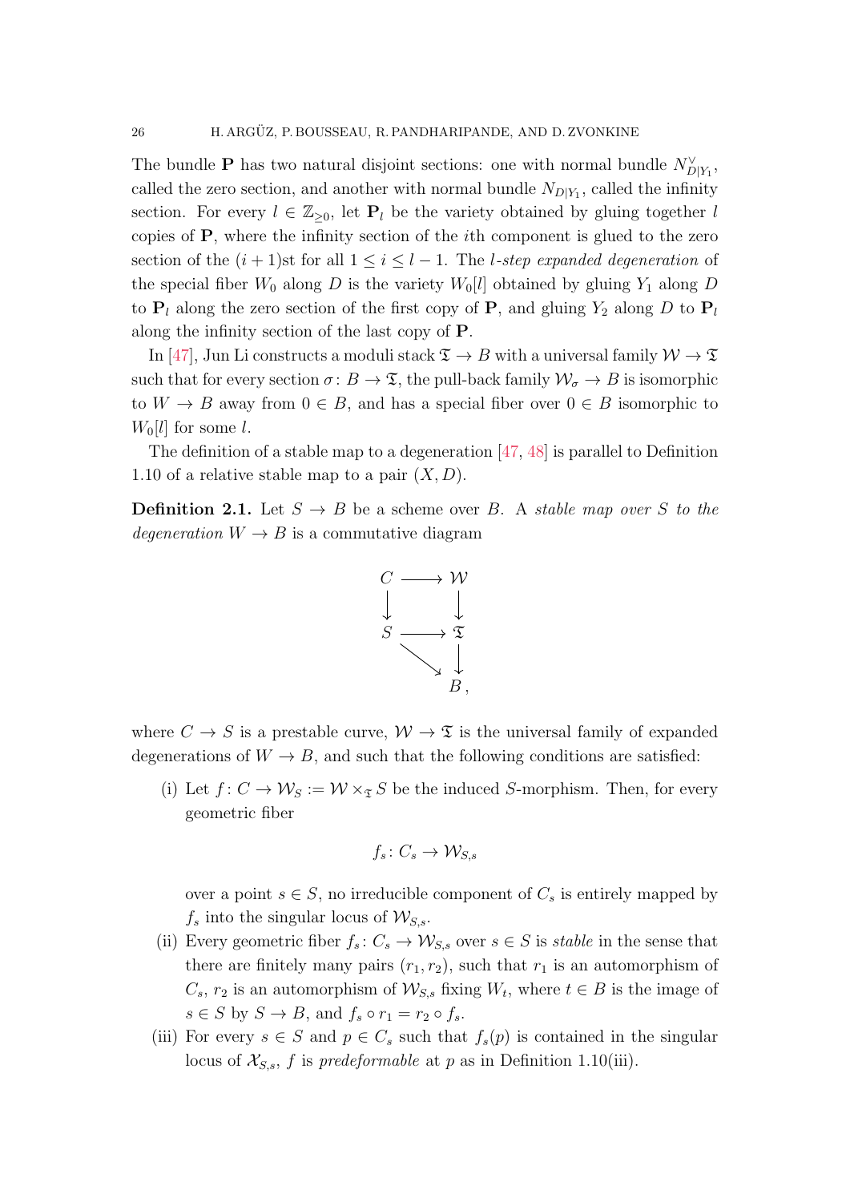The bundle $\mathbf{P}$ has two natural disjoint sections: one with normal bundle $N_{D|Y_1}^\vee$, called the zero section, and another with normal bundle $N_{D|Y_1}$, called the infinity section. For every $l \in \mathbb{Z}_{\geq 0}$, let $\mathbf{P}_l$ be the variety obtained by gluing together $l$ copies of $\mathbf{P}$, where the infinity section of the $i$th component is glued to the zero section of the $(i+1)$st for all $1 \leq i \leq l-1$. The *$l$-step expanded degeneration* of the special fiber $W_0$ along $D$ is the variety $W_0[l]$ obtained by gluing $Y_1$ along $D$ to $\mathbf{P}_l$ along the zero section of the first copy of $\mathbf{P}$, and gluing $Y_2$ along $D$ to $\mathbf{P}_l$ along the infinity section of the last copy of $\mathbf{P}$.

In [47], Jun Li constructs a moduli stack $\mathfrak{T} \to B$ with a universal family $\mathcal{W} \to \mathfrak{T}$ such that for every section $\sigma \colon B \to \mathfrak{T}$, the pull-back family $\mathcal{W}_\sigma \to B$ is isomorphic to $W \to B$ away from $0 \in B$, and has a special fiber over $0 \in B$ isomorphic to $W_0[l]$ for some $l$.

The definition of a stable map to a degeneration [47, 48] is parallel to Definition 1.10 of a relative stable map to a pair $(X, D)$.

**Definition 2.1.** Let $S \to B$ be a scheme over $B$. A *stable map over $S$ to the degeneration $W \to B$* is a commutative diagram

$$\begin{array}{ccc} C & \longrightarrow & \mathcal{W} \\ \downarrow & & \downarrow \\ S & \longrightarrow & \mathfrak{T} \\ & \searrow & \downarrow \\ & & B\,, \end{array}$$

where $C \to S$ is a prestable curve, $\mathcal{W} \to \mathfrak{T}$ is the universal family of expanded degenerations of $W \to B$, and such that the following conditions are satisfied:

(i) Let $f \colon C \to \mathcal{W}_S := \mathcal{W} \times_{\mathfrak{T}} S$ be the induced $S$-morphism. Then, for every geometric fiber

$$f_s \colon C_s \to \mathcal{W}_{S,s}$$

over a point $s \in S$, no irreducible component of $C_s$ is entirely mapped by $f_s$ into the singular locus of $\mathcal{W}_{S,s}$.

(ii) Every geometric fiber $f_s \colon C_s \to \mathcal{W}_{S,s}$ over $s \in S$ is *stable* in the sense that there are finitely many pairs $(r_1, r_2)$, such that $r_1$ is an automorphism of $C_s$, $r_2$ is an automorphism of $\mathcal{W}_{S,s}$ fixing $W_t$, where $t \in B$ is the image of $s \in S$ by $S \to B$, and $f_s \circ r_1 = r_2 \circ f_s$.

(iii) For every $s \in S$ and $p \in C_s$ such that $f_s(p)$ is contained in the singular locus of $\mathcal{X}_{S,s}$, $f$ is *predeformable* at $p$ as in Definition 1.10(iii).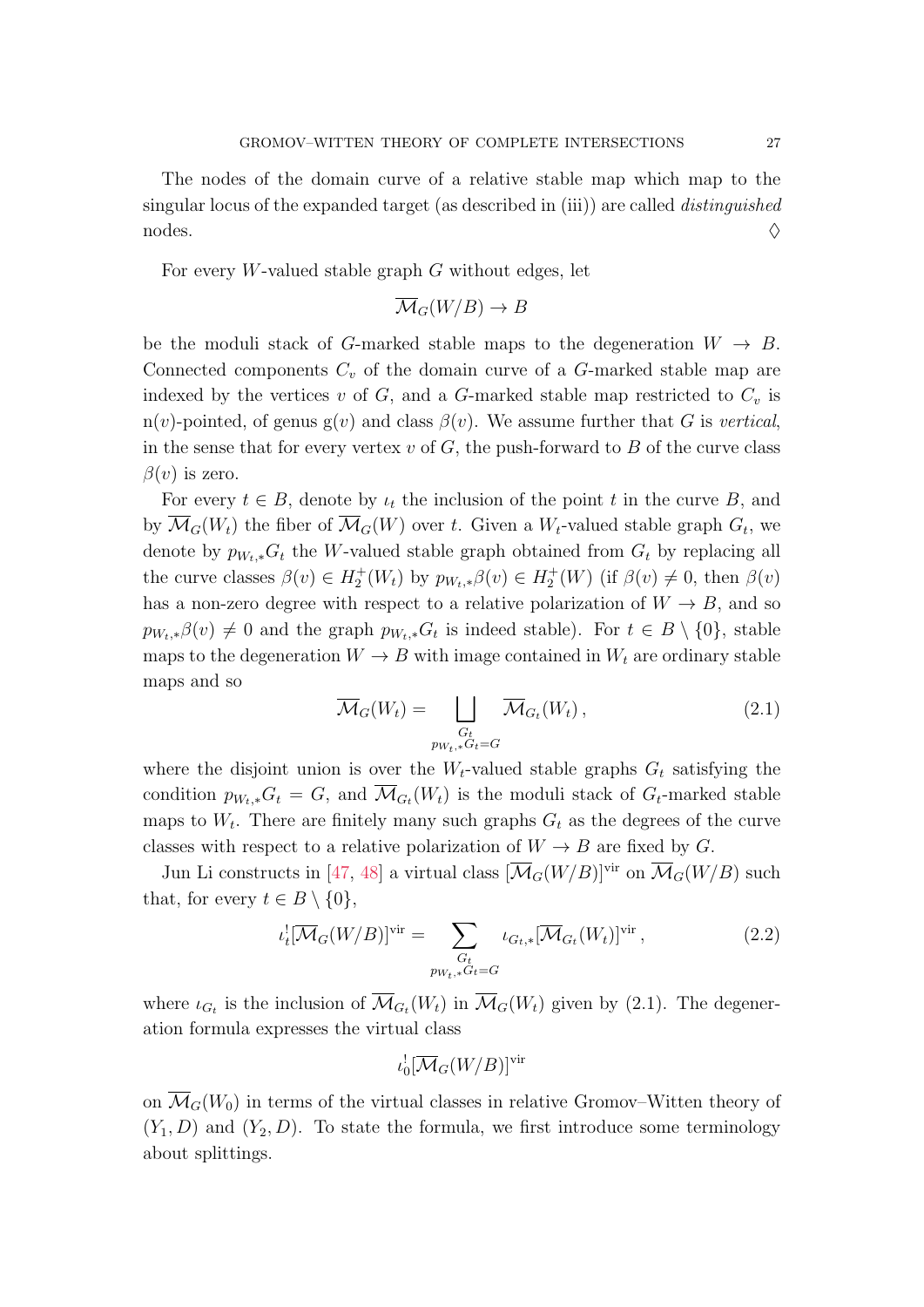The nodes of the domain curve of a relative stable map which map to the singular locus of the expanded target (as described in (iii)) are called *distinguished* nodes. $\diamondsuit$

For every $W$-valued stable graph $G$ without edges, let

$$\overline{\mathcal{M}}_G(W/B) \to B$$

be the moduli stack of $G$-marked stable maps to the degeneration $W \to B$. Connected components $C_v$ of the domain curve of a $G$-marked stable map are indexed by the vertices $v$ of $G$, and a $G$-marked stable map restricted to $C_v$ is $\mathrm{n}(v)$-pointed, of genus $\mathrm{g}(v)$ and class $\beta(v)$. We assume further that $G$ is *vertical*, in the sense that for every vertex $v$ of $G$, the push-forward to $B$ of the curve class $\beta(v)$ is zero.

For every $t \in B$, denote by $\iota_t$ the inclusion of the point $t$ in the curve $B$, and by $\overline{\mathcal{M}}_G(W_t)$ the fiber of $\overline{\mathcal{M}}_G(W)$ over $t$. Given a $W_t$-valued stable graph $G_t$, we denote by $p_{W_t,*}G_t$ the $W$-valued stable graph obtained from $G_t$ by replacing all the curve classes $\beta(v) \in H_2^+(W_t)$ by $p_{W_t,*}\beta(v) \in H_2^+(W)$ (if $\beta(v) \neq 0$, then $\beta(v)$ has a non-zero degree with respect to a relative polarization of $W \to B$, and so $p_{W_t,*}\beta(v) \neq 0$ and the graph $p_{W_t,*}G_t$ is indeed stable). For $t \in B \setminus \{0\}$, stable maps to the degeneration $W \to B$ with image contained in $W_t$ are ordinary stable maps and so

$$\overline{\mathcal{M}}_G(W_t) = \bigsqcup_{\substack{G_t \\ p_{W_t,*}G_t = G}} \overline{\mathcal{M}}_{G_t}(W_t)\,, \tag{2.1}$$

where the disjoint union is over the $W_t$-valued stable graphs $G_t$ satisfying the condition $p_{W_t,*}G_t = G$, and $\overline{\mathcal{M}}_{G_t}(W_t)$ is the moduli stack of $G_t$-marked stable maps to $W_t$. There are finitely many such graphs $G_t$ as the degrees of the curve classes with respect to a relative polarization of $W \to B$ are fixed by $G$.

Jun Li constructs in [47, 48] a virtual class $[\overline{\mathcal{M}}_G(W/B)]^{\mathrm{vir}}$ on $\overline{\mathcal{M}}_G(W/B)$ such that, for every $t \in B \setminus \{0\}$,

$$\iota_t^![\overline{\mathcal{M}}_G(W/B)]^{\mathrm{vir}} = \sum_{\substack{G_t \\ p_{W_t,*}G_t = G}} \iota_{G_t,*}[\overline{\mathcal{M}}_{G_t}(W_t)]^{\mathrm{vir}}\,, \tag{2.2}$$

where $\iota_{G_t}$ is the inclusion of $\overline{\mathcal{M}}_{G_t}(W_t)$ in $\overline{\mathcal{M}}_G(W_t)$ given by (2.1). The degeneration formula expresses the virtual class

$$\iota_0^![\overline{\mathcal{M}}_G(W/B)]^{\mathrm{vir}}$$

on $\overline{\mathcal{M}}_G(W_0)$ in terms of the virtual classes in relative Gromov–Witten theory of $(Y_1, D)$ and $(Y_2, D)$. To state the formula, we first introduce some terminology about splittings.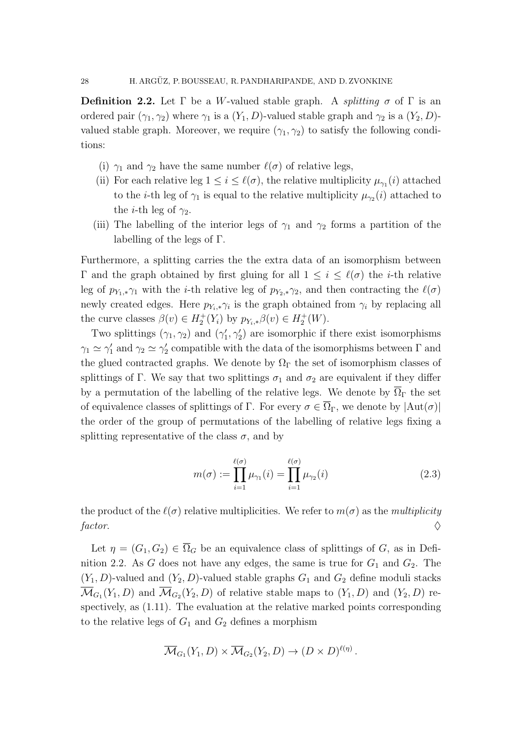**Definition 2.2.** Let $\Gamma$ be a $W$-valued stable graph. A *splitting* $\sigma$ of $\Gamma$ is an ordered pair $(\gamma_1, \gamma_2)$ where $\gamma_1$ is a $(Y_1, D)$-valued stable graph and $\gamma_2$ is a $(Y_2, D)$-valued stable graph. Moreover, we require $(\gamma_1, \gamma_2)$ to satisfy the following conditions:

(i) $\gamma_1$ and $\gamma_2$ have the same number $\ell(\sigma)$ of relative legs,

(ii) For each relative leg $1 \leq i \leq \ell(\sigma)$, the relative multiplicity $\mu_{\gamma_1}(i)$ attached to the $i$-th leg of $\gamma_1$ is equal to the relative multiplicity $\mu_{\gamma_2}(i)$ attached to the $i$-th leg of $\gamma_2$.

(iii) The labelling of the interior legs of $\gamma_1$ and $\gamma_2$ forms a partition of the labelling of the legs of $\Gamma$.

Furthermore, a splitting carries the the extra data of an isomorphism between $\Gamma$ and the graph obtained by first gluing for all $1 \leq i \leq \ell(\sigma)$ the $i$-th relative leg of $p_{Y_1,*}\gamma_1$ with the $i$-th relative leg of $p_{Y_2,*}\gamma_2$, and then contracting the $\ell(\sigma)$ newly created edges. Here $p_{Y_i,*}\gamma_i$ is the graph obtained from $\gamma_i$ by replacing all the curve classes $\beta(v) \in H_2^+(Y_i)$ by $p_{Y_i,*}\beta(v) \in H_2^+(W)$.

Two splittings $(\gamma_1, \gamma_2)$ and $(\gamma_1', \gamma_2')$ are isomorphic if there exist isomorphisms $\gamma_1 \simeq \gamma_1'$ and $\gamma_2 \simeq \gamma_2'$ compatible with the data of the isomorphisms between $\Gamma$ and the glued contracted graphs. We denote by $\Omega_\Gamma$ the set of isomorphism classes of splittings of $\Gamma$. We say that two splittings $\sigma_1$ and $\sigma_2$ are equivalent if they differ by a permutation of the labelling of the relative legs. We denote by $\overline{\Omega}_\Gamma$ the set of equivalence classes of splittings of $\Gamma$. For every $\sigma \in \overline{\Omega}_\Gamma$, we denote by $|\mathrm{Aut}(\sigma)|$ the order of the group of permutations of the labelling of relative legs fixing a splitting representative of the class $\sigma$, and by

$$m(\sigma) := \prod_{i=1}^{\ell(\sigma)} \mu_{\gamma_1}(i) = \prod_{i=1}^{\ell(\sigma)} \mu_{\gamma_2}(i) \tag{2.3}$$

the product of the $\ell(\sigma)$ relative multiplicities. We refer to $m(\sigma)$ as the *multiplicity factor*. $\Diamond$

Let $\eta = (G_1, G_2) \in \overline{\Omega}_G$ be an equivalence class of splittings of $G$, as in Definition 2.2. As $G$ does not have any edges, the same is true for $G_1$ and $G_2$. The $(Y_1, D)$-valued and $(Y_2, D)$-valued stable graphs $G_1$ and $G_2$ define moduli stacks $\overline{\mathcal{M}}_{G_1}(Y_1, D)$ and $\overline{\mathcal{M}}_{G_2}(Y_2, D)$ of relative stable maps to $(Y_1, D)$ and $(Y_2, D)$ respectively, as (1.11). The evaluation at the relative marked points corresponding to the relative legs of $G_1$ and $G_2$ defines a morphism

$$\overline{\mathcal{M}}_{G_1}(Y_1, D) \times \overline{\mathcal{M}}_{G_2}(Y_2, D) \to (D \times D)^{\ell(\eta)} .$$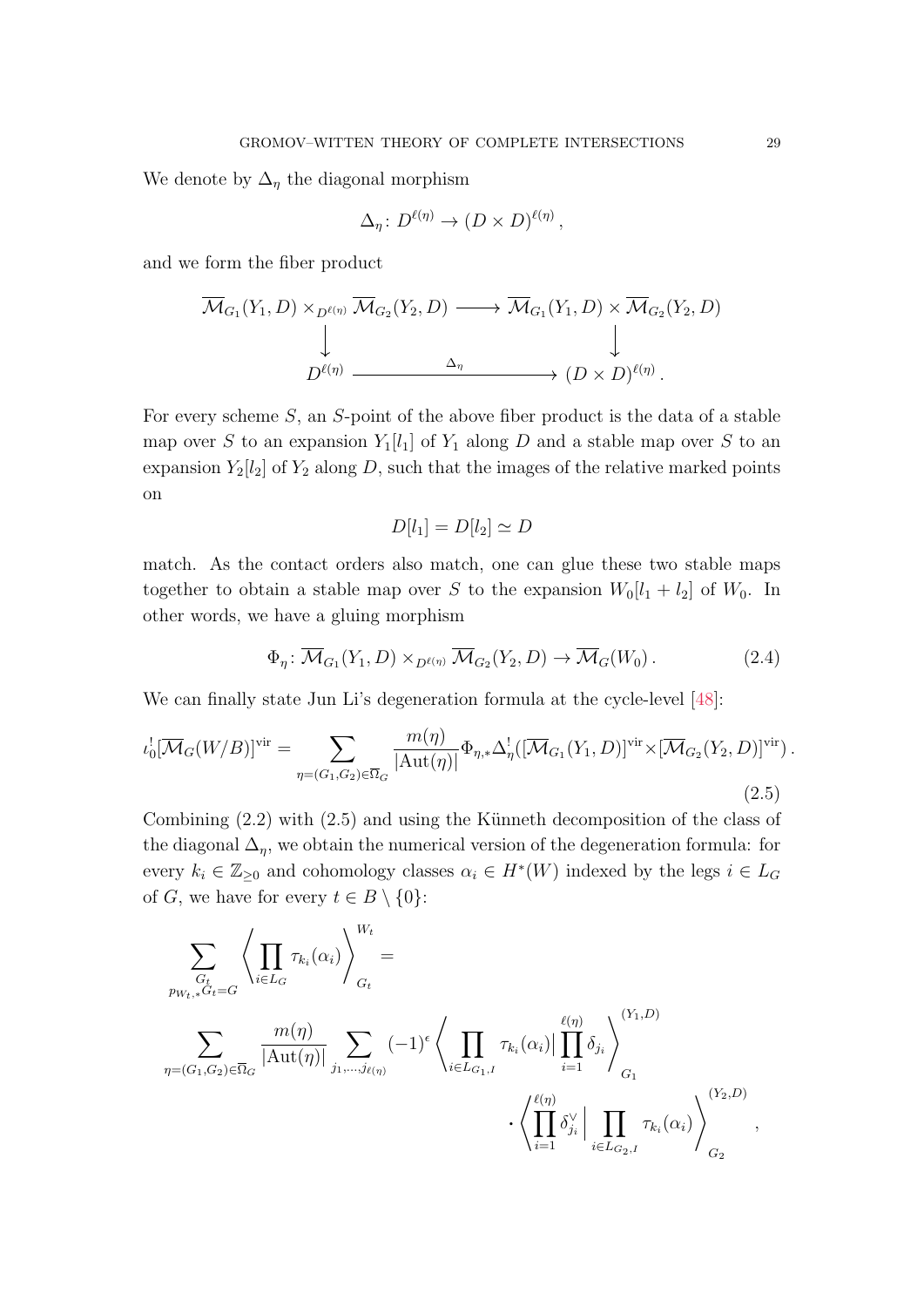We denote by $\Delta_\eta$ the diagonal morphism

$$\Delta_\eta \colon D^{\ell(\eta)} \to (D \times D)^{\ell(\eta)},$$

and we form the fiber product

$$\begin{array}{ccc}
\overline{\mathcal{M}}_{G_1}(Y_1, D) \times_{D^{\ell(\eta)}} \overline{\mathcal{M}}_{G_2}(Y_2, D) & \longrightarrow & \overline{\mathcal{M}}_{G_1}(Y_1, D) \times \overline{\mathcal{M}}_{G_2}(Y_2, D) \\
\downarrow & & \downarrow \\
D^{\ell(\eta)} & \xrightarrow{\quad \Delta_\eta \quad} & (D \times D)^{\ell(\eta)} .
\end{array}$$

For every scheme $S$, an $S$-point of the above fiber product is the data of a stable map over $S$ to an expansion $Y_1[l_1]$ of $Y_1$ along $D$ and a stable map over $S$ to an expansion $Y_2[l_2]$ of $Y_2$ along $D$, such that the images of the relative marked points on

$$D[l_1] = D[l_2] \simeq D$$

match. As the contact orders also match, one can glue these two stable maps together to obtain a stable map over $S$ to the expansion $W_0[l_1 + l_2]$ of $W_0$. In other words, we have a gluing morphism

$$\Phi_\eta \colon \overline{\mathcal{M}}_{G_1}(Y_1, D) \times_{D^{\ell(\eta)}} \overline{\mathcal{M}}_{G_2}(Y_2, D) \to \overline{\mathcal{M}}_G(W_0) . \tag{2.4}$$

We can finally state Jun Li's degeneration formula at the cycle-level [48]:

$$\iota_0^! [\overline{\mathcal{M}}_G(W/B)]^{\mathrm{vir}} = \sum_{\eta = (G_1, G_2) \in \overline{\Omega}_G} \frac{m(\eta)}{|\mathrm{Aut}(\eta)|} \Phi_{\eta,*} \Delta_\eta^! ([\overline{\mathcal{M}}_{G_1}(Y_1, D)]^{\mathrm{vir}} \times [\overline{\mathcal{M}}_{G_2}(Y_2, D)]^{\mathrm{vir}}) . \tag{2.5}$$

Combining (2.2) with (2.5) and using the Künneth decomposition of the class of the diagonal $\Delta_\eta$, we obtain the numerical version of the degeneration formula: for every $k_i \in \mathbb{Z}_{\geq 0}$ and cohomology classes $\alpha_i \in H^*(W)$ indexed by the legs $i \in L_G$ of $G$, we have for every $t \in B \setminus \{0\}$:

$$\sum_{\substack{G_t \\ p_{W_t,*} G_t = G}} \left\langle \prod_{i \in L_G} \tau_{k_i}(\alpha_i) \right\rangle_{G_t}^{W_t} =$$

$$\sum_{\eta = (G_1, G_2) \in \overline{\Omega}_G} \frac{m(\eta)}{|\mathrm{Aut}(\eta)|} \sum_{j_1, \ldots, j_{\ell(\eta)}} (-1)^\epsilon \left\langle \prod_{i \in L_{G_1,I}} \tau_{k_i}(\alpha_i) \Big| \prod_{i=1}^{\ell(\eta)} \delta_{j_i} \right\rangle_{G_1}^{(Y_1, D)} \cdot \left\langle \prod_{i=1}^{\ell(\eta)} \delta_{j_i}^\vee \Big| \prod_{i \in L_{G_2,I}} \tau_{k_i}(\alpha_i) \right\rangle_{G_2}^{(Y_2, D)} ,$$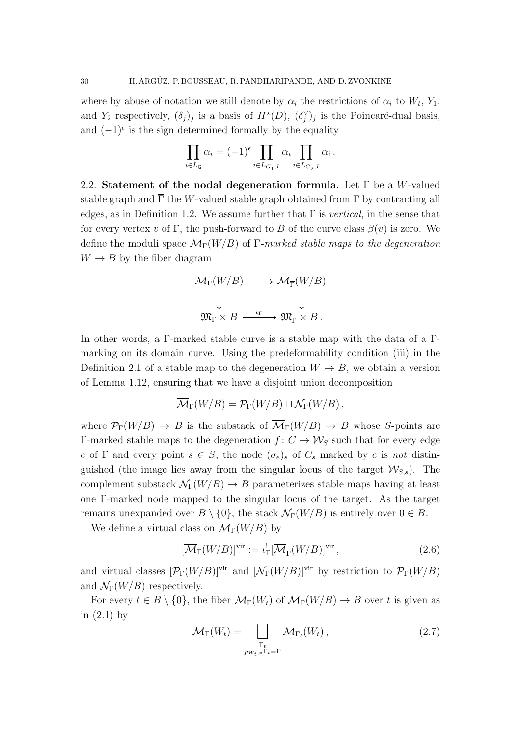where by abuse of notation we still denote by $\alpha_i$ the restrictions of $\alpha_i$ to $W_t$, $Y_1$, and $Y_2$ respectively, $(\delta_j)_j$ is a basis of $H^\star(D)$, $(\delta_j^\vee)_j$ is the Poincaré-dual basis, and $(-1)^\epsilon$ is the sign determined formally by the equality

$$\prod_{i \in L_{\mathsf{G}}} \alpha_i = (-1)^\epsilon \prod_{i \in L_{G_1,I}} \alpha_i \prod_{i \in L_{G_2,I}} \alpha_i \,.$$

2.2. **Statement of the nodal degeneration formula.** Let $\Gamma$ be a $W$-valued stable graph and $\overline{\Gamma}$ the $W$-valued stable graph obtained from $\Gamma$ by contracting all edges, as in Definition 1.2. We assume further that $\Gamma$ is *vertical*, in the sense that for every vertex $v$ of $\Gamma$, the push-forward to $B$ of the curve class $\beta(v)$ is zero. We define the moduli space $\overline{\mathcal{M}}_\Gamma(W/B)$ of $\Gamma$*-marked stable maps to the degeneration* $W \to B$ by the fiber diagram

$$\begin{array}{ccc} \overline{\mathcal{M}}_\Gamma(W/B) & \longrightarrow & \overline{\mathcal{M}}_{\overline{\Gamma}}(W/B) \\ \big\downarrow & & \big\downarrow \\ \mathfrak{M}_\Gamma \times B & \xrightarrow{\iota_\Gamma} & \mathfrak{M}_{\overline{\Gamma}} \times B \,. \end{array}$$

In other words, a $\Gamma$-marked stable curve is a stable map with the data of a $\Gamma$-marking on its domain curve. Using the predeformability condition (iii) in the Definition 2.1 of a stable map to the degeneration $W \to B$, we obtain a version of Lemma 1.12, ensuring that we have a disjoint union decomposition

$$\overline{\mathcal{M}}_\Gamma(W/B) = \mathcal{P}_\Gamma(W/B) \sqcup \mathcal{N}_\Gamma(W/B) \,,$$

where $\mathcal{P}_\Gamma(W/B) \to B$ is the substack of $\overline{\mathcal{M}}_\Gamma(W/B) \to B$ whose $S$-points are $\Gamma$-marked stable maps to the degeneration $f \colon C \to \mathcal{W}_S$ such that for every edge $e$ of $\Gamma$ and every point $s \in S$, the node $(\sigma_e)_s$ of $C_s$ marked by $e$ is *not* distinguished (the image lies away from the singular locus of the target $\mathcal{W}_{S,s}$). The complement substack $\mathcal{N}_\Gamma(W/B) \to B$ parameterizes stable maps having at least one $\Gamma$-marked node mapped to the singular locus of the target. As the target remains unexpanded over $B \setminus \{0\}$, the stack $\mathcal{N}_\Gamma(W/B)$ is entirely over $0 \in B$.

We define a virtual class on $\overline{\mathcal{M}}_\Gamma(W/B)$ by

$$[\overline{\mathcal{M}}_\Gamma(W/B)]^{\mathrm{vir}} := \iota_\Gamma^! [\overline{\mathcal{M}}_{\overline{\Gamma}}(W/B)]^{\mathrm{vir}} \,, \tag{2.6}$$

and virtual classes $[\mathcal{P}_\Gamma(W/B)]^{\mathrm{vir}}$ and $[\mathcal{N}_\Gamma(W/B)]^{\mathrm{vir}}$ by restriction to $\mathcal{P}_\Gamma(W/B)$ and $\mathcal{N}_\Gamma(W/B)$ respectively.

For every $t \in B \setminus \{0\}$, the fiber $\overline{\mathcal{M}}_\Gamma(W_t)$ of $\overline{\mathcal{M}}_\Gamma(W/B) \to B$ over $t$ is given as in (2.1) by

$$\overline{\mathcal{M}}_\Gamma(W_t) = \bigsqcup_{\substack{\Gamma_t \\ p_{W_t,*}\Gamma_t = \Gamma}} \overline{\mathcal{M}}_{\Gamma_t}(W_t) \,, \tag{2.7}$$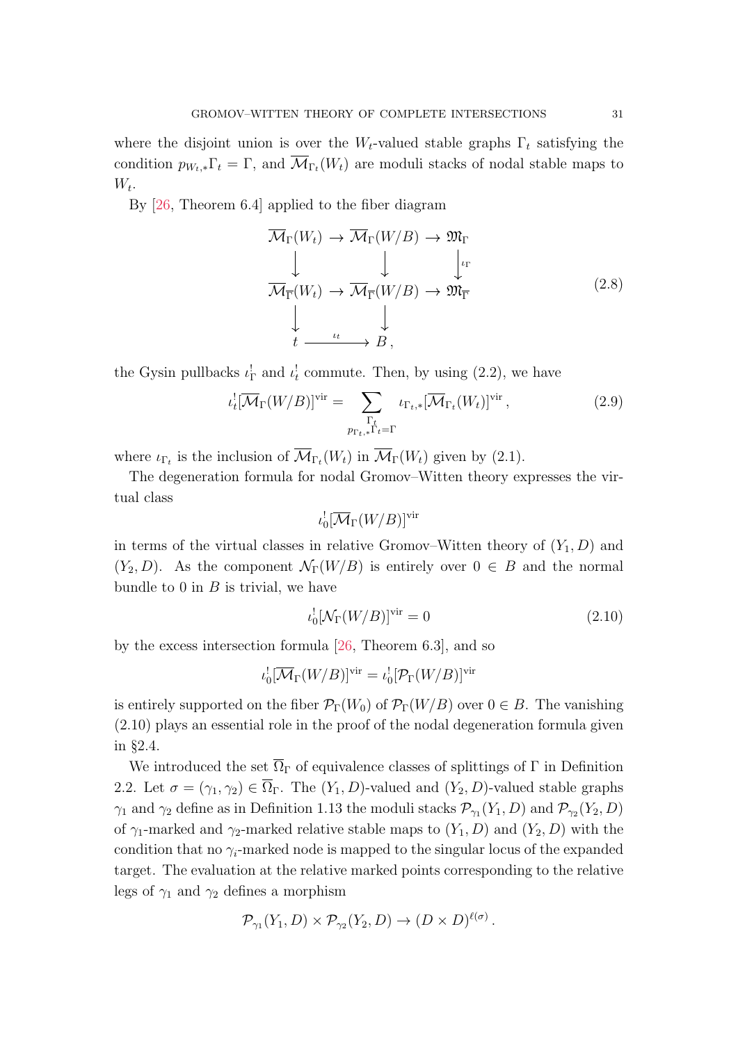where the disjoint union is over the $W_t$-valued stable graphs $\Gamma_t$ satisfying the condition $p_{W_t,*}\Gamma_t = \Gamma$, and $\overline{\mathcal{M}}_{\Gamma_t}(W_t)$ are moduli stacks of nodal stable maps to $W_t$.

By [26, Theorem 6.4] applied to the fiber diagram

$$
\begin{array}{ccccc}
\overline{\mathcal{M}}_{\Gamma}(W_t) & \to & \overline{\mathcal{M}}_{\Gamma}(W/B) & \to & \mathfrak{M}_{\Gamma} \\
\downarrow & & \downarrow & & \downarrow{\scriptstyle \iota_\Gamma} \\
\overline{\mathcal{M}}_{\overline{\Gamma}}(W_t) & \to & \overline{\mathcal{M}}_{\overline{\Gamma}}(W/B) & \to & \mathfrak{M}_{\overline{\Gamma}} \\
\downarrow & & \downarrow & & \\
t & \xrightarrow{\iota_t} & B\,, & &
\end{array}
\tag{2.8}
$$

the Gysin pullbacks $\iota_\Gamma^!$ and $\iota_t^!$ commute. Then, by using (2.2), we have

$$
\iota_t^! [\overline{\mathcal{M}}_{\Gamma}(W/B)]^{\mathrm{vir}} = \sum_{\substack{\Gamma_t \\ p_{\Gamma_t,*}\Gamma_t = \Gamma}} \iota_{\Gamma_t,*} [\overline{\mathcal{M}}_{\Gamma_t}(W_t)]^{\mathrm{vir}}\,, \tag{2.9}
$$

where $\iota_{\Gamma_t}$ is the inclusion of $\overline{\mathcal{M}}_{\Gamma_t}(W_t)$ in $\overline{\mathcal{M}}_{\Gamma}(W_t)$ given by (2.1).

The degeneration formula for nodal Gromov–Witten theory expresses the virtual class

$$
\iota_0^! [\overline{\mathcal{M}}_{\Gamma}(W/B)]^{\mathrm{vir}}
$$

in terms of the virtual classes in relative Gromov–Witten theory of $(Y_1, D)$ and $(Y_2, D)$. As the component $\mathcal{N}_{\Gamma}(W/B)$ is entirely over $0 \in B$ and the normal bundle to $0$ in $B$ is trivial, we have

$$
\iota_0^! [\mathcal{N}_{\Gamma}(W/B)]^{\mathrm{vir}} = 0 \tag{2.10}
$$

by the excess intersection formula [26, Theorem 6.3], and so

$$
\iota_0^! [\overline{\mathcal{M}}_{\Gamma}(W/B)]^{\mathrm{vir}} = \iota_0^! [\mathcal{P}_{\Gamma}(W/B)]^{\mathrm{vir}}
$$

is entirely supported on the fiber $\mathcal{P}_{\Gamma}(W_0)$ of $\mathcal{P}_{\Gamma}(W/B)$ over $0 \in B$. The vanishing (2.10) plays an essential role in the proof of the nodal degeneration formula given in §2.4.

We introduced the set $\overline{\Omega}_{\Gamma}$ of equivalence classes of splittings of $\Gamma$ in Definition 2.2. Let $\sigma = (\gamma_1, \gamma_2) \in \overline{\Omega}_{\Gamma}$. The $(Y_1, D)$-valued and $(Y_2, D)$-valued stable graphs $\gamma_1$ and $\gamma_2$ define as in Definition 1.13 the moduli stacks $\mathcal{P}_{\gamma_1}(Y_1, D)$ and $\mathcal{P}_{\gamma_2}(Y_2, D)$ of $\gamma_1$-marked and $\gamma_2$-marked relative stable maps to $(Y_1, D)$ and $(Y_2, D)$ with the condition that no $\gamma_i$-marked node is mapped to the singular locus of the expanded target. The evaluation at the relative marked points corresponding to the relative legs of $\gamma_1$ and $\gamma_2$ defines a morphism

$$
\mathcal{P}_{\gamma_1}(Y_1, D) \times \mathcal{P}_{\gamma_2}(Y_2, D) \to (D \times D)^{\ell(\sigma)}\,.
$$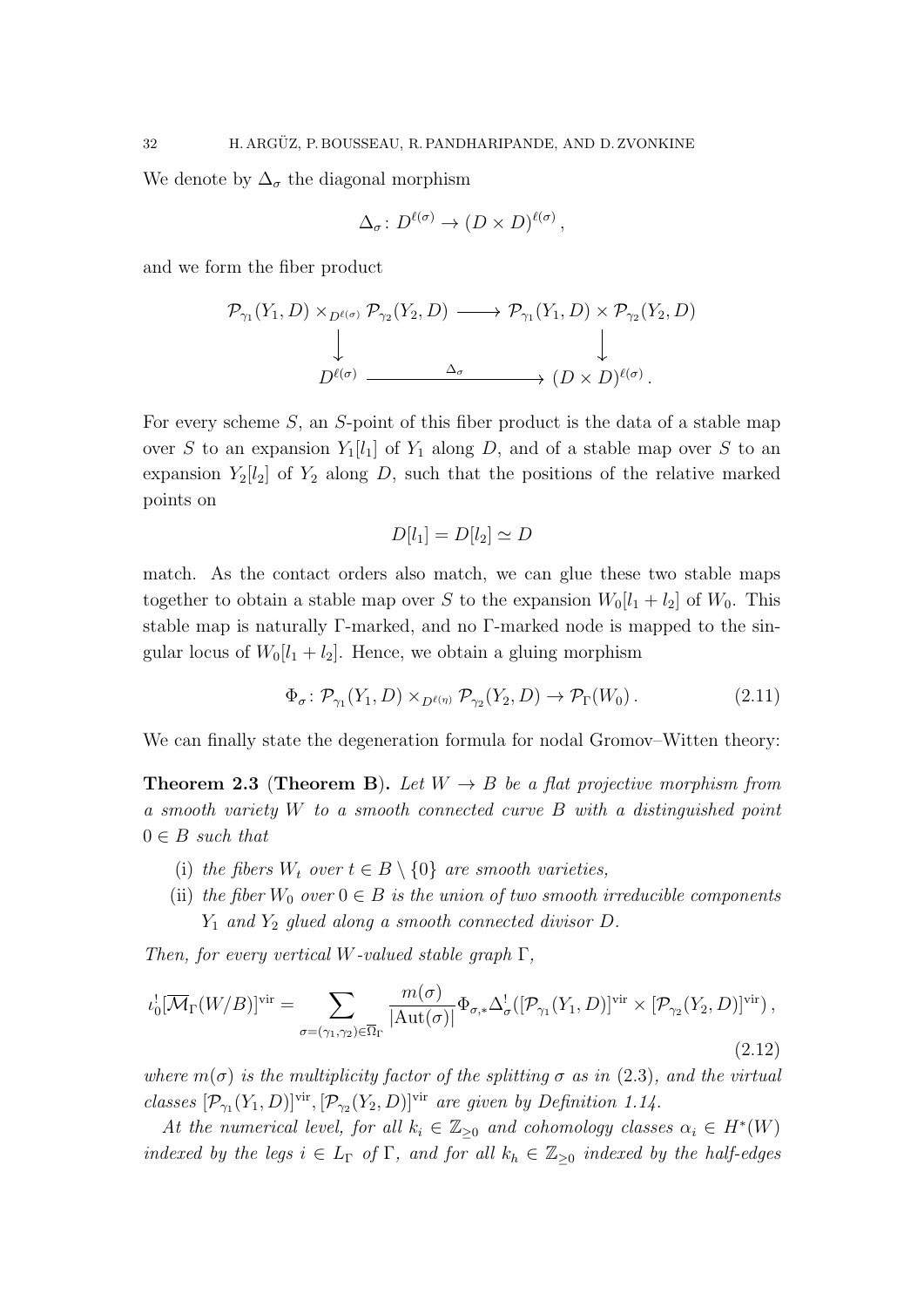We denote by $\Delta_\sigma$ the diagonal morphism

$$\Delta_\sigma \colon D^{\ell(\sigma)} \to (D \times D)^{\ell(\sigma)},$$

and we form the fiber product

$$\begin{array}{ccc} \mathcal{P}_{\gamma_1}(Y_1, D) \times_{D^{\ell(\sigma)}} \mathcal{P}_{\gamma_2}(Y_2, D) & \longrightarrow & \mathcal{P}_{\gamma_1}(Y_1, D) \times \mathcal{P}_{\gamma_2}(Y_2, D) \\ \big\downarrow & & \big\downarrow \\ D^{\ell(\sigma)} & \xrightarrow{\quad \Delta_\sigma \quad} & (D \times D)^{\ell(\sigma)} \,. \end{array}$$

For every scheme $S$, an $S$-point of this fiber product is the data of a stable map over $S$ to an expansion $Y_1[l_1]$ of $Y_1$ along $D$, and of a stable map over $S$ to an expansion $Y_2[l_2]$ of $Y_2$ along $D$, such that the positions of the relative marked points on

$$D[l_1] = D[l_2] \simeq D$$

match. As the contact orders also match, we can glue these two stable maps together to obtain a stable map over $S$ to the expansion $W_0[l_1 + l_2]$ of $W_0$. This stable map is naturally $\Gamma$-marked, and no $\Gamma$-marked node is mapped to the singular locus of $W_0[l_1 + l_2]$. Hence, we obtain a gluing morphism

$$\Phi_\sigma \colon \mathcal{P}_{\gamma_1}(Y_1, D) \times_{D^{\ell(\eta)}} \mathcal{P}_{\gamma_2}(Y_2, D) \to \mathcal{P}_\Gamma(W_0)\,. \tag{2.11}$$

We can finally state the degeneration formula for nodal Gromov–Witten theory:

**Theorem 2.3** **(Theorem B).** *Let $W \to B$ be a flat projective morphism from a smooth variety $W$ to a smooth connected curve $B$ with a distinguished point $0 \in B$ such that*

(i) *the fibers $W_t$ over $t \in B \setminus \{0\}$ are smooth varieties,*
(ii) *the fiber $W_0$ over $0 \in B$ is the union of two smooth irreducible components $Y_1$ and $Y_2$ glued along a smooth connected divisor $D$.*

*Then, for every vertical $W$-valued stable graph $\Gamma$,*

$$\iota_0^! [\overline{\mathcal{M}}_\Gamma(W/B)]^{\mathrm{vir}} = \sum_{\sigma = (\gamma_1, \gamma_2) \in \overline{\Omega}_\Gamma} \frac{m(\sigma)}{|\mathrm{Aut}(\sigma)|} \Phi_{\sigma,*} \Delta_\sigma^! ([\mathcal{P}_{\gamma_1}(Y_1, D)]^{\mathrm{vir}} \times [\mathcal{P}_{\gamma_2}(Y_2, D)]^{\mathrm{vir}})\,, \tag{2.12}$$

*where $m(\sigma)$ is the multiplicity factor of the splitting $\sigma$ as in* (2.3)*, and the virtual classes $[\mathcal{P}_{\gamma_1}(Y_1, D)]^{\mathrm{vir}}, [\mathcal{P}_{\gamma_2}(Y_2, D)]^{\mathrm{vir}}$ are given by Definition 1.14.*

*At the numerical level, for all $k_i \in \mathbb{Z}_{\geq 0}$ and cohomology classes $\alpha_i \in H^*(W)$ indexed by the legs $i \in L_\Gamma$ of $\Gamma$, and for all $k_h \in \mathbb{Z}_{\geq 0}$ indexed by the half-edges*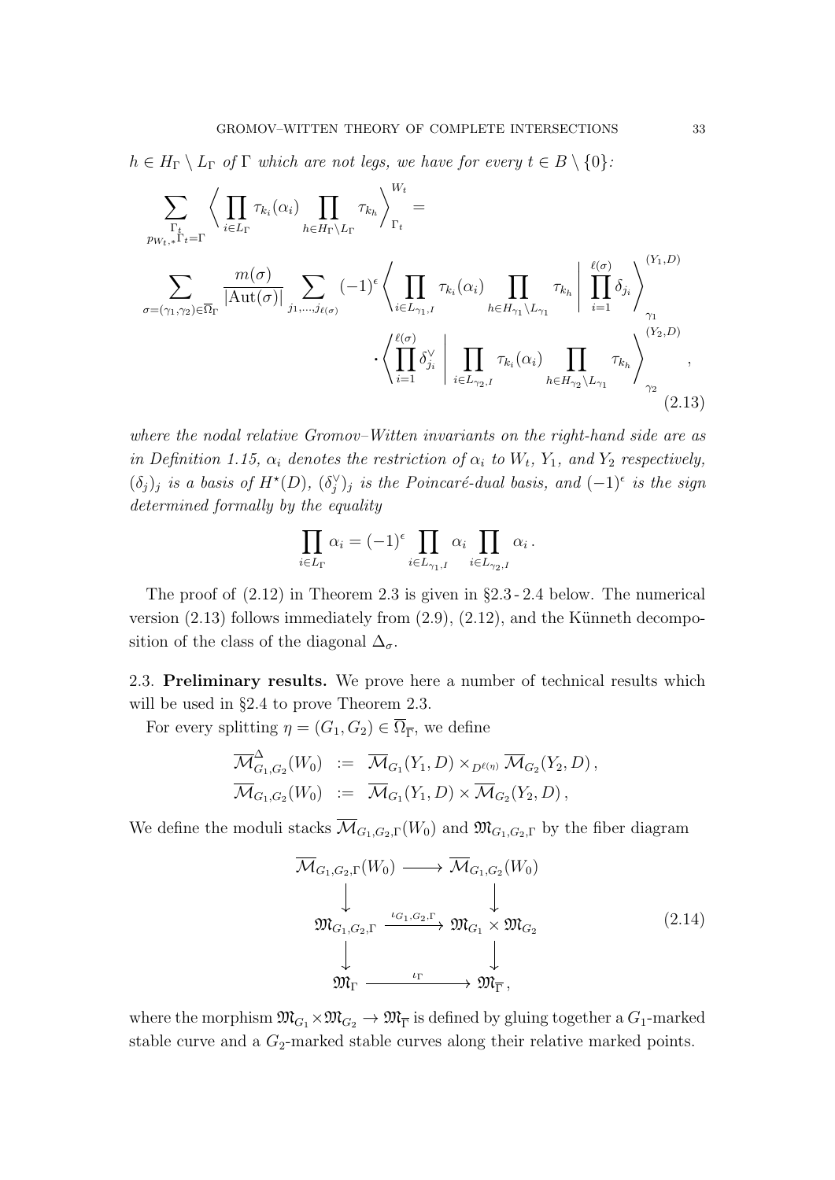*$h \in H_\Gamma \setminus L_\Gamma$ of $\Gamma$ which are not legs, we have for every $t \in B \setminus \{0\}$:*

$$
\begin{aligned}
\sum_{\substack{\Gamma_t \\ p_{W_t,*}\Gamma_t = \Gamma}} \left\langle \prod_{i \in L_\Gamma} \tau_{k_i}(\alpha_i) \prod_{h \in H_\Gamma \setminus L_\Gamma} \tau_{k_h} \right\rangle_{\Gamma_t}^{W_t} = \\
\sum_{\sigma = (\gamma_1,\gamma_2) \in \overline{\Omega}_\Gamma} \frac{m(\sigma)}{|\mathrm{Aut}(\sigma)|} \sum_{j_1,\ldots,j_{\ell(\sigma)}} (-1)^\epsilon \left\langle \prod_{i \in L_{\gamma_1,I}} \tau_{k_i}(\alpha_i) \prod_{h \in H_{\gamma_1} \setminus L_{\gamma_1}} \tau_{k_h} \,\middle|\, \prod_{i=1}^{\ell(\sigma)} \delta_{j_i} \right\rangle_{\gamma_1}^{(Y_1,D)} \\
\cdot \left\langle \prod_{i=1}^{\ell(\sigma)} \delta_{j_i}^\vee \,\middle|\, \prod_{i \in L_{\gamma_2,I}} \tau_{k_i}(\alpha_i) \prod_{h \in H_{\gamma_2} \setminus L_{\gamma_1}} \tau_{k_h} \right\rangle_{\gamma_2}^{(Y_2,D)},
\end{aligned}
\tag{2.13}
$$

*where the nodal relative Gromov–Witten invariants on the right-hand side are as in Definition 1.15, $\alpha_i$ denotes the restriction of $\alpha_i$ to $W_t$, $Y_1$, and $Y_2$ respectively, $(\delta_j)_j$ is a basis of $H^\star(D)$, $(\delta_j^\vee)_j$ is the Poincaré-dual basis, and $(-1)^\epsilon$ is the sign determined formally by the equality*

$$
\prod_{i \in L_\Gamma} \alpha_i = (-1)^\epsilon \prod_{i \in L_{\gamma_1,I}} \alpha_i \prod_{i \in L_{\gamma_2,I}} \alpha_i \,.
$$

The proof of (2.12) in Theorem 2.3 is given in §2.3 - 2.4 below. The numerical version (2.13) follows immediately from (2.9), (2.12), and the Künneth decomposition of the class of the diagonal $\Delta_\sigma$.

2.3. **Preliminary results.** We prove here a number of technical results which will be used in §2.4 to prove Theorem 2.3.

For every splitting $\eta = (G_1, G_2) \in \overline{\Omega}_{\overline{\Gamma}}$, we define

$$
\begin{aligned}
\overline{\mathcal{M}}^\Delta_{G_1,G_2}(W_0) &:= \overline{\mathcal{M}}_{G_1}(Y_1, D) \times_{D^{\ell(\eta)}} \overline{\mathcal{M}}_{G_2}(Y_2, D)\,, \\
\overline{\mathcal{M}}_{G_1,G_2}(W_0) &:= \overline{\mathcal{M}}_{G_1}(Y_1, D) \times \overline{\mathcal{M}}_{G_2}(Y_2, D)\,,
\end{aligned}
$$

We define the moduli stacks $\overline{\mathcal{M}}_{G_1,G_2,\Gamma}(W_0)$ and $\mathfrak{M}_{G_1,G_2,\Gamma}$ by the fiber diagram

$$
\begin{array}{ccc}
\overline{\mathcal{M}}_{G_1,G_2,\Gamma}(W_0) & \longrightarrow & \overline{\mathcal{M}}_{G_1,G_2}(W_0) \\
\downarrow & & \downarrow \\
\mathfrak{M}_{G_1,G_2,\Gamma} & \xrightarrow{\iota_{G_1,G_2,\Gamma}} & \mathfrak{M}_{G_1} \times \mathfrak{M}_{G_2} \\
\downarrow & & \downarrow \\
\mathfrak{M}_\Gamma & \xrightarrow{\iota_\Gamma} & \mathfrak{M}_{\overline{\Gamma}}\,,
\end{array}
\tag{2.14}
$$

where the morphism $\mathfrak{M}_{G_1} \times \mathfrak{M}_{G_2} \to \mathfrak{M}_{\overline{\Gamma}}$ is defined by gluing together a $G_1$-marked stable curve and a $G_2$-marked stable curves along their relative marked points.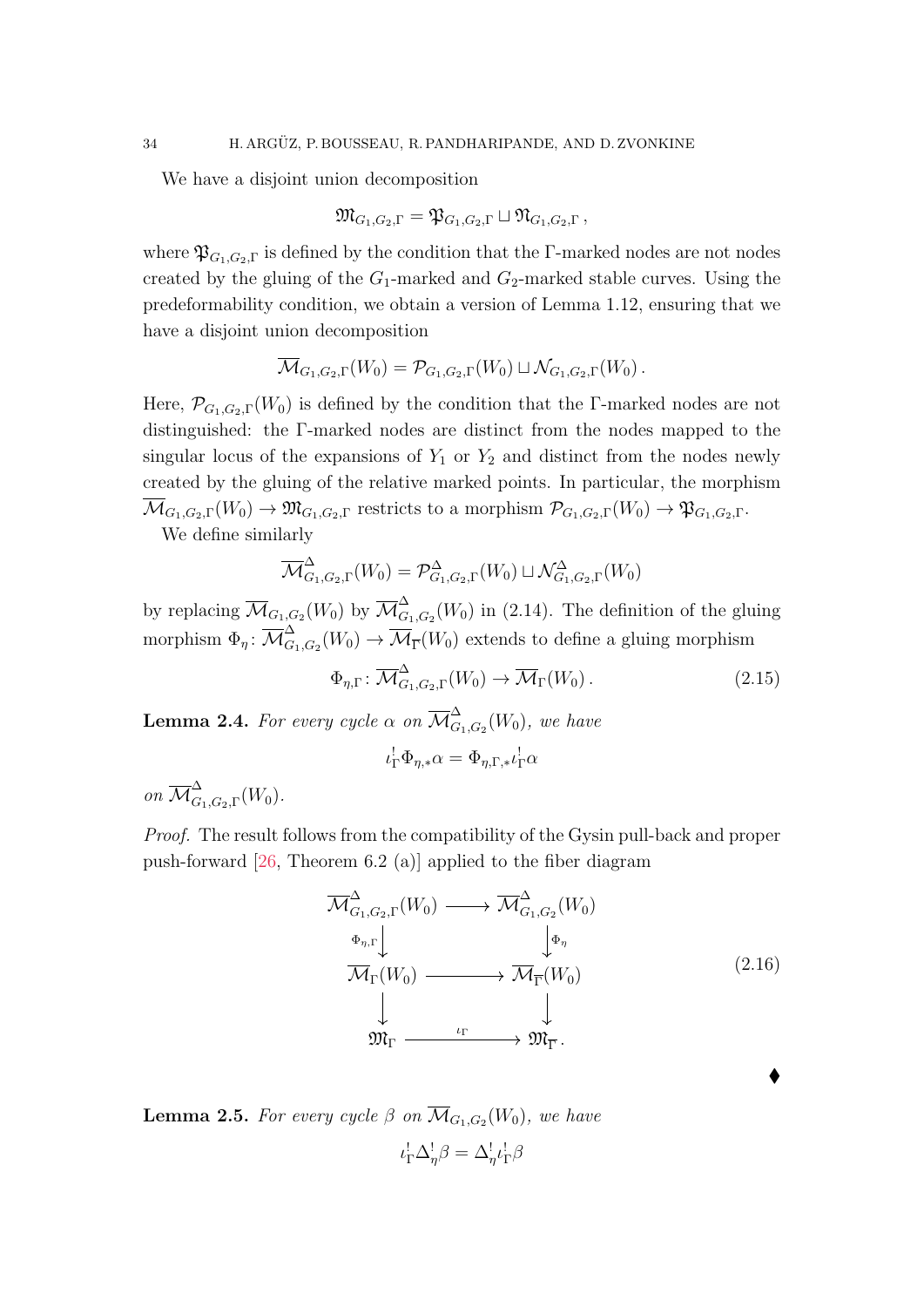We have a disjoint union decomposition

$$\mathfrak{M}_{G_1,G_2,\Gamma} = \mathfrak{P}_{G_1,G_2,\Gamma} \sqcup \mathfrak{N}_{G_1,G_2,\Gamma}\,,$$

where $\mathfrak{P}_{G_1,G_2,\Gamma}$ is defined by the condition that the $\Gamma$-marked nodes are not nodes created by the gluing of the $G_1$-marked and $G_2$-marked stable curves. Using the predeformability condition, we obtain a version of Lemma 1.12, ensuring that we have a disjoint union decomposition

$$\overline{\mathcal{M}}_{G_1,G_2,\Gamma}(W_0) = \mathcal{P}_{G_1,G_2,\Gamma}(W_0) \sqcup \mathcal{N}_{G_1,G_2,\Gamma}(W_0)\,.$$

Here, $\mathcal{P}_{G_1,G_2,\Gamma}(W_0)$ is defined by the condition that the $\Gamma$-marked nodes are not distinguished: the $\Gamma$-marked nodes are distinct from the nodes mapped to the singular locus of the expansions of $Y_1$ or $Y_2$ and distinct from the nodes newly created by the gluing of the relative marked points. In particular, the morphism $\overline{\mathcal{M}}_{G_1,G_2,\Gamma}(W_0) \to \mathfrak{M}_{G_1,G_2,\Gamma}$ restricts to a morphism $\mathcal{P}_{G_1,G_2,\Gamma}(W_0) \to \mathfrak{P}_{G_1,G_2,\Gamma}$.

We define similarly

$$\overline{\mathcal{M}}^{\Delta}_{G_1,G_2,\Gamma}(W_0) = \mathcal{P}^{\Delta}_{G_1,G_2,\Gamma}(W_0) \sqcup \mathcal{N}^{\Delta}_{G_1,G_2,\Gamma}(W_0)$$

by replacing $\overline{\mathcal{M}}_{G_1,G_2}(W_0)$ by $\overline{\mathcal{M}}^{\Delta}_{G_1,G_2}(W_0)$ in (2.14). The definition of the gluing morphism $\Phi_\eta \colon \overline{\mathcal{M}}^{\Delta}_{G_1,G_2}(W_0) \to \overline{\mathcal{M}}_{\overline{\Gamma}}(W_0)$ extends to define a gluing morphism

$$\Phi_{\eta,\Gamma} \colon \overline{\mathcal{M}}^{\Delta}_{G_1,G_2,\Gamma}(W_0) \to \overline{\mathcal{M}}_{\Gamma}(W_0)\,. \tag{2.15}$$

**Lemma 2.4.** *For every cycle $\alpha$ on $\overline{\mathcal{M}}^{\Delta}_{G_1,G_2}(W_0)$, we have*

$$\iota_\Gamma^! \Phi_{\eta,*}\alpha = \Phi_{\eta,\Gamma,*}\iota_\Gamma^! \alpha$$

*on $\overline{\mathcal{M}}^{\Delta}_{G_1,G_2,\Gamma}(W_0)$.*

*Proof.* The result follows from the compatibility of the Gysin pull-back and proper push-forward [26, Theorem 6.2 (a)] applied to the fiber diagram

$$\begin{array}{ccc}
\overline{\mathcal{M}}^{\Delta}_{G_1,G_2,\Gamma}(W_0) & \longrightarrow & \overline{\mathcal{M}}^{\Delta}_{G_1,G_2}(W_0) \\
\Big\downarrow{\scriptstyle \Phi_{\eta,\Gamma}} & & \Big\downarrow{\scriptstyle \Phi_\eta} \\
\overline{\mathcal{M}}_{\Gamma}(W_0) & \longrightarrow & \overline{\mathcal{M}}_{\overline{\Gamma}}(W_0) \\
\Big\downarrow & & \Big\downarrow \\
\mathfrak{M}_\Gamma & \xrightarrow{\iota_\Gamma} & \mathfrak{M}_{\overline{\Gamma}}\,.
\end{array} \tag{2.16}$$

♦

**Lemma 2.5.** *For every cycle $\beta$ on $\overline{\mathcal{M}}_{G_1,G_2}(W_0)$, we have*

$$\iota_\Gamma^! \Delta_\eta^! \beta = \Delta_\eta^! \iota_\Gamma^! \beta$$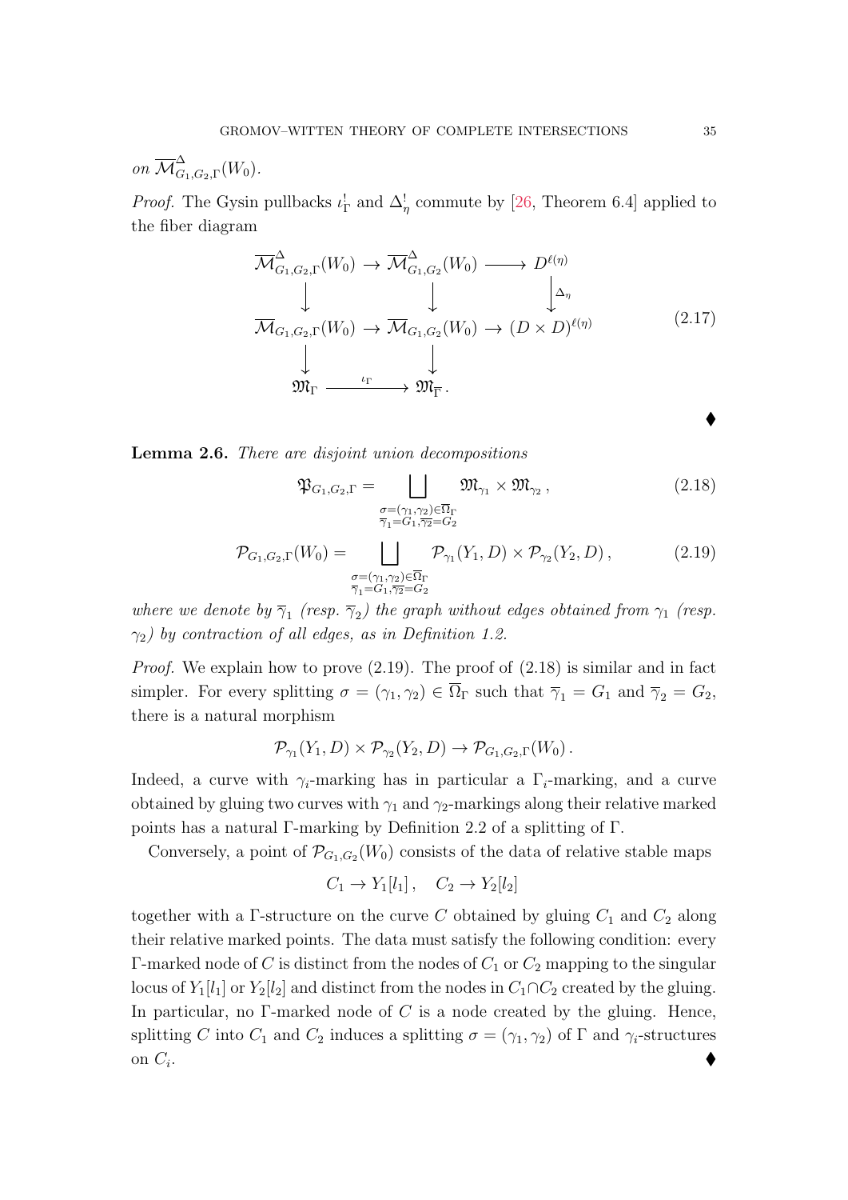*on* $\overline{\mathcal{M}}^{\Delta}_{G_1,G_2,\Gamma}(W_0)$.

*Proof.* The Gysin pullbacks $\iota_\Gamma^!$ and $\Delta_\eta^!$ commute by [26, Theorem 6.4] applied to the fiber diagram

$$\begin{array}{ccccc}
\overline{\mathcal{M}}^{\Delta}_{G_1,G_2,\Gamma}(W_0) & \to & \overline{\mathcal{M}}^{\Delta}_{G_1,G_2}(W_0) & \longrightarrow & D^{\ell(\eta)} \\
\downarrow & & \downarrow & & \downarrow \Delta_\eta \\
\overline{\mathcal{M}}_{G_1,G_2,\Gamma}(W_0) & \to & \overline{\mathcal{M}}_{G_1,G_2}(W_0) & \to & (D\times D)^{\ell(\eta)} \\
\downarrow & & \downarrow & & \\
\mathfrak{M}_\Gamma & \xrightarrow{\iota_\Gamma} & \mathfrak{M}_{\overline{\Gamma}}\,. & &
\end{array} \tag{2.17}$$

♦

**Lemma 2.6.** *There are disjoint union decompositions*

$$\mathfrak{P}_{G_1,G_2,\Gamma} = \bigsqcup_{\substack{\sigma=(\gamma_1,\gamma_2)\in\overline{\Omega}_\Gamma \\ \overline{\gamma}_1=G_1,\overline{\gamma_2}=G_2}} \mathfrak{M}_{\gamma_1}\times\mathfrak{M}_{\gamma_2}\,, \tag{2.18}$$

$$\mathcal{P}_{G_1,G_2,\Gamma}(W_0) = \bigsqcup_{\substack{\sigma=(\gamma_1,\gamma_2)\in\overline{\Omega}_\Gamma \\ \overline{\gamma}_1=G_1,\overline{\gamma_2}=G_2}} \mathcal{P}_{\gamma_1}(Y_1,D)\times\mathcal{P}_{\gamma_2}(Y_2,D)\,, \tag{2.19}$$

*where we denote by* $\overline{\gamma}_1$ *(resp.* $\overline{\gamma}_2$*) the graph without edges obtained from* $\gamma_1$ *(resp.* $\gamma_2$*) by contraction of all edges, as in Definition 1.2.*

*Proof.* We explain how to prove (2.19). The proof of (2.18) is similar and in fact simpler. For every splitting $\sigma=(\gamma_1,\gamma_2)\in\overline{\Omega}_\Gamma$ such that $\overline{\gamma}_1=G_1$ and $\overline{\gamma}_2=G_2$, there is a natural morphism

$$\mathcal{P}_{\gamma_1}(Y_1,D)\times\mathcal{P}_{\gamma_2}(Y_2,D)\to\mathcal{P}_{G_1,G_2,\Gamma}(W_0)\,.$$

Indeed, a curve with $\gamma_i$-marking has in particular a $\Gamma_i$-marking, and a curve obtained by gluing two curves with $\gamma_1$ and $\gamma_2$-markings along their relative marked points has a natural $\Gamma$-marking by Definition 2.2 of a splitting of $\Gamma$.

Conversely, a point of $\mathcal{P}_{G_1,G_2}(W_0)$ consists of the data of relative stable maps

$$C_1\to Y_1[l_1]\,,\quad C_2\to Y_2[l_2]$$

together with a $\Gamma$-structure on the curve $C$ obtained by gluing $C_1$ and $C_2$ along their relative marked points. The data must satisfy the following condition: every $\Gamma$-marked node of $C$ is distinct from the nodes of $C_1$ or $C_2$ mapping to the singular locus of $Y_1[l_1]$ or $Y_2[l_2]$ and distinct from the nodes in $C_1\cap C_2$ created by the gluing. In particular, no $\Gamma$-marked node of $C$ is a node created by the gluing. Hence, splitting $C$ into $C_1$ and $C_2$ induces a splitting $\sigma=(\gamma_1,\gamma_2)$ of $\Gamma$ and $\gamma_i$-structures on $C_i$. ♦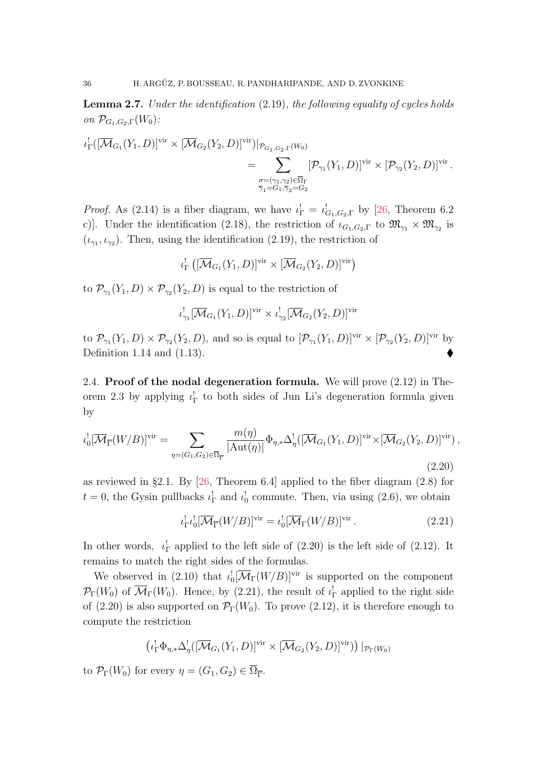**Lemma 2.7.** *Under the identification* (2.19)*, the following equality of cycles holds on* $\mathcal{P}_{G_1,G_2,\Gamma}(W_0)$*:*

$$\iota_\Gamma^!([\overline{\mathcal{M}}_{G_1}(Y_1,D)]^{\mathrm{vir}} \times [\overline{\mathcal{M}}_{G_2}(Y_2,D)]^{\mathrm{vir}})|_{\mathcal{P}_{G_1,G_2,\Gamma}(W_0)} = \sum_{\substack{\sigma=(\gamma_1,\gamma_2)\in\overline{\Omega}_\Gamma \\ \overline{\gamma}_1=G_1,\overline{\gamma}_2=G_2}} [\mathcal{P}_{\gamma_1}(Y_1,D)]^{\mathrm{vir}} \times [\mathcal{P}_{\gamma_2}(Y_2,D)]^{\mathrm{vir}}\,.$$

*Proof.* As (2.14) is a fiber diagram, we have $\iota_\Gamma^! = \iota_{G_1,G_2,\Gamma}^!$ by [26, Theorem 6.2 c)]. Under the identification (2.18), the restriction of $\iota_{G_1,G_2,\Gamma}$ to $\mathfrak{M}_{\gamma_1}\times\mathfrak{M}_{\gamma_2}$ is $(\iota_{\gamma_1},\iota_{\gamma_2})$. Then, using the identification (2.19), the restriction of

$$\iota_\Gamma^!\left([\overline{\mathcal{M}}_{G_1}(Y_1,D)]^{\mathrm{vir}} \times [\overline{\mathcal{M}}_{G_2}(Y_2,D)]^{\mathrm{vir}}\right)$$

to $\mathcal{P}_{\gamma_1}(Y_1,D)\times\mathcal{P}_{\gamma_2}(Y_2,D)$ is equal to the restriction of

$$\iota_{\gamma_1}^![\overline{\mathcal{M}}_{G_1}(Y_1,D)]^{\mathrm{vir}} \times \iota_{\gamma_2}^![\overline{\mathcal{M}}_{G_2}(Y_2,D)]^{\mathrm{vir}}$$

to $\mathcal{P}_{\gamma_1}(Y_1,D)\times\mathcal{P}_{\gamma_2}(Y_2,D)$, and so is equal to $[\mathcal{P}_{\gamma_1}(Y_1,D)]^{\mathrm{vir}}\times[\mathcal{P}_{\gamma_2}(Y_2,D)]^{\mathrm{vir}}$ by Definition 1.14 and (1.13). ◆

## 2.4. Proof of the nodal degeneration formula.

We will prove (2.12) in Theorem 2.3 by applying $\iota_\Gamma^!$ to both sides of Jun Li's degeneration formula given by

$$\iota_0^![\overline{\mathcal{M}}_{\overline{\Gamma}}(W/B)]^{\mathrm{vir}} = \sum_{\eta=(G_1,G_2)\in\overline{\Omega}_{\overline{\Gamma}}} \frac{m(\eta)}{|\mathrm{Aut}(\eta)|}\Phi_{\eta,*}\Delta_\eta^!([\overline{\mathcal{M}}_{G_1}(Y_1,D)]^{\mathrm{vir}}\times[\overline{\mathcal{M}}_{G_2}(Y_2,D)]^{\mathrm{vir}})\,, \tag{2.20}$$

as reviewed in §2.1. By [26, Theorem 6.4] applied to the fiber diagram (2.8) for $t=0$, the Gysin pullbacks $\iota_\Gamma^!$ and $\iota_0^!$ commute. Then, via using (2.6), we obtain

$$\iota_\Gamma^!\iota_0^![\overline{\mathcal{M}}_{\overline{\Gamma}}(W/B)]^{\mathrm{vir}} = \iota_0^![\overline{\mathcal{M}}_\Gamma(W/B)]^{\mathrm{vir}}\,. \tag{2.21}$$

In other words, $\iota_\Gamma^!$ applied to the left side of (2.20) is the left side of (2.12). It remains to match the right sides of the formulas.

We observed in (2.10) that $\iota_0^![\overline{\mathcal{M}}_\Gamma(W/B)]^{\mathrm{vir}}$ is supported on the component $\mathcal{P}_\Gamma(W_0)$ of $\overline{\mathcal{M}}_\Gamma(W_0)$. Hence, by (2.21), the result of $\iota_\Gamma^!$ applied to the right side of (2.20) is also supported on $\mathcal{P}_\Gamma(W_0)$. To prove (2.12), it is therefore enough to compute the restriction

$$\left(\iota_\Gamma^!\Phi_{\eta,*}\Delta_\eta^!([\overline{\mathcal{M}}_{G_1}(Y_1,D)]^{\mathrm{vir}}\times[\overline{\mathcal{M}}_{G_2}(Y_2,D)]^{\mathrm{vir}})\right)|_{\mathcal{P}_\Gamma(W_0)}$$

to $\mathcal{P}_\Gamma(W_0)$ for every $\eta=(G_1,G_2)\in\overline{\Omega}_{\overline{\Gamma}}$.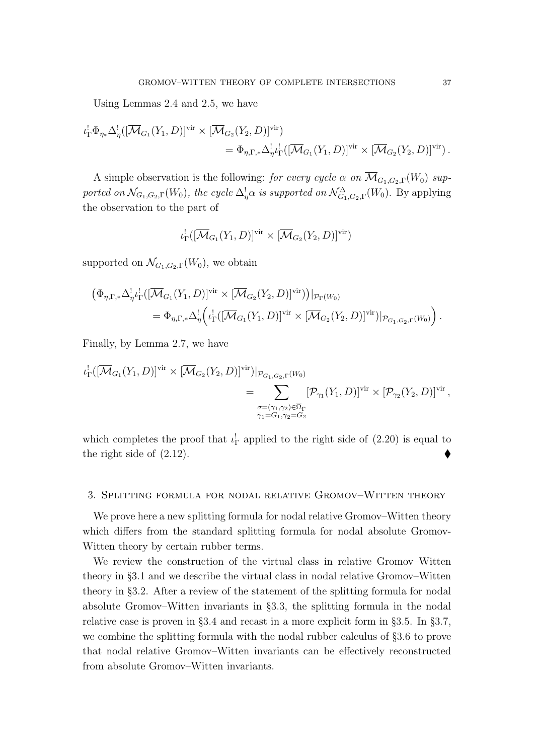Using Lemmas 2.4 and 2.5, we have

$$\iota_\Gamma^! \Phi_{\eta*} \Delta_\eta^! ([\overline{\mathcal{M}}_{G_1}(Y_1, D)]^{\mathrm{vir}} \times [\overline{\mathcal{M}}_{G_2}(Y_2, D)]^{\mathrm{vir}}) \\ = \Phi_{\eta,\Gamma,*} \Delta_\eta^! \iota_\Gamma^! ([\overline{\mathcal{M}}_{G_1}(Y_1, D)]^{\mathrm{vir}} \times [\overline{\mathcal{M}}_{G_2}(Y_2, D)]^{\mathrm{vir}}) \,.$$

A simple observation is the following: *for every cycle $\alpha$ on $\overline{\mathcal{M}}_{G_1,G_2,\Gamma}(W_0)$ supported on $\mathcal{N}_{G_1,G_2,\Gamma}(W_0)$, the cycle $\Delta_\eta^! \alpha$ is supported on $\mathcal{N}^{\Delta}_{G_1,G_2,\Gamma}(W_0)$.* By applying the observation to the part of

$$\iota_\Gamma^! ([\overline{\mathcal{M}}_{G_1}(Y_1, D)]^{\mathrm{vir}} \times [\overline{\mathcal{M}}_{G_2}(Y_2, D)]^{\mathrm{vir}})$$

supported on $\mathcal{N}_{G_1,G_2,\Gamma}(W_0)$, we obtain

$$\left(\Phi_{\eta,\Gamma,*} \Delta_\eta^! \iota_\Gamma^! ([\overline{\mathcal{M}}_{G_1}(Y_1, D)]^{\mathrm{vir}} \times [\overline{\mathcal{M}}_{G_2}(Y_2, D)]^{\mathrm{vir}})\right)|_{\mathcal{P}_\Gamma(W_0)} \\ = \Phi_{\eta,\Gamma,*} \Delta_\eta^! \Big( \iota_\Gamma^! ([\overline{\mathcal{M}}_{G_1}(Y_1, D)]^{\mathrm{vir}} \times [\overline{\mathcal{M}}_{G_2}(Y_2, D)]^{\mathrm{vir}})|_{\mathcal{P}_{G_1,G_2,\Gamma}(W_0)} \Big) \,.$$

Finally, by Lemma 2.7, we have

$$\iota_\Gamma^! ([\overline{\mathcal{M}}_{G_1}(Y_1, D)]^{\mathrm{vir}} \times [\overline{\mathcal{M}}_{G_2}(Y_2, D)]^{\mathrm{vir}})|_{\mathcal{P}_{G_1,G_2,\Gamma}(W_0)} \\ = \sum_{\substack{\sigma = (\gamma_1, \gamma_2) \in \overline{\Omega}_\Gamma \\ \overline{\gamma}_1 = G_1, \overline{\gamma}_2 = G_2}} [\mathcal{P}_{\gamma_1}(Y_1, D)]^{\mathrm{vir}} \times [\mathcal{P}_{\gamma_2}(Y_2, D)]^{\mathrm{vir}} \,,$$

which completes the proof that $\iota_\Gamma^!$ applied to the right side of (2.20) is equal to the right side of (2.12). ♦

## 3. Splitting formula for nodal relative Gromov–Witten theory

We prove here a new splitting formula for nodal relative Gromov–Witten theory which differs from the standard splitting formula for nodal absolute Gromov-Witten theory by certain rubber terms.

We review the construction of the virtual class in relative Gromov–Witten theory in §3.1 and we describe the virtual class in nodal relative Gromov–Witten theory in §3.2. After a review of the statement of the splitting formula for nodal absolute Gromov–Witten invariants in §3.3, the splitting formula in the nodal relative case is proven in §3.4 and recast in a more explicit form in §3.5. In §3.7, we combine the splitting formula with the nodal rubber calculus of §3.6 to prove that nodal relative Gromov–Witten invariants can be effectively reconstructed from absolute Gromov–Witten invariants.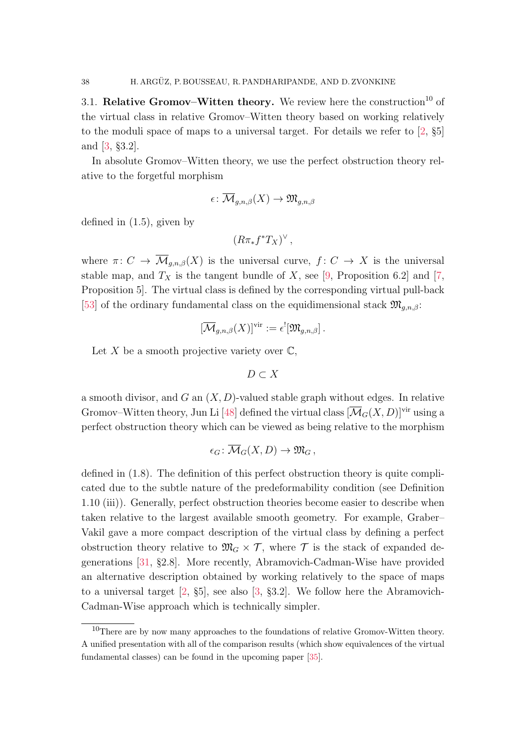3.1. **Relative Gromov–Witten theory.** We review here the construction[10] of the virtual class in relative Gromov–Witten theory based on working relatively to the moduli space of maps to a universal target. For details we refer to [2, §5] and [3, §3.2].

In absolute Gromov–Witten theory, we use the perfect obstruction theory relative to the forgetful morphism

$$\epsilon \colon \overline{\mathcal{M}}_{g,n,\beta}(X) \to \mathfrak{M}_{g,n,\beta}$$

defined in (1.5), given by

$$(R\pi_* f^* T_X)^\vee \,,$$

where $\pi \colon C \to \overline{\mathcal{M}}_{g,n,\beta}(X)$ is the universal curve, $f \colon C \to X$ is the universal stable map, and $T_X$ is the tangent bundle of $X$, see [9, Proposition 6.2] and [7, Proposition 5]. The virtual class is defined by the corresponding virtual pull-back [53] of the ordinary fundamental class on the equidimensional stack $\mathfrak{M}_{g,n,\beta}$:

$$[\overline{\mathcal{M}}_{g,n,\beta}(X)]^{\mathrm{vir}} := \epsilon^! [\mathfrak{M}_{g,n,\beta}] \,.$$

Let $X$ be a smooth projective variety over $\mathbb{C}$,

$$D \subset X$$

a smooth divisor, and $G$ an $(X, D)$-valued stable graph without edges. In relative Gromov–Witten theory, Jun Li [48] defined the virtual class $[\overline{\mathcal{M}}_G(X, D)]^{\mathrm{vir}}$ using a perfect obstruction theory which can be viewed as being relative to the morphism

$$\epsilon_G \colon \overline{\mathcal{M}}_G(X, D) \to \mathfrak{M}_G \,,$$

defined in (1.8). The definition of this perfect obstruction theory is quite complicated due to the subtle nature of the predeformability condition (see Definition 1.10 (iii)). Generally, perfect obstruction theories become easier to describe when taken relative to the largest available smooth geometry. For example, Graber–Vakil gave a more compact description of the virtual class by defining a perfect obstruction theory relative to $\mathfrak{M}_G \times \mathcal{T}$, where $\mathcal{T}$ is the stack of expanded degenerations [31, §2.8]. More recently, Abramovich-Cadman-Wise have provided an alternative description obtained by working relatively to the space of maps to a universal target [2, §5], see also [3, §3.2]. We follow here the Abramovich-Cadman-Wise approach which is technically simpler.

[10] There are by now many approaches to the foundations of relative Gromov-Witten theory. A unified presentation with all of the comparison results (which show equivalences of the virtual fundamental classes) can be found in the upcoming paper [35].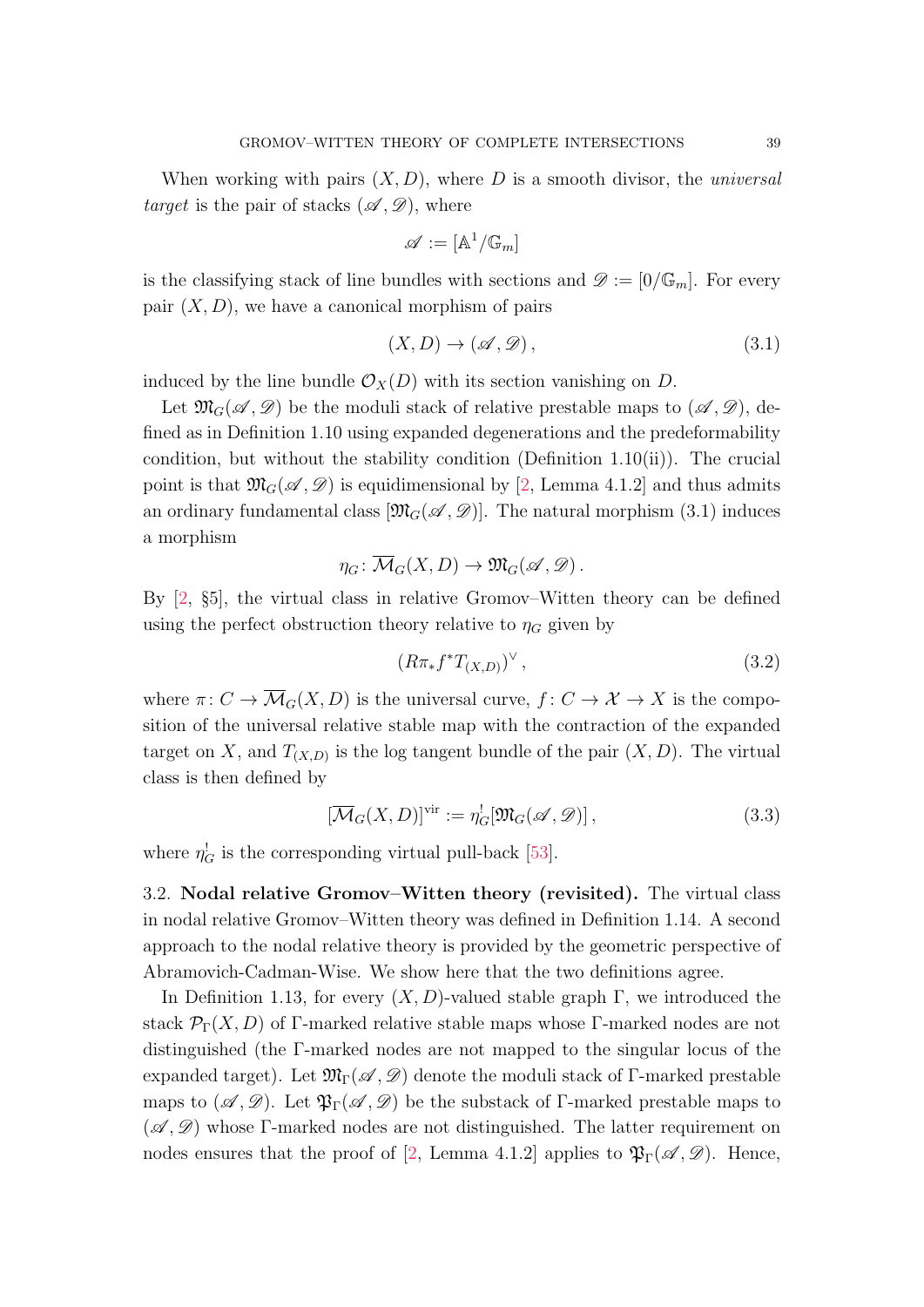When working with pairs $(X, D)$, where $D$ is a smooth divisor, the *universal target* is the pair of stacks $(\mathscr{A}, \mathscr{D})$, where

$$\mathscr{A} := [\mathbb{A}^1/\mathbb{G}_m]$$

is the classifying stack of line bundles with sections and $\mathscr{D} := [0/\mathbb{G}_m]$. For every pair $(X, D)$, we have a canonical morphism of pairs

$$(X, D) \to (\mathscr{A}, \mathscr{D}), \tag{3.1}$$

induced by the line bundle $\mathcal{O}_X(D)$ with its section vanishing on $D$.

Let $\mathfrak{M}_G(\mathscr{A}, \mathscr{D})$ be the moduli stack of relative prestable maps to $(\mathscr{A}, \mathscr{D})$, defined as in Definition 1.10 using expanded degenerations and the predeformability condition, but without the stability condition (Definition 1.10(ii)). The crucial point is that $\mathfrak{M}_G(\mathscr{A}, \mathscr{D})$ is equidimensional by [2, Lemma 4.1.2] and thus admits an ordinary fundamental class $[\mathfrak{M}_G(\mathscr{A}, \mathscr{D})]$. The natural morphism (3.1) induces a morphism

$$\eta_G \colon \overline{\mathcal{M}}_G(X, D) \to \mathfrak{M}_G(\mathscr{A}, \mathscr{D}).$$

By [2, §5], the virtual class in relative Gromov–Witten theory can be defined using the perfect obstruction theory relative to $\eta_G$ given by

$$(R\pi_* f^* T_{(X,D)})^\vee, \tag{3.2}$$

where $\pi \colon C \to \overline{\mathcal{M}}_G(X, D)$ is the universal curve, $f \colon C \to \mathcal{X} \to X$ is the composition of the universal relative stable map with the contraction of the expanded target on $X$, and $T_{(X,D)}$ is the log tangent bundle of the pair $(X, D)$. The virtual class is then defined by

$$[\overline{\mathcal{M}}_G(X, D)]^{\mathrm{vir}} := \eta_G^! [\mathfrak{M}_G(\mathscr{A}, \mathscr{D})], \tag{3.3}$$

where $\eta_G^!$ is the corresponding virtual pull-back [53].

3.2. **Nodal relative Gromov–Witten theory (revisited).** The virtual class in nodal relative Gromov–Witten theory was defined in Definition 1.14. A second approach to the nodal relative theory is provided by the geometric perspective of Abramovich-Cadman-Wise. We show here that the two definitions agree.

In Definition 1.13, for every $(X, D)$-valued stable graph $\Gamma$, we introduced the stack $\mathcal{P}_\Gamma(X, D)$ of $\Gamma$-marked relative stable maps whose $\Gamma$-marked nodes are not distinguished (the $\Gamma$-marked nodes are not mapped to the singular locus of the expanded target). Let $\mathfrak{M}_\Gamma(\mathscr{A}, \mathscr{D})$ denote the moduli stack of $\Gamma$-marked prestable maps to $(\mathscr{A}, \mathscr{D})$. Let $\mathfrak{P}_\Gamma(\mathscr{A}, \mathscr{D})$ be the substack of $\Gamma$-marked prestable maps to $(\mathscr{A}, \mathscr{D})$ whose $\Gamma$-marked nodes are not distinguished. The latter requirement on nodes ensures that the proof of [2, Lemma 4.1.2] applies to $\mathfrak{P}_\Gamma(\mathscr{A}, \mathscr{D})$. Hence,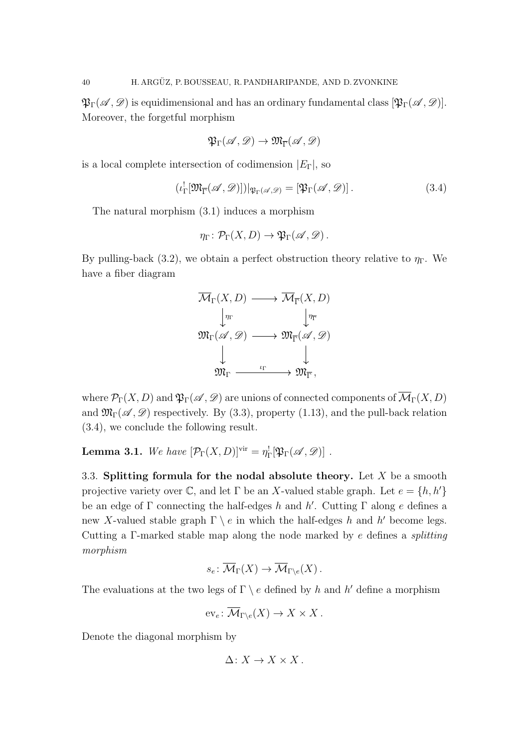$\mathfrak{P}_\Gamma(\mathscr{A},\mathscr{D})$ is equidimensional and has an ordinary fundamental class $[\mathfrak{P}_\Gamma(\mathscr{A},\mathscr{D})]$. Moreover, the forgetful morphism

$$\mathfrak{P}_\Gamma(\mathscr{A},\mathscr{D}) \to \mathfrak{M}_{\overline{\Gamma}}(\mathscr{A},\mathscr{D})$$

is a local complete intersection of codimension $|E_\Gamma|$, so

$$(\iota_\Gamma^! [\mathfrak{M}_{\overline{\Gamma}}(\mathscr{A},\mathscr{D})])|_{\mathfrak{P}_\Gamma(\mathscr{A},\mathscr{D})} = [\mathfrak{P}_\Gamma(\mathscr{A},\mathscr{D})] \,. \tag{3.4}$$

The natural morphism (3.1) induces a morphism

$$\eta_\Gamma \colon \mathcal{P}_\Gamma(X,D) \to \mathfrak{P}_\Gamma(\mathscr{A},\mathscr{D}) \,.$$

By pulling-back (3.2), we obtain a perfect obstruction theory relative to $\eta_\Gamma$. We have a fiber diagram

$$\begin{array}{ccc}
\overline{\mathcal{M}}_\Gamma(X,D) & \longrightarrow & \overline{\mathcal{M}}_{\overline{\Gamma}}(X,D) \\
\downarrow{\scriptstyle \eta_\Gamma} & & \downarrow{\scriptstyle \eta_{\overline{\Gamma}}} \\
\mathfrak{M}_\Gamma(\mathscr{A},\mathscr{D}) & \longrightarrow & \mathfrak{M}_{\overline{\Gamma}}(\mathscr{A},\mathscr{D}) \\
\downarrow & & \downarrow \\
\mathfrak{M}_\Gamma & \xrightarrow{\iota_\Gamma} & \mathfrak{M}_{\overline{\Gamma}} \,,
\end{array}$$

where $\mathcal{P}_\Gamma(X,D)$ and $\mathfrak{P}_\Gamma(\mathscr{A},\mathscr{D})$ are unions of connected components of $\overline{\mathcal{M}}_\Gamma(X,D)$ and $\mathfrak{M}_\Gamma(\mathscr{A},\mathscr{D})$ respectively. By (3.3), property (1.13), and the pull-back relation (3.4), we conclude the following result.

**Lemma 3.1.** *We have* $[\mathcal{P}_\Gamma(X,D)]^{\mathrm{vir}} = \eta_\Gamma^! [\mathfrak{P}_\Gamma(\mathscr{A},\mathscr{D})]$ .

3.3. **Splitting formula for the nodal absolute theory.** Let $X$ be a smooth projective variety over $\mathbb{C}$, and let $\Gamma$ be an $X$-valued stable graph. Let $e = \{h, h'\}$ be an edge of $\Gamma$ connecting the half-edges $h$ and $h'$. Cutting $\Gamma$ along $e$ defines a new $X$-valued stable graph $\Gamma \setminus e$ in which the half-edges $h$ and $h'$ become legs. Cutting a $\Gamma$-marked stable map along the node marked by $e$ defines a *splitting morphism*

$$s_e \colon \overline{\mathcal{M}}_\Gamma(X) \to \overline{\mathcal{M}}_{\Gamma\setminus e}(X) \,.$$

The evaluations at the two legs of $\Gamma \setminus e$ defined by $h$ and $h'$ define a morphism

$$\mathrm{ev}_e \colon \overline{\mathcal{M}}_{\Gamma\setminus e}(X) \to X \times X \,.$$

Denote the diagonal morphism by

$$\Delta \colon X \to X \times X \,.$$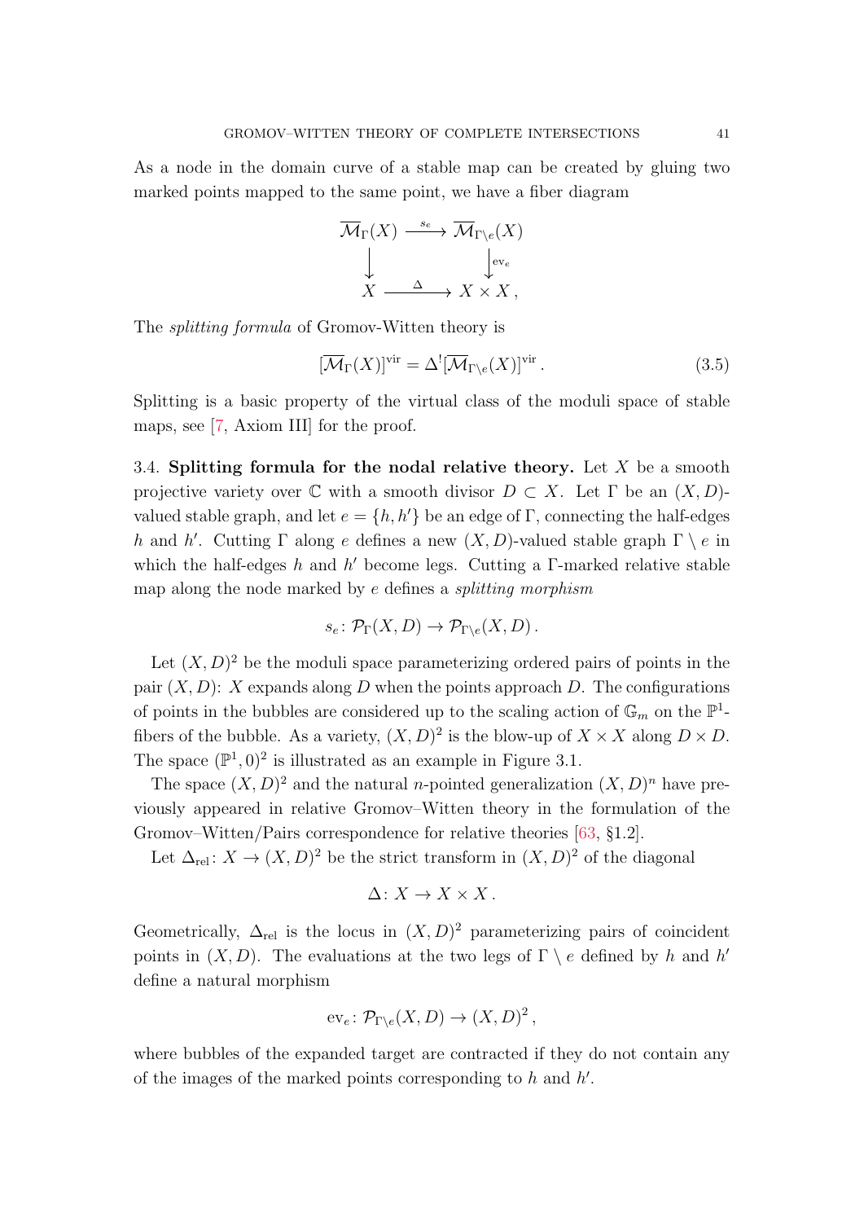As a node in the domain curve of a stable map can be created by gluing two marked points mapped to the same point, we have a fiber diagram

$$
\begin{array}{ccc}
\overline{\mathcal{M}}_\Gamma(X) & \xrightarrow{s_e} & \overline{\mathcal{M}}_{\Gamma\setminus e}(X) \\
\big\downarrow & & \big\downarrow \mathrm{ev}_e \\
X & \xrightarrow{\Delta} & X \times X \,,
\end{array}
$$

The *splitting formula* of Gromov-Witten theory is

$$
[\overline{\mathcal{M}}_\Gamma(X)]^{\mathrm{vir}} = \Delta^! [\overline{\mathcal{M}}_{\Gamma\setminus e}(X)]^{\mathrm{vir}} \,. \tag{3.5}
$$

Splitting is a basic property of the virtual class of the moduli space of stable maps, see [7, Axiom III] for the proof.

3.4. **Splitting formula for the nodal relative theory.** Let $X$ be a smooth projective variety over $\mathbb{C}$ with a smooth divisor $D \subset X$. Let $\Gamma$ be an $(X,D)$-valued stable graph, and let $e = \{h, h'\}$ be an edge of $\Gamma$, connecting the half-edges $h$ and $h'$. Cutting $\Gamma$ along $e$ defines a new $(X,D)$-valued stable graph $\Gamma \setminus e$ in which the half-edges $h$ and $h'$ become legs. Cutting a $\Gamma$-marked relative stable map along the node marked by $e$ defines a *splitting morphism*

$$
s_e \colon \mathcal{P}_\Gamma(X,D) \to \mathcal{P}_{\Gamma\setminus e}(X,D) \,.
$$

Let $(X,D)^2$ be the moduli space parameterizing ordered pairs of points in the pair $(X,D)$: $X$ expands along $D$ when the points approach $D$. The configurations of points in the bubbles are considered up to the scaling action of $\mathbb{G}_m$ on the $\mathbb{P}^1$-fibers of the bubble. As a variety, $(X,D)^2$ is the blow-up of $X \times X$ along $D \times D$. The space $(\mathbb{P}^1, 0)^2$ is illustrated as an example in Figure 3.1.

The space $(X,D)^2$ and the natural $n$-pointed generalization $(X,D)^n$ have previously appeared in relative Gromov–Witten theory in the formulation of the Gromov–Witten/Pairs correspondence for relative theories [63, §1.2].

Let $\Delta_{\mathrm{rel}} \colon X \to (X,D)^2$ be the strict transform in $(X,D)^2$ of the diagonal

$$
\Delta \colon X \to X \times X \,.
$$

Geometrically, $\Delta_{\mathrm{rel}}$ is the locus in $(X,D)^2$ parameterizing pairs of coincident points in $(X,D)$. The evaluations at the two legs of $\Gamma \setminus e$ defined by $h$ and $h'$ define a natural morphism

$$
\mathrm{ev}_e \colon \mathcal{P}_{\Gamma\setminus e}(X,D) \to (X,D)^2 \,,
$$

where bubbles of the expanded target are contracted if they do not contain any of the images of the marked points corresponding to $h$ and $h'$.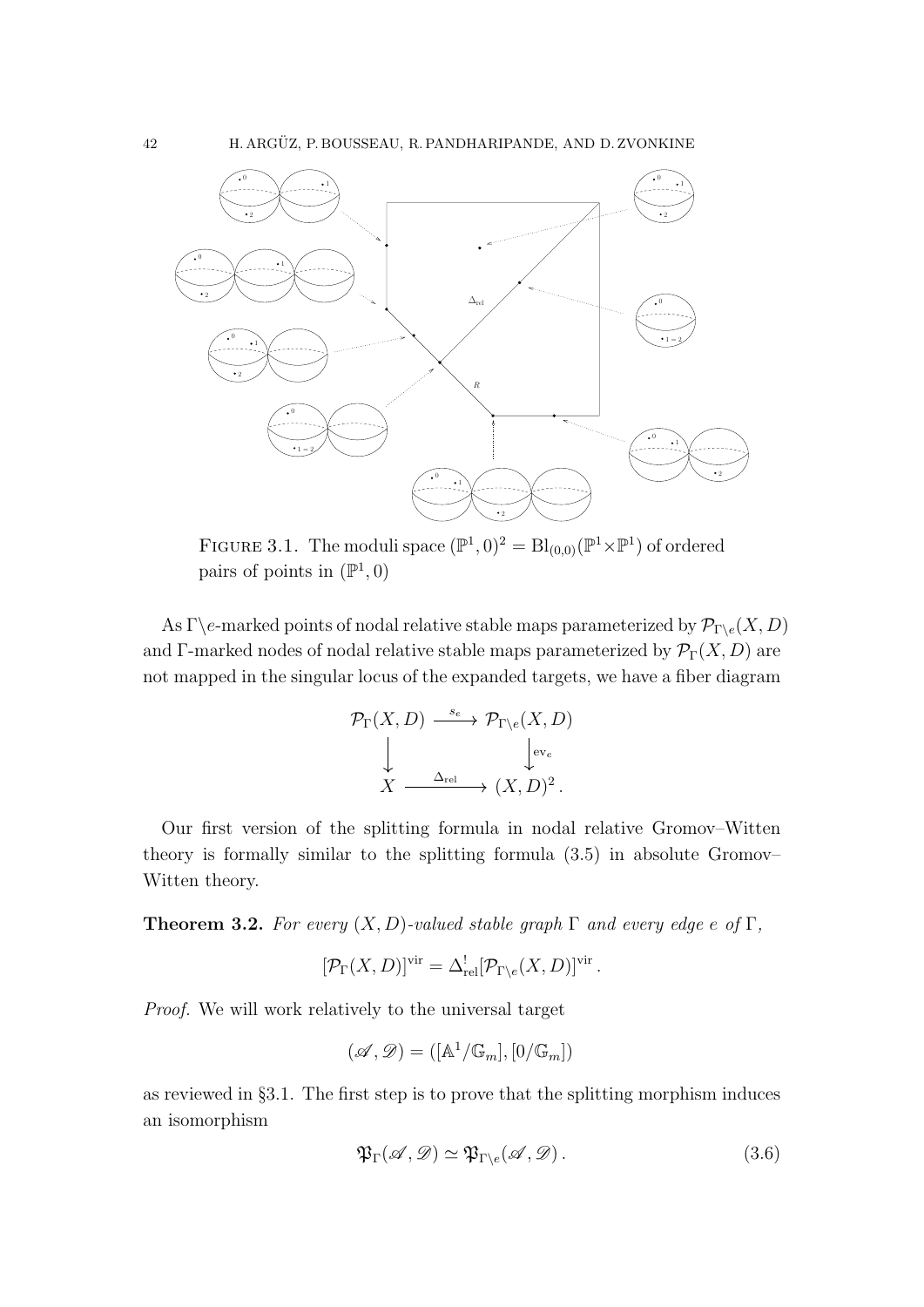FIGURE 3.1. The moduli space $(\mathbb{P}^1, 0)^2 = \mathrm{Bl}_{(0,0)}(\mathbb{P}^1 \times \mathbb{P}^1)$ of ordered pairs of points in $(\mathbb{P}^1, 0)$

As $\Gamma \backslash e$-marked points of nodal relative stable maps parameterized by $\mathcal{P}_{\Gamma\backslash e}(X, D)$ and $\Gamma$-marked nodes of nodal relative stable maps parameterized by $\mathcal{P}_\Gamma(X, D)$ are not mapped in the singular locus of the expanded targets, we have a fiber diagram

$$\begin{array}{ccc} \mathcal{P}_\Gamma(X, D) & \xrightarrow{s_e} & \mathcal{P}_{\Gamma\backslash e}(X, D) \\ \big\downarrow & & \big\downarrow \mathrm{ev}_e \\ X & \xrightarrow{\Delta_{\mathrm{rel}}} & (X, D)^2 \, . \end{array}$$

Our first version of the splitting formula in nodal relative Gromov–Witten theory is formally similar to the splitting formula (3.5) in absolute Gromov–Witten theory.

**Theorem 3.2.** *For every $(X, D)$-valued stable graph $\Gamma$ and every edge $e$ of $\Gamma$,*

$$[\mathcal{P}_\Gamma(X, D)]^{\mathrm{vir}} = \Delta_{\mathrm{rel}}^! [\mathcal{P}_{\Gamma\backslash e}(X, D)]^{\mathrm{vir}} \, .$$

*Proof.* We will work relatively to the universal target

$$(\mathscr{A}, \mathscr{D}) = ([\mathbb{A}^1/\mathbb{G}_m], [0/\mathbb{G}_m])$$

as reviewed in §3.1. The first step is to prove that the splitting morphism induces an isomorphism

$$\mathfrak{P}_\Gamma(\mathscr{A}, \mathscr{D}) \simeq \mathfrak{P}_{\Gamma\backslash e}(\mathscr{A}, \mathscr{D}) \, . \tag{3.6}$$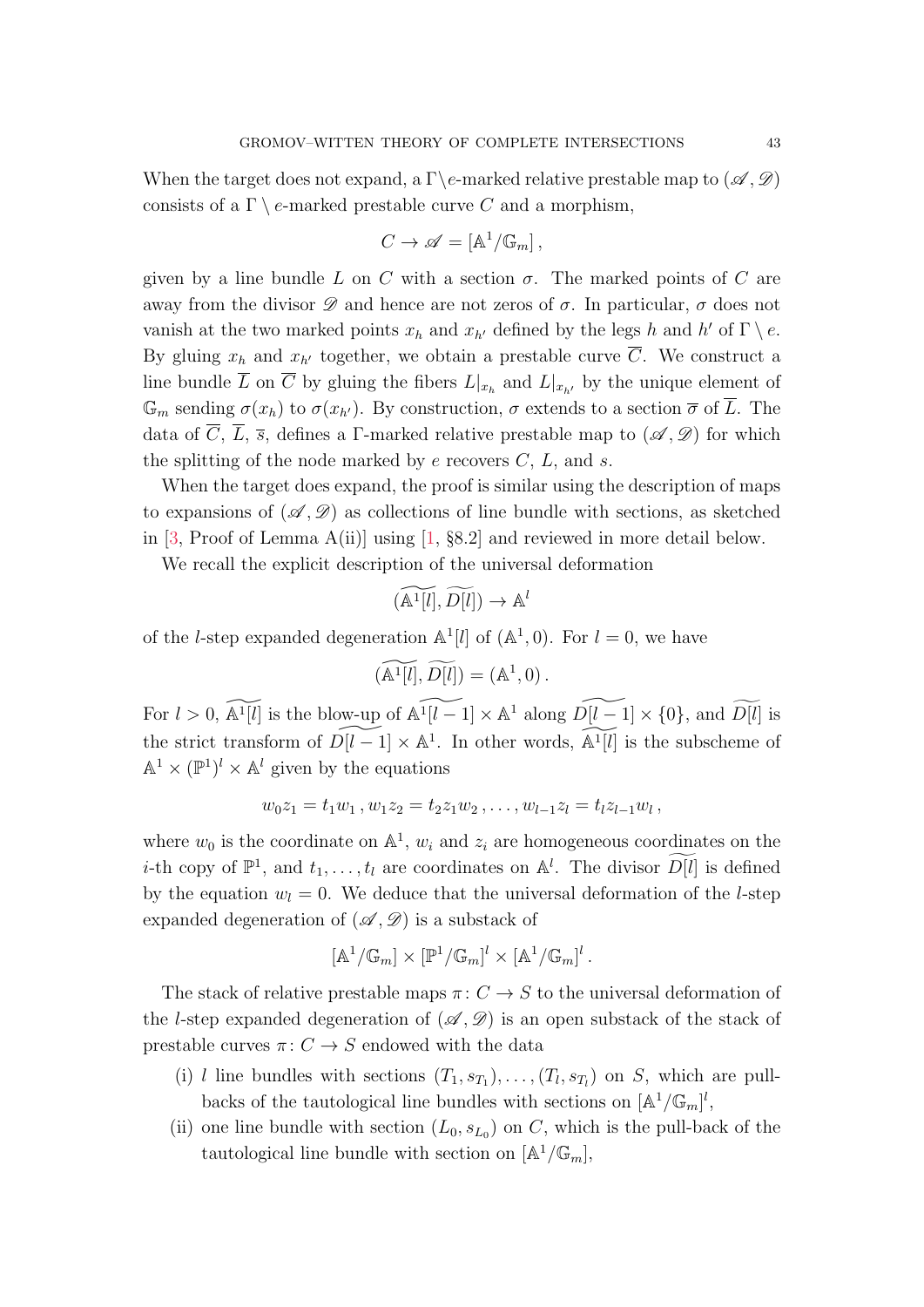When the target does not expand, a $\Gamma \backslash e$-marked relative prestable map to $(\mathscr{A}, \mathscr{D})$ consists of a $\Gamma \setminus e$-marked prestable curve $C$ and a morphism,

$$C \to \mathscr{A} = [\mathbb{A}^1/\mathbb{G}_m] \,,$$

given by a line bundle $L$ on $C$ with a section $\sigma$. The marked points of $C$ are away from the divisor $\mathscr{D}$ and hence are not zeros of $\sigma$. In particular, $\sigma$ does not vanish at the two marked points $x_h$ and $x_{h'}$ defined by the legs $h$ and $h'$ of $\Gamma \setminus e$. By gluing $x_h$ and $x_{h'}$ together, we obtain a prestable curve $\overline{C}$. We construct a line bundle $\overline{L}$ on $\overline{C}$ by gluing the fibers $L|_{x_h}$ and $L|_{x_{h'}}$ by the unique element of $\mathbb{G}_m$ sending $\sigma(x_h)$ to $\sigma(x_{h'})$. By construction, $\sigma$ extends to a section $\overline{\sigma}$ of $\overline{L}$. The data of $\overline{C}$, $\overline{L}$, $\overline{s}$, defines a $\Gamma$-marked relative prestable map to $(\mathscr{A}, \mathscr{D})$ for which the splitting of the node marked by $e$ recovers $C$, $L$, and $s$.

When the target does expand, the proof is similar using the description of maps to expansions of $(\mathscr{A}, \mathscr{D})$ as collections of line bundle with sections, as sketched in [3, Proof of Lemma A(ii)] using [1, §8.2] and reviewed in more detail below.

We recall the explicit description of the universal deformation

$$(\widetilde{\mathbb{A}^1[l]}, \widetilde{D[l]}) \to \mathbb{A}^l$$

of the $l$-step expanded degeneration $\mathbb{A}^1[l]$ of $(\mathbb{A}^1, 0)$. For $l = 0$, we have

$$(\widetilde{\mathbb{A}^1[l]}, \widetilde{D[l]}) = (\mathbb{A}^1, 0) \,.$$

For $l > 0$, $\widetilde{\mathbb{A}^1[l]}$ is the blow-up of $\widetilde{\mathbb{A}^1[l-1]} \times \mathbb{A}^1$ along $\widetilde{D[l-1]} \times \{0\}$, and $\widetilde{D[l]}$ is the strict transform of $\widetilde{D[l-1]} \times \mathbb{A}^1$. In other words, $\widetilde{\mathbb{A}^1[l]}$ is the subscheme of $\mathbb{A}^1 \times (\mathbb{P}^1)^l \times \mathbb{A}^l$ given by the equations

$$w_0 z_1 = t_1 w_1 \,, w_1 z_2 = t_2 z_1 w_2 \,, \ldots, w_{l-1} z_l = t_l z_{l-1} w_l \,,$$

where $w_0$ is the coordinate on $\mathbb{A}^1$, $w_i$ and $z_i$ are homogeneous coordinates on the $i$-th copy of $\mathbb{P}^1$, and $t_1, \ldots, t_l$ are coordinates on $\mathbb{A}^l$. The divisor $\widetilde{D[l]}$ is defined by the equation $w_l = 0$. We deduce that the universal deformation of the $l$-step expanded degeneration of $(\mathscr{A}, \mathscr{D})$ is a substack of

$$[\mathbb{A}^1/\mathbb{G}_m] \times [\mathbb{P}^1/\mathbb{G}_m]^l \times [\mathbb{A}^1/\mathbb{G}_m]^l \,.$$

The stack of relative prestable maps $\pi \colon C \to S$ to the universal deformation of the $l$-step expanded degeneration of $(\mathscr{A}, \mathscr{D})$ is an open substack of the stack of prestable curves $\pi \colon C \to S$ endowed with the data

(i) $l$ line bundles with sections $(T_1, s_{T_1}), \ldots, (T_l, s_{T_l})$ on $S$, which are pull-backs of the tautological line bundles with sections on $[\mathbb{A}^1/\mathbb{G}_m]^l$,

(ii) one line bundle with section $(L_0, s_{L_0})$ on $C$, which is the pull-back of the tautological line bundle with section on $[\mathbb{A}^1/\mathbb{G}_m]$,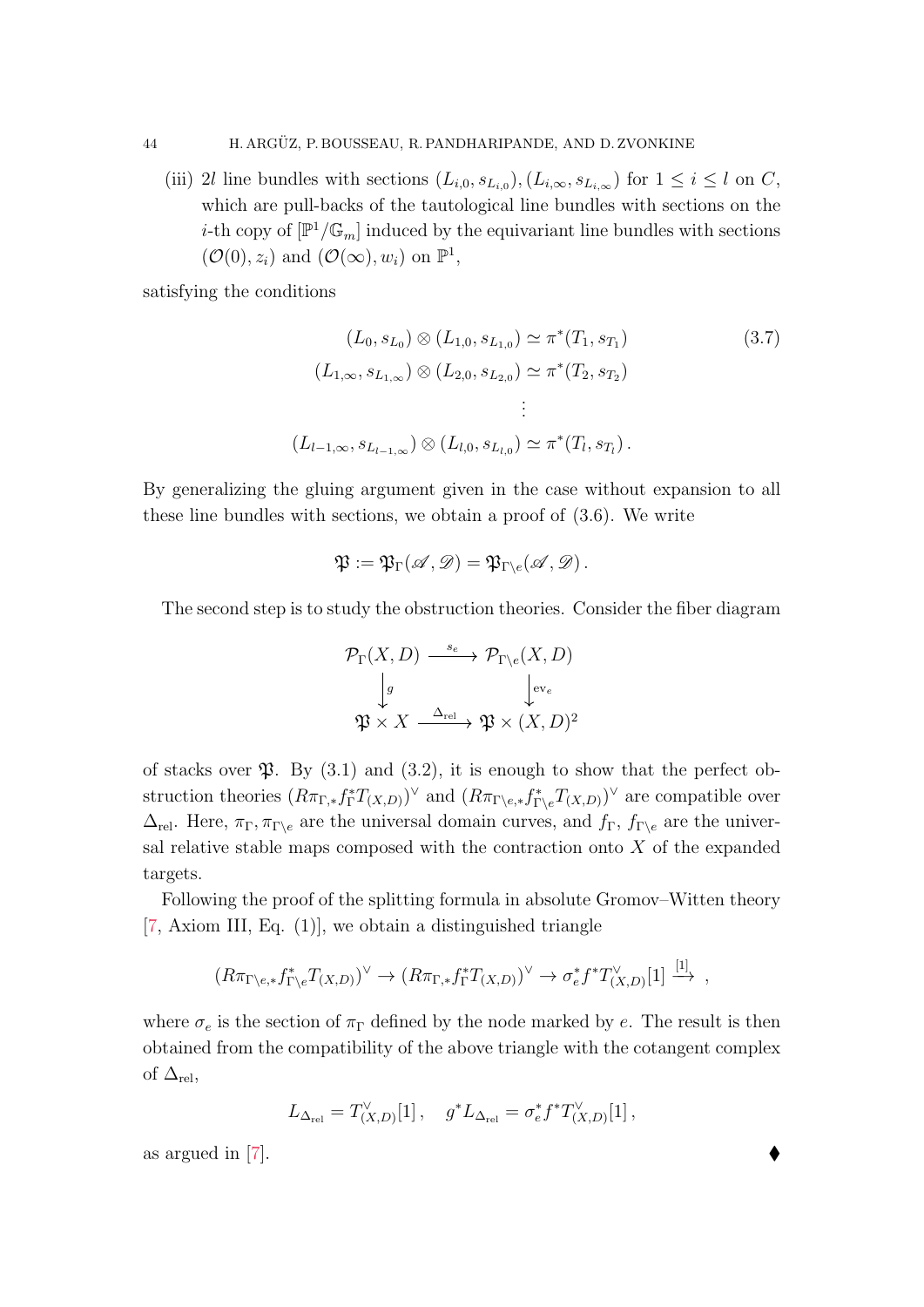(iii) $2l$ line bundles with sections $(L_{i,0}, s_{L_{i,0}}), (L_{i,\infty}, s_{L_{i,\infty}})$ for $1 \leq i \leq l$ on $C$, which are pull-backs of the tautological line bundles with sections on the $i$-th copy of $[\mathbb{P}^1/\mathbb{G}_m]$ induced by the equivariant line bundles with sections $(\mathcal{O}(0), z_i)$ and $(\mathcal{O}(\infty), w_i)$ on $\mathbb{P}^1$,

satisfying the conditions

$$
\begin{aligned}
(L_0, s_{L_0}) \otimes (L_{1,0}, s_{L_{1,0}}) &\simeq \pi^*(T_1, s_{T_1}) \\
(L_{1,\infty}, s_{L_{1,\infty}}) \otimes (L_{2,0}, s_{L_{2,0}}) &\simeq \pi^*(T_2, s_{T_2}) \\
&\vdots \\
(L_{l-1,\infty}, s_{L_{l-1,\infty}}) \otimes (L_{l,0}, s_{L_{l,0}}) &\simeq \pi^*(T_l, s_{T_l}) \,.
\end{aligned}
\tag{3.7}
$$

By generalizing the gluing argument given in the case without expansion to all these line bundles with sections, we obtain a proof of (3.6). We write

$$
\mathfrak{P} := \mathfrak{P}_\Gamma(\mathscr{A}, \mathscr{D}) = \mathfrak{P}_{\Gamma \setminus e}(\mathscr{A}, \mathscr{D}) \,.
$$

The second step is to study the obstruction theories. Consider the fiber diagram

$$
\begin{array}{ccc}
\mathcal{P}_\Gamma(X, D) & \xrightarrow{\;s_e\;} & \mathcal{P}_{\Gamma \setminus e}(X, D) \\
\big\downarrow g & & \big\downarrow \mathrm{ev}_e \\
\mathfrak{P} \times X & \xrightarrow{\;\Delta_{\mathrm{rel}}\;} & \mathfrak{P} \times (X, D)^2
\end{array}
$$

of stacks over $\mathfrak{P}$. By (3.1) and (3.2), it is enough to show that the perfect obstruction theories $(R\pi_{\Gamma,*} f_\Gamma^* T_{(X,D)})^\vee$ and $(R\pi_{\Gamma\setminus e,*} f_{\Gamma \setminus e}^* T_{(X,D)})^\vee$ are compatible over $\Delta_{\mathrm{rel}}$. Here, $\pi_\Gamma, \pi_{\Gamma\setminus e}$ are the universal domain curves, and $f_\Gamma$, $f_{\Gamma\setminus e}$ are the universal relative stable maps composed with the contraction onto $X$ of the expanded targets.

Following the proof of the splitting formula in absolute Gromov–Witten theory [7, Axiom III, Eq. (1)], we obtain a distinguished triangle

$$
(R\pi_{\Gamma\setminus e,*} f_{\Gamma\setminus e}^* T_{(X,D)})^\vee \to (R\pi_{\Gamma,*} f_\Gamma^* T_{(X,D)})^\vee \to \sigma_e^* f^* T_{(X,D)}^\vee[1] \xrightarrow{[1]} \,,
$$

where $\sigma_e$ is the section of $\pi_\Gamma$ defined by the node marked by $e$. The result is then obtained from the compatibility of the above triangle with the cotangent complex of $\Delta_{\mathrm{rel}}$,

$$
L_{\Delta_{\mathrm{rel}}} = T_{(X,D)}^\vee[1] \,, \quad g^* L_{\Delta_{\mathrm{rel}}} = \sigma_e^* f^* T_{(X,D)}^\vee[1] \,,
$$

as argued in [7]. ♦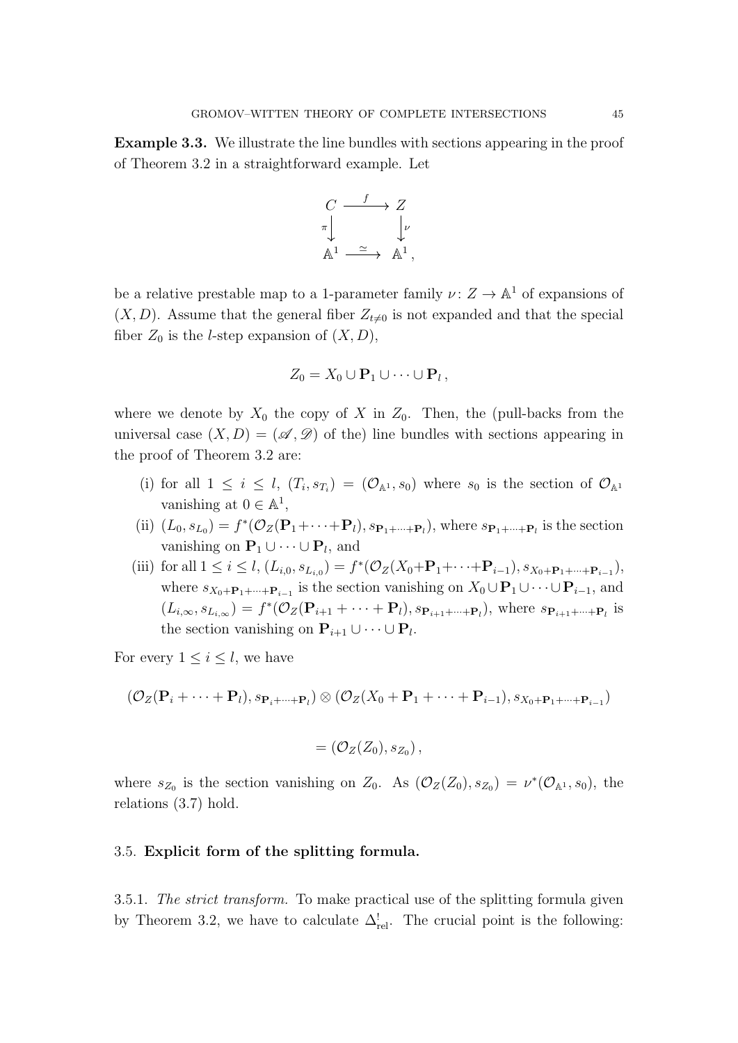**Example 3.3.** We illustrate the line bundles with sections appearing in the proof of Theorem 3.2 in a straightforward example. Let

$$\begin{array}{ccc} C & \xrightarrow{f} & Z \\ {\scriptstyle\pi}\downarrow & & \downarrow{\scriptstyle\nu} \\ \mathbb{A}^1 & \xrightarrow{\simeq} & \mathbb{A}^1 \,, \end{array}$$

be a relative prestable map to a 1-parameter family $\nu\colon Z \to \mathbb{A}^1$ of expansions of $(X, D)$. Assume that the general fiber $Z_{t\neq 0}$ is not expanded and that the special fiber $Z_0$ is the $l$-step expansion of $(X, D)$,

$$Z_0 = X_0 \cup \mathbf{P}_1 \cup \cdots \cup \mathbf{P}_l \,,$$

where we denote by $X_0$ the copy of $X$ in $Z_0$. Then, the (pull-backs from the universal case $(X, D) = (\mathscr{A}, \mathscr{D})$ of the) line bundles with sections appearing in the proof of Theorem 3.2 are:

(i) for all $1 \leq i \leq l$, $(T_i, s_{T_i}) = (\mathcal{O}_{\mathbb{A}^1}, s_0)$ where $s_0$ is the section of $\mathcal{O}_{\mathbb{A}^1}$ vanishing at $0 \in \mathbb{A}^1$,

(ii) $(L_0, s_{L_0}) = f^*(\mathcal{O}_Z(\mathbf{P}_1 + \cdots + \mathbf{P}_l), s_{\mathbf{P}_1+\cdots+\mathbf{P}_l})$, where $s_{\mathbf{P}_1+\cdots+\mathbf{P}_l}$ is the section vanishing on $\mathbf{P}_1 \cup \cdots \cup \mathbf{P}_l$, and

(iii) for all $1 \leq i \leq l$, $(L_{i,0}, s_{L_{i,0}}) = f^*(\mathcal{O}_Z(X_0 + \mathbf{P}_1 + \cdots + \mathbf{P}_{i-1}), s_{X_0+\mathbf{P}_1+\cdots+\mathbf{P}_{i-1}})$, where $s_{X_0+\mathbf{P}_1+\cdots+\mathbf{P}_{i-1}}$ is the section vanishing on $X_0 \cup \mathbf{P}_1 \cup \cdots \cup \mathbf{P}_{i-1}$, and $(L_{i,\infty}, s_{L_{i,\infty}}) = f^*(\mathcal{O}_Z(\mathbf{P}_{i+1} + \cdots + \mathbf{P}_l), s_{\mathbf{P}_{i+1}+\cdots+\mathbf{P}_l})$, where $s_{\mathbf{P}_{i+1}+\cdots+\mathbf{P}_l}$ is the section vanishing on $\mathbf{P}_{i+1} \cup \cdots \cup \mathbf{P}_l$.

For every $1 \leq i \leq l$, we have

$$(\mathcal{O}_Z(\mathbf{P}_i + \cdots + \mathbf{P}_l), s_{\mathbf{P}_i+\cdots+\mathbf{P}_l}) \otimes (\mathcal{O}_Z(X_0 + \mathbf{P}_1 + \cdots + \mathbf{P}_{i-1}), s_{X_0+\mathbf{P}_1+\cdots+\mathbf{P}_{i-1}})$$

$$= (\mathcal{O}_Z(Z_0), s_{Z_0}) \,,$$

where $s_{Z_0}$ is the section vanishing on $Z_0$. As $(\mathcal{O}_Z(Z_0), s_{Z_0}) = \nu^*(\mathcal{O}_{\mathbb{A}^1}, s_0)$, the relations (3.7) hold.

### 3.5. **Explicit form of the splitting formula.**

3.5.1. *The strict transform.* To make practical use of the splitting formula given by Theorem 3.2, we have to calculate $\Delta^!_{\mathrm{rel}}$. The crucial point is the following: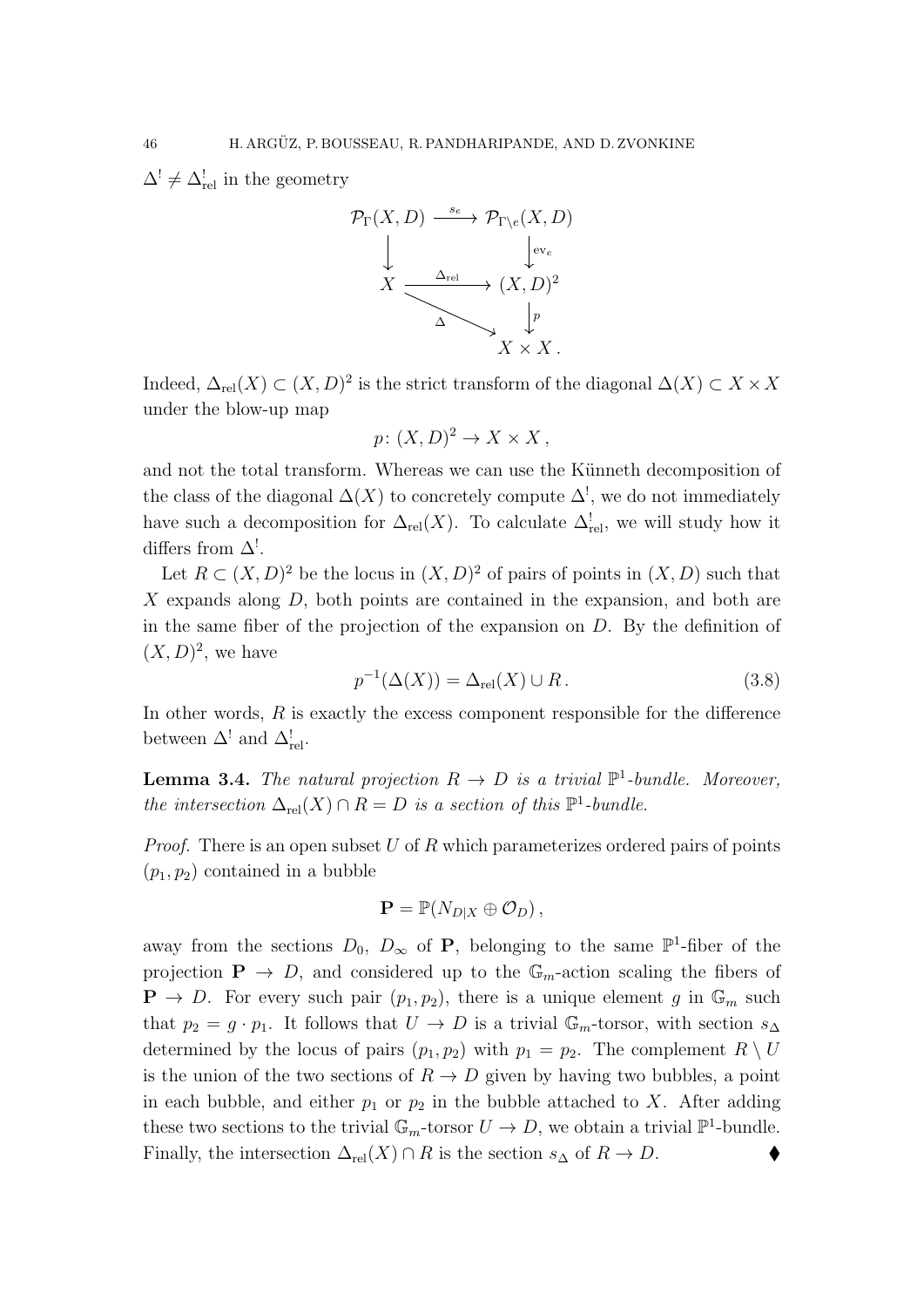$\Delta^! \neq \Delta^!_{\mathrm{rel}}$ in the geometry

$$
\begin{array}{ccc}
\mathcal{P}_\Gamma(X,D) & \xrightarrow{s_e} & \mathcal{P}_{\Gamma\setminus e}(X,D) \\
\downarrow & & \downarrow{\scriptstyle \mathrm{ev}_e} \\
X & \xrightarrow{\Delta_{\mathrm{rel}}} & (X,D)^2 \\
& \searrow^{\Delta} & \downarrow{\scriptstyle p} \\
& & X \times X\,.
\end{array}
$$

Indeed, $\Delta_{\mathrm{rel}}(X) \subset (X,D)^2$ is the strict transform of the diagonal $\Delta(X) \subset X \times X$ under the blow-up map

$$
p\colon (X,D)^2 \to X \times X\,,
$$

and not the total transform. Whereas we can use the Künneth decomposition of the class of the diagonal $\Delta(X)$ to concretely compute $\Delta^!$, we do not immediately have such a decomposition for $\Delta_{\mathrm{rel}}(X)$. To calculate $\Delta^!_{\mathrm{rel}}$, we will study how it differs from $\Delta^!$.

Let $R \subset (X,D)^2$ be the locus in $(X,D)^2$ of pairs of points in $(X,D)$ such that $X$ expands along $D$, both points are contained in the expansion, and both are in the same fiber of the projection of the expansion on $D$. By the definition of $(X,D)^2$, we have

$$
p^{-1}(\Delta(X)) = \Delta_{\mathrm{rel}}(X) \cup R\,. \tag{3.8}
$$

In other words, $R$ is exactly the excess component responsible for the difference between $\Delta^!$ and $\Delta^!_{\mathrm{rel}}$.

**Lemma 3.4.** *The natural projection $R \to D$ is a trivial $\mathbb{P}^1$-bundle. Moreover, the intersection $\Delta_{\mathrm{rel}}(X) \cap R = D$ is a section of this $\mathbb{P}^1$-bundle.*

*Proof.* There is an open subset $U$ of $R$ which parameterizes ordered pairs of points $(p_1, p_2)$ contained in a bubble

$$
\mathbf{P} = \mathbb{P}(N_{D|X} \oplus \mathcal{O}_D)\,,
$$

away from the sections $D_0$, $D_\infty$ of $\mathbf{P}$, belonging to the same $\mathbb{P}^1$-fiber of the projection $\mathbf{P} \to D$, and considered up to the $\mathbb{G}_m$-action scaling the fibers of $\mathbf{P} \to D$. For every such pair $(p_1, p_2)$, there is a unique element $g$ in $\mathbb{G}_m$ such that $p_2 = g \cdot p_1$. It follows that $U \to D$ is a trivial $\mathbb{G}_m$-torsor, with section $s_\Delta$ determined by the locus of pairs $(p_1, p_2)$ with $p_1 = p_2$. The complement $R \setminus U$ is the union of the two sections of $R \to D$ given by having two bubbles, a point in each bubble, and either $p_1$ or $p_2$ in the bubble attached to $X$. After adding these two sections to the trivial $\mathbb{G}_m$-torsor $U \to D$, we obtain a trivial $\mathbb{P}^1$-bundle. Finally, the intersection $\Delta_{\mathrm{rel}}(X) \cap R$ is the section $s_\Delta$ of $R \to D$. ♦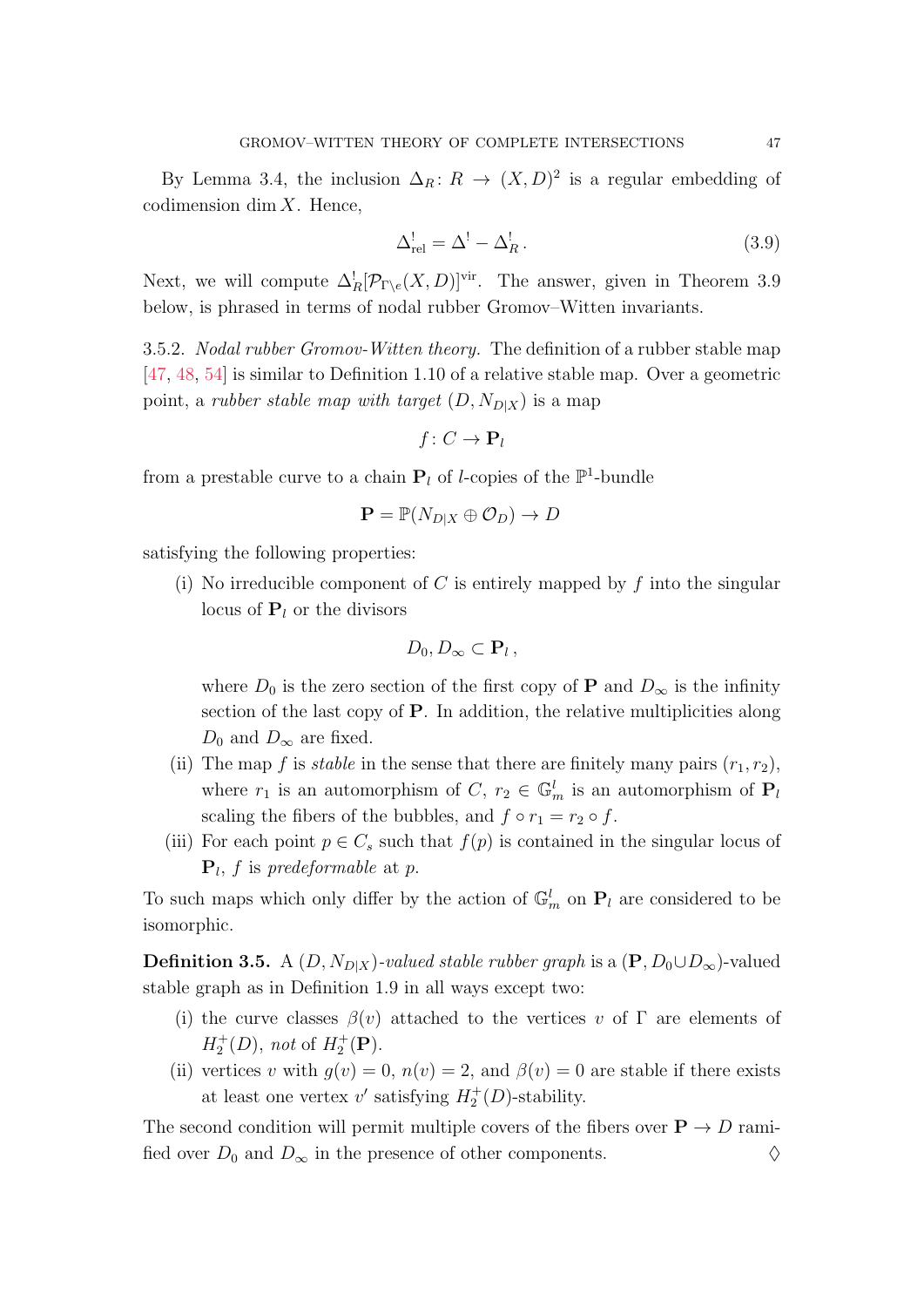By Lemma 3.4, the inclusion $\Delta_R \colon R \to (X,D)^2$ is a regular embedding of codimension $\dim X$. Hence,

$$\Delta^!_{\mathrm{rel}} = \Delta^! - \Delta^!_R \,. \tag{3.9}$$

Next, we will compute $\Delta^!_R[\mathcal{P}_{\Gamma\setminus e}(X,D)]^{\mathrm{vir}}$. The answer, given in Theorem 3.9 below, is phrased in terms of nodal rubber Gromov–Witten invariants.

3.5.2. *Nodal rubber Gromov-Witten theory.* The definition of a rubber stable map [47, 48, 54] is similar to Definition 1.10 of a relative stable map. Over a geometric point, a *rubber stable map with target* $(D, N_{D|X})$ is a map

$$f \colon C \to \mathbf{P}_l$$

from a prestable curve to a chain $\mathbf{P}_l$ of $l$-copies of the $\mathbb{P}^1$-bundle

$$\mathbf{P} = \mathbb{P}(N_{D|X} \oplus \mathcal{O}_D) \to D$$

satisfying the following properties:

(i) No irreducible component of $C$ is entirely mapped by $f$ into the singular locus of $\mathbf{P}_l$ or the divisors

$$D_0, D_\infty \subset \mathbf{P}_l \,,$$

where $D_0$ is the zero section of the first copy of $\mathbf{P}$ and $D_\infty$ is the infinity section of the last copy of $\mathbf{P}$. In addition, the relative multiplicities along $D_0$ and $D_\infty$ are fixed.

(ii) The map $f$ is *stable* in the sense that there are finitely many pairs $(r_1, r_2)$, where $r_1$ is an automorphism of $C$, $r_2 \in \mathbb{G}_m^l$ is an automorphism of $\mathbf{P}_l$ scaling the fibers of the bubbles, and $f \circ r_1 = r_2 \circ f$.

(iii) For each point $p \in C_s$ such that $f(p)$ is contained in the singular locus of $\mathbf{P}_l$, $f$ is *predeformable* at $p$.

To such maps which only differ by the action of $\mathbb{G}_m^l$ on $\mathbf{P}_l$ are considered to be isomorphic.

**Definition 3.5.** A $(D, N_{D|X})$*-valued stable rubber graph* is a $(\mathbf{P}, D_0 \cup D_\infty)$-valued stable graph as in Definition 1.9 in all ways except two:

(i) the curve classes $\beta(v)$ attached to the vertices $v$ of $\Gamma$ are elements of $H_2^+(D)$, *not* of $H_2^+(\mathbf{P})$.

(ii) vertices $v$ with $g(v) = 0$, $n(v) = 2$, and $\beta(v) = 0$ are stable if there exists at least one vertex $v'$ satisfying $H_2^+(D)$-stability.

The second condition will permit multiple covers of the fibers over $\mathbf{P} \to D$ ramified over $D_0$ and $D_\infty$ in the presence of other components. ♢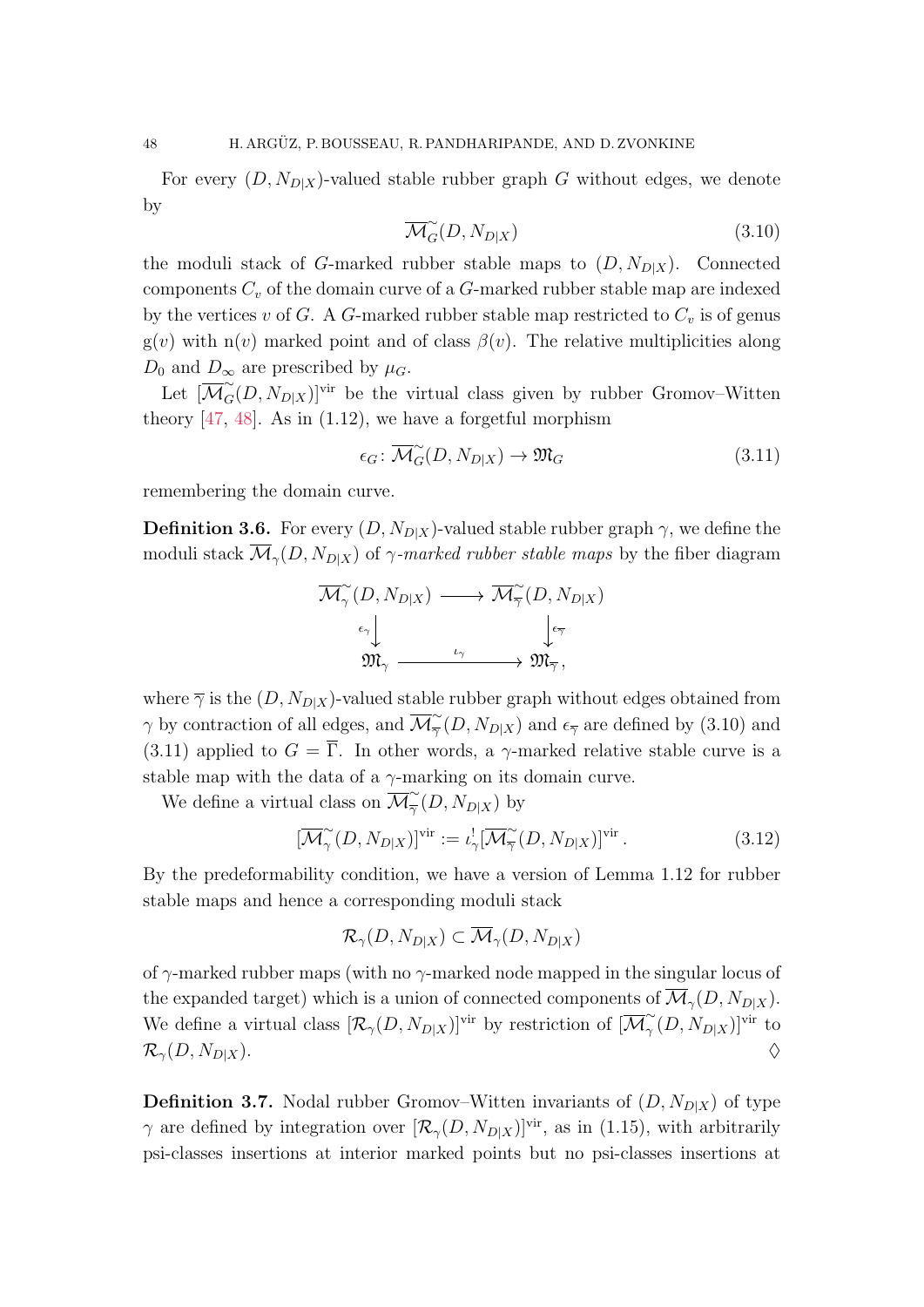For every $(D, N_{D|X})$-valued stable rubber graph $G$ without edges, we denote by

$$\overline{\mathcal{M}}^{\sim}_G(D, N_{D|X}) \tag{3.10}$$

the moduli stack of $G$-marked rubber stable maps to $(D, N_{D|X})$. Connected components $C_v$ of the domain curve of a $G$-marked rubber stable map are indexed by the vertices $v$ of $G$. A $G$-marked rubber stable map restricted to $C_v$ is of genus $\mathrm{g}(v)$ with $\mathrm{n}(v)$ marked point and of class $\beta(v)$. The relative multiplicities along $D_0$ and $D_\infty$ are prescribed by $\mu_G$.

Let $[\overline{\mathcal{M}}^{\sim}_G(D, N_{D|X})]^{\mathrm{vir}}$ be the virtual class given by rubber Gromov–Witten theory [47, 48]. As in (1.12), we have a forgetful morphism

$$\epsilon_G \colon \overline{\mathcal{M}}^{\sim}_G(D, N_{D|X}) \to \mathfrak{M}_G \tag{3.11}$$

remembering the domain curve.

**Definition 3.6.** For every $(D, N_{D|X})$-valued stable rubber graph $\gamma$, we define the moduli stack $\overline{\mathcal{M}}_\gamma(D, N_{D|X})$ of *$\gamma$-marked rubber stable maps* by the fiber diagram

$$\begin{array}{ccc} \overline{\mathcal{M}}^{\sim}_\gamma(D, N_{D|X}) & \longrightarrow & \overline{\mathcal{M}}^{\sim}_{\overline{\gamma}}(D, N_{D|X}) \\ {\scriptstyle \epsilon_\gamma}\downarrow & & \downarrow{\scriptstyle \epsilon_{\overline{\gamma}}} \\ \mathfrak{M}_\gamma & \xrightarrow{\quad \iota_\gamma \quad} & \mathfrak{M}_{\overline{\gamma}}\,, \end{array}$$

where $\overline{\gamma}$ is the $(D, N_{D|X})$-valued stable rubber graph without edges obtained from $\gamma$ by contraction of all edges, and $\overline{\mathcal{M}}^{\sim}_{\overline{\gamma}}(D, N_{D|X})$ and $\epsilon_{\overline{\gamma}}$ are defined by (3.10) and (3.11) applied to $G = \overline{\Gamma}$. In other words, a $\gamma$-marked relative stable curve is a stable map with the data of a $\gamma$-marking on its domain curve.

We define a virtual class on $\overline{\mathcal{M}}^{\sim}_{\overline{\gamma}}(D, N_{D|X})$ by

$$[\overline{\mathcal{M}}^{\sim}_\gamma(D, N_{D|X})]^{\mathrm{vir}} := \iota_\gamma^! [\overline{\mathcal{M}}^{\sim}_{\overline{\gamma}}(D, N_{D|X})]^{\mathrm{vir}}\,. \tag{3.12}$$

By the predeformability condition, we have a version of Lemma 1.12 for rubber stable maps and hence a corresponding moduli stack

$$\mathcal{R}_\gamma(D, N_{D|X}) \subset \overline{\mathcal{M}}_\gamma(D, N_{D|X})$$

of $\gamma$-marked rubber maps (with no $\gamma$-marked node mapped in the singular locus of the expanded target) which is a union of connected components of $\overline{\mathcal{M}}_\gamma(D, N_{D|X})$. We define a virtual class $[\mathcal{R}_\gamma(D, N_{D|X})]^{\mathrm{vir}}$ by restriction of $[\overline{\mathcal{M}}^{\sim}_\gamma(D, N_{D|X})]^{\mathrm{vir}}$ to $\mathcal{R}_\gamma(D, N_{D|X})$. $\lozenge$

**Definition 3.7.** Nodal rubber Gromov–Witten invariants of $(D, N_{D|X})$ of type $\gamma$ are defined by integration over $[\mathcal{R}_\gamma(D, N_{D|X})]^{\mathrm{vir}}$, as in (1.15), with arbitrarily psi-classes insertions at interior marked points but no psi-classes insertions at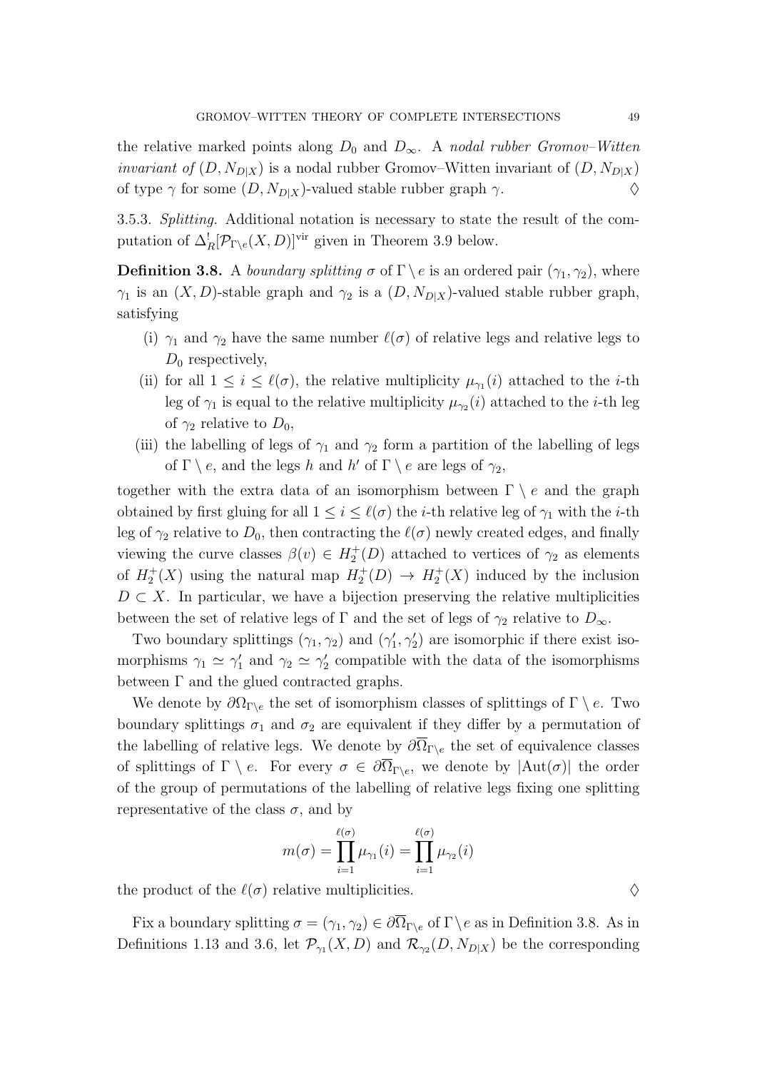the relative marked points along $D_0$ and $D_\infty$. A *nodal rubber Gromov–Witten invariant of* $(D, N_{D|X})$ is a nodal rubber Gromov–Witten invariant of $(D, N_{D|X})$ of type $\gamma$ for some $(D, N_{D|X})$-valued stable rubber graph $\gamma$. $\Diamond$

3.5.3. *Splitting.* Additional notation is necessary to state the result of the computation of $\Delta_R^! [\mathcal{P}_{\Gamma \setminus e}(X, D)]^{\mathrm{vir}}$ given in Theorem 3.9 below.

**Definition 3.8.** A *boundary splitting* $\sigma$ of $\Gamma \setminus e$ is an ordered pair $(\gamma_1, \gamma_2)$, where $\gamma_1$ is an $(X, D)$-stable graph and $\gamma_2$ is a $(D, N_{D|X})$-valued stable rubber graph, satisfying

(i) $\gamma_1$ and $\gamma_2$ have the same number $\ell(\sigma)$ of relative legs and relative legs to $D_0$ respectively,

(ii) for all $1 \leq i \leq \ell(\sigma)$, the relative multiplicity $\mu_{\gamma_1}(i)$ attached to the $i$-th leg of $\gamma_1$ is equal to the relative multiplicity $\mu_{\gamma_2}(i)$ attached to the $i$-th leg of $\gamma_2$ relative to $D_0$,

(iii) the labelling of legs of $\gamma_1$ and $\gamma_2$ form a partition of the labelling of legs of $\Gamma \setminus e$, and the legs $h$ and $h'$ of $\Gamma \setminus e$ are legs of $\gamma_2$,

together with the extra data of an isomorphism between $\Gamma \setminus e$ and the graph obtained by first gluing for all $1 \leq i \leq \ell(\sigma)$ the $i$-th relative leg of $\gamma_1$ with the $i$-th leg of $\gamma_2$ relative to $D_0$, then contracting the $\ell(\sigma)$ newly created edges, and finally viewing the curve classes $\beta(v) \in H_2^+(D)$ attached to vertices of $\gamma_2$ as elements of $H_2^+(X)$ using the natural map $H_2^+(D) \to H_2^+(X)$ induced by the inclusion $D \subset X$. In particular, we have a bijection preserving the relative multiplicities between the set of relative legs of $\Gamma$ and the set of legs of $\gamma_2$ relative to $D_\infty$.

Two boundary splittings $(\gamma_1, \gamma_2)$ and $(\gamma_1', \gamma_2')$ are isomorphic if there exist isomorphisms $\gamma_1 \simeq \gamma_1'$ and $\gamma_2 \simeq \gamma_2'$ compatible with the data of the isomorphisms between $\Gamma$ and the glued contracted graphs.

We denote by $\partial \Omega_{\Gamma \setminus e}$ the set of isomorphism classes of splittings of $\Gamma \setminus e$. Two boundary splittings $\sigma_1$ and $\sigma_2$ are equivalent if they differ by a permutation of the labelling of relative legs. We denote by $\partial \overline{\Omega}_{\Gamma \setminus e}$ the set of equivalence classes of splittings of $\Gamma \setminus e$. For every $\sigma \in \partial \overline{\Omega}_{\Gamma \setminus e}$, we denote by $|\mathrm{Aut}(\sigma)|$ the order of the group of permutations of the labelling of relative legs fixing one splitting representative of the class $\sigma$, and by

$$m(\sigma) = \prod_{i=1}^{\ell(\sigma)} \mu_{\gamma_1}(i) = \prod_{i=1}^{\ell(\sigma)} \mu_{\gamma_2}(i)$$

the product of the $\ell(\sigma)$ relative multiplicities. $\Diamond$

Fix a boundary splitting $\sigma = (\gamma_1, \gamma_2) \in \partial \overline{\Omega}_{\Gamma \setminus e}$ of $\Gamma \setminus e$ as in Definition 3.8. As in Definitions 1.13 and 3.6, let $\mathcal{P}_{\gamma_1}(X, D)$ and $\mathcal{R}_{\gamma_2}(D, N_{D|X})$ be the corresponding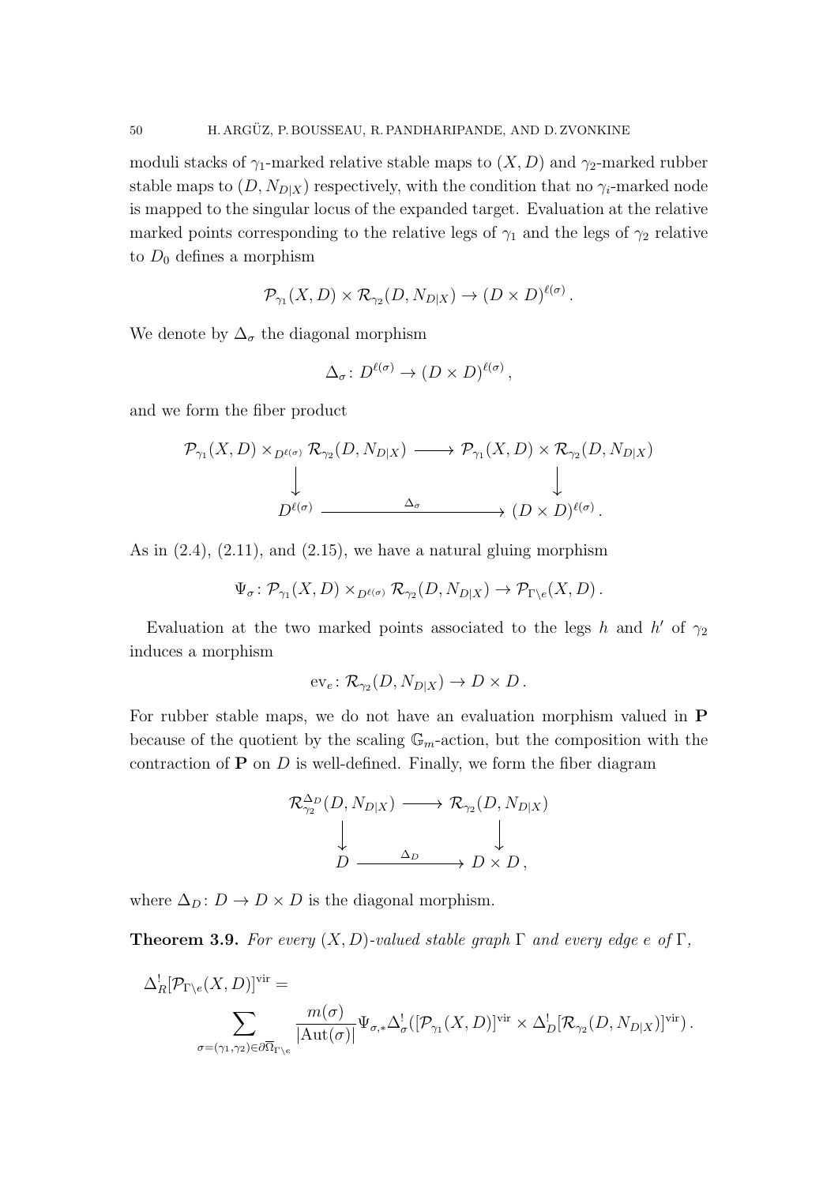moduli stacks of $\gamma_1$-marked relative stable maps to $(X, D)$ and $\gamma_2$-marked rubber stable maps to $(D, N_{D|X})$ respectively, with the condition that no $\gamma_i$-marked node is mapped to the singular locus of the expanded target. Evaluation at the relative marked points corresponding to the relative legs of $\gamma_1$ and the legs of $\gamma_2$ relative to $D_0$ defines a morphism

$$\mathcal{P}_{\gamma_1}(X, D) \times \mathcal{R}_{\gamma_2}(D, N_{D|X}) \to (D \times D)^{\ell(\sigma)}.$$

We denote by $\Delta_\sigma$ the diagonal morphism

$$\Delta_\sigma \colon D^{\ell(\sigma)} \to (D \times D)^{\ell(\sigma)},$$

and we form the fiber product

$$\begin{array}{ccc}
\mathcal{P}_{\gamma_1}(X, D) \times_{D^{\ell(\sigma)}} \mathcal{R}_{\gamma_2}(D, N_{D|X}) & \longrightarrow & \mathcal{P}_{\gamma_1}(X, D) \times \mathcal{R}_{\gamma_2}(D, N_{D|X}) \\
\big\downarrow & & \big\downarrow \\
D^{\ell(\sigma)} & \xrightarrow{\quad \Delta_\sigma \quad} & (D \times D)^{\ell(\sigma)}.
\end{array}$$

As in (2.4), (2.11), and (2.15), we have a natural gluing morphism

$$\Psi_\sigma \colon \mathcal{P}_{\gamma_1}(X, D) \times_{D^{\ell(\sigma)}} \mathcal{R}_{\gamma_2}(D, N_{D|X}) \to \mathcal{P}_{\Gamma \setminus e}(X, D).$$

Evaluation at the two marked points associated to the legs $h$ and $h'$ of $\gamma_2$ induces a morphism

$$\mathrm{ev}_e \colon \mathcal{R}_{\gamma_2}(D, N_{D|X}) \to D \times D.$$

For rubber stable maps, we do not have an evaluation morphism valued in $\mathbf{P}$ because of the quotient by the scaling $\mathbb{G}_m$-action, but the composition with the contraction of $\mathbf{P}$ on $D$ is well-defined. Finally, we form the fiber diagram

$$\begin{array}{ccc}
\mathcal{R}^{\Delta_D}_{\gamma_2}(D, N_{D|X}) & \longrightarrow & \mathcal{R}_{\gamma_2}(D, N_{D|X}) \\
\big\downarrow & & \big\downarrow \\
D & \xrightarrow{\quad \Delta_D \quad} & D \times D,
\end{array}$$

where $\Delta_D \colon D \to D \times D$ is the diagonal morphism.

**Theorem 3.9.** *For every $(X, D)$-valued stable graph $\Gamma$ and every edge $e$ of $\Gamma$,*

$$\Delta_R^! [\mathcal{P}_{\Gamma \setminus e}(X, D)]^{\mathrm{vir}} = \sum_{\sigma = (\gamma_1, \gamma_2) \in \partial \overline{\Omega}_{\Gamma \setminus e}} \frac{m(\sigma)}{|\mathrm{Aut}(\sigma)|} \Psi_{\sigma,*} \Delta_\sigma^! ([\mathcal{P}_{\gamma_1}(X, D)]^{\mathrm{vir}} \times \Delta_D^! [\mathcal{R}_{\gamma_2}(D, N_{D|X})]^{\mathrm{vir}}).$$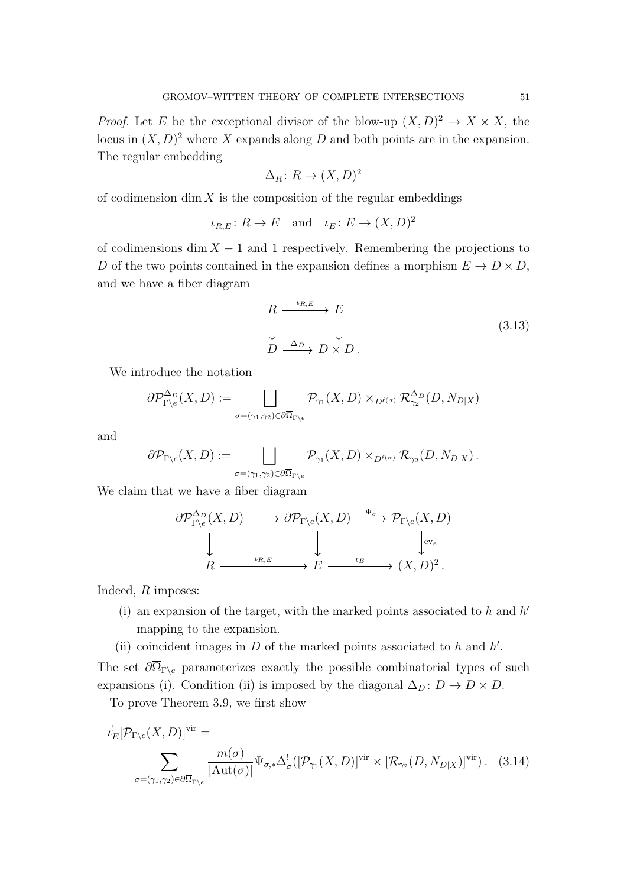*Proof.* Let $E$ be the exceptional divisor of the blow-up $(X,D)^2 \to X \times X$, the locus in $(X,D)^2$ where $X$ expands along $D$ and both points are in the expansion. The regular embedding

$$\Delta_R \colon R \to (X,D)^2$$

of codimension $\dim X$ is the composition of the regular embeddings

$$\iota_{R,E} \colon R \to E \quad \text{and} \quad \iota_E \colon E \to (X,D)^2$$

of codimensions $\dim X - 1$ and 1 respectively. Remembering the projections to $D$ of the two points contained in the expansion defines a morphism $E \to D \times D$, and we have a fiber diagram

$$\begin{array}{ccc} R & \xrightarrow{\iota_{R,E}} & E \\ \downarrow & & \downarrow \\ D & \xrightarrow{\Delta_D} & D \times D\,. \end{array} \tag{3.13}$$

We introduce the notation

$$\partial \mathcal{P}^{\Delta_D}_{\Gamma \setminus e}(X,D) := \bigsqcup_{\sigma = (\gamma_1,\gamma_2) \in \partial \overline{\Omega}_{\Gamma\setminus e}} \mathcal{P}_{\gamma_1}(X,D) \times_{D^{\ell(\sigma)}} \mathcal{R}^{\Delta_D}_{\gamma_2}(D, N_{D|X})$$

and

$$\partial \mathcal{P}_{\Gamma \setminus e}(X,D) := \bigsqcup_{\sigma = (\gamma_1,\gamma_2) \in \partial \overline{\Omega}_{\Gamma\setminus e}} \mathcal{P}_{\gamma_1}(X,D) \times_{D^{\ell(\sigma)}} \mathcal{R}_{\gamma_2}(D, N_{D|X})\,.$$

We claim that we have a fiber diagram

$$\begin{array}{ccccc} \partial \mathcal{P}^{\Delta_D}_{\Gamma\setminus e}(X,D) & \longrightarrow & \partial \mathcal{P}_{\Gamma\setminus e}(X,D) & \xrightarrow{\Psi_\sigma} & \mathcal{P}_{\Gamma\setminus e}(X,D) \\ \downarrow & & \downarrow & & \downarrow \mathrm{ev}_e \\ R & \xrightarrow{\iota_{R,E}} & E & \xrightarrow{\iota_E} & (X,D)^2\,. \end{array}$$

Indeed, $R$ imposes:

(i) an expansion of the target, with the marked points associated to $h$ and $h'$ mapping to the expansion.

(ii) coincident images in $D$ of the marked points associated to $h$ and $h'$.

The set $\partial \overline{\Omega}_{\Gamma\setminus e}$ parameterizes exactly the possible combinatorial types of such expansions (i). Condition (ii) is imposed by the diagonal $\Delta_D \colon D \to D \times D$.

To prove Theorem 3.9, we first show

$$\iota_E^! [\mathcal{P}_{\Gamma\setminus e}(X,D)]^{\mathrm{vir}} = \sum_{\sigma = (\gamma_1,\gamma_2) \in \partial \overline{\Omega}_{\Gamma\setminus e}} \frac{m(\sigma)}{|\mathrm{Aut}(\sigma)|} \Psi_{\sigma,*} \Delta_\sigma^! ([\mathcal{P}_{\gamma_1}(X,D)]^{\mathrm{vir}} \times [\mathcal{R}_{\gamma_2}(D,N_{D|X})]^{\mathrm{vir}})\,. \tag{3.14}$$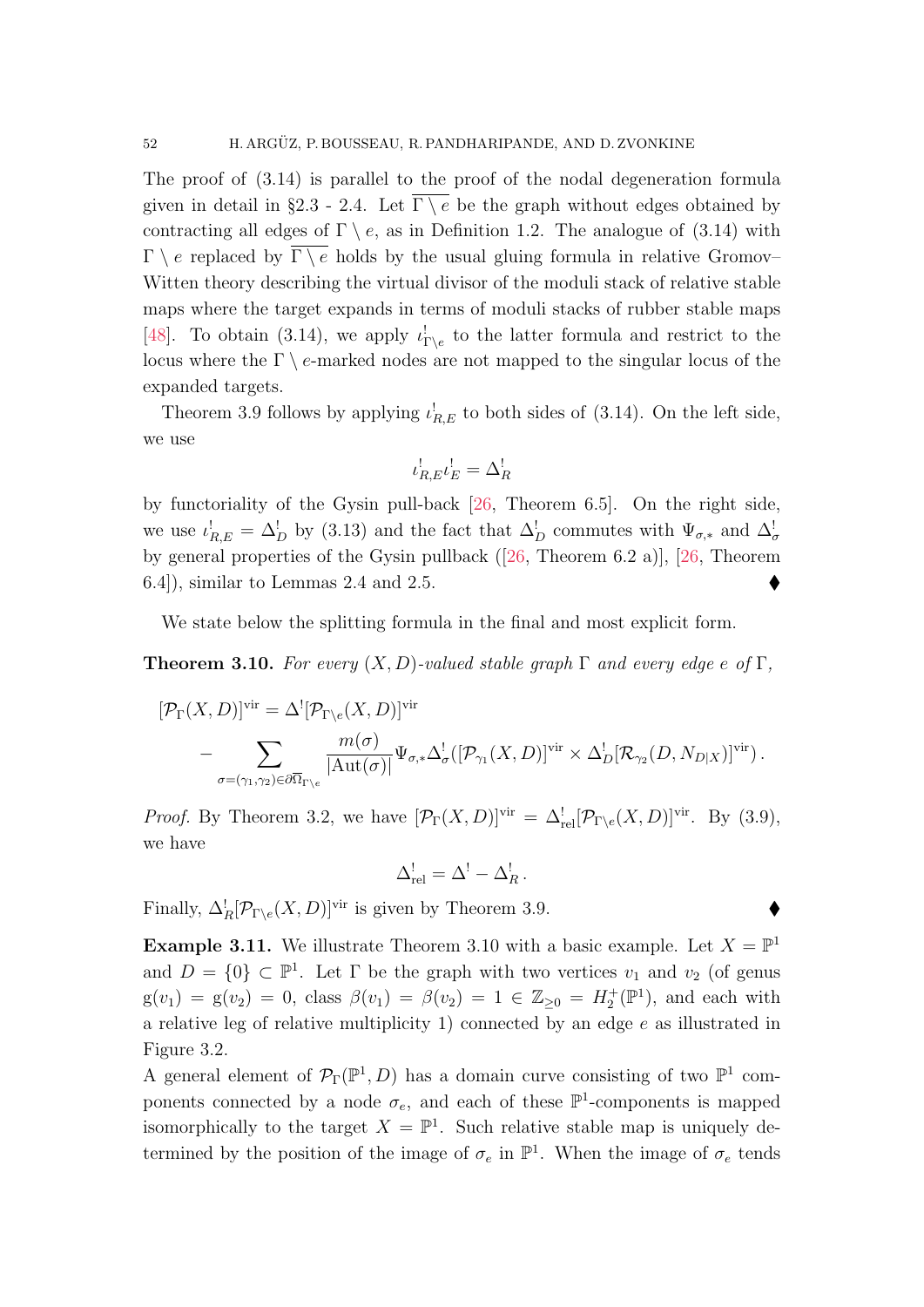The proof of (3.14) is parallel to the proof of the nodal degeneration formula given in detail in §2.3 - 2.4. Let $\overline{\Gamma \setminus e}$ be the graph without edges obtained by contracting all edges of $\Gamma \setminus e$, as in Definition 1.2. The analogue of (3.14) with $\Gamma \setminus e$ replaced by $\overline{\Gamma \setminus e}$ holds by the usual gluing formula in relative Gromov–Witten theory describing the virtual divisor of the moduli stack of relative stable maps where the target expands in terms of moduli stacks of rubber stable maps [48]. To obtain (3.14), we apply $\iota^!_{\Gamma\setminus e}$ to the latter formula and restrict to the locus where the $\Gamma \setminus e$-marked nodes are not mapped to the singular locus of the expanded targets.

Theorem 3.9 follows by applying $\iota^!_{R,E}$ to both sides of (3.14). On the left side, we use

$$\iota^!_{R,E}\iota^!_E = \Delta^!_R$$

by functoriality of the Gysin pull-back [26, Theorem 6.5]. On the right side, we use $\iota^!_{R,E} = \Delta^!_D$ by (3.13) and the fact that $\Delta^!_D$ commutes with $\Psi_{\sigma,*}$ and $\Delta^!_\sigma$ by general properties of the Gysin pullback ([26, Theorem 6.2 a)], [26, Theorem 6.4]), similar to Lemmas 2.4 and 2.5. ♦

We state below the splitting formula in the final and most explicit form.

**Theorem 3.10.** *For every $(X, D)$-valued stable graph $\Gamma$ and every edge $e$ of $\Gamma$,*

$$[\mathcal{P}_\Gamma(X,D)]^{\mathrm{vir}} = \Delta^![\mathcal{P}_{\Gamma\setminus e}(X,D)]^{\mathrm{vir}}$$
$$- \sum_{\sigma=(\gamma_1,\gamma_2)\in\partial\overline{\Omega}_{\Gamma\setminus e}} \frac{m(\sigma)}{|\mathrm{Aut}(\sigma)|}\Psi_{\sigma,*}\Delta^!_\sigma([\mathcal{P}_{\gamma_1}(X,D)]^{\mathrm{vir}} \times \Delta^!_D[\mathcal{R}_{\gamma_2}(D,N_{D|X})]^{\mathrm{vir}})\,.$$

*Proof.* By Theorem 3.2, we have $[\mathcal{P}_\Gamma(X,D)]^{\mathrm{vir}} = \Delta^!_{\mathrm{rel}}[\mathcal{P}_{\Gamma\setminus e}(X,D)]^{\mathrm{vir}}$. By (3.9), we have

$$\Delta^!_{\mathrm{rel}} = \Delta^! - \Delta^!_R\,.$$

Finally, $\Delta^!_R[\mathcal{P}_{\Gamma\setminus e}(X,D)]^{\mathrm{vir}}$ is given by Theorem 3.9. ♦

**Example 3.11.** We illustrate Theorem 3.10 with a basic example. Let $X = \mathbb{P}^1$ and $D = \{0\} \subset \mathbb{P}^1$. Let $\Gamma$ be the graph with two vertices $v_1$ and $v_2$ (of genus $\mathrm{g}(v_1) = \mathrm{g}(v_2) = 0$, class $\beta(v_1) = \beta(v_2) = 1 \in \mathbb{Z}_{\geq 0} = H_2^+(\mathbb{P}^1)$, and each with a relative leg of relative multiplicity 1) connected by an edge $e$ as illustrated in Figure 3.2.

A general element of $\mathcal{P}_\Gamma(\mathbb{P}^1, D)$ has a domain curve consisting of two $\mathbb{P}^1$ components connected by a node $\sigma_e$, and each of these $\mathbb{P}^1$-components is mapped isomorphically to the target $X = \mathbb{P}^1$. Such relative stable map is uniquely determined by the position of the image of $\sigma_e$ in $\mathbb{P}^1$. When the image of $\sigma_e$ tends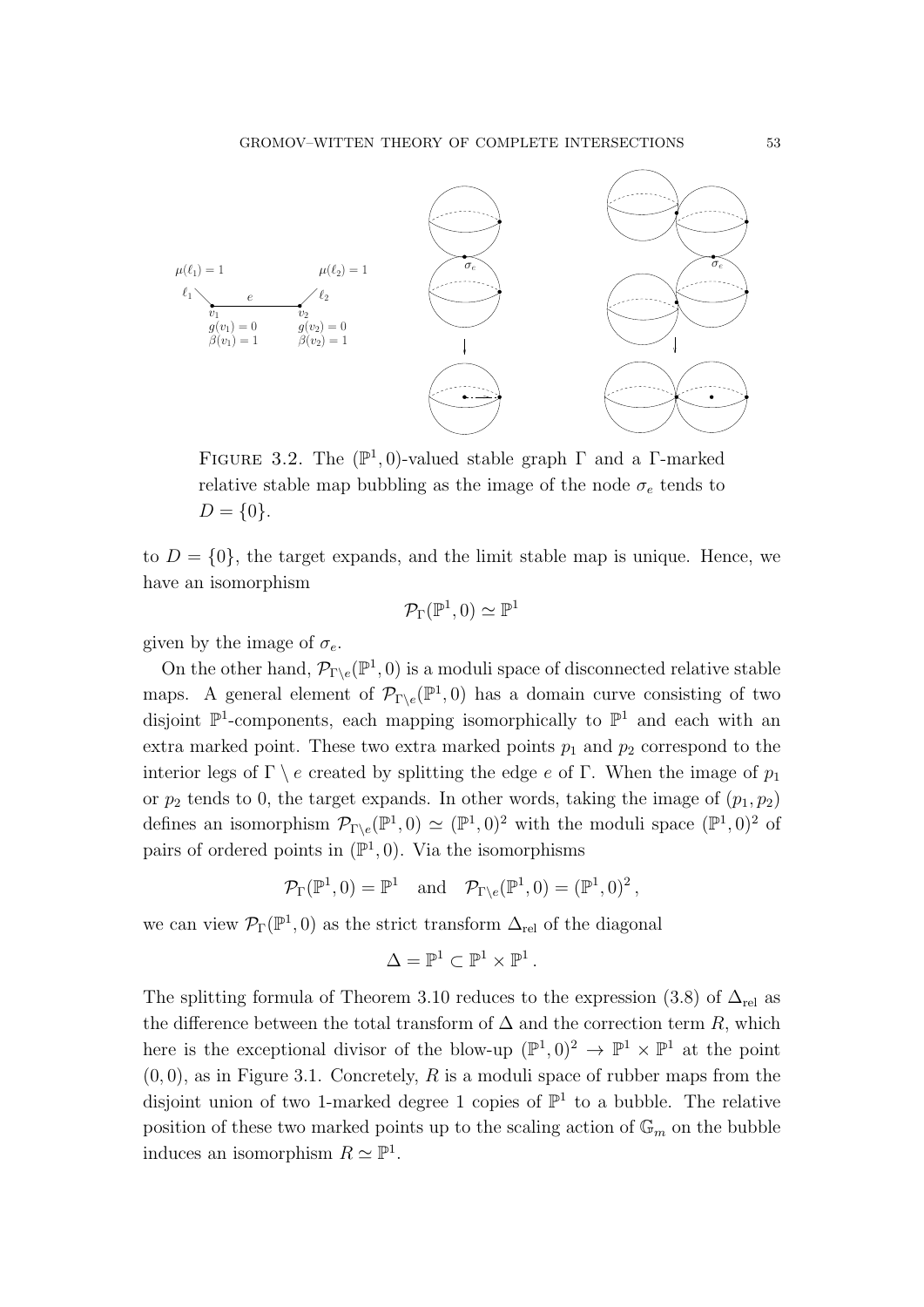FIGURE 3.2. The $(\mathbb{P}^1,0)$-valued stable graph $\Gamma$ and a $\Gamma$-marked relative stable map bubbling as the image of the node $\sigma_e$ tends to $D=\{0\}$.

to $D=\{0\}$, the target expands, and the limit stable map is unique. Hence, we have an isomorphism

$$\mathcal{P}_\Gamma(\mathbb{P}^1,0)\simeq \mathbb{P}^1$$

given by the image of $\sigma_e$.

On the other hand, $\mathcal{P}_{\Gamma\setminus e}(\mathbb{P}^1,0)$ is a moduli space of disconnected relative stable maps. A general element of $\mathcal{P}_{\Gamma\setminus e}(\mathbb{P}^1,0)$ has a domain curve consisting of two disjoint $\mathbb{P}^1$-components, each mapping isomorphically to $\mathbb{P}^1$ and each with an extra marked point. These two extra marked points $p_1$ and $p_2$ correspond to the interior legs of $\Gamma\setminus e$ created by splitting the edge $e$ of $\Gamma$. When the image of $p_1$ or $p_2$ tends to 0, the target expands. In other words, taking the image of $(p_1,p_2)$ defines an isomorphism $\mathcal{P}_{\Gamma\setminus e}(\mathbb{P}^1,0)\simeq(\mathbb{P}^1,0)^2$ with the moduli space $(\mathbb{P}^1,0)^2$ of pairs of ordered points in $(\mathbb{P}^1,0)$. Via the isomorphisms

$$\mathcal{P}_\Gamma(\mathbb{P}^1,0)=\mathbb{P}^1 \quad\text{and}\quad \mathcal{P}_{\Gamma\setminus e}(\mathbb{P}^1,0)=(\mathbb{P}^1,0)^2\,,$$

we can view $\mathcal{P}_\Gamma(\mathbb{P}^1,0)$ as the strict transform $\Delta_{\mathrm{rel}}$ of the diagonal

$$\Delta=\mathbb{P}^1\subset\mathbb{P}^1\times\mathbb{P}^1\,.$$

The splitting formula of Theorem 3.10 reduces to the expression (3.8) of $\Delta_{\mathrm{rel}}$ as the difference between the total transform of $\Delta$ and the correction term $R$, which here is the exceptional divisor of the blow-up $(\mathbb{P}^1,0)^2\to\mathbb{P}^1\times\mathbb{P}^1$ at the point $(0,0)$, as in Figure 3.1. Concretely, $R$ is a moduli space of rubber maps from the disjoint union of two 1-marked degree 1 copies of $\mathbb{P}^1$ to a bubble. The relative position of these two marked points up to the scaling action of $\mathbb{G}_m$ on the bubble induces an isomorphism $R\simeq\mathbb{P}^1$.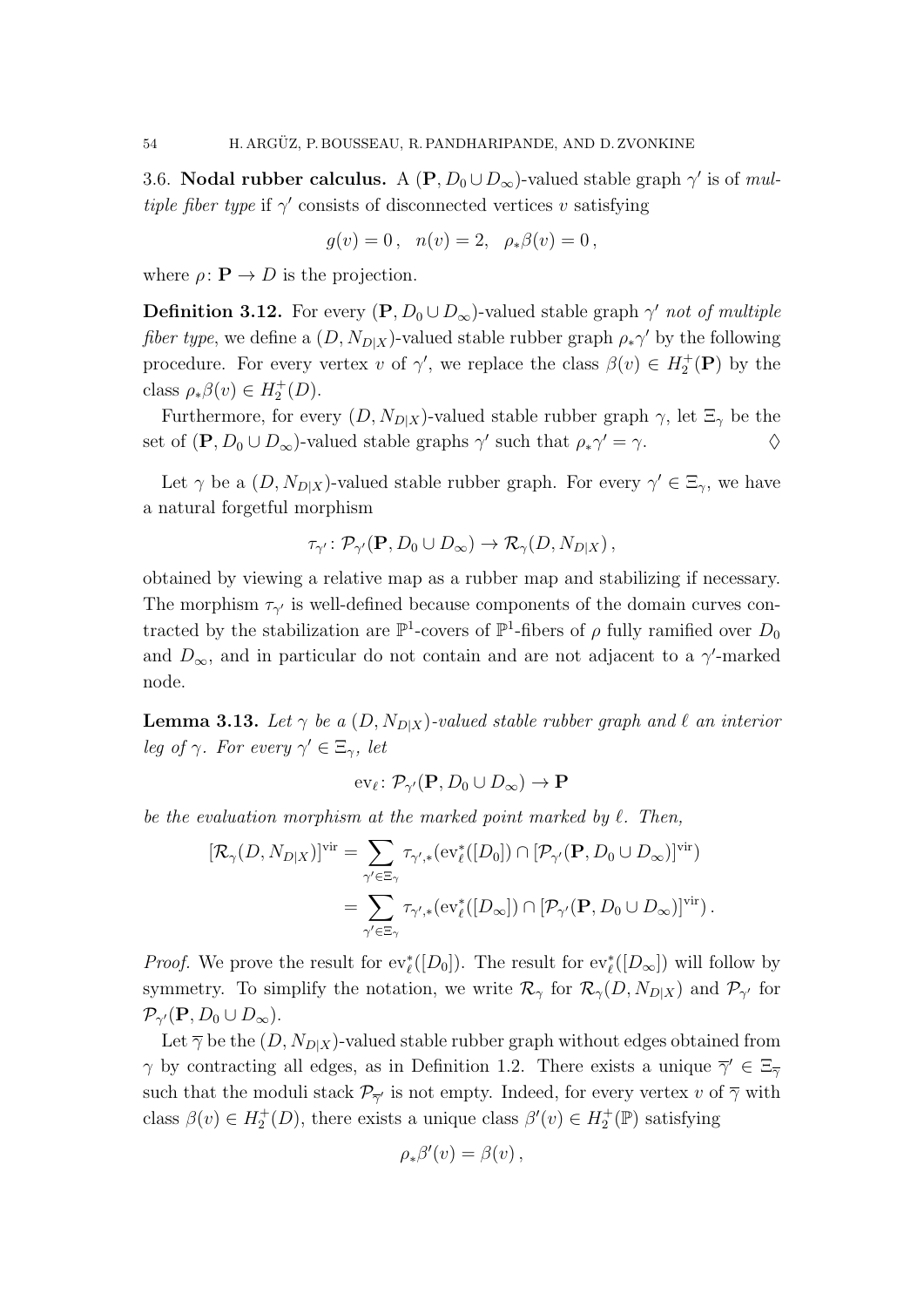3.6. **Nodal rubber calculus.** A $(\mathbf{P}, D_0 \cup D_\infty)$-valued stable graph $\gamma'$ is of *multiple fiber type* if $\gamma'$ consists of disconnected vertices $v$ satisfying

$$g(v) = 0\,, \quad n(v) = 2, \quad \rho_* \beta(v) = 0\,,$$

where $\rho \colon \mathbf{P} \to D$ is the projection.

**Definition 3.12.** For every $(\mathbf{P}, D_0 \cup D_\infty)$-valued stable graph $\gamma'$ *not of multiple fiber type*, we define a $(D, N_{D|X})$-valued stable rubber graph $\rho_* \gamma'$ by the following procedure. For every vertex $v$ of $\gamma'$, we replace the class $\beta(v) \in H_2^+(\mathbf{P})$ by the class $\rho_* \beta(v) \in H_2^+(D)$.

Furthermore, for every $(D, N_{D|X})$-valued stable rubber graph $\gamma$, let $\Xi_\gamma$ be the set of $(\mathbf{P}, D_0 \cup D_\infty)$-valued stable graphs $\gamma'$ such that $\rho_* \gamma' = \gamma$. $\Diamond$

Let $\gamma$ be a $(D, N_{D|X})$-valued stable rubber graph. For every $\gamma' \in \Xi_\gamma$, we have a natural forgetful morphism

$$\tau_{\gamma'} \colon \mathcal{P}_{\gamma'}(\mathbf{P}, D_0 \cup D_\infty) \to \mathcal{R}_\gamma(D, N_{D|X})\,,$$

obtained by viewing a relative map as a rubber map and stabilizing if necessary. The morphism $\tau_{\gamma'}$ is well-defined because components of the domain curves contracted by the stabilization are $\mathbb{P}^1$-covers of $\mathbb{P}^1$-fibers of $\rho$ fully ramified over $D_0$ and $D_\infty$, and in particular do not contain and are not adjacent to a $\gamma'$-marked node.

**Lemma 3.13.** *Let $\gamma$ be a $(D, N_{D|X})$-valued stable rubber graph and $\ell$ an interior leg of $\gamma$. For every $\gamma' \in \Xi_\gamma$, let*

$$\mathrm{ev}_\ell \colon \mathcal{P}_{\gamma'}(\mathbf{P}, D_0 \cup D_\infty) \to \mathbf{P}$$

*be the evaluation morphism at the marked point marked by $\ell$. Then,*

$$\begin{aligned}
[\mathcal{R}_\gamma(D, N_{D|X})]^{\mathrm{vir}} &= \sum_{\gamma' \in \Xi_\gamma} \tau_{\gamma',*}(\mathrm{ev}_\ell^*([D_0]) \cap [\mathcal{P}_{\gamma'}(\mathbf{P}, D_0 \cup D_\infty)]^{\mathrm{vir}}) \\
&= \sum_{\gamma' \in \Xi_\gamma} \tau_{\gamma',*}(\mathrm{ev}_\ell^*([D_\infty]) \cap [\mathcal{P}_{\gamma'}(\mathbf{P}, D_0 \cup D_\infty)]^{\mathrm{vir}})\,.
\end{aligned}$$

*Proof.* We prove the result for $\mathrm{ev}_\ell^*([D_0])$. The result for $\mathrm{ev}_\ell^*([D_\infty])$ will follow by symmetry. To simplify the notation, we write $\mathcal{R}_\gamma$ for $\mathcal{R}_\gamma(D, N_{D|X})$ and $\mathcal{P}_{\gamma'}$ for $\mathcal{P}_{\gamma'}(\mathbf{P}, D_0 \cup D_\infty)$.

Let $\overline{\gamma}$ be the $(D, N_{D|X})$-valued stable rubber graph without edges obtained from $\gamma$ by contracting all edges, as in Definition 1.2. There exists a unique $\overline{\gamma}' \in \Xi_{\overline{\gamma}}$ such that the moduli stack $\mathcal{P}_{\overline{\gamma}'}$ is not empty. Indeed, for every vertex $v$ of $\overline{\gamma}$ with class $\beta(v) \in H_2^+(D)$, there exists a unique class $\beta'(v) \in H_2^+(\mathbb{P})$ satisfying

$$\rho_* \beta'(v) = \beta(v)\,,$$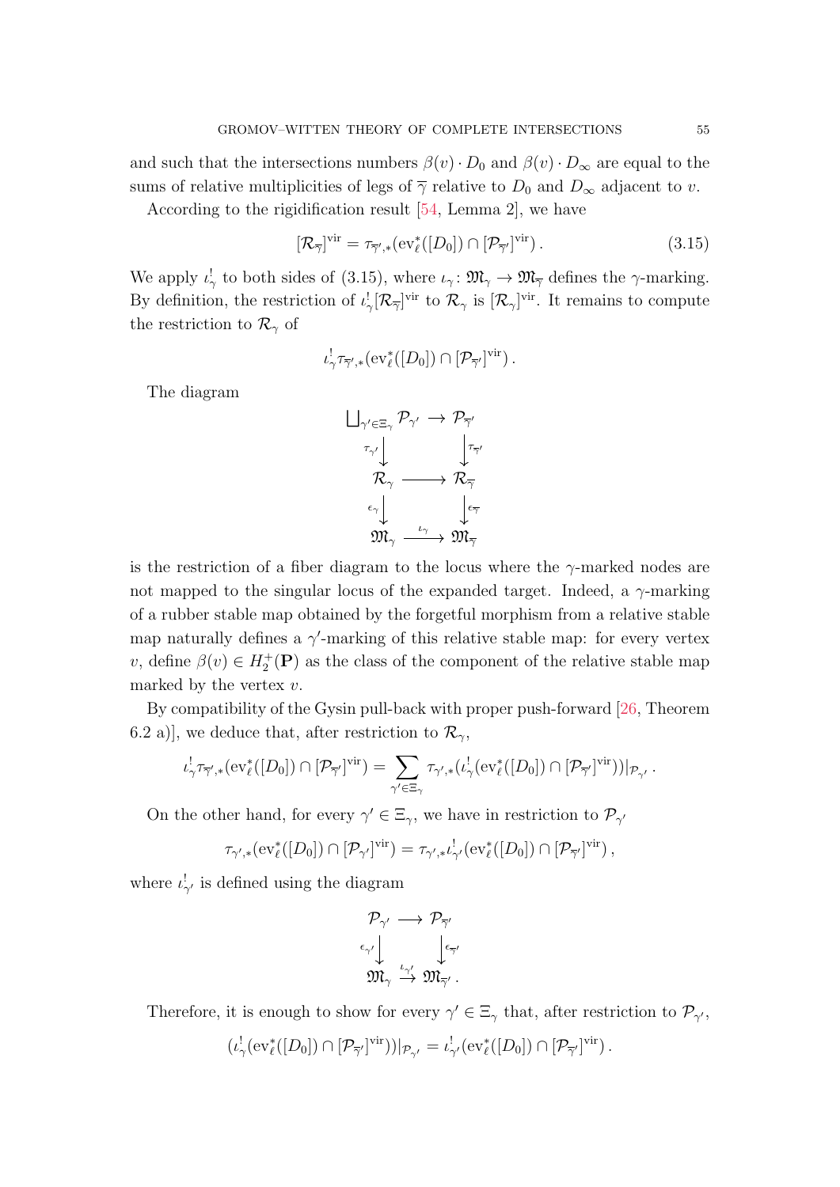and such that the intersections numbers $\beta(v) \cdot D_0$ and $\beta(v) \cdot D_\infty$ are equal to the sums of relative multiplicities of legs of $\overline{\gamma}$ relative to $D_0$ and $D_\infty$ adjacent to $v$.

According to the rigidification result [54, Lemma 2], we have

$$[\mathcal{R}_{\overline{\gamma}}]^{\mathrm{vir}} = \tau_{\overline{\gamma}',*}(\mathrm{ev}_\ell^*([D_0]) \cap [\mathcal{P}_{\overline{\gamma}'}]^{\mathrm{vir}}) \,. \tag{3.15}$$

We apply $\iota_\gamma^!$ to both sides of (3.15), where $\iota_\gamma \colon \mathfrak{M}_\gamma \to \mathfrak{M}_{\overline{\gamma}}$ defines the $\gamma$-marking. By definition, the restriction of $\iota_\gamma^! [\mathcal{R}_{\overline{\gamma}}]^{\mathrm{vir}}$ to $\mathcal{R}_\gamma$ is $[\mathcal{R}_\gamma]^{\mathrm{vir}}$. It remains to compute the restriction to $\mathcal{R}_\gamma$ of

$$\iota_\gamma^! \tau_{\overline{\gamma}',*}(\mathrm{ev}_\ell^*([D_0]) \cap [\mathcal{P}_{\overline{\gamma}'}]^{\mathrm{vir}}) \,.$$

The diagram

$$\begin{array}{ccc}
\bigsqcup_{\gamma' \in \Xi_\gamma} \mathcal{P}_{\gamma'} & \longrightarrow & \mathcal{P}_{\overline{\gamma}'} \\
{\scriptstyle \tau_{\gamma'}} \downarrow & & \downarrow {\scriptstyle \tau_{\overline{\gamma}'}} \\
\mathcal{R}_\gamma & \longrightarrow & \mathcal{R}_{\overline{\gamma}} \\
{\scriptstyle \epsilon_\gamma} \downarrow & & \downarrow {\scriptstyle \epsilon_{\overline{\gamma}}} \\
\mathfrak{M}_\gamma & \xrightarrow{\iota_\gamma} & \mathfrak{M}_{\overline{\gamma}}
\end{array}$$

is the restriction of a fiber diagram to the locus where the $\gamma$-marked nodes are not mapped to the singular locus of the expanded target. Indeed, a $\gamma$-marking of a rubber stable map obtained by the forgetful morphism from a relative stable map naturally defines a $\gamma'$-marking of this relative stable map: for every vertex $v$, define $\beta(v) \in H_2^+(\mathbf{P})$ as the class of the component of the relative stable map marked by the vertex $v$.

By compatibility of the Gysin pull-back with proper push-forward [26, Theorem 6.2 a)], we deduce that, after restriction to $\mathcal{R}_\gamma$,

$$\iota_\gamma^! \tau_{\overline{\gamma}',*}(\mathrm{ev}_\ell^*([D_0]) \cap [\mathcal{P}_{\overline{\gamma}'}]^{\mathrm{vir}}) = \sum_{\gamma' \in \Xi_\gamma} \tau_{\gamma',*}(\iota_\gamma^! (\mathrm{ev}_\ell^*([D_0]) \cap [\mathcal{P}_{\overline{\gamma}'}]^{\mathrm{vir}}))|_{\mathcal{P}_{\gamma'}} \,.$$

On the other hand, for every $\gamma' \in \Xi_\gamma$, we have in restriction to $\mathcal{P}_{\gamma'}$

$$\tau_{\gamma',*}(\mathrm{ev}_\ell^*([D_0]) \cap [\mathcal{P}_{\gamma'}]^{\mathrm{vir}}) = \tau_{\gamma',*} \iota_{\gamma'}^! (\mathrm{ev}_\ell^*([D_0]) \cap [\mathcal{P}_{\overline{\gamma}'}]^{\mathrm{vir}}) \,,$$

where $\iota_{\gamma'}^!$ is defined using the diagram

$$\begin{array}{ccc}
\mathcal{P}_{\gamma'} & \longrightarrow & \mathcal{P}_{\overline{\gamma}'} \\
{\scriptstyle \epsilon_{\gamma'}} \downarrow & & \downarrow {\scriptstyle \epsilon_{\overline{\gamma}'}} \\
\mathfrak{M}_\gamma & \xrightarrow{\iota_{\gamma'}} & \mathfrak{M}_{\overline{\gamma}'} \,.
\end{array}$$

Therefore, it is enough to show for every $\gamma' \in \Xi_\gamma$ that, after restriction to $\mathcal{P}_{\gamma'}$,

$$(\iota_\gamma^! (\mathrm{ev}_\ell^*([D_0]) \cap [\mathcal{P}_{\overline{\gamma}'}]^{\mathrm{vir}}))|_{\mathcal{P}_{\gamma'}} = \iota_{\gamma'}^! (\mathrm{ev}_\ell^*([D_0]) \cap [\mathcal{P}_{\overline{\gamma}'}]^{\mathrm{vir}}) \,.$$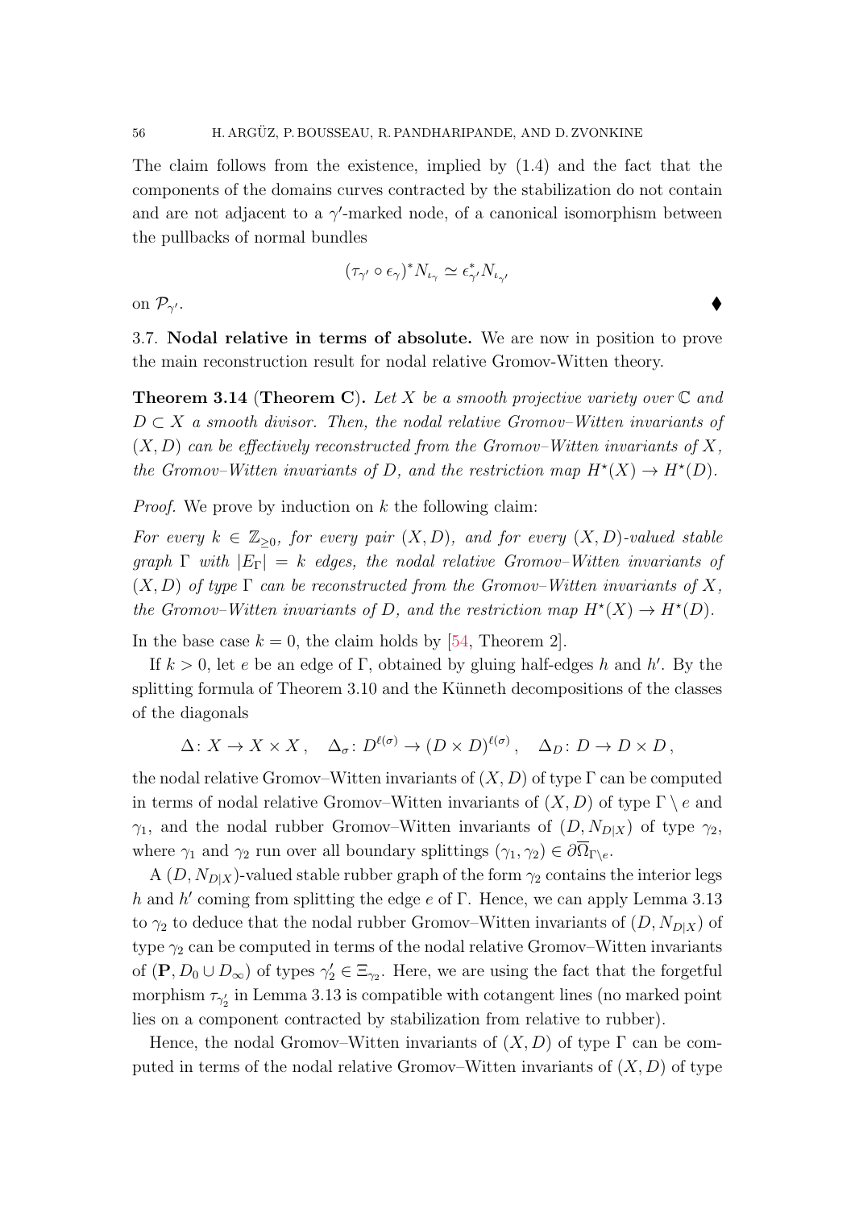The claim follows from the existence, implied by (1.4) and the fact that the components of the domains curves contracted by the stabilization do not contain and are not adjacent to a $\gamma'$-marked node, of a canonical isomorphism between the pullbacks of normal bundles

$$(\tau_{\gamma'} \circ \epsilon_\gamma)^* N_{\iota_\gamma} \simeq \epsilon_{\gamma'}^* N_{\iota_{\gamma'}}$$

on $\mathcal{P}_{\gamma'}$. ◆

3.7. **Nodal relative in terms of absolute.** We are now in position to prove the main reconstruction result for nodal relative Gromov-Witten theory.

**Theorem 3.14** (**Theorem C**). *Let $X$ be a smooth projective variety over $\mathbb{C}$ and $D \subset X$ a smooth divisor. Then, the nodal relative Gromov–Witten invariants of $(X, D)$ can be effectively reconstructed from the Gromov–Witten invariants of $X$, the Gromov–Witten invariants of $D$, and the restriction map $H^\star(X) \to H^\star(D)$.*

*Proof.* We prove by induction on $k$ the following claim:

*For every $k \in \mathbb{Z}_{\geq 0}$, for every pair $(X, D)$, and for every $(X, D)$-valued stable graph $\Gamma$ with $|E_\Gamma| = k$ edges, the nodal relative Gromov–Witten invariants of $(X, D)$ of type $\Gamma$ can be reconstructed from the Gromov–Witten invariants of $X$, the Gromov–Witten invariants of $D$, and the restriction map $H^\star(X) \to H^\star(D)$.*

In the base case $k = 0$, the claim holds by [54, Theorem 2].

If $k > 0$, let $e$ be an edge of $\Gamma$, obtained by gluing half-edges $h$ and $h'$. By the splitting formula of Theorem 3.10 and the Künneth decompositions of the classes of the diagonals

$$\Delta \colon X \to X \times X \,, \quad \Delta_\sigma \colon D^{\ell(\sigma)} \to (D \times D)^{\ell(\sigma)} \,, \quad \Delta_D \colon D \to D \times D \,,$$

the nodal relative Gromov–Witten invariants of $(X, D)$ of type $\Gamma$ can be computed in terms of nodal relative Gromov–Witten invariants of $(X, D)$ of type $\Gamma \setminus e$ and $\gamma_1$, and the nodal rubber Gromov–Witten invariants of $(D, N_{D|X})$ of type $\gamma_2$, where $\gamma_1$ and $\gamma_2$ run over all boundary splittings $(\gamma_1, \gamma_2) \in \partial\overline{\Omega}_{\Gamma \setminus e}$.

A $(D, N_{D|X})$-valued stable rubber graph of the form $\gamma_2$ contains the interior legs $h$ and $h'$ coming from splitting the edge $e$ of $\Gamma$. Hence, we can apply Lemma 3.13 to $\gamma_2$ to deduce that the nodal rubber Gromov–Witten invariants of $(D, N_{D|X})$ of type $\gamma_2$ can be computed in terms of the nodal relative Gromov–Witten invariants of $(\mathbf{P}, D_0 \cup D_\infty)$ of types $\gamma_2' \in \Xi_{\gamma_2}$. Here, we are using the fact that the forgetful morphism $\tau_{\gamma_2'}$ in Lemma 3.13 is compatible with cotangent lines (no marked point lies on a component contracted by stabilization from relative to rubber).

Hence, the nodal Gromov–Witten invariants of $(X, D)$ of type $\Gamma$ can be computed in terms of the nodal relative Gromov–Witten invariants of $(X, D)$ of type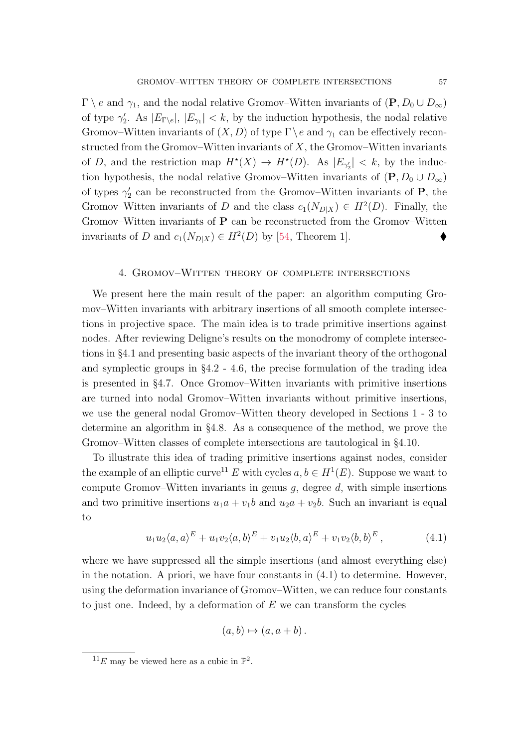$\Gamma \setminus e$ and $\gamma_1$, and the nodal relative Gromov–Witten invariants of $(\mathbf{P}, D_0 \cup D_\infty)$ of type $\gamma_2'$. As $|E_{\Gamma\setminus e}|$, $|E_{\gamma_1}| < k$, by the induction hypothesis, the nodal relative Gromov–Witten invariants of $(X, D)$ of type $\Gamma \setminus e$ and $\gamma_1$ can be effectively reconstructed from the Gromov–Witten invariants of $X$, the Gromov–Witten invariants of $D$, and the restriction map $H^\star(X) \to H^\star(D)$. As $|E_{\gamma_2'}| < k$, by the induction hypothesis, the nodal relative Gromov–Witten invariants of $(\mathbf{P}, D_0 \cup D_\infty)$ of types $\gamma_2'$ can be reconstructed from the Gromov–Witten invariants of $\mathbf{P}$, the Gromov–Witten invariants of $D$ and the class $c_1(N_{D|X}) \in H^2(D)$. Finally, the Gromov–Witten invariants of $\mathbf{P}$ can be reconstructed from the Gromov–Witten invariants of $D$ and $c_1(N_{D|X}) \in H^2(D)$ by [54, Theorem 1]. ♦

## 4. Gromov–Witten theory of complete intersections

We present here the main result of the paper: an algorithm computing Gromov–Witten invariants with arbitrary insertions of all smooth complete intersections in projective space. The main idea is to trade primitive insertions against nodes. After reviewing Deligne's results on the monodromy of complete intersections in §4.1 and presenting basic aspects of the invariant theory of the orthogonal and symplectic groups in §4.2 - 4.6, the precise formulation of the trading idea is presented in §4.7. Once Gromov–Witten invariants with primitive insertions are turned into nodal Gromov–Witten invariants without primitive insertions, we use the general nodal Gromov–Witten theory developed in Sections 1 - 3 to determine an algorithm in §4.8. As a consequence of the method, we prove the Gromov–Witten classes of complete intersections are tautological in §4.10.

To illustrate this idea of trading primitive insertions against nodes, consider the example of an elliptic curve[11] $E$ with cycles $a, b \in H^1(E)$. Suppose we want to compute Gromov–Witten invariants in genus $g$, degree $d$, with simple insertions and two primitive insertions $u_1 a + v_1 b$ and $u_2 a + v_2 b$. Such an invariant is equal to

$$u_1 u_2 \langle a, a\rangle^E + u_1 v_2 \langle a, b\rangle^E + v_1 u_2 \langle b, a\rangle^E + v_1 v_2 \langle b, b\rangle^E \,, \tag{4.1}$$

where we have suppressed all the simple insertions (and almost everything else) in the notation. A priori, we have four constants in (4.1) to determine. However, using the deformation invariance of Gromov–Witten, we can reduce four constants to just one. Indeed, by a deformation of $E$ we can transform the cycles

$$(a, b) \mapsto (a, a + b)\,.$$

[11] $E$ may be viewed here as a cubic in $\mathbb{P}^2$.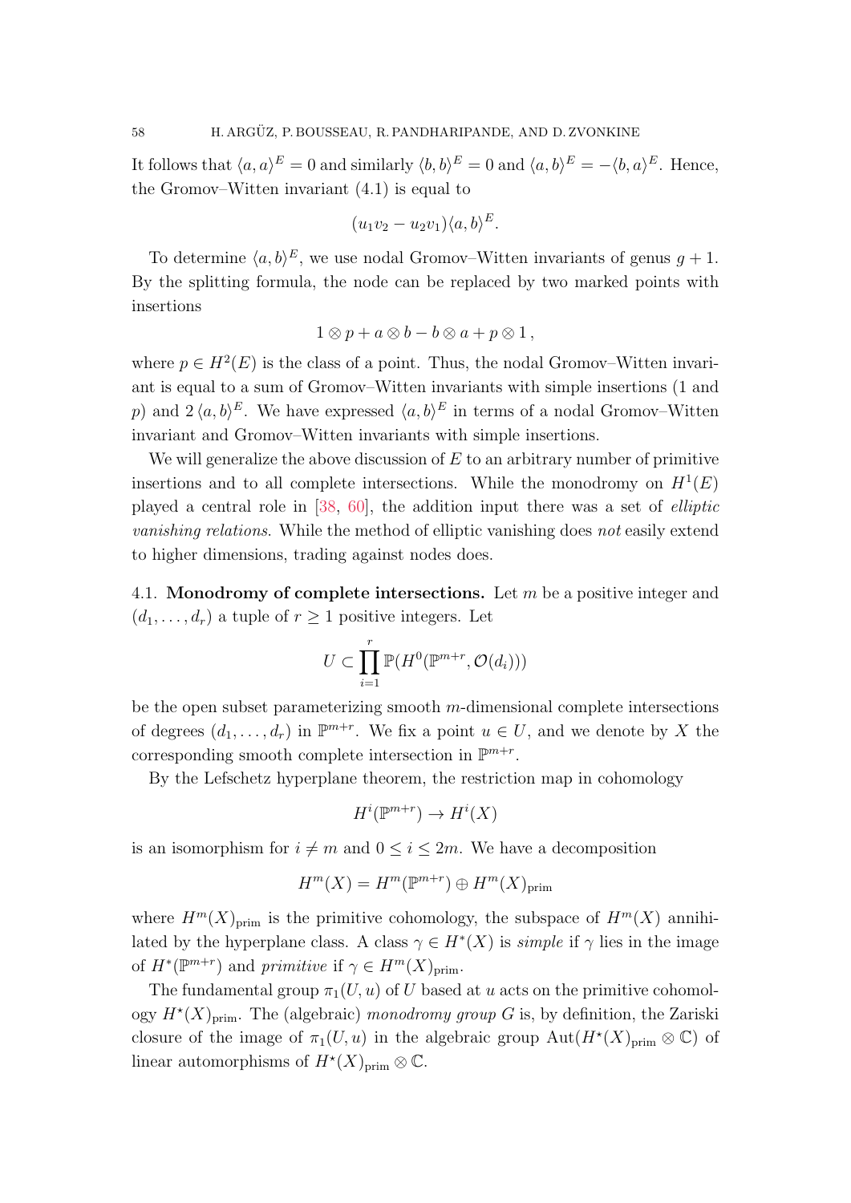It follows that $\langle a, a\rangle^E = 0$ and similarly $\langle b, b\rangle^E = 0$ and $\langle a, b\rangle^E = -\langle b, a\rangle^E$. Hence, the Gromov–Witten invariant (4.1) is equal to

$$(u_1 v_2 - u_2 v_1)\langle a, b\rangle^E .$$

To determine $\langle a, b\rangle^E$, we use nodal Gromov–Witten invariants of genus $g+1$. By the splitting formula, the node can be replaced by two marked points with insertions

$$1 \otimes p + a \otimes b - b \otimes a + p \otimes 1 \,,$$

where $p \in H^2(E)$ is the class of a point. Thus, the nodal Gromov–Witten invariant is equal to a sum of Gromov–Witten invariants with simple insertions (1 and $p$) and $2\,\langle a, b\rangle^E$. We have expressed $\langle a, b\rangle^E$ in terms of a nodal Gromov–Witten invariant and Gromov–Witten invariants with simple insertions.

We will generalize the above discussion of $E$ to an arbitrary number of primitive insertions and to all complete intersections. While the monodromy on $H^1(E)$ played a central role in [38, 60], the addition input there was a set of *elliptic vanishing relations*. While the method of elliptic vanishing does *not* easily extend to higher dimensions, trading against nodes does.

4.1. **Monodromy of complete intersections.** Let $m$ be a positive integer and $(d_1, \dots, d_r)$ a tuple of $r \geq 1$ positive integers. Let

$$U \subset \prod_{i=1}^{r} \mathbb{P}(H^0(\mathbb{P}^{m+r}, \mathcal{O}(d_i)))$$

be the open subset parameterizing smooth $m$-dimensional complete intersections of degrees $(d_1, \dots, d_r)$ in $\mathbb{P}^{m+r}$. We fix a point $u \in U$, and we denote by $X$ the corresponding smooth complete intersection in $\mathbb{P}^{m+r}$.

By the Lefschetz hyperplane theorem, the restriction map in cohomology

$$H^i(\mathbb{P}^{m+r}) \to H^i(X)$$

is an isomorphism for $i \neq m$ and $0 \leq i \leq 2m$. We have a decomposition

$$H^m(X) = H^m(\mathbb{P}^{m+r}) \oplus H^m(X)_{\text{prim}}$$

where $H^m(X)_{\text{prim}}$ is the primitive cohomology, the subspace of $H^m(X)$ annihilated by the hyperplane class. A class $\gamma \in H^*(X)$ is *simple* if $\gamma$ lies in the image of $H^*(\mathbb{P}^{m+r})$ and *primitive* if $\gamma \in H^m(X)_{\text{prim}}$.

The fundamental group $\pi_1(U, u)$ of $U$ based at $u$ acts on the primitive cohomology $H^\star(X)_{\text{prim}}$. The (algebraic) *monodromy group* $G$ is, by definition, the Zariski closure of the image of $\pi_1(U, u)$ in the algebraic group $\text{Aut}(H^\star(X)_{\text{prim}} \otimes \mathbb{C})$ of linear automorphisms of $H^\star(X)_{\text{prim}} \otimes \mathbb{C}$.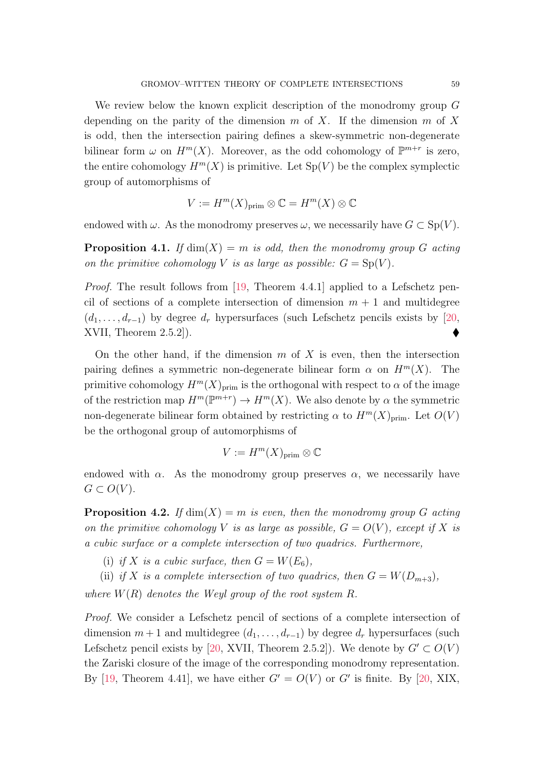We review below the known explicit description of the monodromy group $G$ depending on the parity of the dimension $m$ of $X$. If the dimension $m$ of $X$ is odd, then the intersection pairing defines a skew-symmetric non-degenerate bilinear form $\omega$ on $H^m(X)$. Moreover, as the odd cohomology of $\mathbb{P}^{m+r}$ is zero, the entire cohomology $H^m(X)$ is primitive. Let $\mathrm{Sp}(V)$ be the complex symplectic group of automorphisms of

$$V := H^m(X)_{\mathrm{prim}} \otimes \mathbb{C} = H^m(X) \otimes \mathbb{C}$$

endowed with $\omega$. As the monodromy preserves $\omega$, we necessarily have $G \subset \mathrm{Sp}(V)$.

**Proposition 4.1.** *If $\dim(X) = m$ is odd, then the monodromy group $G$ acting on the primitive cohomology $V$ is as large as possible: $G = \mathrm{Sp}(V)$.*

*Proof.* The result follows from [19, Theorem 4.4.1] applied to a Lefschetz pencil of sections of a complete intersection of dimension $m+1$ and multidegree $(d_1, \dots, d_{r-1})$ by degree $d_r$ hypersurfaces (such Lefschetz pencils exists by [20, XVII, Theorem 2.5.2]). ♦

On the other hand, if the dimension $m$ of $X$ is even, then the intersection pairing defines a symmetric non-degenerate bilinear form $\alpha$ on $H^m(X)$. The primitive cohomology $H^m(X)_{\mathrm{prim}}$ is the orthogonal with respect to $\alpha$ of the image of the restriction map $H^m(\mathbb{P}^{m+r}) \to H^m(X)$. We also denote by $\alpha$ the symmetric non-degenerate bilinear form obtained by restricting $\alpha$ to $H^m(X)_{\mathrm{prim}}$. Let $O(V)$ be the orthogonal group of automorphisms of

$$V := H^m(X)_{\mathrm{prim}} \otimes \mathbb{C}$$

endowed with $\alpha$. As the monodromy group preserves $\alpha$, we necessarily have $G \subset O(V)$.

**Proposition 4.2.** *If $\dim(X) = m$ is even, then the monodromy group $G$ acting on the primitive cohomology $V$ is as large as possible, $G = O(V)$, except if $X$ is a cubic surface or a complete intersection of two quadrics. Furthermore,*

(i) *if $X$ is a cubic surface, then $G = W(E_6)$,*

(ii) *if $X$ is a complete intersection of two quadrics, then $G = W(D_{m+3})$,*

*where $W(R)$ denotes the Weyl group of the root system $R$.*

*Proof.* We consider a Lefschetz pencil of sections of a complete intersection of dimension $m+1$ and multidegree $(d_1, \dots, d_{r-1})$ by degree $d_r$ hypersurfaces (such Lefschetz pencil exists by [20, XVII, Theorem 2.5.2]). We denote by $G' \subset O(V)$ the Zariski closure of the image of the corresponding monodromy representation. By [19, Theorem 4.41], we have either $G' = O(V)$ or $G'$ is finite. By [20, XIX,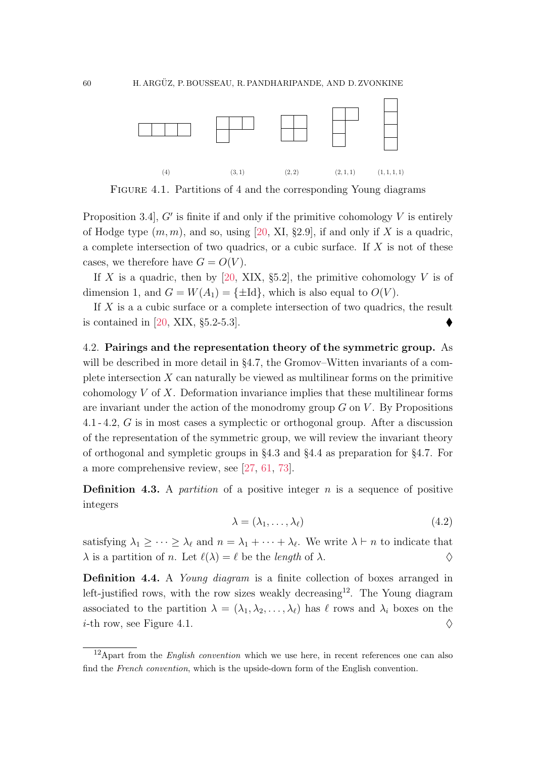(4) (3,1) (2,2) (2,1,1) (1,1,1,1)

Figure 4.1. Partitions of 4 and the corresponding Young diagrams

Proposition 3.4], $G'$ is finite if and only if the primitive cohomology $V$ is entirely of Hodge type $(m, m)$, and so, using [20, XI, §2.9], if and only if $X$ is a quadric, a complete intersection of two quadrics, or a cubic surface. If $X$ is not of these cases, we therefore have $G = O(V)$.

If $X$ is a quadric, then by [20, XIX, §5.2], the primitive cohomology $V$ is of dimension 1, and $G = W(A_1) = \{\pm \mathrm{Id}\}$, which is also equal to $O(V)$.

If $X$ is a a cubic surface or a complete intersection of two quadrics, the result is contained in [20, XIX, §5.2-5.3]. ⧫

4.2. **Pairings and the representation theory of the symmetric group.** As will be described in more detail in §4.7, the Gromov–Witten invariants of a complete intersection $X$ can naturally be viewed as multilinear forms on the primitive cohomology $V$ of $X$. Deformation invariance implies that these multilinear forms are invariant under the action of the monodromy group $G$ on $V$. By Propositions 4.1 - 4.2, $G$ is in most cases a symplectic or orthogonal group. After a discussion of the representation of the symmetric group, we will review the invariant theory of orthogonal and sympletic groups in §4.3 and §4.4 as preparation for §4.7. For a more comprehensive review, see [27, 61, 73].

**Definition 4.3.** A *partition* of a positive integer $n$ is a sequence of positive integers

$$\lambda = (\lambda_1, \dots, \lambda_\ell) \tag{4.2}$$

satisfying $\lambda_1 \geq \cdots \geq \lambda_\ell$ and $n = \lambda_1 + \cdots + \lambda_\ell$. We write $\lambda \vdash n$ to indicate that $\lambda$ is a partition of $n$. Let $\ell(\lambda) = \ell$ be the *length* of $\lambda$. ♢

**Definition 4.4.** A *Young diagram* is a finite collection of boxes arranged in left-justified rows, with the row sizes weakly decreasing[12]. The Young diagram associated to the partition $\lambda = (\lambda_1, \lambda_2, \dots, \lambda_\ell)$ has $\ell$ rows and $\lambda_i$ boxes on the $i$-th row, see Figure 4.1. ♢

[12]Apart from the *English convention* which we use here, in recent references one can also find the *French convention*, which is the upside-down form of the English convention.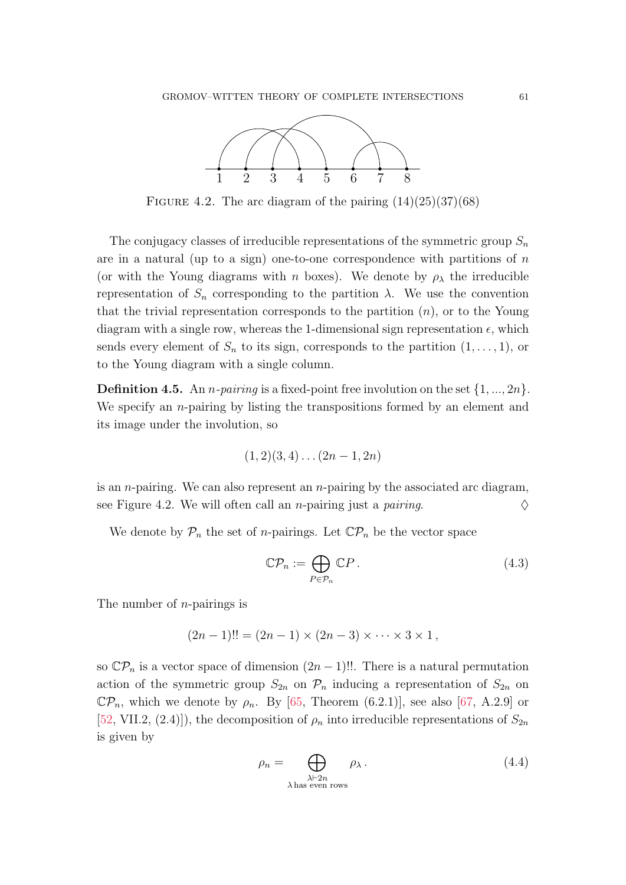FIGURE 4.2. The arc diagram of the pairing (14)(25)(37)(68)

The conjugacy classes of irreducible representations of the symmetric group $S_n$ are in a natural (up to a sign) one-to-one correspondence with partitions of $n$ (or with the Young diagrams with $n$ boxes). We denote by $\rho_\lambda$ the irreducible representation of $S_n$ corresponding to the partition $\lambda$. We use the convention that the trivial representation corresponds to the partition $(n)$, or to the Young diagram with a single row, whereas the 1-dimensional sign representation $\epsilon$, which sends every element of $S_n$ to its sign, corresponds to the partition $(1, \ldots, 1)$, or to the Young diagram with a single column.

**Definition 4.5.** An *$n$-pairing* is a fixed-point free involution on the set $\{1, ..., 2n\}$. We specify an $n$-pairing by listing the transpositions formed by an element and its image under the involution, so

$$(1, 2)(3, 4) \ldots (2n - 1, 2n)$$

is an $n$-pairing. We can also represent an $n$-pairing by the associated arc diagram, see Figure 4.2. We will often call an $n$-pairing just a *pairing*. $\diamondsuit$

We denote by $\mathcal{P}_n$ the set of $n$-pairings. Let $\mathbb{C}\mathcal{P}_n$ be the vector space

$$\mathbb{C}\mathcal{P}_n := \bigoplus_{P \in \mathcal{P}_n} \mathbb{C}P\,. \tag{4.3}$$

The number of $n$-pairings is

$$(2n - 1)!! = (2n - 1) \times (2n - 3) \times \cdots \times 3 \times 1\,,$$

so $\mathbb{C}\mathcal{P}_n$ is a vector space of dimension $(2n - 1)!!$. There is a natural permutation action of the symmetric group $S_{2n}$ on $\mathcal{P}_n$ inducing a representation of $S_{2n}$ on $\mathbb{C}\mathcal{P}_n$, which we denote by $\rho_n$. By [65, Theorem (6.2.1)], see also [67, A.2.9] or [52, VII.2, (2.4)]), the decomposition of $\rho_n$ into irreducible representations of $S_{2n}$ is given by

$$\rho_n = \bigoplus_{\substack{\lambda \vdash 2n \\ \lambda \text{ has even rows}}} \rho_\lambda\,. \tag{4.4}$$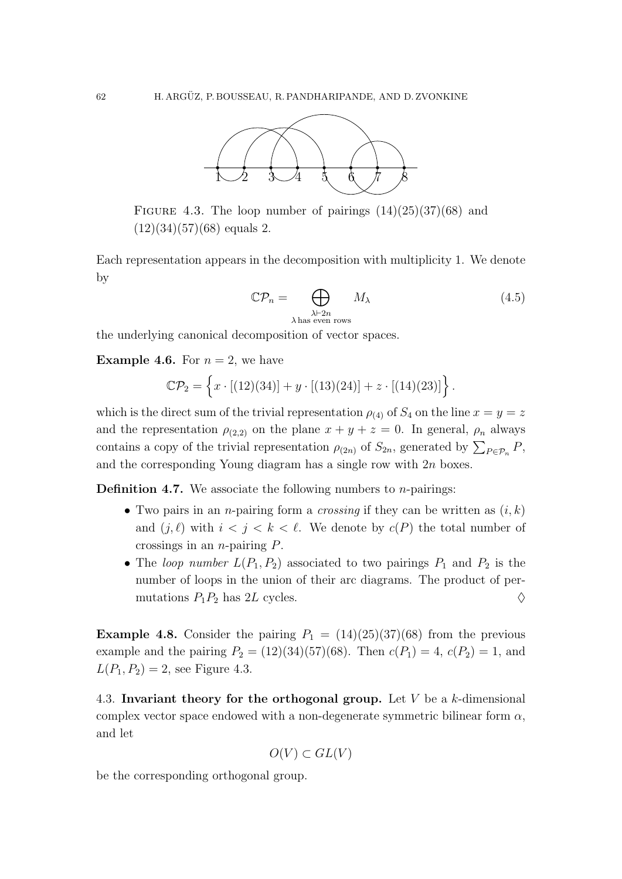FIGURE 4.3. The loop number of pairings $(14)(25)(37)(68)$ and $(12)(34)(57)(68)$ equals 2.

Each representation appears in the decomposition with multiplicity 1. We denote by

$$\mathbb{C}\mathcal{P}_n = \bigoplus_{\substack{\lambda \vdash 2n \\ \lambda \text{ has even rows}}} M_\lambda \tag{4.5}$$

the underlying canonical decomposition of vector spaces.

**Example 4.6.** For $n = 2$, we have

$$\mathbb{C}\mathcal{P}_2 = \Big\{ x \cdot [(12)(34)] + y \cdot [(13)(24)] + z \cdot [(14)(23)] \Big\}.$$

which is the direct sum of the trivial representation $\rho_{(4)}$ of $S_4$ on the line $x = y = z$ and the representation $\rho_{(2,2)}$ on the plane $x + y + z = 0$. In general, $\rho_n$ always contains a copy of the trivial representation $\rho_{(2n)}$ of $S_{2n}$, generated by $\sum_{P \in \mathcal{P}_n} P$, and the corresponding Young diagram has a single row with $2n$ boxes.

**Definition 4.7.** We associate the following numbers to $n$-pairings:

- Two pairs in an $n$-pairing form a *crossing* if they can be written as $(i, k)$ and $(j, \ell)$ with $i < j < k < \ell$. We denote by $c(P)$ the total number of crossings in an $n$-pairing $P$.
- The *loop number* $L(P_1, P_2)$ associated to two pairings $P_1$ and $P_2$ is the number of loops in the union of their arc diagrams. The product of permutations $P_1 P_2$ has $2L$ cycles. $\diamondsuit$

**Example 4.8.** Consider the pairing $P_1 = (14)(25)(37)(68)$ from the previous example and the pairing $P_2 = (12)(34)(57)(68)$. Then $c(P_1) = 4$, $c(P_2) = 1$, and $L(P_1, P_2) = 2$, see Figure 4.3.

4.3. **Invariant theory for the orthogonal group.** Let $V$ be a $k$-dimensional complex vector space endowed with a non-degenerate symmetric bilinear form $\alpha$, and let

$$O(V) \subset GL(V)$$

be the corresponding orthogonal group.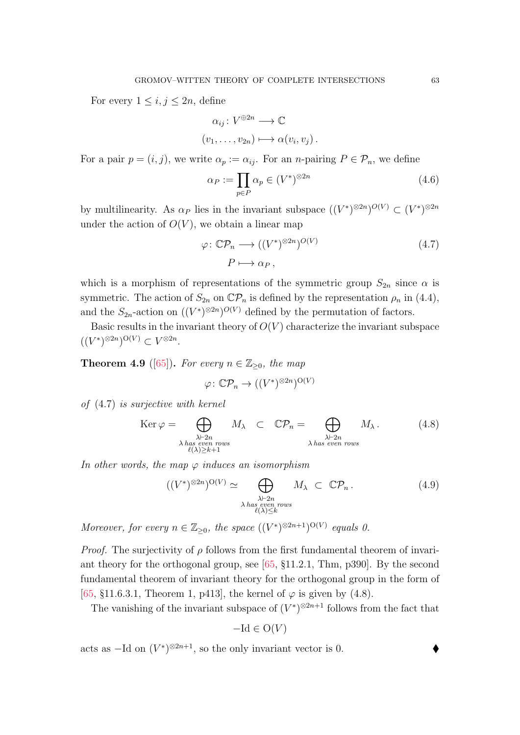For every $1 \leq i, j \leq 2n$, define

$$
\begin{aligned}
\alpha_{ij} \colon V^{\oplus 2n} &\longrightarrow \mathbb{C} \\
(v_1, \ldots, v_{2n}) &\longmapsto \alpha(v_i, v_j) .
\end{aligned}
$$

For a pair $p = (i, j)$, we write $\alpha_p := \alpha_{ij}$. For an $n$-pairing $P \in \mathcal{P}_n$, we define

$$
\alpha_P := \prod_{p \in P} \alpha_p \in (V^*)^{\otimes 2n} \tag{4.6}
$$

by multilinearity. As $\alpha_P$ lies in the invariant subspace $((V^*)^{\otimes 2n})^{O(V)} \subset (V^*)^{\otimes 2n}$ under the action of $O(V)$, we obtain a linear map

$$
\begin{aligned}
\varphi \colon \mathbb{C}\mathcal{P}_n &\longrightarrow ((V^*)^{\otimes 2n})^{O(V)} \\
P &\longmapsto \alpha_P ,
\end{aligned} \tag{4.7}
$$

which is a morphism of representations of the symmetric group $S_{2n}$ since $\alpha$ is symmetric. The action of $S_{2n}$ on $\mathbb{C}\mathcal{P}_n$ is defined by the representation $\rho_n$ in (4.4), and the $S_{2n}$-action on $((V^*)^{\otimes 2n})^{O(V)}$ defined by the permutation of factors.

Basic results in the invariant theory of $O(V)$ characterize the invariant subspace $((V^*)^{\otimes 2n})^{\mathrm{O}(V)} \subset V^{\otimes 2n}$.

**Theorem 4.9** ([65]). *For every $n \in \mathbb{Z}_{\geq 0}$, the map*

$$
\varphi \colon \mathbb{C}\mathcal{P}_n \to ((V^*)^{\otimes 2n})^{\mathrm{O}(V)}
$$

*of* (4.7) *is surjective with kernel*

$$
\operatorname{Ker} \varphi = \bigoplus_{\substack{\lambda \vdash 2n \\ \lambda \text{ has even rows} \\ \ell(\lambda) \geq k+1}} M_\lambda \quad \subset \quad \mathbb{C}\mathcal{P}_n = \bigoplus_{\substack{\lambda \vdash 2n \\ \lambda \text{ has even rows}}} M_\lambda . \tag{4.8}
$$

*In other words, the map $\varphi$ induces an isomorphism*

$$
((V^*)^{\otimes 2n})^{\mathrm{O}(V)} \simeq \bigoplus_{\substack{\lambda \vdash 2n \\ \lambda \text{ has even rows} \\ \ell(\lambda) \leq k}} M_\lambda \ \subset \ \mathbb{C}\mathcal{P}_n . \tag{4.9}
$$

*Moreover, for every $n \in \mathbb{Z}_{\geq 0}$, the space $((V^*)^{\otimes 2n+1})^{\mathrm{O}(V)}$ equals 0.*

*Proof.* The surjectivity of $\rho$ follows from the first fundamental theorem of invariant theory for the orthogonal group, see [65, §11.2.1, Thm, p390]. By the second fundamental theorem of invariant theory for the orthogonal group in the form of [65, §11.6.3.1, Theorem 1, p413], the kernel of $\varphi$ is given by (4.8).

The vanishing of the invariant subspace of $(V^*)^{\otimes 2n+1}$ follows from the fact that

$$
-\mathrm{Id} \in \mathrm{O}(V)
$$

acts as $-\mathrm{Id}$ on $(V^*)^{\otimes 2n+1}$, so the only invariant vector is 0. ♦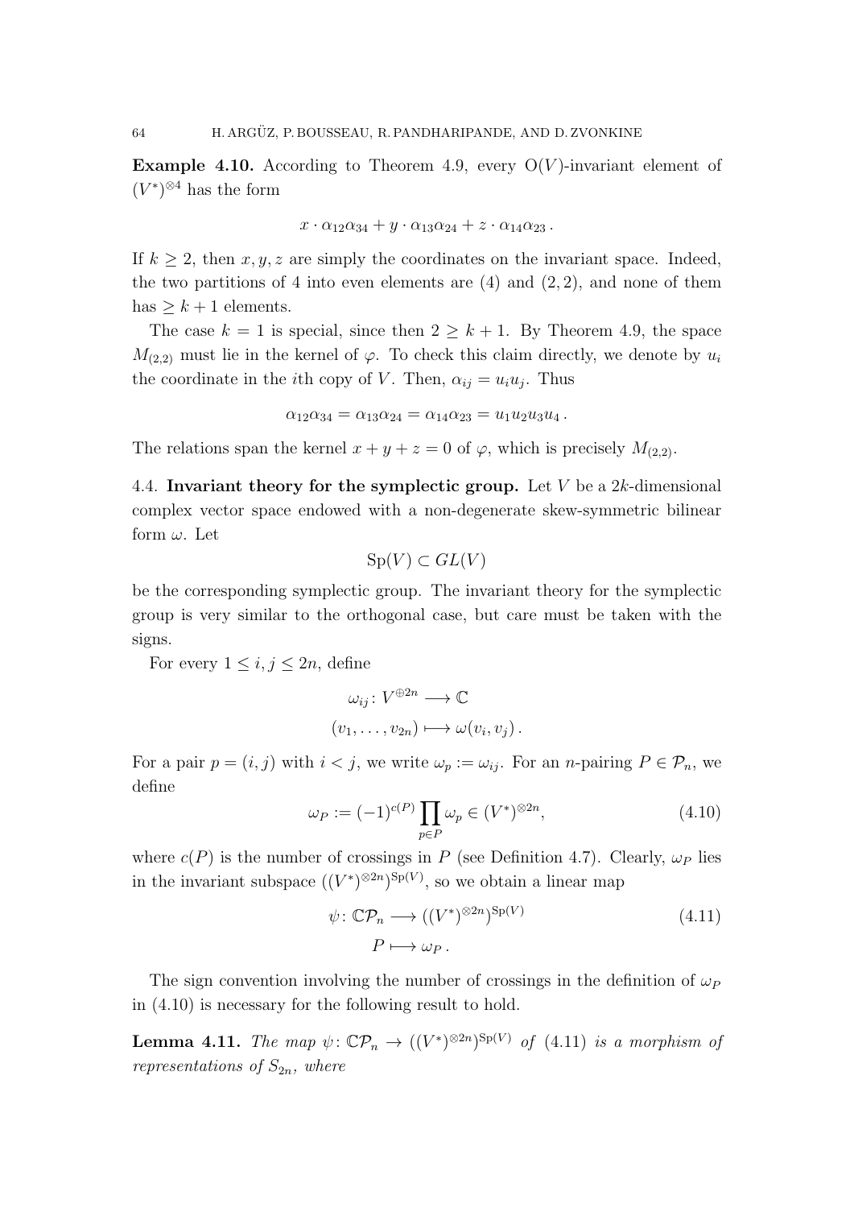**Example 4.10.** According to Theorem 4.9, every $\mathrm{O}(V)$-invariant element of $(V^*)^{\otimes 4}$ has the form

$$x \cdot \alpha_{12}\alpha_{34} + y \cdot \alpha_{13}\alpha_{24} + z \cdot \alpha_{14}\alpha_{23}\,.$$

If $k \geq 2$, then $x, y, z$ are simply the coordinates on the invariant space. Indeed, the two partitions of 4 into even elements are $(4)$ and $(2, 2)$, and none of them has $\geq k+1$ elements.

The case $k = 1$ is special, since then $2 \geq k+1$. By Theorem 4.9, the space $M_{(2,2)}$ must lie in the kernel of $\varphi$. To check this claim directly, we denote by $u_i$ the coordinate in the $i$th copy of $V$. Then, $\alpha_{ij} = u_i u_j$. Thus

$$\alpha_{12}\alpha_{34} = \alpha_{13}\alpha_{24} = \alpha_{14}\alpha_{23} = u_1 u_2 u_3 u_4\,.$$

The relations span the kernel $x + y + z = 0$ of $\varphi$, which is precisely $M_{(2,2)}$.

4.4. **Invariant theory for the symplectic group.** Let $V$ be a $2k$-dimensional complex vector space endowed with a non-degenerate skew-symmetric bilinear form $\omega$. Let

$$\mathrm{Sp}(V) \subset GL(V)$$

be the corresponding symplectic group. The invariant theory for the symplectic group is very similar to the orthogonal case, but care must be taken with the signs.

For every $1 \leq i, j \leq 2n$, define

$$\begin{aligned} \omega_{ij} \colon V^{\oplus 2n} &\longrightarrow \mathbb{C} \\ (v_1, \ldots, v_{2n}) &\longmapsto \omega(v_i, v_j)\,. \end{aligned}$$

For a pair $p = (i, j)$ with $i < j$, we write $\omega_p := \omega_{ij}$. For an $n$-pairing $P \in \mathcal{P}_n$, we define

$$\omega_P := (-1)^{c(P)} \prod_{p \in P} \omega_p \in (V^*)^{\otimes 2n}, \tag{4.10}$$

where $c(P)$ is the number of crossings in $P$ (see Definition 4.7). Clearly, $\omega_P$ lies in the invariant subspace $((V^*)^{\otimes 2n})^{\mathrm{Sp}(V)}$, so we obtain a linear map

$$\begin{aligned} \psi \colon \mathbb{C}\mathcal{P}_n &\longrightarrow ((V^*)^{\otimes 2n})^{\mathrm{Sp}(V)} \\ P &\longmapsto \omega_P\,. \end{aligned} \tag{4.11}$$

The sign convention involving the number of crossings in the definition of $\omega_P$ in (4.10) is necessary for the following result to hold.

**Lemma 4.11.** *The map* $\psi \colon \mathbb{C}\mathcal{P}_n \to ((V^*)^{\otimes 2n})^{\mathrm{Sp}(V)}$ *of* (4.11) *is a morphism of representations of* $S_{2n}$*, where*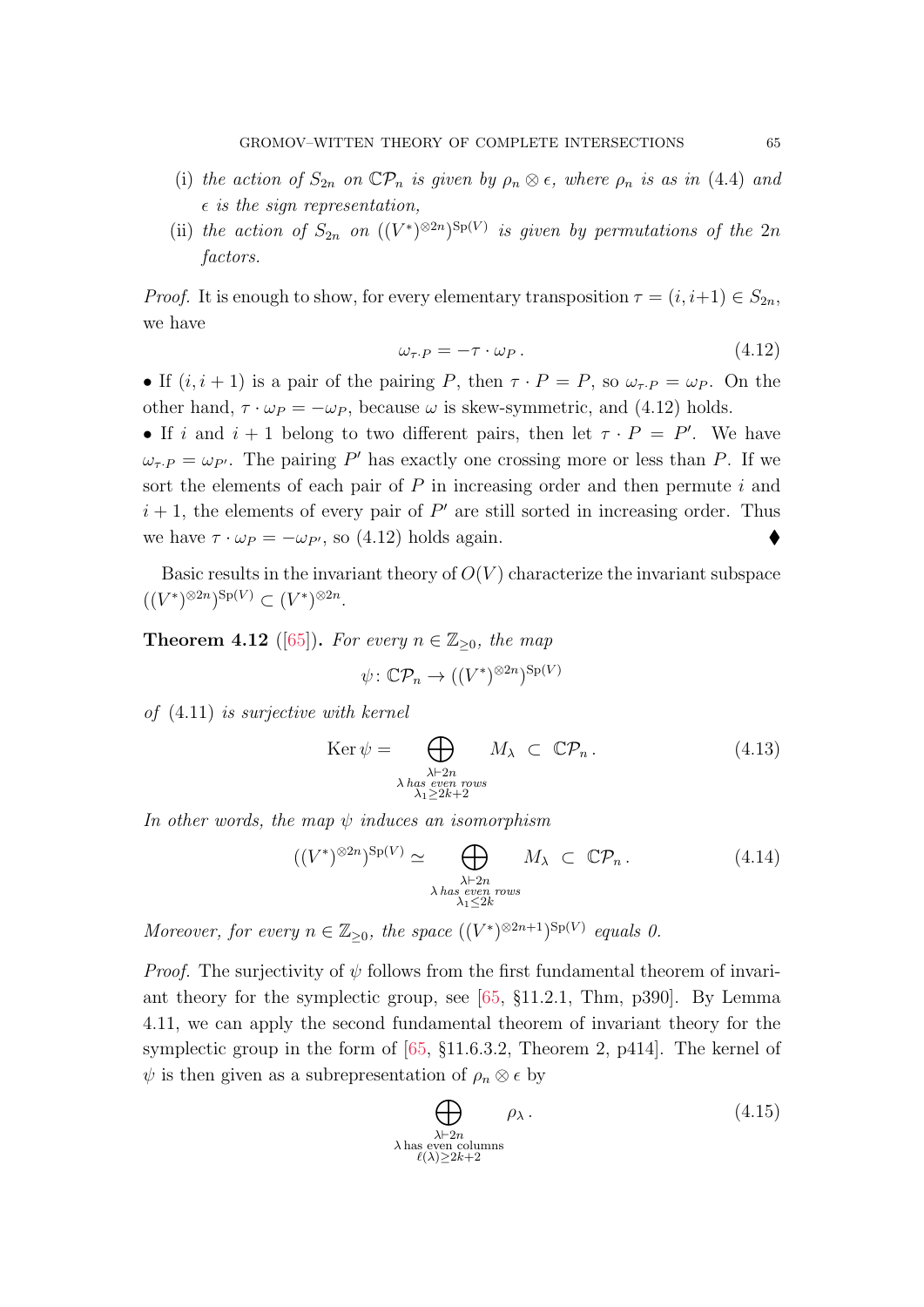(i) *the action of $S_{2n}$ on $\mathbb{C}\mathcal{P}_n$ is given by $\rho_n \otimes \epsilon$, where $\rho_n$ is as in (4.4) and $\epsilon$ is the sign representation,*

(ii) *the action of $S_{2n}$ on $((V^*)^{\otimes 2n})^{\mathrm{Sp}(V)}$ is given by permutations of the $2n$ factors.*

*Proof.* It is enough to show, for every elementary transposition $\tau = (i, i{+}1) \in S_{2n}$, we have

$$\omega_{\tau \cdot P} = -\tau \cdot \omega_P \,. \tag{4.12}$$

• If $(i, i+1)$ is a pair of the pairing $P$, then $\tau \cdot P = P$, so $\omega_{\tau \cdot P} = \omega_P$. On the other hand, $\tau \cdot \omega_P = -\omega_P$, because $\omega$ is skew-symmetric, and (4.12) holds.
• If $i$ and $i+1$ belong to two different pairs, then let $\tau \cdot P = P'$. We have $\omega_{\tau \cdot P} = \omega_{P'}$. The pairing $P'$ has exactly one crossing more or less than $P$. If we sort the elements of each pair of $P$ in increasing order and then permute $i$ and $i+1$, the elements of every pair of $P'$ are still sorted in increasing order. Thus we have $\tau \cdot \omega_P = -\omega_{P'}$, so (4.12) holds again. ♦

Basic results in the invariant theory of $O(V)$ characterize the invariant subspace $((V^*)^{\otimes 2n})^{\mathrm{Sp}(V)} \subset (V^*)^{\otimes 2n}$.

**Theorem 4.12** ([65])**.** *For every $n \in \mathbb{Z}_{\geq 0}$, the map*

$$\psi \colon \mathbb{C}\mathcal{P}_n \to ((V^*)^{\otimes 2n})^{\mathrm{Sp}(V)}$$

*of* (4.11) *is surjective with kernel*

$$\operatorname{Ker} \psi = \bigoplus_{\substack{\lambda \vdash 2n \\ \lambda \text{ has even rows} \\ \lambda_1 \geq 2k+2}} M_\lambda \;\subset\; \mathbb{C}\mathcal{P}_n \,. \tag{4.13}$$

*In other words, the map $\psi$ induces an isomorphism*

$$((V^*)^{\otimes 2n})^{\mathrm{Sp}(V)} \simeq \bigoplus_{\substack{\lambda \vdash 2n \\ \lambda \text{ has even rows} \\ \lambda_1 \leq 2k}} M_\lambda \;\subset\; \mathbb{C}\mathcal{P}_n \,. \tag{4.14}$$

*Moreover, for every $n \in \mathbb{Z}_{\geq 0}$, the space $((V^*)^{\otimes 2n+1})^{\mathrm{Sp}(V)}$ equals 0.*

*Proof.* The surjectivity of $\psi$ follows from the first fundamental theorem of invariant theory for the symplectic group, see [65, §11.2.1, Thm, p390]. By Lemma 4.11, we can apply the second fundamental theorem of invariant theory for the symplectic group in the form of [65, §11.6.3.2, Theorem 2, p414]. The kernel of $\psi$ is then given as a subrepresentation of $\rho_n \otimes \epsilon$ by

$$\bigoplus_{\substack{\lambda \vdash 2n \\ \lambda \text{ has even columns} \\ \ell(\lambda) \geq 2k+2}} \rho_\lambda \,. \tag{4.15}$$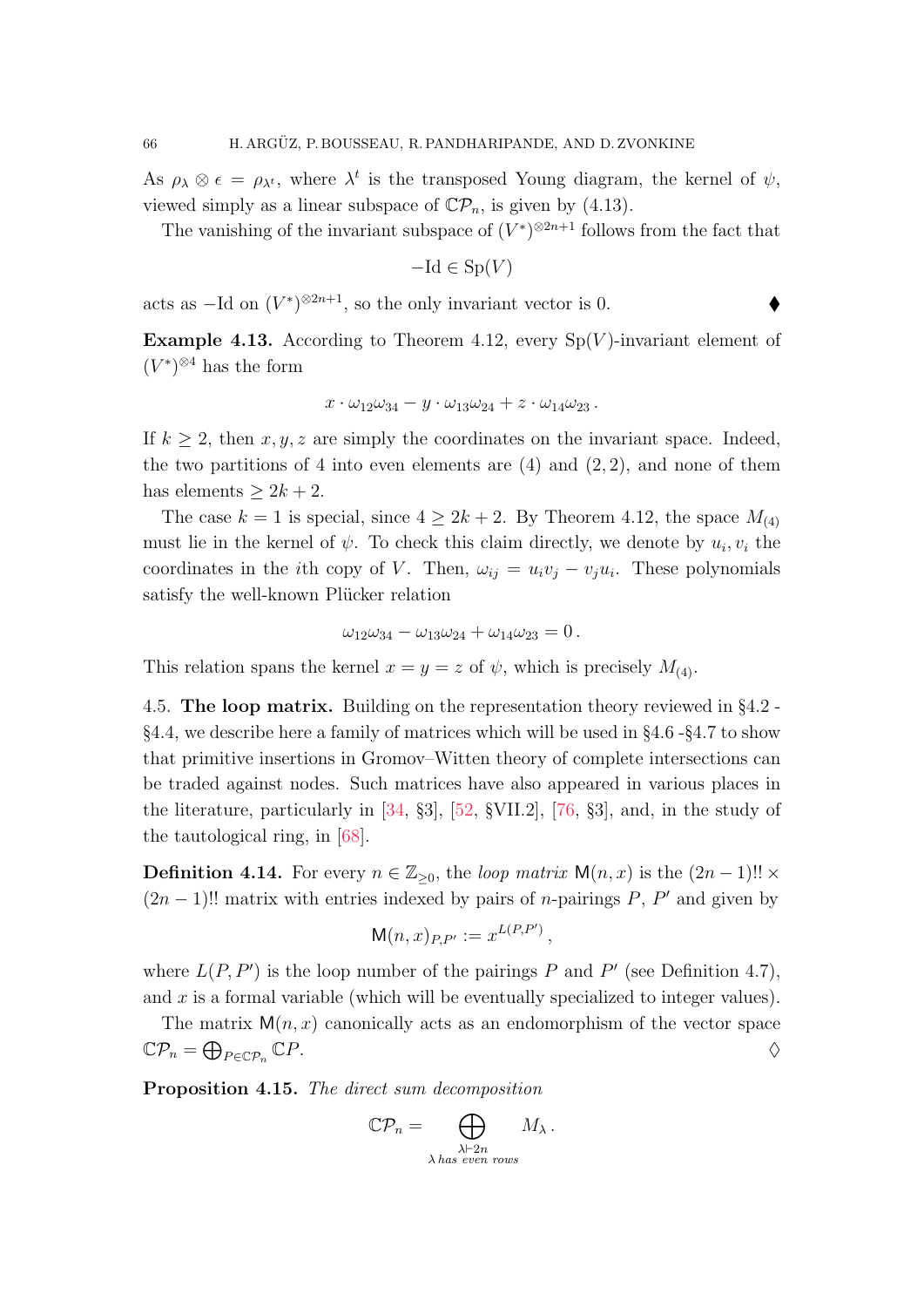As $\rho_\lambda \otimes \epsilon = \rho_{\lambda^t}$, where $\lambda^t$ is the transposed Young diagram, the kernel of $\psi$, viewed simply as a linear subspace of $\mathbb{C}\mathcal{P}_n$, is given by (4.13).

The vanishing of the invariant subspace of $(V^*)^{\otimes 2n+1}$ follows from the fact that

$$-\mathrm{Id} \in \mathrm{Sp}(V)$$

acts as $-\mathrm{Id}$ on $(V^*)^{\otimes 2n+1}$, so the only invariant vector is 0. ♦

**Example 4.13.** According to Theorem 4.12, every $\mathrm{Sp}(V)$-invariant element of $(V^*)^{\otimes 4}$ has the form

$$x \cdot \omega_{12}\omega_{34} - y \cdot \omega_{13}\omega_{24} + z \cdot \omega_{14}\omega_{23}\,.$$

If $k \geq 2$, then $x, y, z$ are simply the coordinates on the invariant space. Indeed, the two partitions of 4 into even elements are $(4)$ and $(2,2)$, and none of them has elements $\geq 2k+2$.

The case $k=1$ is special, since $4 \geq 2k+2$. By Theorem 4.12, the space $M_{(4)}$ must lie in the kernel of $\psi$. To check this claim directly, we denote by $u_i, v_i$ the coordinates in the $i$th copy of $V$. Then, $\omega_{ij} = u_i v_j - v_j u_i$. These polynomials satisfy the well-known Plücker relation

$$\omega_{12}\omega_{34} - \omega_{13}\omega_{24} + \omega_{14}\omega_{23} = 0\,.$$

This relation spans the kernel $x = y = z$ of $\psi$, which is precisely $M_{(4)}$.

4.5. **The loop matrix.** Building on the representation theory reviewed in §4.2 - §4.4, we describe here a family of matrices which will be used in §4.6 -§4.7 to show that primitive insertions in Gromov–Witten theory of complete intersections can be traded against nodes. Such matrices have also appeared in various places in the literature, particularly in [34, §3], [52, §VII.2], [76, §3], and, in the study of the tautological ring, in [68].

**Definition 4.14.** For every $n \in \mathbb{Z}_{\geq 0}$, the *loop matrix* $\mathsf{M}(n,x)$ is the $(2n-1)!! \times (2n-1)!!$ matrix with entries indexed by pairs of $n$-pairings $P$, $P'$ and given by

$$\mathsf{M}(n,x)_{P,P'} := x^{L(P,P')}\,,$$

where $L(P,P')$ is the loop number of the pairings $P$ and $P'$ (see Definition 4.7), and $x$ is a formal variable (which will be eventually specialized to integer values).

The matrix $\mathsf{M}(n,x)$ canonically acts as an endomorphism of the vector space $\mathbb{C}\mathcal{P}_n = \bigoplus_{P \in \mathbb{C}\mathcal{P}_n} \mathbb{C}P$. ♢

**Proposition 4.15.** *The direct sum decomposition*

$$\mathbb{C}\mathcal{P}_n = \bigoplus_{\substack{\lambda \vdash 2n \\ \lambda \text{ has even rows}}} M_\lambda\,.$$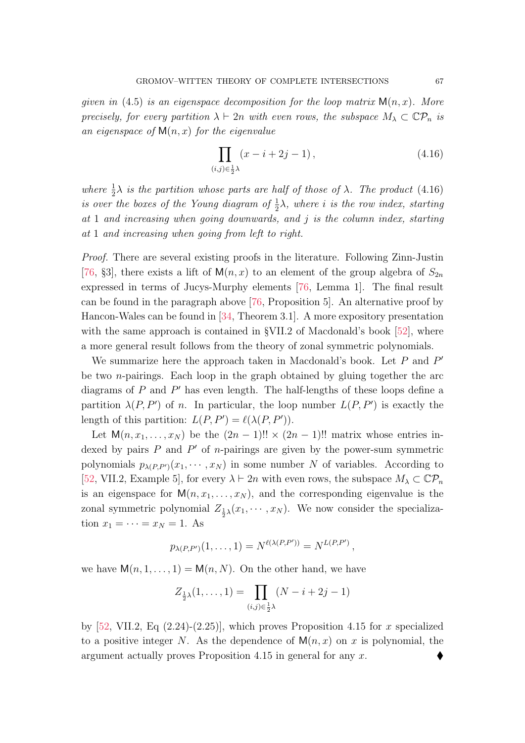*given in* (4.5) *is an eigenspace decomposition for the loop matrix* $\mathsf{M}(n,x)$. *More precisely, for every partition* $\lambda \vdash 2n$ *with even rows, the subspace* $M_\lambda \subset \mathbb{C}\mathcal{P}_n$ *is an eigenspace of* $\mathsf{M}(n,x)$ *for the eigenvalue*

$$\prod_{(i,j)\in\frac{1}{2}\lambda} (x - i + 2j - 1)\,, \tag{4.16}$$

*where* $\frac{1}{2}\lambda$ *is the partition whose parts are half of those of* $\lambda$. *The product* (4.16) *is over the boxes of the Young diagram of* $\frac{1}{2}\lambda$, *where* $i$ *is the row index, starting at* 1 *and increasing when going downwards, and* $j$ *is the column index, starting at* 1 *and increasing when going from left to right.*

*Proof.* There are several existing proofs in the literature. Following Zinn-Justin [76, §3], there exists a lift of $\mathsf{M}(n,x)$ to an element of the group algebra of $S_{2n}$ expressed in terms of Jucys-Murphy elements [76, Lemma 1]. The final result can be found in the paragraph above [76, Proposition 5]. An alternative proof by Hancon-Wales can be found in [34, Theorem 3.1]. A more expository presentation with the same approach is contained in §VII.2 of Macdonald's book [52], where a more general result follows from the theory of zonal symmetric polynomials.

We summarize here the approach taken in Macdonald's book. Let $P$ and $P'$ be two $n$-pairings. Each loop in the graph obtained by gluing together the arc diagrams of $P$ and $P'$ has even length. The half-lengths of these loops define a partition $\lambda(P,P')$ of $n$. In particular, the loop number $L(P,P')$ is exactly the length of this partition: $L(P,P') = \ell(\lambda(P,P'))$.

Let $\mathsf{M}(n,x_1,\dots,x_N)$ be the $(2n-1)!! \times (2n-1)!!$ matrix whose entries indexed by pairs $P$ and $P'$ of $n$-pairings are given by the power-sum symmetric polynomials $p_{\lambda(P,P')}(x_1,\cdots,x_N)$ in some number $N$ of variables. According to [52, VII.2, Example 5], for every $\lambda \vdash 2n$ with even rows, the subspace $M_\lambda \subset \mathbb{C}\mathcal{P}_n$ is an eigenspace for $\mathsf{M}(n,x_1,\dots,x_N)$, and the corresponding eigenvalue is the zonal symmetric polynomial $Z_{\frac{1}{2}\lambda}(x_1,\cdots,x_N)$. We now consider the specialization $x_1 = \cdots = x_N = 1$. As

$$p_{\lambda(P,P')}(1,\dots,1) = N^{\ell(\lambda(P,P'))} = N^{L(P,P')}\,,$$

we have $\mathsf{M}(n,1,\dots,1) = \mathsf{M}(n,N)$. On the other hand, we have

$$Z_{\frac{1}{2}\lambda}(1,\dots,1) = \prod_{(i,j)\in\frac{1}{2}\lambda} (N - i + 2j - 1)$$

by [52, VII.2, Eq (2.24)-(2.25)], which proves Proposition 4.15 for $x$ specialized to a positive integer $N$. As the dependence of $\mathsf{M}(n,x)$ on $x$ is polynomial, the argument actually proves Proposition 4.15 in general for any $x$. ⧫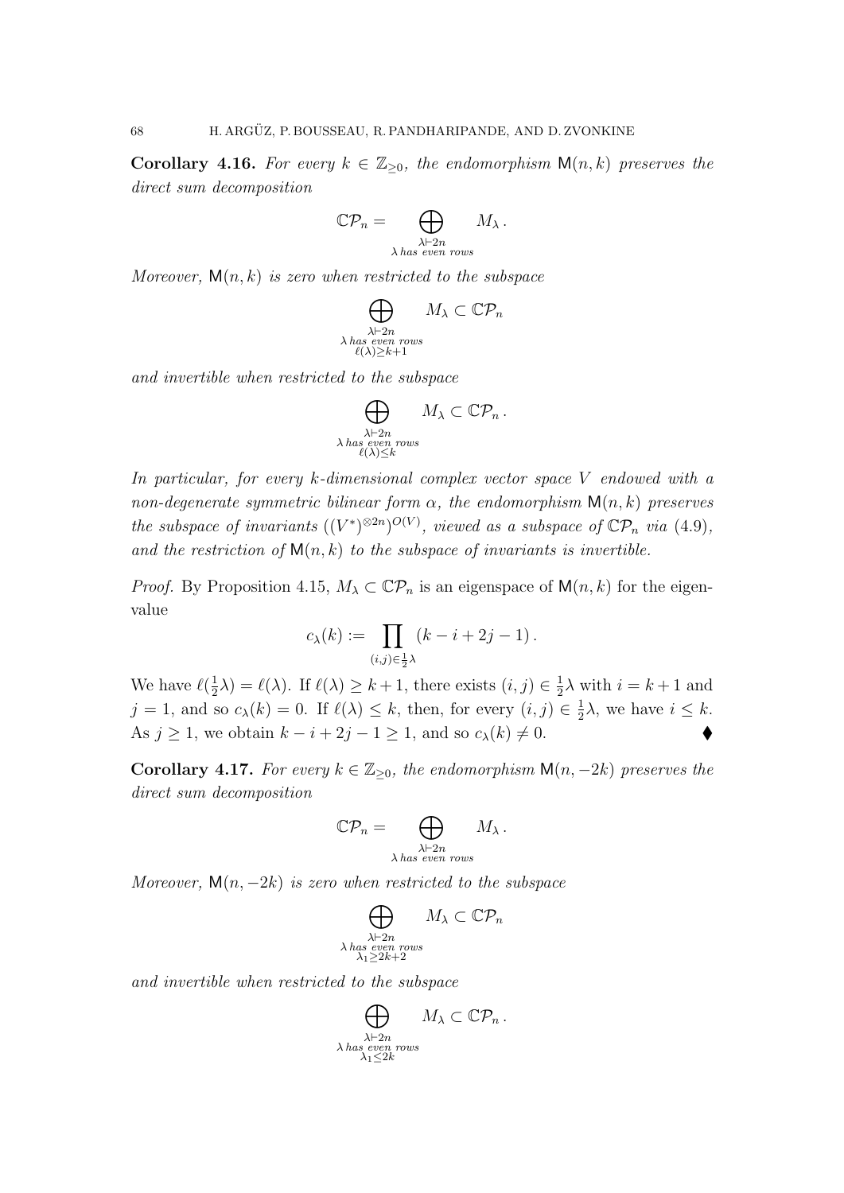**Corollary 4.16.** *For every $k \in \mathbb{Z}_{\geq 0}$, the endomorphism $\mathsf{M}(n,k)$ preserves the direct sum decomposition*

$$\mathbb{C}\mathcal{P}_n = \bigoplus_{\substack{\lambda \vdash 2n \\ \lambda \text{ has even rows}}} M_\lambda \,.$$

*Moreover, $\mathsf{M}(n,k)$ is zero when restricted to the subspace*

$$\bigoplus_{\substack{\lambda \vdash 2n \\ \lambda \text{ has even rows} \\ \ell(\lambda) \geq k+1}} M_\lambda \subset \mathbb{C}\mathcal{P}_n$$

*and invertible when restricted to the subspace*

$$\bigoplus_{\substack{\lambda \vdash 2n \\ \lambda \text{ has even rows} \\ \ell(\lambda) \leq k}} M_\lambda \subset \mathbb{C}\mathcal{P}_n \,.$$

*In particular, for every $k$-dimensional complex vector space $V$ endowed with a non-degenerate symmetric bilinear form $\alpha$, the endomorphism $\mathsf{M}(n,k)$ preserves the subspace of invariants $((V^*)^{\otimes 2n})^{O(V)}$, viewed as a subspace of $\mathbb{C}\mathcal{P}_n$ via (4.9), and the restriction of $\mathsf{M}(n,k)$ to the subspace of invariants is invertible.*

*Proof.* By Proposition 4.15, $M_\lambda \subset \mathbb{C}\mathcal{P}_n$ is an eigenspace of $\mathsf{M}(n,k)$ for the eigenvalue

$$c_\lambda(k) := \prod_{(i,j) \in \frac{1}{2}\lambda} (k - i + 2j - 1) \,.$$

We have $\ell(\frac{1}{2}\lambda) = \ell(\lambda)$. If $\ell(\lambda) \geq k+1$, there exists $(i,j) \in \frac{1}{2}\lambda$ with $i = k+1$ and $j = 1$, and so $c_\lambda(k) = 0$. If $\ell(\lambda) \leq k$, then, for every $(i,j) \in \frac{1}{2}\lambda$, we have $i \leq k$. As $j \geq 1$, we obtain $k - i + 2j - 1 \geq 1$, and so $c_\lambda(k) \neq 0$. ♦

**Corollary 4.17.** *For every $k \in \mathbb{Z}_{\geq 0}$, the endomorphism $\mathsf{M}(n,-2k)$ preserves the direct sum decomposition*

$$\mathbb{C}\mathcal{P}_n = \bigoplus_{\substack{\lambda \vdash 2n \\ \lambda \text{ has even rows}}} M_\lambda \,.$$

*Moreover, $\mathsf{M}(n,-2k)$ is zero when restricted to the subspace*

$$\bigoplus_{\substack{\lambda \vdash 2n \\ \lambda \text{ has even rows} \\ \lambda_1 \geq 2k+2}} M_\lambda \subset \mathbb{C}\mathcal{P}_n$$

*and invertible when restricted to the subspace*

$$\bigoplus_{\substack{\lambda \vdash 2n \\ \lambda \text{ has even rows} \\ \lambda_1 \leq 2k}} M_\lambda \subset \mathbb{C}\mathcal{P}_n \,.$$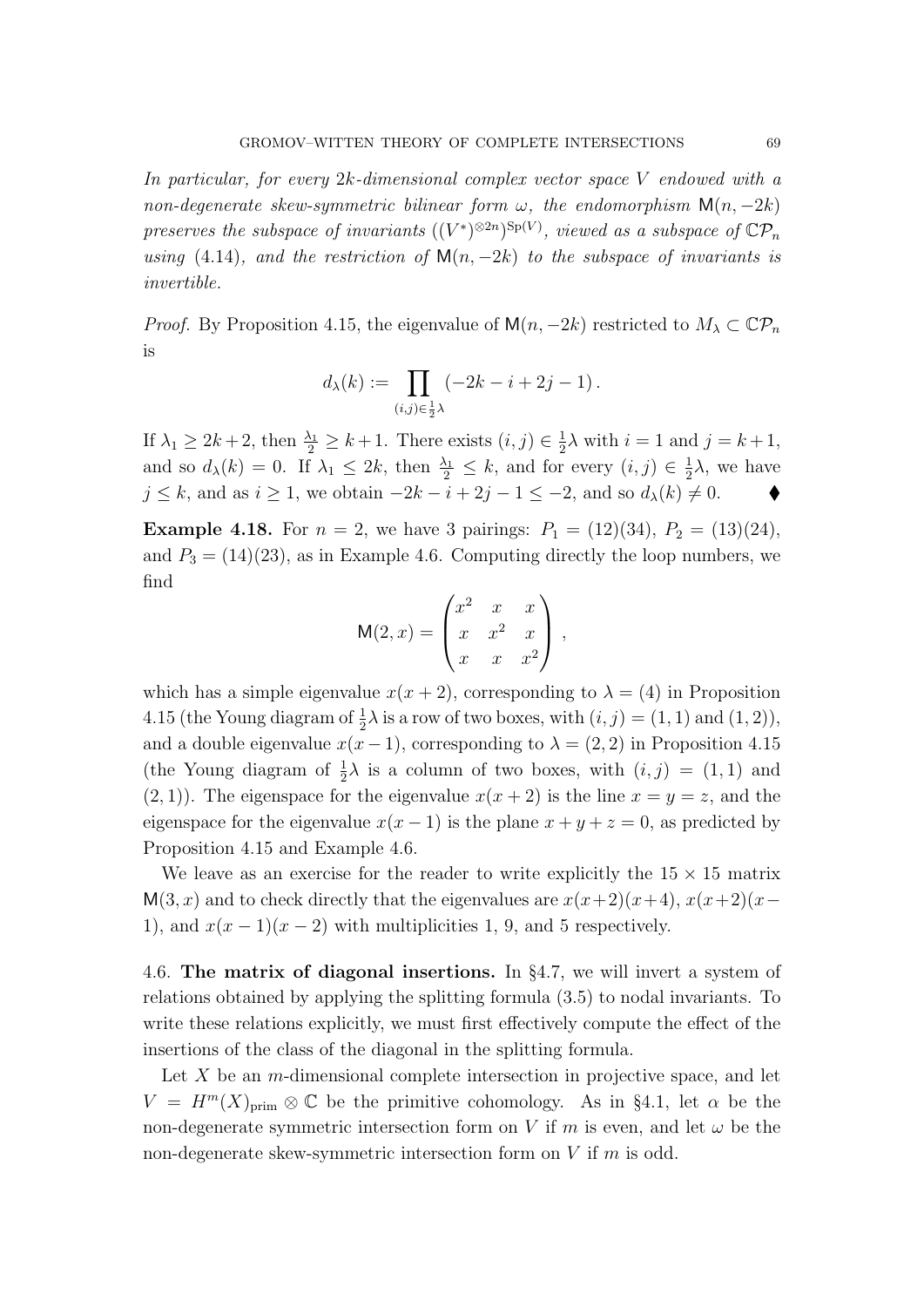*In particular, for every $2k$-dimensional complex vector space $V$ endowed with a non-degenerate skew-symmetric bilinear form $\omega$, the endomorphism $\mathsf{M}(n,-2k)$ preserves the subspace of invariants $((V^*)^{\otimes 2n})^{\mathrm{Sp}(V)}$, viewed as a subspace of $\mathbb{C}\mathcal{P}_n$ using (4.14), and the restriction of $\mathsf{M}(n,-2k)$ to the subspace of invariants is invertible.*

*Proof.* By Proposition 4.15, the eigenvalue of $\mathsf{M}(n,-2k)$ restricted to $M_\lambda \subset \mathbb{C}\mathcal{P}_n$ is

$$d_\lambda(k) := \prod_{(i,j)\in \frac{1}{2}\lambda} \left(-2k - i + 2j - 1\right).$$

If $\lambda_1 \geq 2k+2$, then $\frac{\lambda_1}{2} \geq k+1$. There exists $(i,j) \in \frac{1}{2}\lambda$ with $i=1$ and $j=k+1$, and so $d_\lambda(k) = 0$. If $\lambda_1 \leq 2k$, then $\frac{\lambda_1}{2} \leq k$, and for every $(i,j) \in \frac{1}{2}\lambda$, we have $j \leq k$, and as $i \geq 1$, we obtain $-2k - i + 2j - 1 \leq -2$, and so $d_\lambda(k) \neq 0$. ⧫

**Example 4.18.** For $n=2$, we have 3 pairings: $P_1 = (12)(34)$, $P_2 = (13)(24)$, and $P_3 = (14)(23)$, as in Example 4.6. Computing directly the loop numbers, we find

$$\mathsf{M}(2,x) = \begin{pmatrix} x^2 & x & x \\ x & x^2 & x \\ x & x & x^2 \end{pmatrix},$$

which has a simple eigenvalue $x(x+2)$, corresponding to $\lambda = (4)$ in Proposition 4.15 (the Young diagram of $\frac{1}{2}\lambda$ is a row of two boxes, with $(i,j) = (1,1)$ and $(1,2)$), and a double eigenvalue $x(x-1)$, corresponding to $\lambda = (2,2)$ in Proposition 4.15 (the Young diagram of $\frac{1}{2}\lambda$ is a column of two boxes, with $(i,j) = (1,1)$ and $(2,1)$). The eigenspace for the eigenvalue $x(x+2)$ is the line $x=y=z$, and the eigenspace for the eigenvalue $x(x-1)$ is the plane $x+y+z=0$, as predicted by Proposition 4.15 and Example 4.6.

We leave as an exercise for the reader to write explicitly the $15\times 15$ matrix $\mathsf{M}(3,x)$ and to check directly that the eigenvalues are $x(x+2)(x+4)$, $x(x+2)(x-1)$, and $x(x-1)(x-2)$ with multiplicities 1, 9, and 5 respectively.

4.6. **The matrix of diagonal insertions.** In §4.7, we will invert a system of relations obtained by applying the splitting formula (3.5) to nodal invariants. To write these relations explicitly, we must first effectively compute the effect of the insertions of the class of the diagonal in the splitting formula.

Let $X$ be an $m$-dimensional complete intersection in projective space, and let $V = H^m(X)_{\mathrm{prim}} \otimes \mathbb{C}$ be the primitive cohomology. As in §4.1, let $\alpha$ be the non-degenerate symmetric intersection form on $V$ if $m$ is even, and let $\omega$ be the non-degenerate skew-symmetric intersection form on $V$ if $m$ is odd.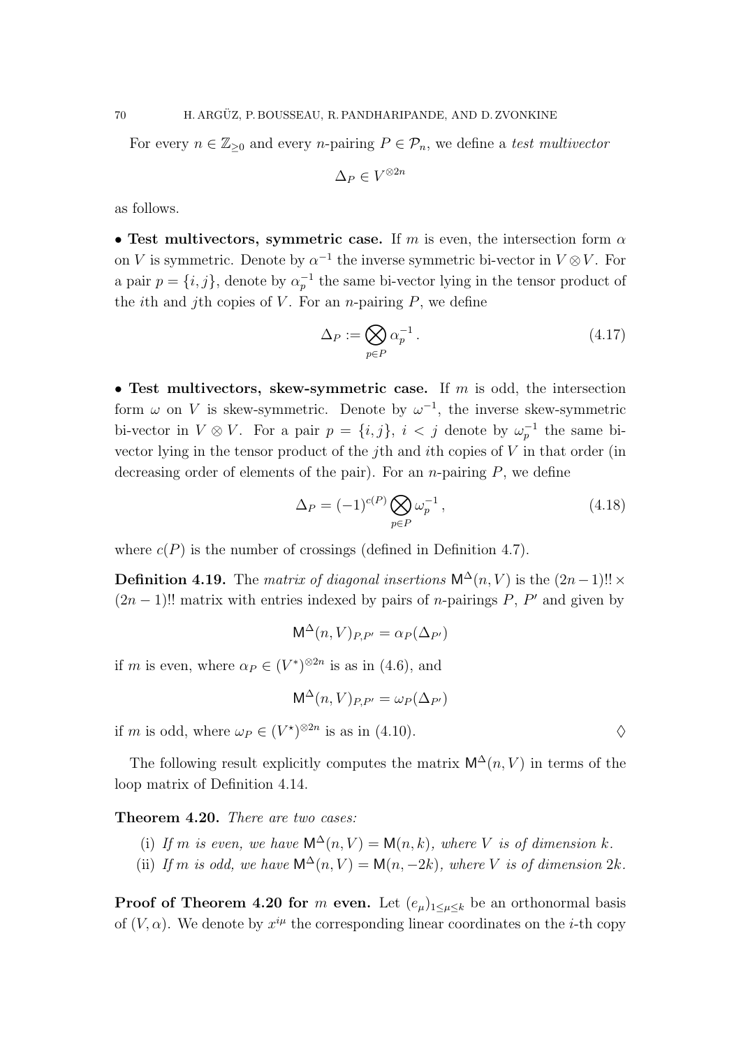For every $n \in \mathbb{Z}_{\geq 0}$ and every $n$-pairing $P \in \mathcal{P}_n$, we define a *test multivector*

$$\Delta_P \in V^{\otimes 2n}$$

as follows.

• **Test multivectors, symmetric case.** If $m$ is even, the intersection form $\alpha$ on $V$ is symmetric. Denote by $\alpha^{-1}$ the inverse symmetric bi-vector in $V \otimes V$. For a pair $p = \{i, j\}$, denote by $\alpha_p^{-1}$ the same bi-vector lying in the tensor product of the $i$th and $j$th copies of $V$. For an $n$-pairing $P$, we define

$$\Delta_P := \bigotimes_{p \in P} \alpha_p^{-1} \, . \tag{4.17}$$

• **Test multivectors, skew-symmetric case.** If $m$ is odd, the intersection form $\omega$ on $V$ is skew-symmetric. Denote by $\omega^{-1}$, the inverse skew-symmetric bi-vector in $V \otimes V$. For a pair $p = \{i, j\}$, $i < j$ denote by $\omega_p^{-1}$ the same bi-vector lying in the tensor product of the $j$th and $i$th copies of $V$ in that order (in decreasing order of elements of the pair). For an $n$-pairing $P$, we define

$$\Delta_P = (-1)^{c(P)} \bigotimes_{p \in P} \omega_p^{-1} \, , \tag{4.18}$$

where $c(P)$ is the number of crossings (defined in Definition 4.7).

**Definition 4.19.** The *matrix of diagonal insertions* $\mathsf{M}^\Delta(n, V)$ is the $(2n-1)!! \times (2n-1)!!$ matrix with entries indexed by pairs of $n$-pairings $P$, $P'$ and given by

$$\mathsf{M}^\Delta(n, V)_{P,P'} = \alpha_P(\Delta_{P'})$$

if $m$ is even, where $\alpha_P \in (V^*)^{\otimes 2n}$ is as in (4.6), and

$$\mathsf{M}^\Delta(n, V)_{P,P'} = \omega_P(\Delta_{P'})$$

if $m$ is odd, where $\omega_P \in (V^\star)^{\otimes 2n}$ is as in (4.10). $\diamondsuit$

The following result explicitly computes the matrix $\mathsf{M}^\Delta(n, V)$ in terms of the loop matrix of Definition 4.14.

**Theorem 4.20.** *There are two cases:*

(i) *If $m$ is even, we have $\mathsf{M}^\Delta(n, V) = \mathsf{M}(n, k)$, where $V$ is of dimension $k$.*
(ii) *If $m$ is odd, we have $\mathsf{M}^\Delta(n, V) = \mathsf{M}(n, -2k)$, where $V$ is of dimension $2k$.*

**Proof of Theorem 4.20 for $m$ even.** Let $(e_\mu)_{1 \leq \mu \leq k}$ be an orthonormal basis of $(V, \alpha)$. We denote by $x^{i\mu}$ the corresponding linear coordinates on the $i$-th copy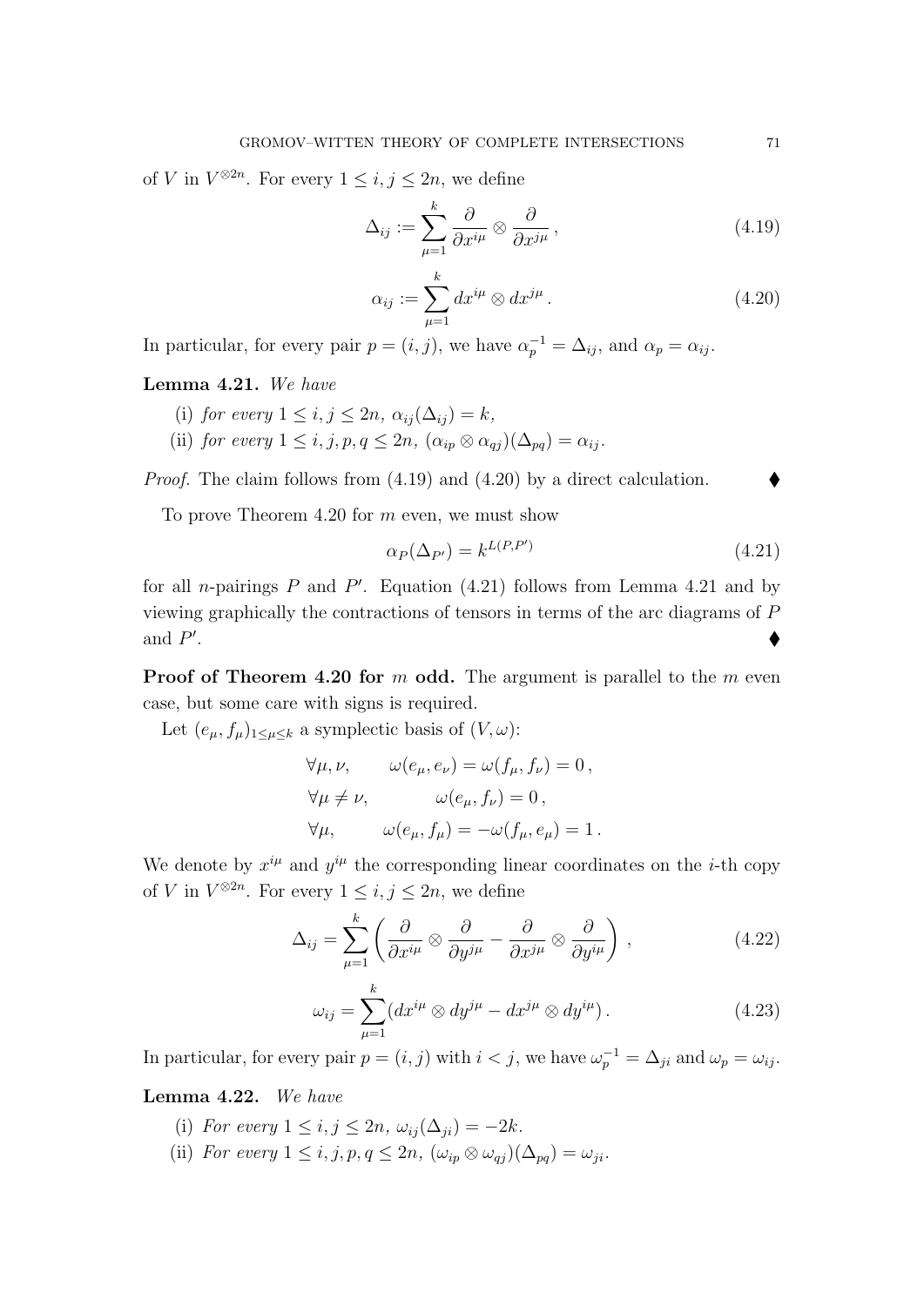of $V$ in $V^{\otimes 2n}$. For every $1 \leq i, j \leq 2n$, we define

$$\Delta_{ij} := \sum_{\mu=1}^{k} \frac{\partial}{\partial x^{i\mu}} \otimes \frac{\partial}{\partial x^{j\mu}}\,, \tag{4.19}$$

$$\alpha_{ij} := \sum_{\mu=1}^{k} dx^{i\mu} \otimes dx^{j\mu}\,. \tag{4.20}$$

In particular, for every pair $p = (i,j)$, we have $\alpha_p^{-1} = \Delta_{ij}$, and $\alpha_p = \alpha_{ij}$.

**Lemma 4.21.** *We have*

(i) *for every $1 \leq i, j \leq 2n$, $\alpha_{ij}(\Delta_{ij}) = k$,*

(ii) *for every $1 \leq i, j, p, q \leq 2n$, $(\alpha_{ip} \otimes \alpha_{qj})(\Delta_{pq}) = \alpha_{ij}$.*

*Proof.* The claim follows from (4.19) and (4.20) by a direct calculation. ♦

To prove Theorem 4.20 for $m$ even, we must show

$$\alpha_P(\Delta_{P'}) = k^{L(P,P')} \tag{4.21}$$

for all $n$-pairings $P$ and $P'$. Equation (4.21) follows from Lemma 4.21 and by viewing graphically the contractions of tensors in terms of the arc diagrams of $P$ and $P'$. ♦

**Proof of Theorem 4.20 for $m$ odd.** The argument is parallel to the $m$ even case, but some care with signs is required.

Let $(e_\mu, f_\mu)_{1 \leq \mu \leq k}$ a symplectic basis of $(V, \omega)$:

$$\begin{aligned}
\forall \mu, \nu, \qquad & \omega(e_\mu, e_\nu) = \omega(f_\mu, f_\nu) = 0\,, \\
\forall \mu \neq \nu, \qquad & \omega(e_\mu, f_\nu) = 0\,, \\
\forall \mu, \qquad & \omega(e_\mu, f_\mu) = -\omega(f_\mu, e_\mu) = 1\,.
\end{aligned}$$

We denote by $x^{i\mu}$ and $y^{i\mu}$ the corresponding linear coordinates on the $i$-th copy of $V$ in $V^{\otimes 2n}$. For every $1 \leq i, j \leq 2n$, we define

$$\Delta_{ij} = \sum_{\mu=1}^{k} \left( \frac{\partial}{\partial x^{i\mu}} \otimes \frac{\partial}{\partial y^{j\mu}} - \frac{\partial}{\partial x^{j\mu}} \otimes \frac{\partial}{\partial y^{i\mu}} \right)\,, \tag{4.22}$$

$$\omega_{ij} = \sum_{\mu=1}^{k} (dx^{i\mu} \otimes dy^{j\mu} - dx^{j\mu} \otimes dy^{i\mu})\,. \tag{4.23}$$

In particular, for every pair $p = (i,j)$ with $i < j$, we have $\omega_p^{-1} = \Delta_{ji}$ and $\omega_p = \omega_{ij}$.

**Lemma 4.22.** *We have*

(i) *For every $1 \leq i, j \leq 2n$, $\omega_{ij}(\Delta_{ji}) = -2k$.*

(ii) *For every $1 \leq i, j, p, q \leq 2n$, $(\omega_{ip} \otimes \omega_{qj})(\Delta_{pq}) = \omega_{ji}$.*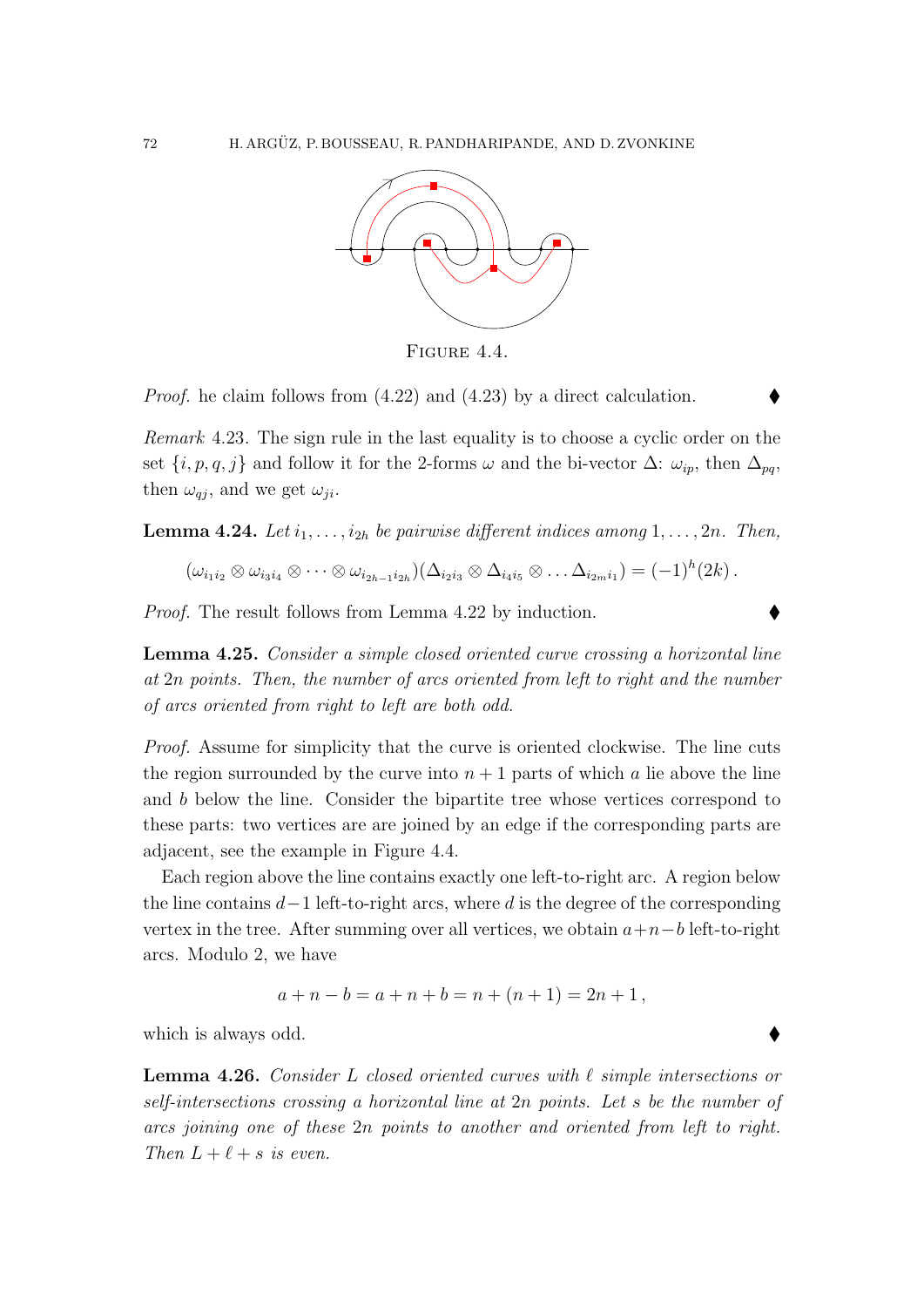FIGURE 4.4.

*Proof.* he claim follows from (4.22) and (4.23) by a direct calculation. ♦

*Remark* 4.23. The sign rule in the last equality is to choose a cyclic order on the set $\{i, p, q, j\}$ and follow it for the 2-forms $\omega$ and the bi-vector $\Delta$: $\omega_{ip}$, then $\Delta_{pq}$, then $\omega_{qj}$, and we get $\omega_{ji}$.

**Lemma 4.24.** *Let $i_1, \ldots, i_{2h}$ be pairwise different indices among $1, \ldots, 2n$. Then,*

$$(\omega_{i_1 i_2} \otimes \omega_{i_3 i_4} \otimes \cdots \otimes \omega_{i_{2h-1} i_{2h}})(\Delta_{i_2 i_3} \otimes \Delta_{i_4 i_5} \otimes \ldots \Delta_{i_{2m} i_1}) = (-1)^h (2k) \,.$$

*Proof.* The result follows from Lemma 4.22 by induction. ♦

**Lemma 4.25.** *Consider a simple closed oriented curve crossing a horizontal line at $2n$ points. Then, the number of arcs oriented from left to right and the number of arcs oriented from right to left are both odd.*

*Proof.* Assume for simplicity that the curve is oriented clockwise. The line cuts the region surrounded by the curve into $n+1$ parts of which $a$ lie above the line and $b$ below the line. Consider the bipartite tree whose vertices correspond to these parts: two vertices are are joined by an edge if the corresponding parts are adjacent, see the example in Figure 4.4.

Each region above the line contains exactly one left-to-right arc. A region below the line contains $d-1$ left-to-right arcs, where $d$ is the degree of the corresponding vertex in the tree. After summing over all vertices, we obtain $a+n-b$ left-to-right arcs. Modulo 2, we have

$$a + n - b = a + n + b = n + (n+1) = 2n + 1 \,,$$

which is always odd. ♦

**Lemma 4.26.** *Consider $L$ closed oriented curves with $\ell$ simple intersections or self-intersections crossing a horizontal line at $2n$ points. Let $s$ be the number of arcs joining one of these $2n$ points to another and oriented from left to right. Then $L + \ell + s$ is even.*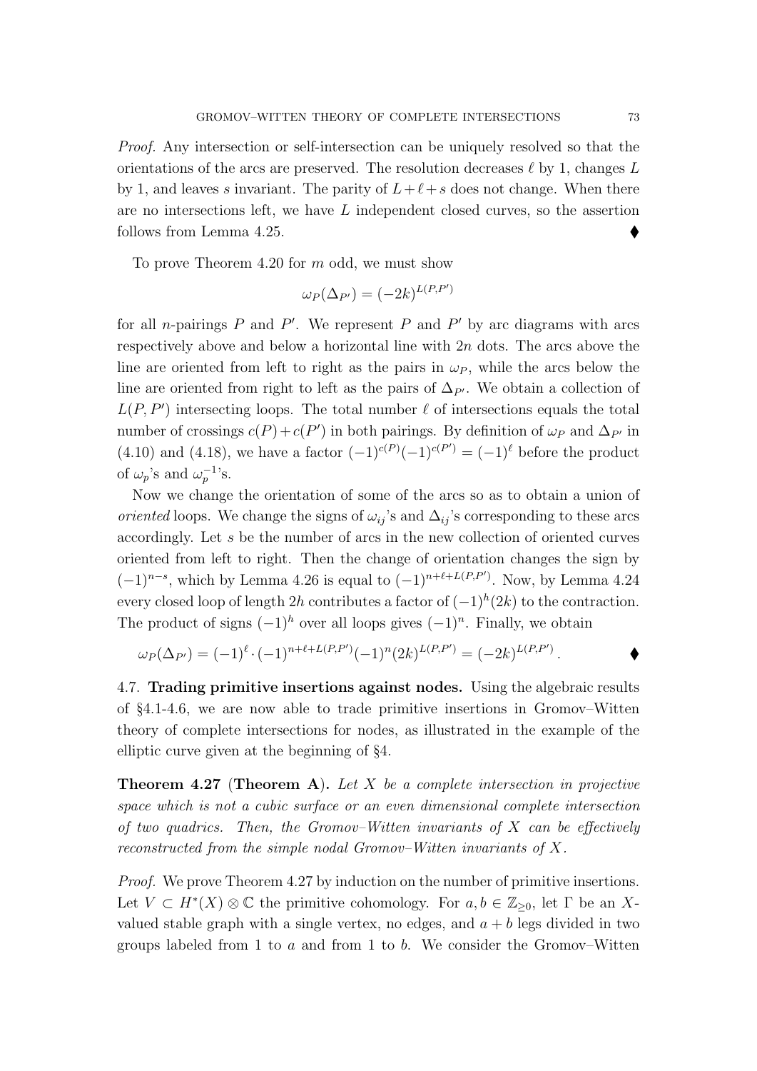*Proof.* Any intersection or self-intersection can be uniquely resolved so that the orientations of the arcs are preserved. The resolution decreases $\ell$ by 1, changes $L$ by 1, and leaves $s$ invariant. The parity of $L+\ell+s$ does not change. When there are no intersections left, we have $L$ independent closed curves, so the assertion follows from Lemma 4.25. ⧫

To prove Theorem 4.20 for $m$ odd, we must show

$$\omega_P(\Delta_{P'}) = (-2k)^{L(P,P')}$$

for all $n$-pairings $P$ and $P'$. We represent $P$ and $P'$ by arc diagrams with arcs respectively above and below a horizontal line with $2n$ dots. The arcs above the line are oriented from left to right as the pairs in $\omega_P$, while the arcs below the line are oriented from right to left as the pairs of $\Delta_{P'}$. We obtain a collection of $L(P,P')$ intersecting loops. The total number $\ell$ of intersections equals the total number of crossings $c(P)+c(P')$ in both pairings. By definition of $\omega_P$ and $\Delta_{P'}$ in (4.10) and (4.18), we have a factor $(-1)^{c(P)}(-1)^{c(P')} = (-1)^{\ell}$ before the product of $\omega_p$'s and $\omega_p^{-1}$'s.

Now we change the orientation of some of the arcs so as to obtain a union of *oriented* loops. We change the signs of $\omega_{ij}$'s and $\Delta_{ij}$'s corresponding to these arcs accordingly. Let $s$ be the number of arcs in the new collection of oriented curves oriented from left to right. Then the change of orientation changes the sign by $(-1)^{n-s}$, which by Lemma 4.26 is equal to $(-1)^{n+\ell+L(P,P')}$. Now, by Lemma 4.24 every closed loop of length $2h$ contributes a factor of $(-1)^h(2k)$ to the contraction. The product of signs $(-1)^h$ over all loops gives $(-1)^n$. Finally, we obtain

$$\omega_P(\Delta_{P'}) = (-1)^{\ell}\cdot(-1)^{n+\ell+L(P,P')}(-1)^n(2k)^{L(P,P')} = (-2k)^{L(P,P')}. \qquad ⧫$$

4.7. **Trading primitive insertions against nodes.** Using the algebraic results of §4.1-4.6, we are now able to trade primitive insertions in Gromov–Witten theory of complete intersections for nodes, as illustrated in the example of the elliptic curve given at the beginning of §4.

**Theorem 4.27** (**Theorem A**). *Let $X$ be a complete intersection in projective space which is not a cubic surface or an even dimensional complete intersection of two quadrics. Then, the Gromov–Witten invariants of $X$ can be effectively reconstructed from the simple nodal Gromov–Witten invariants of $X$.*

*Proof.* We prove Theorem 4.27 by induction on the number of primitive insertions. Let $V \subset H^*(X)\otimes\mathbb{C}$ the primitive cohomology. For $a,b\in\mathbb{Z}_{\geq 0}$, let $\Gamma$ be an $X$-valued stable graph with a single vertex, no edges, and $a+b$ legs divided in two groups labeled from 1 to $a$ and from 1 to $b$. We consider the Gromov–Witten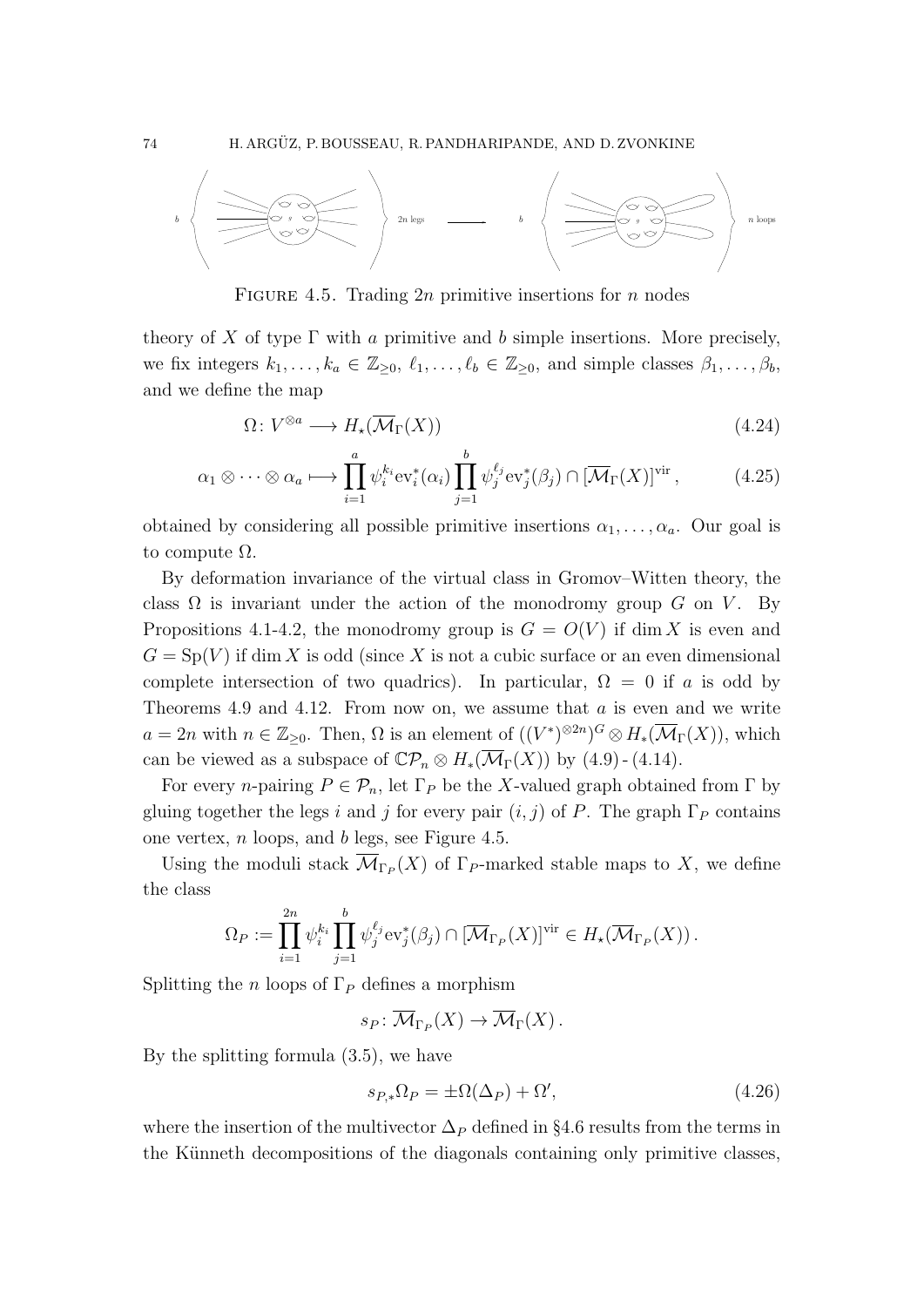FIGURE 4.5. Trading $2n$ primitive insertions for $n$ nodes

theory of $X$ of type $\Gamma$ with $a$ primitive and $b$ simple insertions. More precisely, we fix integers $k_1, \ldots, k_a \in \mathbb{Z}_{\geq 0}$, $\ell_1, \ldots, \ell_b \in \mathbb{Z}_{\geq 0}$, and simple classes $\beta_1, \ldots, \beta_b$, and we define the map

$$\Omega \colon V^{\otimes a} \longrightarrow H_\star(\overline{\mathcal{M}}_\Gamma(X)) \tag{4.24}$$

$$\alpha_1 \otimes \cdots \otimes \alpha_a \longmapsto \prod_{i=1}^{a} \psi_i^{k_i} \mathrm{ev}_i^*(\alpha_i) \prod_{j=1}^{b} \psi_j^{\ell_j} \mathrm{ev}_j^*(\beta_j) \cap [\overline{\mathcal{M}}_\Gamma(X)]^{\mathrm{vir}}, \tag{4.25}$$

obtained by considering all possible primitive insertions $\alpha_1, \ldots, \alpha_a$. Our goal is to compute $\Omega$.

By deformation invariance of the virtual class in Gromov–Witten theory, the class $\Omega$ is invariant under the action of the monodromy group $G$ on $V$. By Propositions 4.1-4.2, the monodromy group is $G = O(V)$ if $\dim X$ is even and $G = \mathrm{Sp}(V)$ if $\dim X$ is odd (since $X$ is not a cubic surface or an even dimensional complete intersection of two quadrics). In particular, $\Omega = 0$ if $a$ is odd by Theorems 4.9 and 4.12. From now on, we assume that $a$ is even and we write $a = 2n$ with $n \in \mathbb{Z}_{\geq 0}$. Then, $\Omega$ is an element of $((V^*)^{\otimes 2n})^G \otimes H_*(\overline{\mathcal{M}}_\Gamma(X))$, which can be viewed as a subspace of $\mathbb{C}\mathcal{P}_n \otimes H_*(\overline{\mathcal{M}}_\Gamma(X))$ by (4.9) - (4.14).

For every $n$-pairing $P \in \mathcal{P}_n$, let $\Gamma_P$ be the $X$-valued graph obtained from $\Gamma$ by gluing together the legs $i$ and $j$ for every pair $(i,j)$ of $P$. The graph $\Gamma_P$ contains one vertex, $n$ loops, and $b$ legs, see Figure 4.5.

Using the moduli stack $\overline{\mathcal{M}}_{\Gamma_P}(X)$ of $\Gamma_P$-marked stable maps to $X$, we define the class

$$\Omega_P := \prod_{i=1}^{2n} \psi_i^{k_i} \prod_{j=1}^{b} \psi_j^{\ell_j} \mathrm{ev}_j^*(\beta_j) \cap [\overline{\mathcal{M}}_{\Gamma_P}(X)]^{\mathrm{vir}} \in H_\star(\overline{\mathcal{M}}_{\Gamma_P}(X)).$$

Splitting the $n$ loops of $\Gamma_P$ defines a morphism

$$s_P \colon \overline{\mathcal{M}}_{\Gamma_P}(X) \to \overline{\mathcal{M}}_\Gamma(X).$$

By the splitting formula (3.5), we have

$$s_{P,*}\Omega_P = \pm \Omega(\Delta_P) + \Omega', \tag{4.26}$$

where the insertion of the multivector $\Delta_P$ defined in §4.6 results from the terms in the Künneth decompositions of the diagonals containing only primitive classes,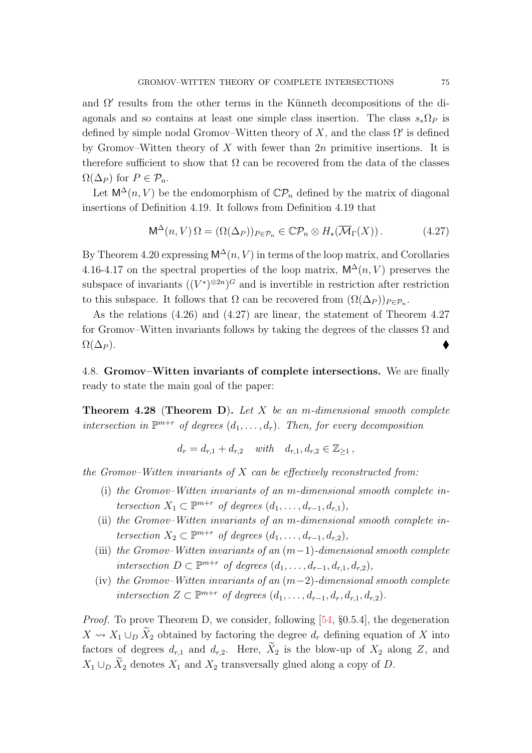and $\Omega'$ results from the other terms in the Künneth decompositions of the diagonals and so contains at least one simple class insertion. The class $s_* \Omega_P$ is defined by simple nodal Gromov–Witten theory of $X$, and the class $\Omega'$ is defined by Gromov–Witten theory of $X$ with fewer than $2n$ primitive insertions. It is therefore sufficient to show that $\Omega$ can be recovered from the data of the classes $\Omega(\Delta_P)$ for $P \in \mathcal{P}_n$.

Let $\mathsf{M}^\Delta(n,V)$ be the endomorphism of $\mathbb{C}\mathcal{P}_n$ defined by the matrix of diagonal insertions of Definition 4.19. It follows from Definition 4.19 that

$$\mathsf{M}^\Delta(n,V)\,\Omega = (\Omega(\Delta_P))_{P\in\mathcal{P}_n} \in \mathbb{C}\mathcal{P}_n \otimes H_\star(\overline{\mathcal{M}}_\Gamma(X))\,. \tag{4.27}$$

By Theorem 4.20 expressing $\mathsf{M}^\Delta(n,V)$ in terms of the loop matrix, and Corollaries 4.16-4.17 on the spectral properties of the loop matrix, $\mathsf{M}^\Delta(n,V)$ preserves the subspace of invariants $((V^*)^{\otimes 2n})^G$ and is invertible in restriction after restriction to this subspace. It follows that $\Omega$ can be recovered from $(\Omega(\Delta_P))_{P\in\mathcal{P}_n}$.

As the relations (4.26) and (4.27) are linear, the statement of Theorem 4.27 for Gromov–Witten invariants follows by taking the degrees of the classes $\Omega$ and $\Omega(\Delta_P)$. ⧫

## 4.8. Gromov–Witten invariants of complete intersections.

We are finally ready to state the main goal of the paper:

**Theorem 4.28 (Theorem D).** *Let $X$ be an $m$-dimensional smooth complete intersection in $\mathbb{P}^{m+r}$ of degrees $(d_1,\dots,d_r)$. Then, for every decomposition*

$$d_r = d_{r,1} + d_{r,2} \quad \textit{with} \quad d_{r,1}, d_{r,2} \in \mathbb{Z}_{\geq 1}\,,$$

*the Gromov–Witten invariants of $X$ can be effectively reconstructed from:*

- (i) *the Gromov–Witten invariants of an $m$-dimensional smooth complete intersection $X_1 \subset \mathbb{P}^{m+r}$ of degrees $(d_1,\dots,d_{r-1},d_{r,1})$,*
- (ii) *the Gromov–Witten invariants of an $m$-dimensional smooth complete intersection $X_2 \subset \mathbb{P}^{m+r}$ of degrees $(d_1,\dots,d_{r-1},d_{r,2})$,*
- (iii) *the Gromov–Witten invariants of an $(m-1)$-dimensional smooth complete intersection $D \subset \mathbb{P}^{m+r}$ of degrees $(d_1,\dots,d_{r-1},d_{r,1},d_{r,2})$,*
- (iv) *the Gromov–Witten invariants of an $(m-2)$-dimensional smooth complete intersection $Z \subset \mathbb{P}^{m+r}$ of degrees $(d_1,\dots,d_{r-1},d_r,d_{r,1},d_{r,2})$.*

*Proof.* To prove Theorem D, we consider, following [54, §0.5.4], the degeneration $X \rightsquigarrow X_1 \cup_D \widetilde{X}_2$ obtained by factoring the degree $d_r$ defining equation of $X$ into factors of degrees $d_{r,1}$ and $d_{r,2}$. Here, $\widetilde{X}_2$ is the blow-up of $X_2$ along $Z$, and $X_1 \cup_D \widetilde{X}_2$ denotes $X_1$ and $X_2$ transversally glued along a copy of $D$.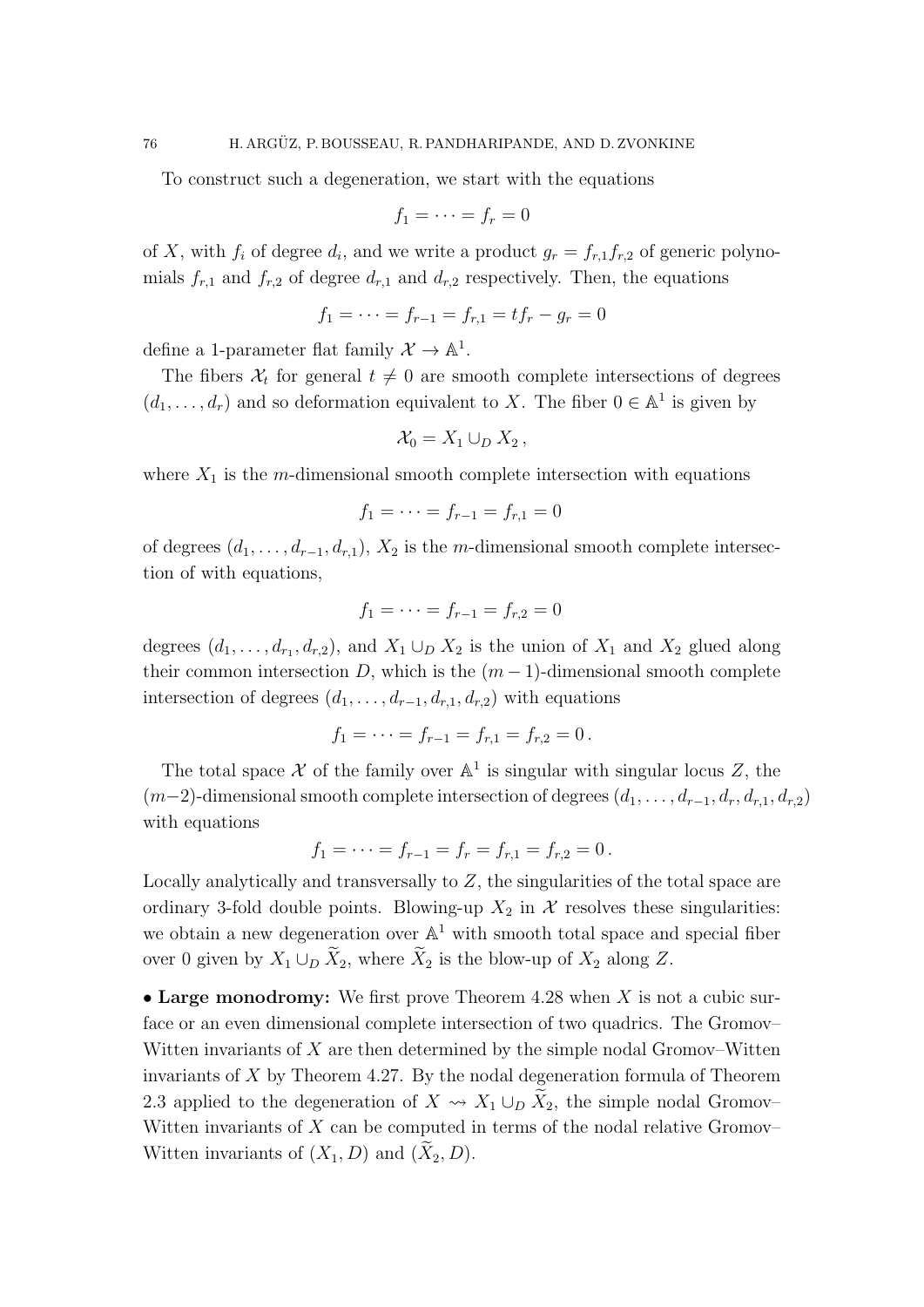To construct such a degeneration, we start with the equations

$$f_1 = \cdots = f_r = 0$$

of $X$, with $f_i$ of degree $d_i$, and we write a product $g_r = f_{r,1} f_{r,2}$ of generic polynomials $f_{r,1}$ and $f_{r,2}$ of degree $d_{r,1}$ and $d_{r,2}$ respectively. Then, the equations

$$f_1 = \cdots = f_{r-1} = f_{r,1} = t f_r - g_r = 0$$

define a 1-parameter flat family $\mathcal{X} \to \mathbb{A}^1$.

The fibers $\mathcal{X}_t$ for general $t \neq 0$ are smooth complete intersections of degrees $(d_1, \ldots, d_r)$ and so deformation equivalent to $X$. The fiber $0 \in \mathbb{A}^1$ is given by

$$\mathcal{X}_0 = X_1 \cup_D X_2 \,,$$

where $X_1$ is the $m$-dimensional smooth complete intersection with equations

$$f_1 = \cdots = f_{r-1} = f_{r,1} = 0$$

of degrees $(d_1, \ldots, d_{r-1}, d_{r,1})$, $X_2$ is the $m$-dimensional smooth complete intersection of with equations,

$$f_1 = \cdots = f_{r-1} = f_{r,2} = 0$$

degrees $(d_1, \ldots, d_{r_1}, d_{r,2})$, and $X_1 \cup_D X_2$ is the union of $X_1$ and $X_2$ glued along their common intersection $D$, which is the $(m-1)$-dimensional smooth complete intersection of degrees $(d_1, \ldots, d_{r-1}, d_{r,1}, d_{r,2})$ with equations

$$f_1 = \cdots = f_{r-1} = f_{r,1} = f_{r,2} = 0 \,.$$

The total space $\mathcal{X}$ of the family over $\mathbb{A}^1$ is singular with singular locus $Z$, the $(m-2)$-dimensional smooth complete intersection of degrees $(d_1, \ldots, d_{r-1}, d_r, d_{r,1}, d_{r,2})$ with equations

$$f_1 = \cdots = f_{r-1} = f_r = f_{r,1} = f_{r,2} = 0 \,.$$

Locally analytically and transversally to $Z$, the singularities of the total space are ordinary 3-fold double points. Blowing-up $X_2$ in $\mathcal{X}$ resolves these singularities: we obtain a new degeneration over $\mathbb{A}^1$ with smooth total space and special fiber over 0 given by $X_1 \cup_D \widetilde{X}_2$, where $\widetilde{X}_2$ is the blow-up of $X_2$ along $Z$.

• **Large monodromy:** We first prove Theorem 4.28 when $X$ is not a cubic surface or an even dimensional complete intersection of two quadrics. The Gromov–Witten invariants of $X$ are then determined by the simple nodal Gromov–Witten invariants of $X$ by Theorem 4.27. By the nodal degeneration formula of Theorem 2.3 applied to the degeneration of $X \rightsquigarrow X_1 \cup_D \widetilde{X}_2$, the simple nodal Gromov–Witten invariants of $X$ can be computed in terms of the nodal relative Gromov–Witten invariants of $(X_1, D)$ and $(\widetilde{X}_2, D)$.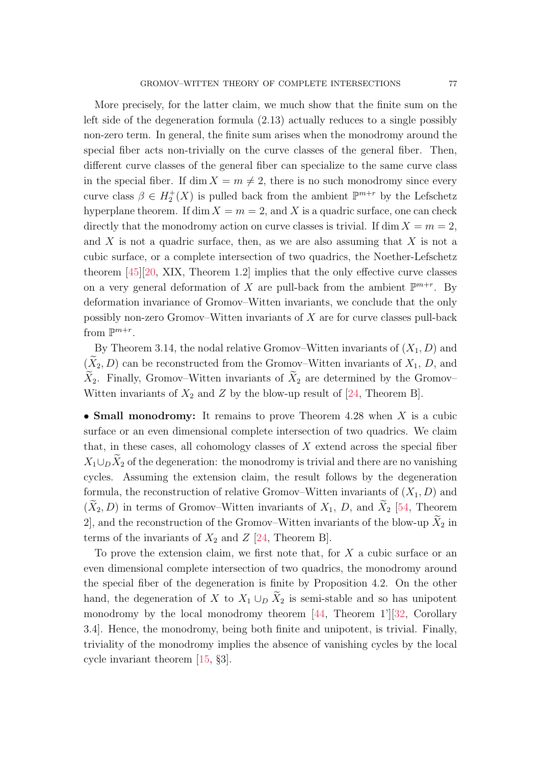More precisely, for the latter claim, we much show that the finite sum on the left side of the degeneration formula (2.13) actually reduces to a single possibly non-zero term. In general, the finite sum arises when the monodromy around the special fiber acts non-trivially on the curve classes of the general fiber. Then, different curve classes of the general fiber can specialize to the same curve class in the special fiber. If $\dim X = m \neq 2$, there is no such monodromy since every curve class $\beta \in H_2^+(X)$ is pulled back from the ambient $\mathbb{P}^{m+r}$ by the Lefschetz hyperplane theorem. If $\dim X = m = 2$, and $X$ is a quadric surface, one can check directly that the monodromy action on curve classes is trivial. If $\dim X = m = 2$, and $X$ is not a quadric surface, then, as we are also assuming that $X$ is not a cubic surface, or a complete intersection of two quadrics, the Noether-Lefschetz theorem [45][20, XIX, Theorem 1.2] implies that the only effective curve classes on a very general deformation of $X$ are pull-back from the ambient $\mathbb{P}^{m+r}$. By deformation invariance of Gromov–Witten invariants, we conclude that the only possibly non-zero Gromov–Witten invariants of $X$ are for curve classes pull-back from $\mathbb{P}^{m+r}$.

By Theorem 3.14, the nodal relative Gromov–Witten invariants of $(X_1, D)$ and $(\widetilde{X}_2, D)$ can be reconstructed from the Gromov–Witten invariants of $X_1$, $D$, and $\widetilde{X}_2$. Finally, Gromov–Witten invariants of $\widetilde{X}_2$ are determined by the Gromov–Witten invariants of $X_2$ and $Z$ by the blow-up result of [24, Theorem B].

• **Small monodromy:** It remains to prove Theorem 4.28 when $X$ is a cubic surface or an even dimensional complete intersection of two quadrics. We claim that, in these cases, all cohomology classes of $X$ extend across the special fiber $X_1 \cup_D \widetilde{X}_2$ of the degeneration: the monodromy is trivial and there are no vanishing cycles. Assuming the extension claim, the result follows by the degeneration formula, the reconstruction of relative Gromov–Witten invariants of $(X_1, D)$ and $(\widetilde{X}_2, D)$ in terms of Gromov–Witten invariants of $X_1$, $D$, and $\widetilde{X}_2$ [54, Theorem 2], and the reconstruction of the Gromov–Witten invariants of the blow-up $\widetilde{X}_2$ in terms of the invariants of $X_2$ and $Z$ [24, Theorem B].

To prove the extension claim, we first note that, for $X$ a cubic surface or an even dimensional complete intersection of two quadrics, the monodromy around the special fiber of the degeneration is finite by Proposition 4.2. On the other hand, the degeneration of $X$ to $X_1 \cup_D \widetilde{X}_2$ is semi-stable and so has unipotent monodromy by the local monodromy theorem [44, Theorem 1'][32, Corollary 3.4]. Hence, the monodromy, being both finite and unipotent, is trivial. Finally, triviality of the monodromy implies the absence of vanishing cycles by the local cycle invariant theorem [15, §3].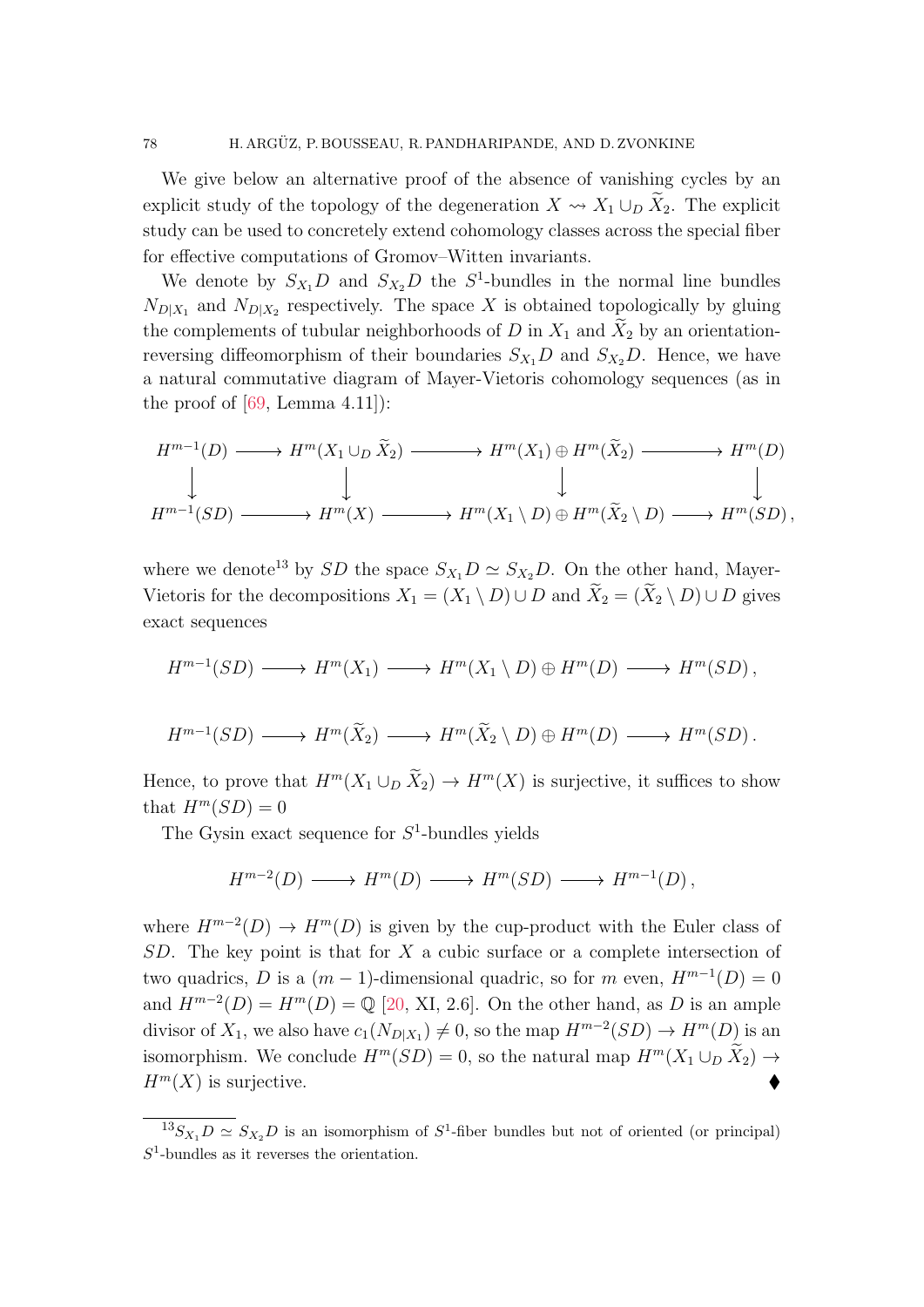We give below an alternative proof of the absence of vanishing cycles by an explicit study of the topology of the degeneration $X \rightsquigarrow X_1 \cup_D \widetilde{X}_2$. The explicit study can be used to concretely extend cohomology classes across the special fiber for effective computations of Gromov–Witten invariants.

We denote by $S_{X_1}D$ and $S_{X_2}D$ the $S^1$-bundles in the normal line bundles $N_{D|X_1}$ and $N_{D|X_2}$ respectively. The space $X$ is obtained topologically by gluing the complements of tubular neighborhoods of $D$ in $X_1$ and $\widetilde{X}_2$ by an orientation-reversing diffeomorphism of their boundaries $S_{X_1}D$ and $S_{X_2}D$. Hence, we have a natural commutative diagram of Mayer-Vietoris cohomology sequences (as in the proof of [69, Lemma 4.11]):

$$
\begin{array}{ccccccc}
H^{m-1}(D) & \longrightarrow & H^m(X_1 \cup_D \widetilde{X}_2) & \longrightarrow & H^m(X_1) \oplus H^m(\widetilde{X}_2) & \longrightarrow & H^m(D) \\
\downarrow & & \downarrow & & \downarrow & & \downarrow \\
H^{m-1}(SD) & \longrightarrow & H^m(X) & \longrightarrow & H^m(X_1 \setminus D) \oplus H^m(\widetilde{X}_2 \setminus D) & \longrightarrow & H^m(SD)\,,
\end{array}
$$

where we denote[13] by $SD$ the space $S_{X_1}D \simeq S_{X_2}D$. On the other hand, Mayer-Vietoris for the decompositions $X_1 = (X_1 \setminus D) \cup D$ and $\widetilde{X}_2 = (\widetilde{X}_2 \setminus D) \cup D$ gives exact sequences

$$
H^{m-1}(SD) \longrightarrow H^m(X_1) \longrightarrow H^m(X_1 \setminus D) \oplus H^m(D) \longrightarrow H^m(SD)\,,
$$

$$
H^{m-1}(SD) \longrightarrow H^m(\widetilde{X}_2) \longrightarrow H^m(\widetilde{X}_2 \setminus D) \oplus H^m(D) \longrightarrow H^m(SD)\,.
$$

Hence, to prove that $H^m(X_1 \cup_D \widetilde{X}_2) \to H^m(X)$ is surjective, it suffices to show that $H^m(SD) = 0$

The Gysin exact sequence for $S^1$-bundles yields

$$
H^{m-2}(D) \longrightarrow H^m(D) \longrightarrow H^m(SD) \longrightarrow H^{m-1}(D)\,,
$$

where $H^{m-2}(D) \to H^m(D)$ is given by the cup-product with the Euler class of $SD$. The key point is that for $X$ a cubic surface or a complete intersection of two quadrics, $D$ is a $(m-1)$-dimensional quadric, so for $m$ even, $H^{m-1}(D) = 0$ and $H^{m-2}(D) = H^m(D) = \mathbb{Q}$ [20, XI, 2.6]. On the other hand, as $D$ is an ample divisor of $X_1$, we also have $c_1(N_{D|X_1}) \neq 0$, so the map $H^{m-2}(SD) \to H^m(D)$ is an isomorphism. We conclude $H^m(SD) = 0$, so the natural map $H^m(X_1 \cup_D \widetilde{X}_2) \to H^m(X)$ is surjective. ♦

[13] $S_{X_1}D \simeq S_{X_2}D$ is an isomorphism of $S^1$-fiber bundles but not of oriented (or principal) $S^1$-bundles as it reverses the orientation.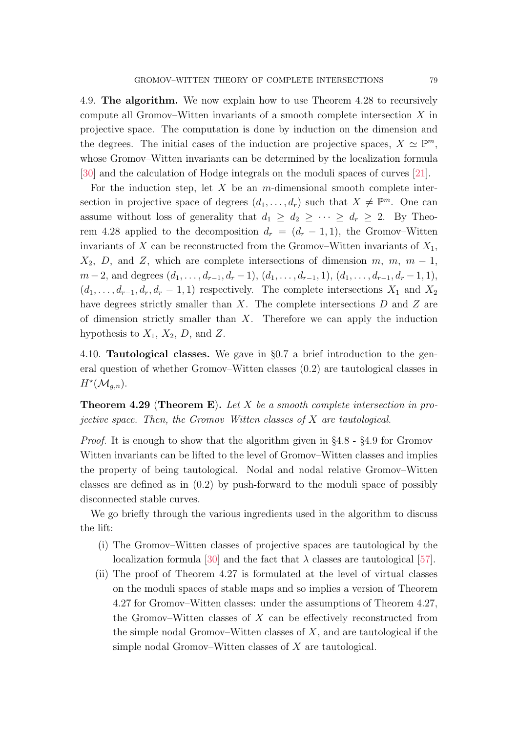4.9. **The algorithm.** We now explain how to use Theorem 4.28 to recursively compute all Gromov–Witten invariants of a smooth complete intersection $X$ in projective space. The computation is done by induction on the dimension and the degrees. The initial cases of the induction are projective spaces, $X \simeq \mathbb{P}^m$, whose Gromov–Witten invariants can be determined by the localization formula [30] and the calculation of Hodge integrals on the moduli spaces of curves [21].

For the induction step, let $X$ be an $m$-dimensional smooth complete intersection in projective space of degrees $(d_1, \ldots, d_r)$ such that $X \neq \mathbb{P}^m$. One can assume without loss of generality that $d_1 \geq d_2 \geq \cdots \geq d_r \geq 2$. By Theorem 4.28 applied to the decomposition $d_r = (d_r - 1, 1)$, the Gromov–Witten invariants of $X$ can be reconstructed from the Gromov–Witten invariants of $X_1$, $X_2$, $D$, and $Z$, which are complete intersections of dimension $m$, $m$, $m-1$, $m-2$, and degrees $(d_1, \ldots, d_{r-1}, d_r - 1)$, $(d_1, \ldots, d_{r-1}, 1)$, $(d_1, \ldots, d_{r-1}, d_r - 1, 1)$, $(d_1, \ldots, d_{r-1}, d_r, d_r - 1, 1)$ respectively. The complete intersections $X_1$ and $X_2$ have degrees strictly smaller than $X$. The complete intersections $D$ and $Z$ are of dimension strictly smaller than $X$. Therefore we can apply the induction hypothesis to $X_1$, $X_2$, $D$, and $Z$.

4.10. **Tautological classes.** We gave in §0.7 a brief introduction to the general question of whether Gromov–Witten classes (0.2) are tautological classes in $H^\star(\overline{\mathcal{M}}_{g,n})$.

**Theorem 4.29** (**Theorem E**). *Let $X$ be a smooth complete intersection in projective space. Then, the Gromov–Witten classes of $X$ are tautological.*

*Proof.* It is enough to show that the algorithm given in §4.8 - §4.9 for Gromov–Witten invariants can be lifted to the level of Gromov–Witten classes and implies the property of being tautological. Nodal and nodal relative Gromov–Witten classes are defined as in (0.2) by push-forward to the moduli space of possibly disconnected stable curves.

We go briefly through the various ingredients used in the algorithm to discuss the lift:

(i) The Gromov–Witten classes of projective spaces are tautological by the localization formula [30] and the fact that $\lambda$ classes are tautological [57].

(ii) The proof of Theorem 4.27 is formulated at the level of virtual classes on the moduli spaces of stable maps and so implies a version of Theorem 4.27 for Gromov–Witten classes: under the assumptions of Theorem 4.27, the Gromov–Witten classes of $X$ can be effectively reconstructed from the simple nodal Gromov–Witten classes of $X$, and are tautological if the simple nodal Gromov–Witten classes of $X$ are tautological.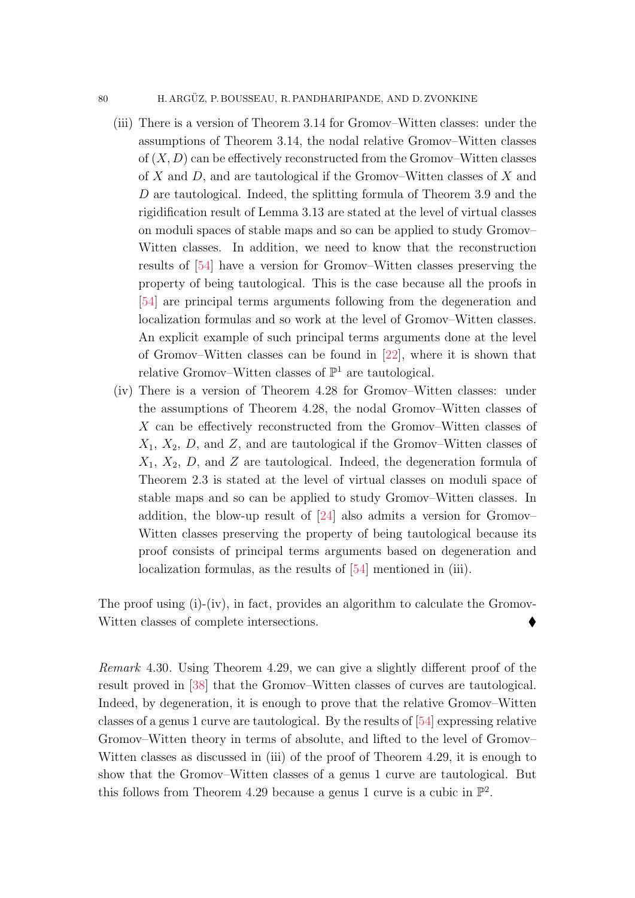(iii) There is a version of Theorem 3.14 for Gromov–Witten classes: under the assumptions of Theorem 3.14, the nodal relative Gromov–Witten classes of $(X, D)$ can be effectively reconstructed from the Gromov–Witten classes of $X$ and $D$, and are tautological if the Gromov–Witten classes of $X$ and $D$ are tautological. Indeed, the splitting formula of Theorem 3.9 and the rigidification result of Lemma 3.13 are stated at the level of virtual classes on moduli spaces of stable maps and so can be applied to study Gromov–Witten classes. In addition, we need to know that the reconstruction results of [54] have a version for Gromov–Witten classes preserving the property of being tautological. This is the case because all the proofs in [54] are principal terms arguments following from the degeneration and localization formulas and so work at the level of Gromov–Witten classes. An explicit example of such principal terms arguments done at the level of Gromov–Witten classes can be found in [22], where it is shown that relative Gromov–Witten classes of $\mathbb{P}^1$ are tautological.

(iv) There is a version of Theorem 4.28 for Gromov–Witten classes: under the assumptions of Theorem 4.28, the nodal Gromov–Witten classes of $X$ can be effectively reconstructed from the Gromov–Witten classes of $X_1$, $X_2$, $D$, and $Z$, and are tautological if the Gromov–Witten classes of $X_1$, $X_2$, $D$, and $Z$ are tautological. Indeed, the degeneration formula of Theorem 2.3 is stated at the level of virtual classes on moduli space of stable maps and so can be applied to study Gromov–Witten classes. In addition, the blow-up result of [24] also admits a version for Gromov–Witten classes preserving the property of being tautological because its proof consists of principal terms arguments based on degeneration and localization formulas, as the results of [54] mentioned in (iii).

The proof using (i)-(iv), in fact, provides an algorithm to calculate the Gromov-Witten classes of complete intersections. ♦

*Remark* 4.30. Using Theorem 4.29, we can give a slightly different proof of the result proved in [38] that the Gromov–Witten classes of curves are tautological. Indeed, by degeneration, it is enough to prove that the relative Gromov–Witten classes of a genus 1 curve are tautological. By the results of [54] expressing relative Gromov–Witten theory in terms of absolute, and lifted to the level of Gromov–Witten classes as discussed in (iii) of the proof of Theorem 4.29, it is enough to show that the Gromov–Witten classes of a genus 1 curve are tautological. But this follows from Theorem 4.29 because a genus 1 curve is a cubic in $\mathbb{P}^2$.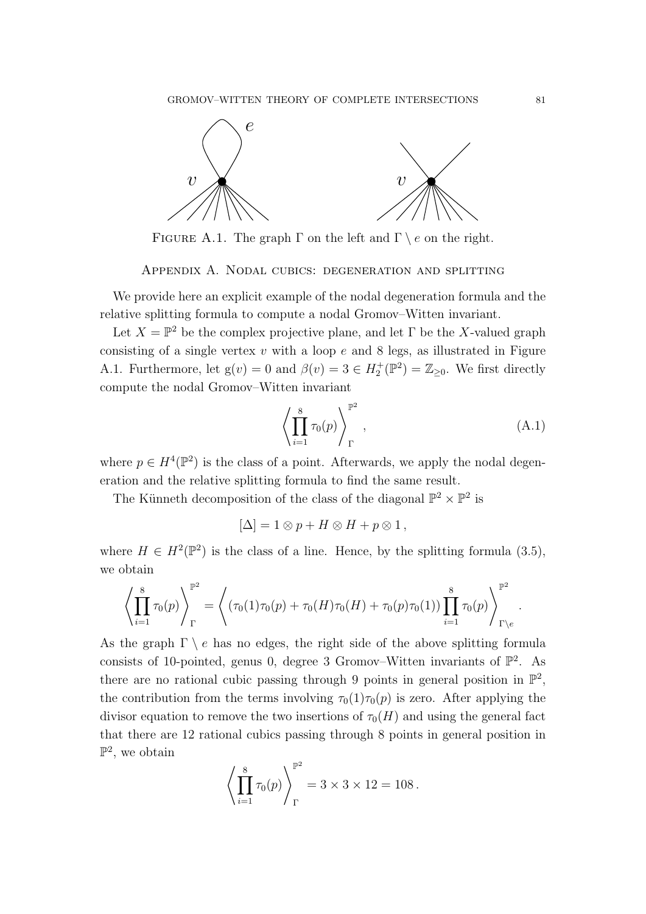FIGURE A.1. The graph $\Gamma$ on the left and $\Gamma \setminus e$ on the right.

## Appendix A. Nodal cubics: degeneration and splitting

We provide here an explicit example of the nodal degeneration formula and the relative splitting formula to compute a nodal Gromov–Witten invariant.

Let $X = \mathbb{P}^2$ be the complex projective plane, and let $\Gamma$ be the $X$-valued graph consisting of a single vertex $v$ with a loop $e$ and 8 legs, as illustrated in Figure A.1. Furthermore, let $\mathrm{g}(v) = 0$ and $\beta(v) = 3 \in H_2^+(\mathbb{P}^2) = \mathbb{Z}_{\geq 0}$. We first directly compute the nodal Gromov–Witten invariant

$$\left\langle \prod_{i=1}^{8} \tau_0(p) \right\rangle_{\Gamma}^{\mathbb{P}^2}, \tag{A.1}$$

where $p \in H^4(\mathbb{P}^2)$ is the class of a point. Afterwards, we apply the nodal degeneration and the relative splitting formula to find the same result.

The Künneth decomposition of the class of the diagonal $\mathbb{P}^2 \times \mathbb{P}^2$ is

$$[\Delta] = 1 \otimes p + H \otimes H + p \otimes 1\,,$$

where $H \in H^2(\mathbb{P}^2)$ is the class of a line. Hence, by the splitting formula (3.5), we obtain

$$\left\langle \prod_{i=1}^{8} \tau_0(p) \right\rangle_{\Gamma}^{\mathbb{P}^2} = \left\langle (\tau_0(1)\tau_0(p) + \tau_0(H)\tau_0(H) + \tau_0(p)\tau_0(1)) \prod_{i=1}^{8} \tau_0(p) \right\rangle_{\Gamma \setminus e}^{\mathbb{P}^2}.$$

As the graph $\Gamma \setminus e$ has no edges, the right side of the above splitting formula consists of 10-pointed, genus 0, degree 3 Gromov–Witten invariants of $\mathbb{P}^2$. As there are no rational cubic passing through 9 points in general position in $\mathbb{P}^2$, the contribution from the terms involving $\tau_0(1)\tau_0(p)$ is zero. After applying the divisor equation to remove the two insertions of $\tau_0(H)$ and using the general fact that there are 12 rational cubics passing through 8 points in general position in $\mathbb{P}^2$, we obtain

$$\left\langle \prod_{i=1}^{8} \tau_0(p) \right\rangle_{\Gamma}^{\mathbb{P}^2} = 3 \times 3 \times 12 = 108\,.$$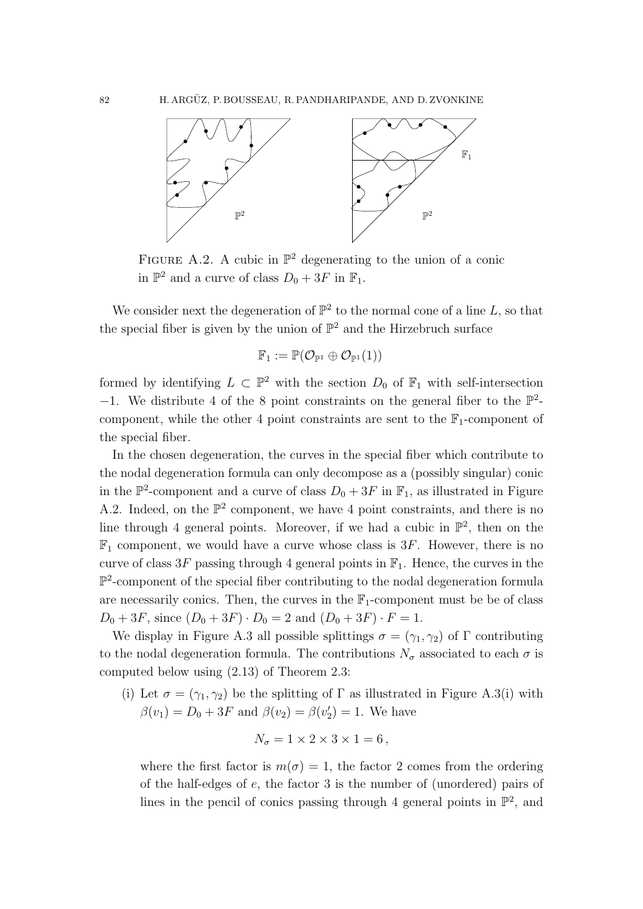Figure A.2. A cubic in $\mathbb{P}^2$ degenerating to the union of a conic in $\mathbb{P}^2$ and a curve of class $D_0 + 3F$ in $\mathbb{F}_1$.

We consider next the degeneration of $\mathbb{P}^2$ to the normal cone of a line $L$, so that the special fiber is given by the union of $\mathbb{P}^2$ and the Hirzebruch surface

$$\mathbb{F}_1 := \mathbb{P}(\mathcal{O}_{\mathbb{P}^1} \oplus \mathcal{O}_{\mathbb{P}^1}(1))$$

formed by identifying $L \subset \mathbb{P}^2$ with the section $D_0$ of $\mathbb{F}_1$ with self-intersection $-1$. We distribute 4 of the 8 point constraints on the general fiber to the $\mathbb{P}^2$-component, while the other 4 point constraints are sent to the $\mathbb{F}_1$-component of the special fiber.

In the chosen degeneration, the curves in the special fiber which contribute to the nodal degeneration formula can only decompose as a (possibly singular) conic in the $\mathbb{P}^2$-component and a curve of class $D_0 + 3F$ in $\mathbb{F}_1$, as illustrated in Figure A.2. Indeed, on the $\mathbb{P}^2$ component, we have 4 point constraints, and there is no line through 4 general points. Moreover, if we had a cubic in $\mathbb{P}^2$, then on the $\mathbb{F}_1$ component, we would have a curve whose class is $3F$. However, there is no curve of class $3F$ passing through 4 general points in $\mathbb{F}_1$. Hence, the curves in the $\mathbb{P}^2$-component of the special fiber contributing to the nodal degeneration formula are necessarily conics. Then, the curves in the $\mathbb{F}_1$-component must be be of class $D_0 + 3F$, since $(D_0 + 3F) \cdot D_0 = 2$ and $(D_0 + 3F) \cdot F = 1$.

We display in Figure A.3 all possible splittings $\sigma = (\gamma_1, \gamma_2)$ of $\Gamma$ contributing to the nodal degeneration formula. The contributions $N_\sigma$ associated to each $\sigma$ is computed below using (2.13) of Theorem 2.3:

(i) Let $\sigma = (\gamma_1, \gamma_2)$ be the splitting of $\Gamma$ as illustrated in Figure A.3(i) with $\beta(v_1) = D_0 + 3F$ and $\beta(v_2) = \beta(v_2') = 1$. We have

$$N_\sigma = 1 \times 2 \times 3 \times 1 = 6\,,$$

where the first factor is $m(\sigma) = 1$, the factor 2 comes from the ordering of the half-edges of $e$, the factor 3 is the number of (unordered) pairs of lines in the pencil of conics passing through 4 general points in $\mathbb{P}^2$, and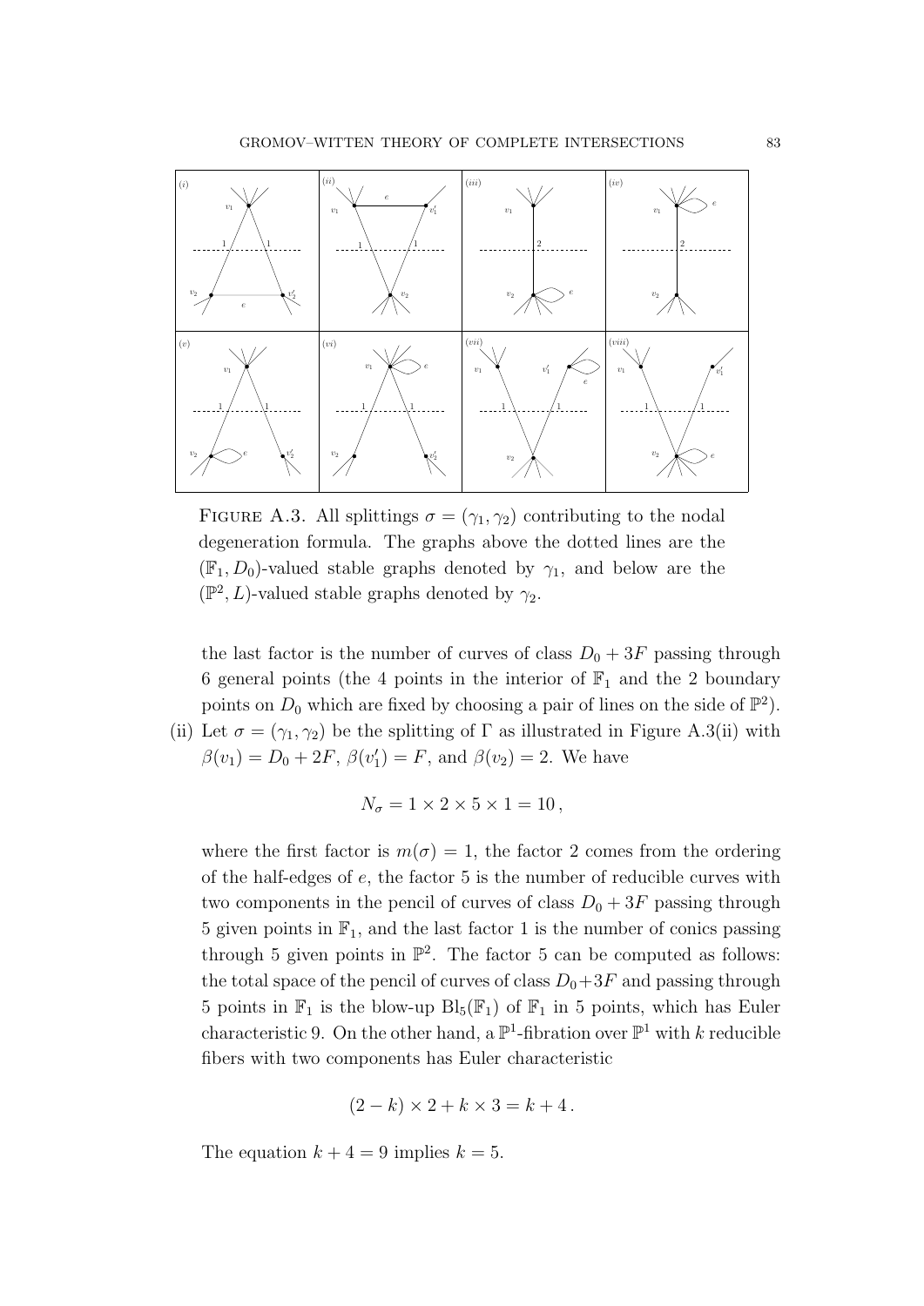FIGURE A.3. All splittings $\sigma = (\gamma_1, \gamma_2)$ contributing to the nodal degeneration formula. The graphs above the dotted lines are the $(\mathbb{F}_1, D_0)$-valued stable graphs denoted by $\gamma_1$, and below are the $(\mathbb{P}^2, L)$-valued stable graphs denoted by $\gamma_2$.

the last factor is the number of curves of class $D_0 + 3F$ passing through 6 general points (the 4 points in the interior of $\mathbb{F}_1$ and the 2 boundary points on $D_0$ which are fixed by choosing a pair of lines on the side of $\mathbb{P}^2$).

(ii) Let $\sigma = (\gamma_1, \gamma_2)$ be the splitting of $\Gamma$ as illustrated in Figure A.3(ii) with $\beta(v_1) = D_0 + 2F$, $\beta(v_1') = F$, and $\beta(v_2) = 2$. We have

$$N_\sigma = 1 \times 2 \times 5 \times 1 = 10\,,$$

where the first factor is $m(\sigma) = 1$, the factor 2 comes from the ordering of the half-edges of $e$, the factor 5 is the number of reducible curves with two components in the pencil of curves of class $D_0 + 3F$ passing through 5 given points in $\mathbb{F}_1$, and the last factor 1 is the number of conics passing through 5 given points in $\mathbb{P}^2$. The factor 5 can be computed as follows: the total space of the pencil of curves of class $D_0 + 3F$ and passing through 5 points in $\mathbb{F}_1$ is the blow-up $\mathrm{Bl}_5(\mathbb{F}_1)$ of $\mathbb{F}_1$ in 5 points, which has Euler characteristic 9. On the other hand, a $\mathbb{P}^1$-fibration over $\mathbb{P}^1$ with $k$ reducible fibers with two components has Euler characteristic

$$(2 - k) \times 2 + k \times 3 = k + 4\,.$$

The equation $k + 4 = 9$ implies $k = 5$.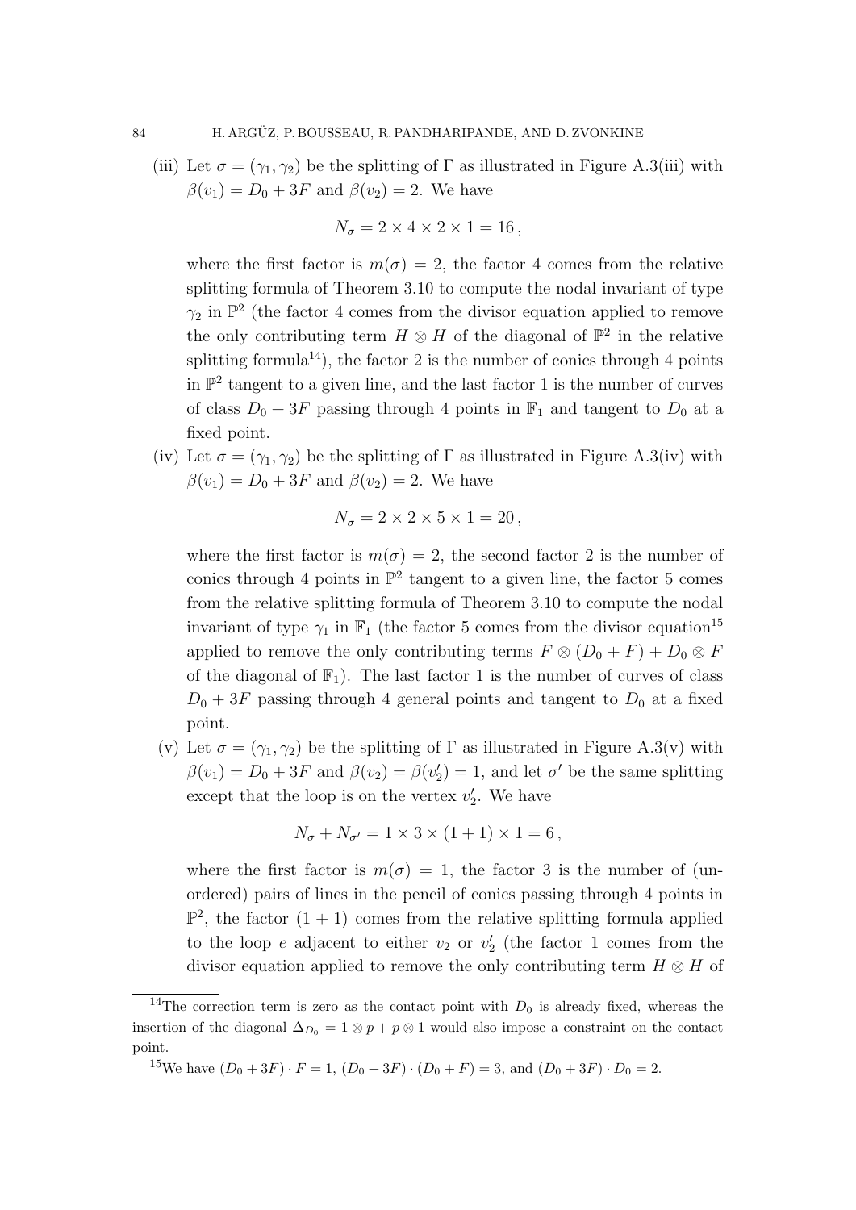(iii) Let $\sigma = (\gamma_1, \gamma_2)$ be the splitting of $\Gamma$ as illustrated in Figure A.3(iii) with $\beta(v_1) = D_0 + 3F$ and $\beta(v_2) = 2$. We have

$$N_\sigma = 2 \times 4 \times 2 \times 1 = 16 \,,$$

where the first factor is $m(\sigma) = 2$, the factor 4 comes from the relative splitting formula of Theorem 3.10 to compute the nodal invariant of type $\gamma_2$ in $\mathbb{P}^2$ (the factor 4 comes from the divisor equation applied to remove the only contributing term $H \otimes H$ of the diagonal of $\mathbb{P}^2$ in the relative splitting formula[14]), the factor 2 is the number of conics through 4 points in $\mathbb{P}^2$ tangent to a given line, and the last factor 1 is the number of curves of class $D_0 + 3F$ passing through 4 points in $\mathbb{F}_1$ and tangent to $D_0$ at a fixed point.

(iv) Let $\sigma = (\gamma_1, \gamma_2)$ be the splitting of $\Gamma$ as illustrated in Figure A.3(iv) with $\beta(v_1) = D_0 + 3F$ and $\beta(v_2) = 2$. We have

$$N_\sigma = 2 \times 2 \times 5 \times 1 = 20 \,,$$

where the first factor is $m(\sigma) = 2$, the second factor 2 is the number of conics through 4 points in $\mathbb{P}^2$ tangent to a given line, the factor 5 comes from the relative splitting formula of Theorem 3.10 to compute the nodal invariant of type $\gamma_1$ in $\mathbb{F}_1$ (the factor 5 comes from the divisor equation[15] applied to remove the only contributing terms $F \otimes (D_0 + F) + D_0 \otimes F$ of the diagonal of $\mathbb{F}_1$). The last factor 1 is the number of curves of class $D_0 + 3F$ passing through 4 general points and tangent to $D_0$ at a fixed point.

(v) Let $\sigma = (\gamma_1, \gamma_2)$ be the splitting of $\Gamma$ as illustrated in Figure A.3(v) with $\beta(v_1) = D_0 + 3F$ and $\beta(v_2) = \beta(v_2') = 1$, and let $\sigma'$ be the same splitting except that the loop is on the vertex $v_2'$. We have

$$N_\sigma + N_{\sigma'} = 1 \times 3 \times (1 + 1) \times 1 = 6 \,,$$

where the first factor is $m(\sigma) = 1$, the factor 3 is the number of (unordered) pairs of lines in the pencil of conics passing through 4 points in $\mathbb{P}^2$, the factor $(1 + 1)$ comes from the relative splitting formula applied to the loop $e$ adjacent to either $v_2$ or $v_2'$ (the factor 1 comes from the divisor equation applied to remove the only contributing term $H \otimes H$ of

---

[14] The correction term is zero as the contact point with $D_0$ is already fixed, whereas the insertion of the diagonal $\Delta_{D_0} = 1 \otimes p + p \otimes 1$ would also impose a constraint on the contact point.

[15] We have $(D_0 + 3F) \cdot F = 1$, $(D_0 + 3F) \cdot (D_0 + F) = 3$, and $(D_0 + 3F) \cdot D_0 = 2$.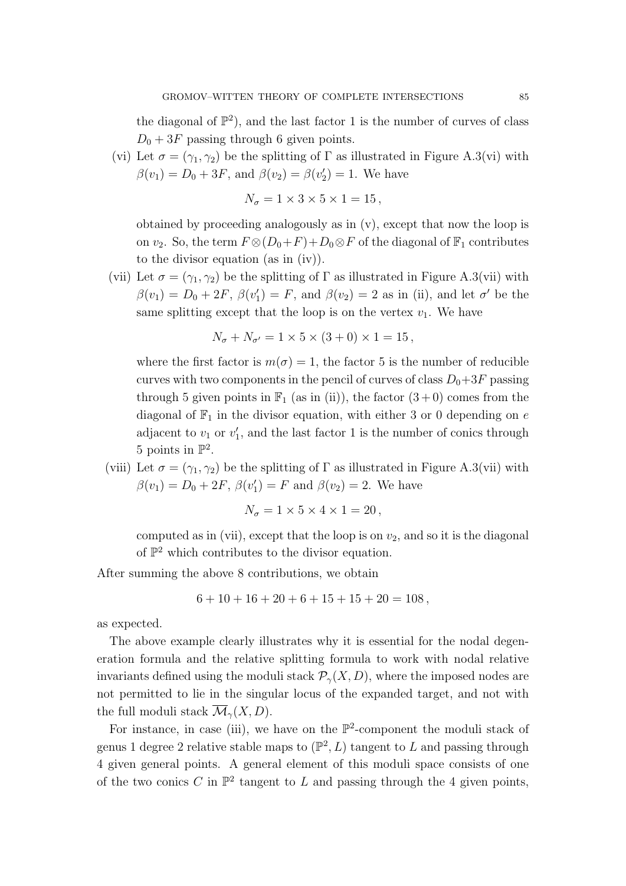the diagonal of $\mathbb{P}^2$), and the last factor 1 is the number of curves of class $D_0 + 3F$ passing through 6 given points.

(vi) Let $\sigma = (\gamma_1, \gamma_2)$ be the splitting of $\Gamma$ as illustrated in Figure A.3(vi) with $\beta(v_1) = D_0 + 3F$, and $\beta(v_2) = \beta(v_2') = 1$. We have

$$N_\sigma = 1 \times 3 \times 5 \times 1 = 15\,,$$

obtained by proceeding analogously as in (v), except that now the loop is on $v_2$. So, the term $F \otimes (D_0 + F) + D_0 \otimes F$ of the diagonal of $\mathbb{F}_1$ contributes to the divisor equation (as in (iv)).

(vii) Let $\sigma = (\gamma_1, \gamma_2)$ be the splitting of $\Gamma$ as illustrated in Figure A.3(vii) with $\beta(v_1) = D_0 + 2F$, $\beta(v_1') = F$, and $\beta(v_2) = 2$ as in (ii), and let $\sigma'$ be the same splitting except that the loop is on the vertex $v_1$. We have

$$N_\sigma + N_{\sigma'} = 1 \times 5 \times (3 + 0) \times 1 = 15\,,$$

where the first factor is $m(\sigma) = 1$, the factor 5 is the number of reducible curves with two components in the pencil of curves of class $D_0+3F$ passing through 5 given points in $\mathbb{F}_1$ (as in (ii)), the factor $(3+0)$ comes from the diagonal of $\mathbb{F}_1$ in the divisor equation, with either 3 or 0 depending on $e$ adjacent to $v_1$ or $v_1'$, and the last factor 1 is the number of conics through 5 points in $\mathbb{P}^2$.

(viii) Let $\sigma = (\gamma_1, \gamma_2)$ be the splitting of $\Gamma$ as illustrated in Figure A.3(vii) with $\beta(v_1) = D_0 + 2F$, $\beta(v_1') = F$ and $\beta(v_2) = 2$. We have

$$N_\sigma = 1 \times 5 \times 4 \times 1 = 20\,,$$

computed as in (vii), except that the loop is on $v_2$, and so it is the diagonal of $\mathbb{P}^2$ which contributes to the divisor equation.

After summing the above 8 contributions, we obtain

$$6 + 10 + 16 + 20 + 6 + 15 + 15 + 20 = 108\,,$$

as expected.

The above example clearly illustrates why it is essential for the nodal degeneration formula and the relative splitting formula to work with nodal relative invariants defined using the moduli stack $\mathcal{P}_\gamma(X, D)$, where the imposed nodes are not permitted to lie in the singular locus of the expanded target, and not with the full moduli stack $\overline{\mathcal{M}}_\gamma(X, D)$.

For instance, in case (iii), we have on the $\mathbb{P}^2$-component the moduli stack of genus 1 degree 2 relative stable maps to $(\mathbb{P}^2, L)$ tangent to $L$ and passing through 4 given general points. A general element of this moduli space consists of one of the two conics $C$ in $\mathbb{P}^2$ tangent to $L$ and passing through the 4 given points,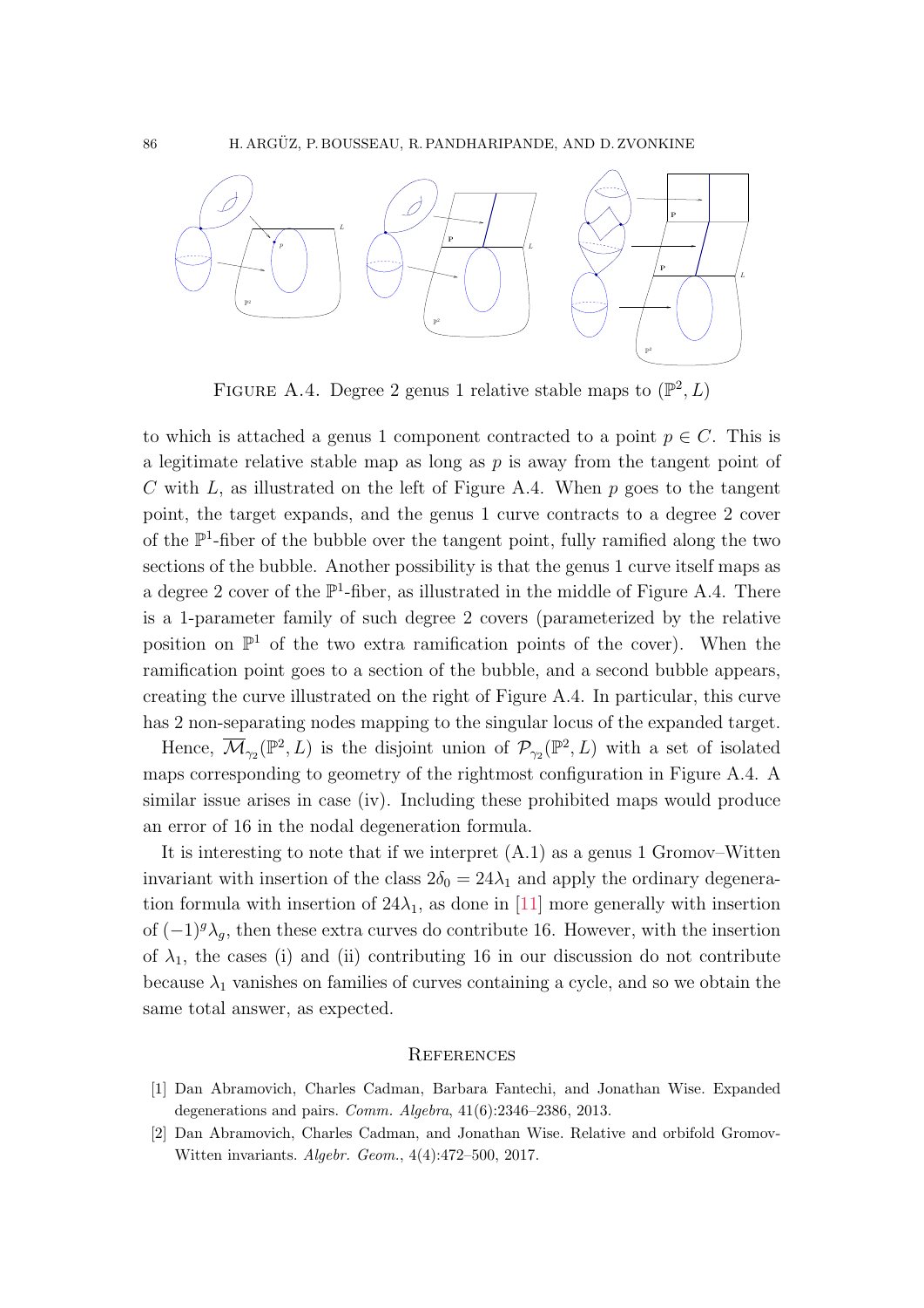FIGURE A.4. Degree 2 genus 1 relative stable maps to $(\mathbb{P}^2, L)$

to which is attached a genus 1 component contracted to a point $p \in C$. This is a legitimate relative stable map as long as $p$ is away from the tangent point of $C$ with $L$, as illustrated on the left of Figure A.4. When $p$ goes to the tangent point, the target expands, and the genus 1 curve contracts to a degree 2 cover of the $\mathbb{P}^1$-fiber of the bubble over the tangent point, fully ramified along the two sections of the bubble. Another possibility is that the genus 1 curve itself maps as a degree 2 cover of the $\mathbb{P}^1$-fiber, as illustrated in the middle of Figure A.4. There is a 1-parameter family of such degree 2 covers (parameterized by the relative position on $\mathbb{P}^1$ of the two extra ramification points of the cover). When the ramification point goes to a section of the bubble, and a second bubble appears, creating the curve illustrated on the right of Figure A.4. In particular, this curve has 2 non-separating nodes mapping to the singular locus of the expanded target.

Hence, $\overline{\mathcal{M}}_{\gamma_2}(\mathbb{P}^2, L)$ is the disjoint union of $\mathcal{P}_{\gamma_2}(\mathbb{P}^2, L)$ with a set of isolated maps corresponding to geometry of the rightmost configuration in Figure A.4. A similar issue arises in case (iv). Including these prohibited maps would produce an error of 16 in the nodal degeneration formula.

It is interesting to note that if we interpret (A.1) as a genus 1 Gromov–Witten invariant with insertion of the class $2\delta_0 = 24\lambda_1$ and apply the ordinary degeneration formula with insertion of $24\lambda_1$, as done in [11] more generally with insertion of $(-1)^g\lambda_g$, then these extra curves do contribute 16. However, with the insertion of $\lambda_1$, the cases (i) and (ii) contributing 16 in our discussion do not contribute because $\lambda_1$ vanishes on families of curves containing a cycle, and so we obtain the same total answer, as expected.

## REFERENCES

[1] Dan Abramovich, Charles Cadman, Barbara Fantechi, and Jonathan Wise. Expanded degenerations and pairs. *Comm. Algebra*, 41(6):2346–2386, 2013.

[2] Dan Abramovich, Charles Cadman, and Jonathan Wise. Relative and orbifold Gromov-Witten invariants. *Algebr. Geom.*, 4(4):472–500, 2017.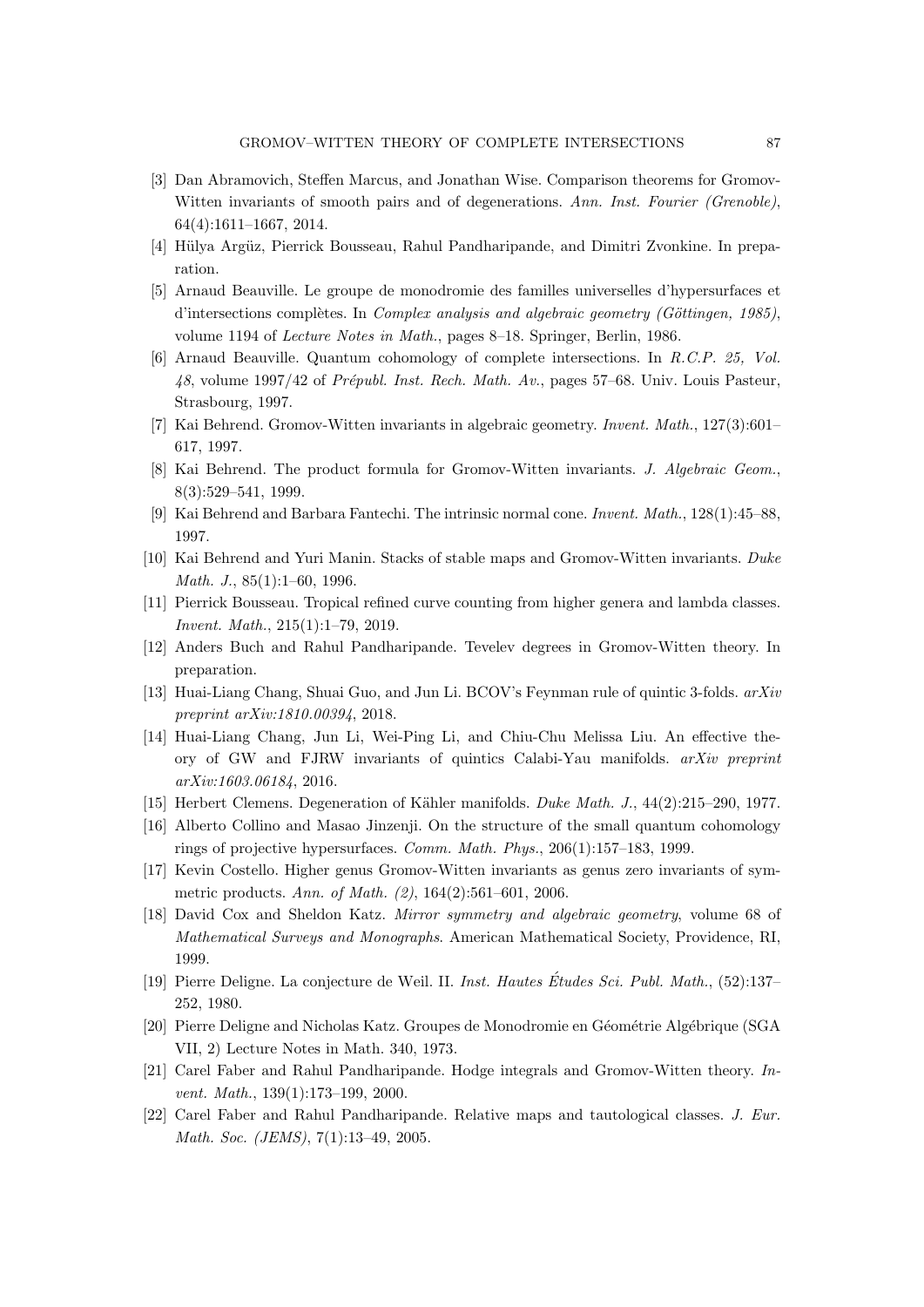[3] Dan Abramovich, Steffen Marcus, and Jonathan Wise. Comparison theorems for Gromov-Witten invariants of smooth pairs and of degenerations. *Ann. Inst. Fourier (Grenoble)*, 64(4):1611–1667, 2014.

[4] Hülya Argüz, Pierrick Bousseau, Rahul Pandharipande, and Dimitri Zvonkine. In preparation.

[5] Arnaud Beauville. Le groupe de monodromie des familles universelles d'hypersurfaces et d'intersections complètes. In *Complex analysis and algebraic geometry (Göttingen, 1985)*, volume 1194 of *Lecture Notes in Math.*, pages 8–18. Springer, Berlin, 1986.

[6] Arnaud Beauville. Quantum cohomology of complete intersections. In *R.C.P. 25, Vol. 48*, volume 1997/42 of *Prépubl. Inst. Rech. Math. Av.*, pages 57–68. Univ. Louis Pasteur, Strasbourg, 1997.

[7] Kai Behrend. Gromov-Witten invariants in algebraic geometry. *Invent. Math.*, 127(3):601–617, 1997.

[8] Kai Behrend. The product formula for Gromov-Witten invariants. *J. Algebraic Geom.*, 8(3):529–541, 1999.

[9] Kai Behrend and Barbara Fantechi. The intrinsic normal cone. *Invent. Math.*, 128(1):45–88, 1997.

[10] Kai Behrend and Yuri Manin. Stacks of stable maps and Gromov-Witten invariants. *Duke Math. J.*, 85(1):1–60, 1996.

[11] Pierrick Bousseau. Tropical refined curve counting from higher genera and lambda classes. *Invent. Math.*, 215(1):1–79, 2019.

[12] Anders Buch and Rahul Pandharipande. Tevelev degrees in Gromov-Witten theory. In preparation.

[13] Huai-Liang Chang, Shuai Guo, and Jun Li. BCOV's Feynman rule of quintic 3-folds. *arXiv preprint arXiv:1810.00394*, 2018.

[14] Huai-Liang Chang, Jun Li, Wei-Ping Li, and Chiu-Chu Melissa Liu. An effective theory of GW and FJRW invariants of quintics Calabi-Yau manifolds. *arXiv preprint arXiv:1603.06184*, 2016.

[15] Herbert Clemens. Degeneration of Kähler manifolds. *Duke Math. J.*, 44(2):215–290, 1977.

[16] Alberto Collino and Masao Jinzenji. On the structure of the small quantum cohomology rings of projective hypersurfaces. *Comm. Math. Phys.*, 206(1):157–183, 1999.

[17] Kevin Costello. Higher genus Gromov-Witten invariants as genus zero invariants of symmetric products. *Ann. of Math. (2)*, 164(2):561–601, 2006.

[18] David Cox and Sheldon Katz. *Mirror symmetry and algebraic geometry*, volume 68 of *Mathematical Surveys and Monographs*. American Mathematical Society, Providence, RI, 1999.

[19] Pierre Deligne. La conjecture de Weil. II. *Inst. Hautes Études Sci. Publ. Math.*, (52):137–252, 1980.

[20] Pierre Deligne and Nicholas Katz. Groupes de Monodromie en Géométrie Algébrique (SGA VII, 2) Lecture Notes in Math. 340, 1973.

[21] Carel Faber and Rahul Pandharipande. Hodge integrals and Gromov-Witten theory. *Invent. Math.*, 139(1):173–199, 2000.

[22] Carel Faber and Rahul Pandharipande. Relative maps and tautological classes. *J. Eur. Math. Soc. (JEMS)*, 7(1):13–49, 2005.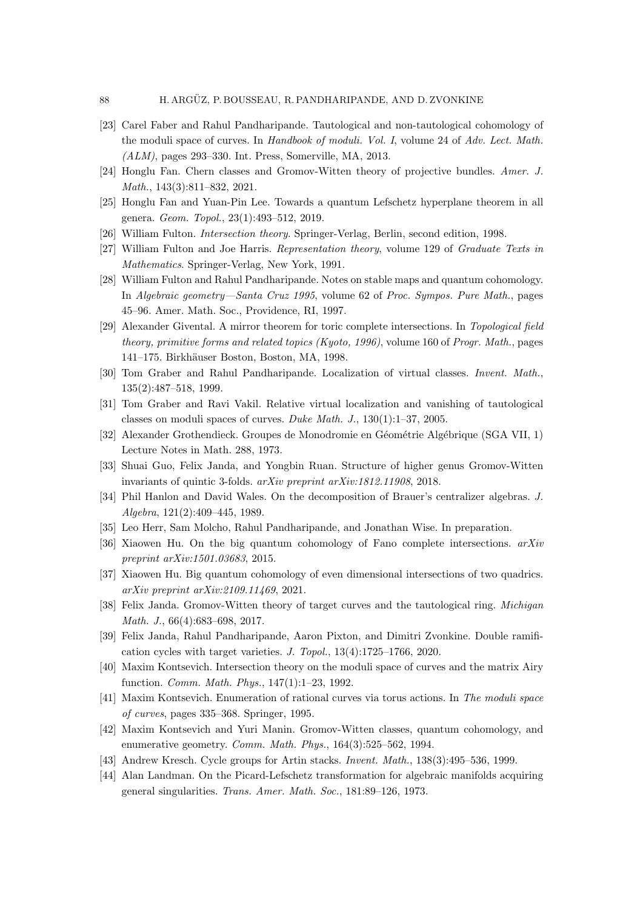[23] Carel Faber and Rahul Pandharipande. Tautological and non-tautological cohomology of the moduli space of curves. In *Handbook of moduli. Vol. I*, volume 24 of *Adv. Lect. Math. (ALM)*, pages 293–330. Int. Press, Somerville, MA, 2013.

[24] Honglu Fan. Chern classes and Gromov-Witten theory of projective bundles. *Amer. J. Math.*, 143(3):811–832, 2021.

[25] Honglu Fan and Yuan-Pin Lee. Towards a quantum Lefschetz hyperplane theorem in all genera. *Geom. Topol.*, 23(1):493–512, 2019.

[26] William Fulton. *Intersection theory*. Springer-Verlag, Berlin, second edition, 1998.

[27] William Fulton and Joe Harris. *Representation theory*, volume 129 of *Graduate Texts in Mathematics*. Springer-Verlag, New York, 1991.

[28] William Fulton and Rahul Pandharipande. Notes on stable maps and quantum cohomology. In *Algebraic geometry—Santa Cruz 1995*, volume 62 of *Proc. Sympos. Pure Math.*, pages 45–96. Amer. Math. Soc., Providence, RI, 1997.

[29] Alexander Givental. A mirror theorem for toric complete intersections. In *Topological field theory, primitive forms and related topics (Kyoto, 1996)*, volume 160 of *Progr. Math.*, pages 141–175. Birkhäuser Boston, Boston, MA, 1998.

[30] Tom Graber and Rahul Pandharipande. Localization of virtual classes. *Invent. Math.*, 135(2):487–518, 1999.

[31] Tom Graber and Ravi Vakil. Relative virtual localization and vanishing of tautological classes on moduli spaces of curves. *Duke Math. J.*, 130(1):1–37, 2005.

[32] Alexander Grothendieck. Groupes de Monodromie en Géométrie Algébrique (SGA VII, 1) Lecture Notes in Math. 288, 1973.

[33] Shuai Guo, Felix Janda, and Yongbin Ruan. Structure of higher genus Gromov-Witten invariants of quintic 3-folds. *arXiv preprint arXiv:1812.11908*, 2018.

[34] Phil Hanlon and David Wales. On the decomposition of Brauer's centralizer algebras. *J. Algebra*, 121(2):409–445, 1989.

[35] Leo Herr, Sam Molcho, Rahul Pandharipande, and Jonathan Wise. In preparation.

[36] Xiaowen Hu. On the big quantum cohomology of Fano complete intersections. *arXiv preprint arXiv:1501.03683*, 2015.

[37] Xiaowen Hu. Big quantum cohomology of even dimensional intersections of two quadrics. *arXiv preprint arXiv:2109.11469*, 2021.

[38] Felix Janda. Gromov-Witten theory of target curves and the tautological ring. *Michigan Math. J.*, 66(4):683–698, 2017.

[39] Felix Janda, Rahul Pandharipande, Aaron Pixton, and Dimitri Zvonkine. Double ramification cycles with target varieties. *J. Topol.*, 13(4):1725–1766, 2020.

[40] Maxim Kontsevich. Intersection theory on the moduli space of curves and the matrix Airy function. *Comm. Math. Phys.*, 147(1):1–23, 1992.

[41] Maxim Kontsevich. Enumeration of rational curves via torus actions. In *The moduli space of curves*, pages 335–368. Springer, 1995.

[42] Maxim Kontsevich and Yuri Manin. Gromov-Witten classes, quantum cohomology, and enumerative geometry. *Comm. Math. Phys.*, 164(3):525–562, 1994.

[43] Andrew Kresch. Cycle groups for Artin stacks. *Invent. Math.*, 138(3):495–536, 1999.

[44] Alan Landman. On the Picard-Lefschetz transformation for algebraic manifolds acquiring general singularities. *Trans. Amer. Math. Soc.*, 181:89–126, 1973.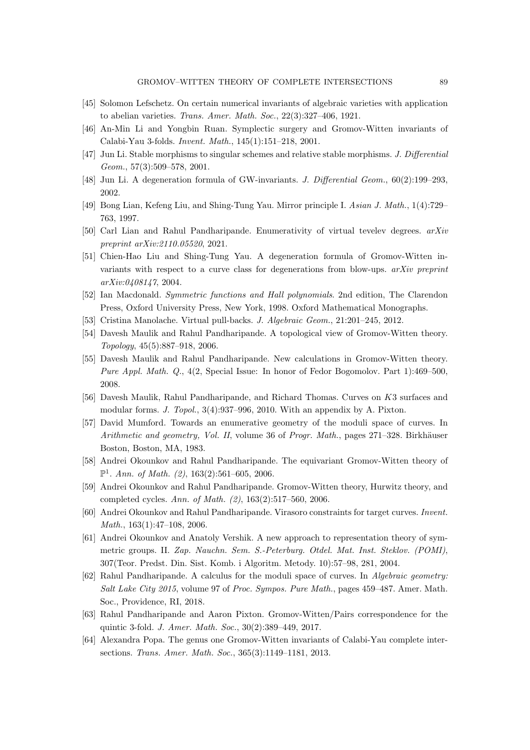[45] Solomon Lefschetz. On certain numerical invariants of algebraic varieties with application to abelian varieties. *Trans. Amer. Math. Soc.*, 22(3):327–406, 1921.

[46] An-Min Li and Yongbin Ruan. Symplectic surgery and Gromov-Witten invariants of Calabi-Yau 3-folds. *Invent. Math.*, 145(1):151–218, 2001.

[47] Jun Li. Stable morphisms to singular schemes and relative stable morphisms. *J. Differential Geom.*, 57(3):509–578, 2001.

[48] Jun Li. A degeneration formula of GW-invariants. *J. Differential Geom.*, 60(2):199–293, 2002.

[49] Bong Lian, Kefeng Liu, and Shing-Tung Yau. Mirror principle I. *Asian J. Math.*, 1(4):729–763, 1997.

[50] Carl Lian and Rahul Pandharipande. Enumerativity of virtual tevelev degrees. *arXiv preprint arXiv:2110.05520*, 2021.

[51] Chien-Hao Liu and Shing-Tung Yau. A degeneration formula of Gromov-Witten invariants with respect to a curve class for degenerations from blow-ups. *arXiv preprint arXiv:0408147*, 2004.

[52] Ian Macdonald. *Symmetric functions and Hall polynomials*. 2nd edition, The Clarendon Press, Oxford University Press, New York, 1998. Oxford Mathematical Monographs.

[53] Cristina Manolache. Virtual pull-backs. *J. Algebraic Geom.*, 21:201–245, 2012.

[54] Davesh Maulik and Rahul Pandharipande. A topological view of Gromov-Witten theory. *Topology*, 45(5):887–918, 2006.

[55] Davesh Maulik and Rahul Pandharipande. New calculations in Gromov-Witten theory. *Pure Appl. Math. Q.*, 4(2, Special Issue: In honor of Fedor Bogomolov. Part 1):469–500, 2008.

[56] Davesh Maulik, Rahul Pandharipande, and Richard Thomas. Curves on $K3$ surfaces and modular forms. *J. Topol.*, 3(4):937–996, 2010. With an appendix by A. Pixton.

[57] David Mumford. Towards an enumerative geometry of the moduli space of curves. In *Arithmetic and geometry, Vol. II*, volume 36 of *Progr. Math.*, pages 271–328. Birkhäuser Boston, Boston, MA, 1983.

[58] Andrei Okounkov and Rahul Pandharipande. The equivariant Gromov-Witten theory of $\mathbb{P}^1$. *Ann. of Math. (2)*, 163(2):561–605, 2006.

[59] Andrei Okounkov and Rahul Pandharipande. Gromov-Witten theory, Hurwitz theory, and completed cycles. *Ann. of Math. (2)*, 163(2):517–560, 2006.

[60] Andrei Okounkov and Rahul Pandharipande. Virasoro constraints for target curves. *Invent. Math.*, 163(1):47–108, 2006.

[61] Andrei Okounkov and Anatoly Vershik. A new approach to representation theory of symmetric groups. II. *Zap. Nauchn. Sem. S.-Peterburg. Otdel. Mat. Inst. Steklov. (POMI)*, 307(Teor. Predst. Din. Sist. Komb. i Algoritm. Metody. 10):57–98, 281, 2004.

[62] Rahul Pandharipande. A calculus for the moduli space of curves. In *Algebraic geometry: Salt Lake City 2015*, volume 97 of *Proc. Sympos. Pure Math.*, pages 459–487. Amer. Math. Soc., Providence, RI, 2018.

[63] Rahul Pandharipande and Aaron Pixton. Gromov-Witten/Pairs correspondence for the quintic 3-fold. *J. Amer. Math. Soc.*, 30(2):389–449, 2017.

[64] Alexandra Popa. The genus one Gromov-Witten invariants of Calabi-Yau complete intersections. *Trans. Amer. Math. Soc.*, 365(3):1149–1181, 2013.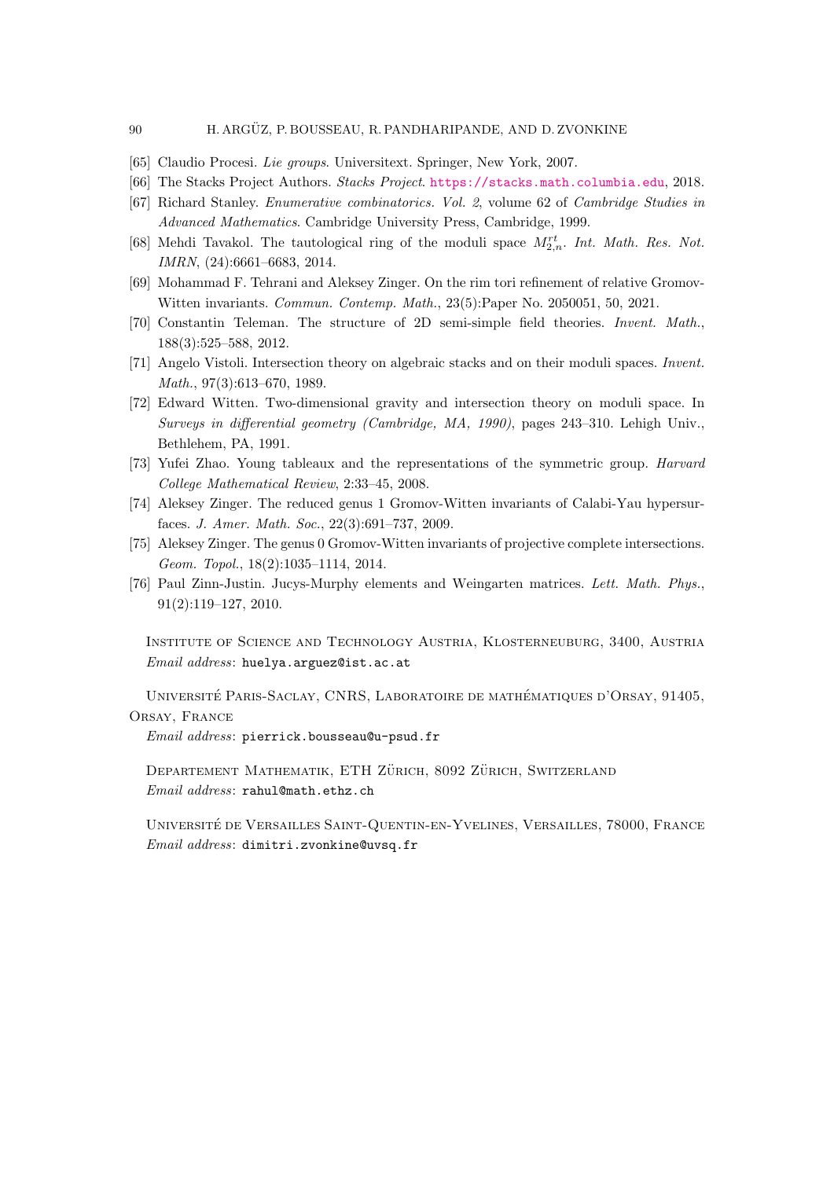[65] Claudio Procesi. *Lie groups*. Universitext. Springer, New York, 2007.

[66] The Stacks Project Authors. *Stacks Project*. https://stacks.math.columbia.edu, 2018.

[67] Richard Stanley. *Enumerative combinatorics. Vol. 2*, volume 62 of *Cambridge Studies in Advanced Mathematics*. Cambridge University Press, Cambridge, 1999.

[68] Mehdi Tavakol. The tautological ring of the moduli space $M_{2,n}^{rt}$. *Int. Math. Res. Not. IMRN*, (24):6661–6683, 2014.

[69] Mohammad F. Tehrani and Aleksey Zinger. On the rim tori refinement of relative Gromov-Witten invariants. *Commun. Contemp. Math.*, 23(5):Paper No. 2050051, 50, 2021.

[70] Constantin Teleman. The structure of 2D semi-simple field theories. *Invent. Math.*, 188(3):525–588, 2012.

[71] Angelo Vistoli. Intersection theory on algebraic stacks and on their moduli spaces. *Invent. Math.*, 97(3):613–670, 1989.

[72] Edward Witten. Two-dimensional gravity and intersection theory on moduli space. In *Surveys in differential geometry (Cambridge, MA, 1990)*, pages 243–310. Lehigh Univ., Bethlehem, PA, 1991.

[73] Yufei Zhao. Young tableaux and the representations of the symmetric group. *Harvard College Mathematical Review*, 2:33–45, 2008.

[74] Aleksey Zinger. The reduced genus 1 Gromov-Witten invariants of Calabi-Yau hypersurfaces. *J. Amer. Math. Soc.*, 22(3):691–737, 2009.

[75] Aleksey Zinger. The genus 0 Gromov-Witten invariants of projective complete intersections. *Geom. Topol.*, 18(2):1035–1114, 2014.

[76] Paul Zinn-Justin. Jucys-Murphy elements and Weingarten matrices. *Lett. Math. Phys.*, 91(2):119–127, 2010.

Institute of Science and Technology Austria, Klosterneuburg, 3400, Austria
*Email address*: huelya.arguez@ist.ac.at

Université Paris-Saclay, CNRS, Laboratoire de mathématiques d'Orsay, 91405, Orsay, France
*Email address*: pierrick.bousseau@u-psud.fr

Departement Mathematik, ETH Zürich, 8092 Zürich, Switzerland
*Email address*: rahul@math.ethz.ch

Université de Versailles Saint-Quentin-en-Yvelines, Versailles, 78000, France
*Email address*: dimitri.zvonkine@uvsq.fr